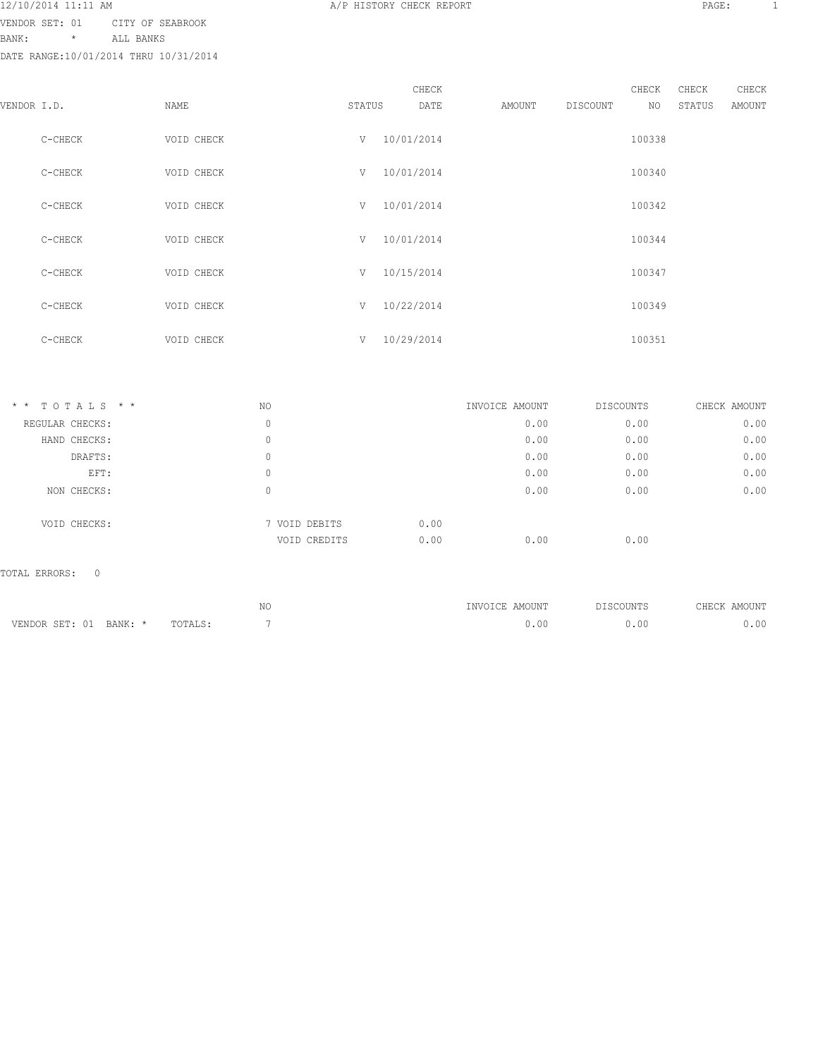12/10/2014 11:11 AM — A/P HISTORY CHECK REPORT

VENDOR SET: 01 CITY OF SEABROOK
BANK: * ALL BANKS
DATE RANGE:10/01/2014 THRU 10/31/2014

| VENDOR I.D. | NAME | STATUS | CHECK DATE | AMOUNT | DISCOUNT | CHECK NO | CHECK STATUS | CHECK AMOUNT |
|---|---|---|---|---|---|---|---|---|
| C-CHECK | VOID CHECK | V | 10/01/2014 | | | 100338 | | |
| C-CHECK | VOID CHECK | V | 10/01/2014 | | | 100340 | | |
| C-CHECK | VOID CHECK | V | 10/01/2014 | | | 100342 | | |
| C-CHECK | VOID CHECK | V | 10/01/2014 | | | 100344 | | |
| C-CHECK | VOID CHECK | V | 10/15/2014 | | | 100347 | | |
| C-CHECK | VOID CHECK | V | 10/22/2014 | | | 100349 | | |
| C-CHECK | VOID CHECK | V | 10/29/2014 | | | 100351 | | |

| * * T O T A L S * * | NO | | | INVOICE AMOUNT | DISCOUNTS | CHECK AMOUNT |
|---|---|---|---|---|---|---|
| REGULAR CHECKS: | 0 | | | 0.00 | 0.00 | 0.00 |
| HAND CHECKS: | 0 | | | 0.00 | 0.00 | 0.00 |
| DRAFTS: | 0 | | | 0.00 | 0.00 | 0.00 |
| EFT: | 0 | | | 0.00 | 0.00 | 0.00 |
| NON CHECKS: | 0 | | | 0.00 | 0.00 | 0.00 |
| VOID CHECKS: | 7 | VOID DEBITS | 0.00 | | | |
| | | VOID CREDITS | 0.00 | 0.00 | 0.00 | |

TOTAL ERRORS: 0

| | NO | INVOICE AMOUNT | DISCOUNTS | CHECK AMOUNT |
|---|---|---|---|---|
| VENDOR SET: 01 BANK: * TOTALS: | 7 | 0.00 | 0.00 | 0.00 |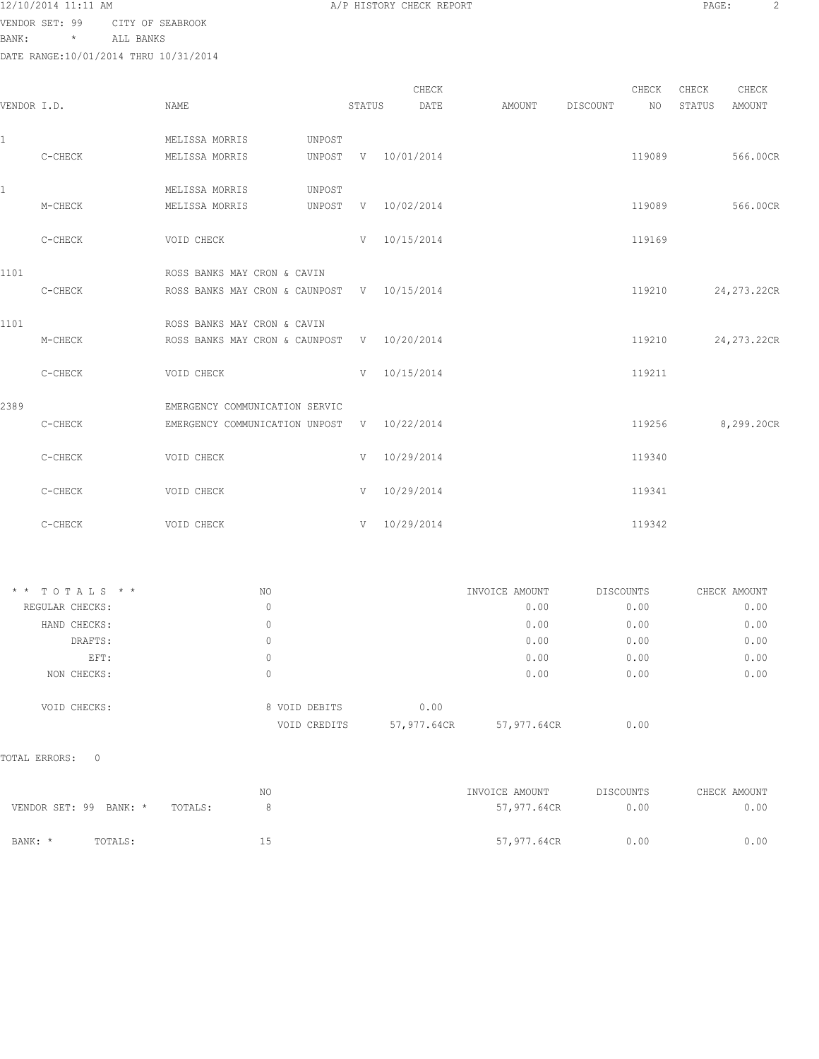A/P HISTORY CHECK REPORT

VENDOR SET: 99 CITY OF SEABROOK
BANK: * ALL BANKS
DATE RANGE:10/01/2014 THRU 10/31/2014

| VENDOR I.D. | | NAME | | STATUS | CHECK DATE | AMOUNT | DISCOUNT | CHECK NO | CHECK STATUS | CHECK AMOUNT |
|---|---|---|---|---|---|---|---|---|---|---|
| 1 | | MELISSA MORRIS | UNPOST | | | | | | | |
| | C-CHECK | MELISSA MORRIS | UNPOST | V | 10/01/2014 | | | 119089 | | 566.00CR |
| 1 | | MELISSA MORRIS | UNPOST | | | | | | | |
| | M-CHECK | MELISSA MORRIS | UNPOST | V | 10/02/2014 | | | 119089 | | 566.00CR |
| | C-CHECK | VOID CHECK | | V | 10/15/2014 | | | 119169 | | |
| 1101 | | ROSS BANKS MAY CRON & CAVIN | | | | | | | | |
| | C-CHECK | ROSS BANKS MAY CRON & CA | UNPOST | V | 10/15/2014 | | | 119210 | | 24,273.22CR |
| 1101 | | ROSS BANKS MAY CRON & CAVIN | | | | | | | | |
| | M-CHECK | ROSS BANKS MAY CRON & CA | UNPOST | V | 10/20/2014 | | | 119210 | | 24,273.22CR |
| | C-CHECK | VOID CHECK | | V | 10/15/2014 | | | 119211 | | |
| 2389 | | EMERGENCY COMMUNICATION SERVIC | | | | | | | | |
| | C-CHECK | EMERGENCY COMMUNICATION | UNPOST | V | 10/22/2014 | | | 119256 | | 8,299.20CR |
| | C-CHECK | VOID CHECK | | V | 10/29/2014 | | | 119340 | | |
| | C-CHECK | VOID CHECK | | V | 10/29/2014 | | | 119341 | | |
| | C-CHECK | VOID CHECK | | V | 10/29/2014 | | | 119342 | | |

| * * T O T A L S * * | NO | | | INVOICE AMOUNT | DISCOUNTS | CHECK AMOUNT |
|---|---|---|---|---|---|---|
| REGULAR CHECKS: | 0 | | | 0.00 | 0.00 | 0.00 |
| HAND CHECKS: | 0 | | | 0.00 | 0.00 | 0.00 |
| DRAFTS: | 0 | | | 0.00 | 0.00 | 0.00 |
| EFT: | 0 | | | 0.00 | 0.00 | 0.00 |
| NON CHECKS: | 0 | | | 0.00 | 0.00 | 0.00 |
| VOID CHECKS: | 8 | VOID DEBITS | 0.00 | | | |
| | | VOID CREDITS | 57,977.64CR | 57,977.64CR | 0.00 | |

TOTAL ERRORS: 0

| | | NO | INVOICE AMOUNT | DISCOUNTS | CHECK AMOUNT |
|---|---|---|---|---|---|
| VENDOR SET: 99 BANK: * | TOTALS: | 8 | 57,977.64CR | 0.00 | 0.00 |
| BANK: * | TOTALS: | 15 | 57,977.64CR | 0.00 | 0.00 |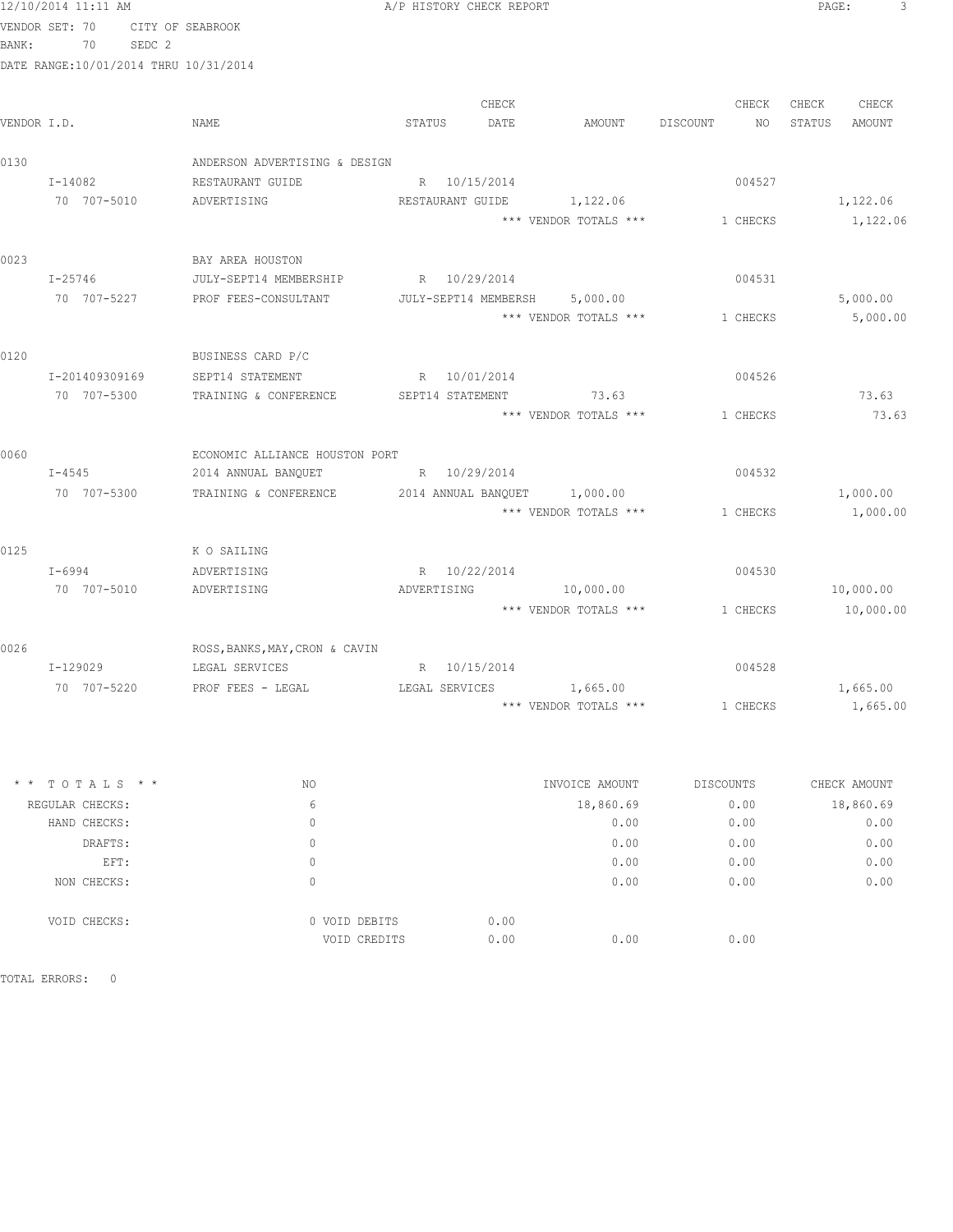12/10/2014 11:11 AM — A/P HISTORY CHECK REPORT

VENDOR SET: 70 CITY OF SEABROOK
BANK: 70 SEDC 2
DATE RANGE:10/01/2014 THRU 10/31/2014

| VENDOR I.D. | NAME | STATUS | CHECK DATE | AMOUNT | DISCOUNT | CHECK NO | CHECK STATUS | CHECK AMOUNT |
|---|---|---|---|---|---|---|---|---|
| 0130 | ANDERSON ADVERTISING & DESIGN | | | | | | | |
| I-14082 | RESTAURANT GUIDE | R | 10/15/2014 | | | 004527 | | |
| 70 707-5010 | ADVERTISING | RESTAURANT GUIDE | | 1,122.06 | | | | 1,122.06 |
| | | | | *** VENDOR TOTALS *** | | 1 CHECKS | | 1,122.06 |
| 0023 | BAY AREA HOUSTON | | | | | | | |
| I-25746 | JULY-SEPT14 MEMBERSHIP | R | 10/29/2014 | | | 004531 | | |
| 70 707-5227 | PROF FEES-CONSULTANT | JULY-SEPT14 MEMBERSH | | 5,000.00 | | | | 5,000.00 |
| | | | | *** VENDOR TOTALS *** | | 1 CHECKS | | 5,000.00 |
| 0120 | BUSINESS CARD P/C | | | | | | | |
| I-201409309169 | SEPT14 STATEMENT | R | 10/01/2014 | | | 004526 | | |
| 70 707-5300 | TRAINING & CONFERENCE | SEPT14 STATEMENT | | 73.63 | | | | 73.63 |
| | | | | *** VENDOR TOTALS *** | | 1 CHECKS | | 73.63 |
| 0060 | ECONOMIC ALLIANCE HOUSTON PORT | | | | | | | |
| I-4545 | 2014 ANNUAL BANQUET | R | 10/29/2014 | | | 004532 | | |
| 70 707-5300 | TRAINING & CONFERENCE | 2014 ANNUAL BANQUET | | 1,000.00 | | | | 1,000.00 |
| | | | | *** VENDOR TOTALS *** | | 1 CHECKS | | 1,000.00 |
| 0125 | K O SAILING | | | | | | | |
| I-6994 | ADVERTISING | R | 10/22/2014 | | | 004530 | | |
| 70 707-5010 | ADVERTISING | ADVERTISING | | 10,000.00 | | | | 10,000.00 |
| | | | | *** VENDOR TOTALS *** | | 1 CHECKS | | 10,000.00 |
| 0026 | ROSS,BANKS,MAY,CRON & CAVIN | | | | | | | |
| I-129029 | LEGAL SERVICES | R | 10/15/2014 | | | 004528 | | |
| 70 707-5220 | PROF FEES - LEGAL | LEGAL SERVICES | | 1,665.00 | | | | 1,665.00 |
| | | | | *** VENDOR TOTALS *** | | 1 CHECKS | | 1,665.00 |

| ** TOTALS ** | NO | | INVOICE AMOUNT | DISCOUNTS | CHECK AMOUNT |
|---|---|---|---|---|---|
| REGULAR CHECKS: | 6 | | 18,860.69 | 0.00 | 18,860.69 |
| HAND CHECKS: | 0 | | 0.00 | 0.00 | 0.00 |
| DRAFTS: | 0 | | 0.00 | 0.00 | 0.00 |
| EFT: | 0 | | 0.00 | 0.00 | 0.00 |
| NON CHECKS: | 0 | | 0.00 | 0.00 | 0.00 |
| VOID CHECKS: | 0 VOID DEBITS | 0.00 | | | |
| | VOID CREDITS | 0.00 | 0.00 | 0.00 | |

TOTAL ERRORS: 0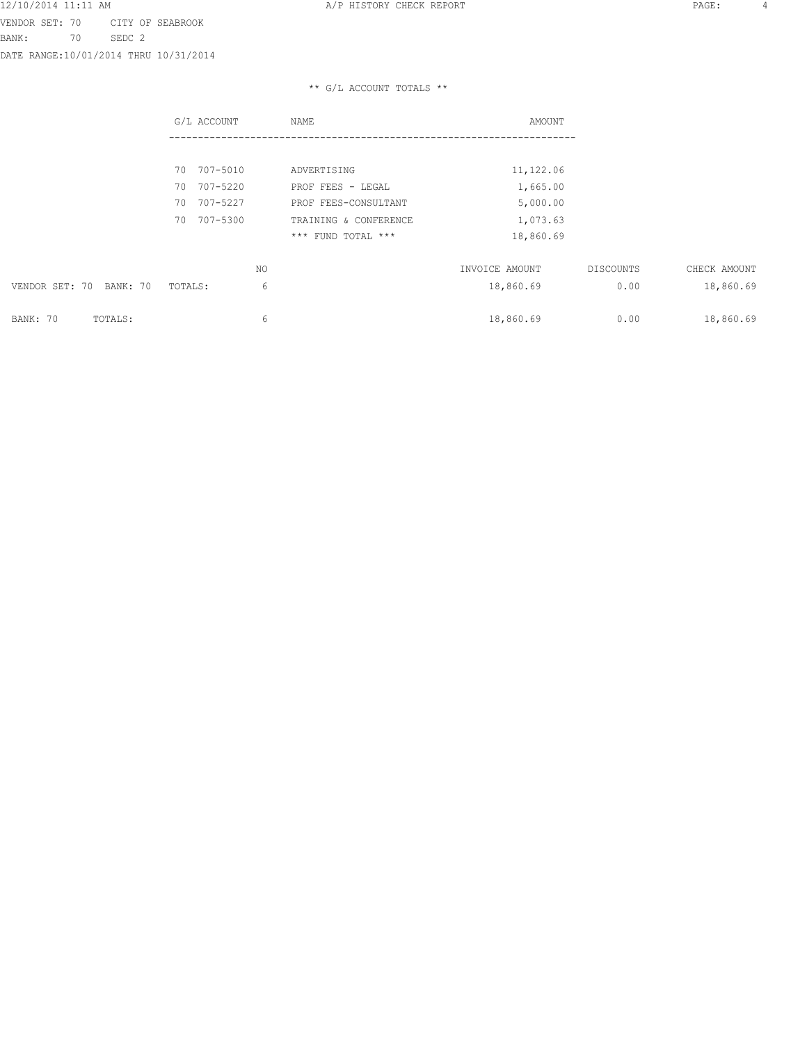VENDOR SET: 70 CITY OF SEABROOK
BANK: 70 SEDC 2
DATE RANGE:10/01/2014 THRU 10/31/2014

** G/L ACCOUNT TOTALS **

| G/L ACCOUNT | NAME | AMOUNT |
|---|---|---|
| 70 707-5010 | ADVERTISING | 11,122.06 |
| 70 707-5220 | PROF FEES - LEGAL | 1,665.00 |
| 70 707-5227 | PROF FEES-CONSULTANT | 5,000.00 |
| 70 707-5300 | TRAINING & CONFERENCE | 1,073.63 |
| | *** FUND TOTAL *** | 18,860.69 |

| | NO | INVOICE AMOUNT | DISCOUNTS | CHECK AMOUNT |
|---|---|---|---|---|
| VENDOR SET: 70 BANK: 70 TOTALS: | 6 | 18,860.69 | 0.00 | 18,860.69 |
| BANK: 70 TOTALS: | 6 | 18,860.69 | 0.00 | 18,860.69 |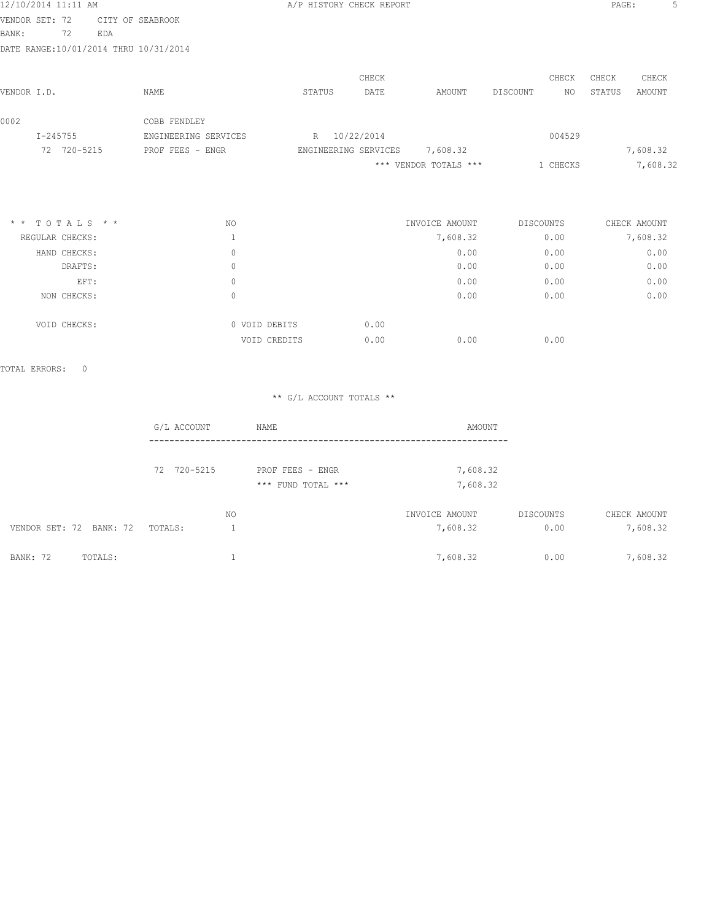A/P HISTORY CHECK REPORT

VENDOR SET: 72 CITY OF SEABROOK
BANK: 72 EDA
DATE RANGE:10/01/2014 THRU 10/31/2014

| VENDOR I.D. | NAME | STATUS | CHECK DATE | AMOUNT | DISCOUNT | CHECK NO | CHECK STATUS | CHECK AMOUNT |
|---|---|---|---|---|---|---|---|---|
| 0002 | COBB FENDLEY | | | | | | | |
| I-245755 | ENGINEERING SERVICES | R | 10/22/2014 | | | 004529 | | |
| 72 720-5215 | PROF FEES - ENGR | ENGINEERING SERVICES | | 7,608.32 | | | | 7,608.32 |
| | | | | *** VENDOR TOTALS *** | | 1 CHECKS | | 7,608.32 |

| * * TOTALS * * | NO | | | INVOICE AMOUNT | DISCOUNTS | CHECK AMOUNT |
|---|---|---|---|---|---|---|
| REGULAR CHECKS: | 1 | | | 7,608.32 | 0.00 | 7,608.32 |
| HAND CHECKS: | 0 | | | 0.00 | 0.00 | 0.00 |
| DRAFTS: | 0 | | | 0.00 | 0.00 | 0.00 |
| EFT: | 0 | | | 0.00 | 0.00 | 0.00 |
| NON CHECKS: | 0 | | | 0.00 | 0.00 | 0.00 |
| VOID CHECKS: | 0 | VOID DEBITS | 0.00 | | | |
| | | VOID CREDITS | 0.00 | 0.00 | 0.00 | |

TOTAL ERRORS: 0

** G/L ACCOUNT TOTALS **

| G/L ACCOUNT | NAME | AMOUNT |
|---|---|---|
| 72 720-5215 | PROF FEES - ENGR | 7,608.32 |
| | *** FUND TOTAL *** | 7,608.32 |

| | NO | INVOICE AMOUNT | DISCOUNTS | CHECK AMOUNT |
|---|---|---|---|---|
| VENDOR SET: 72 BANK: 72 TOTALS: | 1 | 7,608.32 | 0.00 | 7,608.32 |
| BANK: 72 TOTALS: | 1 | 7,608.32 | 0.00 | 7,608.32 |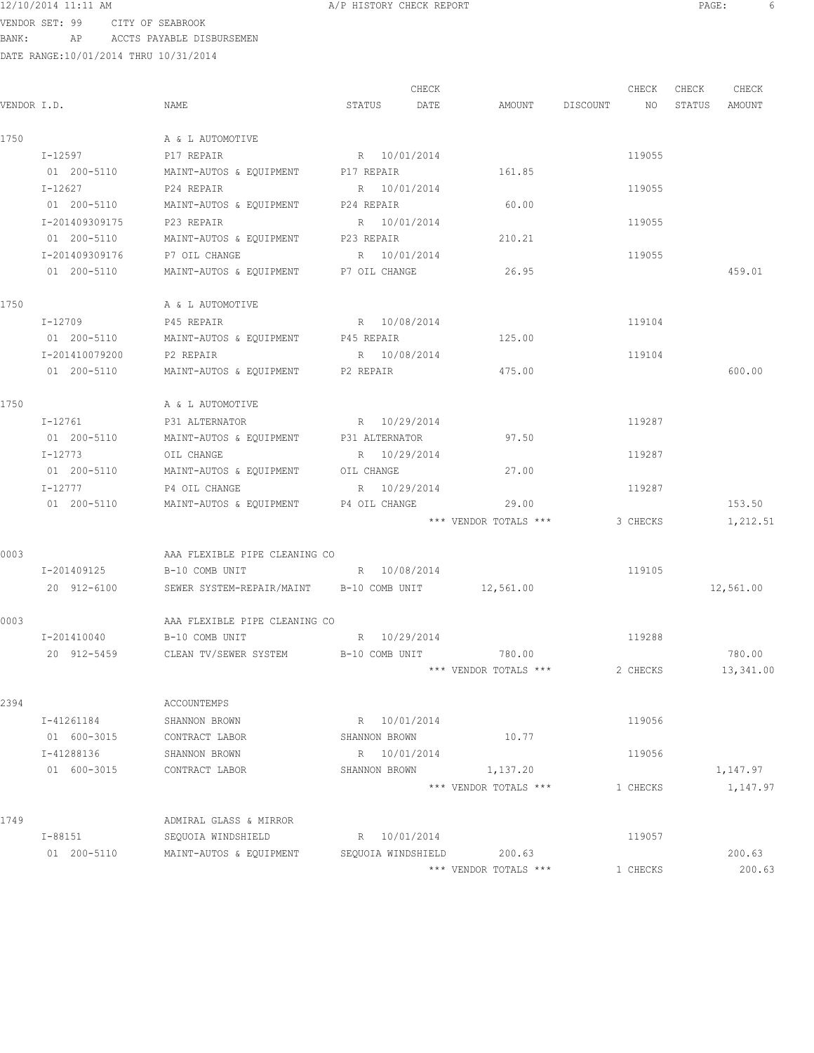12/10/2014 11:11 AM A/P HISTORY CHECK REPORT

VENDOR SET: 99 CITY OF SEABROOK
BANK: AP ACCTS PAYABLE DISBURSEMEN
DATE RANGE:10/01/2014 THRU 10/31/2014

| VENDOR I.D. | NAME | STATUS | CHECK DATE | AMOUNT | DISCOUNT | CHECK NO | CHECK STATUS | CHECK AMOUNT |
|---|---|---|---|---|---|---|---|---|
| 1750 | A & L AUTOMOTIVE | | | | | | | |
| I-12597 | P17 REPAIR | R | 10/01/2014 | | | 119055 | | |
| 01 200-5110 | MAINT-AUTOS & EQUIPMENT | P17 REPAIR | | 161.85 | | | | |
| I-12627 | P24 REPAIR | R | 10/01/2014 | | | 119055 | | |
| 01 200-5110 | MAINT-AUTOS & EQUIPMENT | P24 REPAIR | | 60.00 | | | | |
| I-201409309175 | P23 REPAIR | R | 10/01/2014 | | | 119055 | | |
| 01 200-5110 | MAINT-AUTOS & EQUIPMENT | P23 REPAIR | | 210.21 | | | | |
| I-201409309176 | P7 OIL CHANGE | R | 10/01/2014 | | | 119055 | | |
| 01 200-5110 | MAINT-AUTOS & EQUIPMENT | P7 OIL CHANGE | | 26.95 | | | | 459.01 |
| 1750 | A & L AUTOMOTIVE | | | | | | | |
| I-12709 | P45 REPAIR | R | 10/08/2014 | | | 119104 | | |
| 01 200-5110 | MAINT-AUTOS & EQUIPMENT | P45 REPAIR | | 125.00 | | | | |
| I-201410079200 | P2 REPAIR | R | 10/08/2014 | | | 119104 | | |
| 01 200-5110 | MAINT-AUTOS & EQUIPMENT | P2 REPAIR | | 475.00 | | | | 600.00 |
| 1750 | A & L AUTOMOTIVE | | | | | | | |
| I-12761 | P31 ALTERNATOR | R | 10/29/2014 | | | 119287 | | |
| 01 200-5110 | MAINT-AUTOS & EQUIPMENT | P31 ALTERNATOR | | 97.50 | | | | |
| I-12773 | OIL CHANGE | R | 10/29/2014 | | | 119287 | | |
| 01 200-5110 | MAINT-AUTOS & EQUIPMENT | OIL CHANGE | | 27.00 | | | | |
| I-12777 | P4 OIL CHANGE | R | 10/29/2014 | | | 119287 | | |
| 01 200-5110 | MAINT-AUTOS & EQUIPMENT | P4 OIL CHANGE | | 29.00 | | | | 153.50 |
| | | | | *** VENDOR TOTALS *** | | 3 CHECKS | | 1,212.51 |
| 0003 | AAA FLEXIBLE PIPE CLEANING CO | | | | | | | |
| I-201409125 | B-10 COMB UNIT | R | 10/08/2014 | | | 119105 | | |
| 20 912-6100 | SEWER SYSTEM-REPAIR/MAINT | B-10 COMB UNIT | | 12,561.00 | | | | 12,561.00 |
| 0003 | AAA FLEXIBLE PIPE CLEANING CO | | | | | | | |
| I-201410040 | B-10 COMB UNIT | R | 10/29/2014 | | | 119288 | | |
| 20 912-5459 | CLEAN TV/SEWER SYSTEM | B-10 COMB UNIT | | 780.00 | | | | 780.00 |
| | | | | *** VENDOR TOTALS *** | | 2 CHECKS | | 13,341.00 |
| 2394 | ACCOUNTEMPS | | | | | | | |
| I-41261184 | SHANNON BROWN | R | 10/01/2014 | | | 119056 | | |
| 01 600-3015 | CONTRACT LABOR | SHANNON BROWN | | 10.77 | | | | |
| I-41288136 | SHANNON BROWN | R | 10/01/2014 | | | 119056 | | |
| 01 600-3015 | CONTRACT LABOR | SHANNON BROWN | | 1,137.20 | | | | 1,147.97 |
| | | | | *** VENDOR TOTALS *** | | 1 CHECKS | | 1,147.97 |
| 1749 | ADMIRAL GLASS & MIRROR | | | | | | | |
| I-88151 | SEQUOIA WINDSHIELD | R | 10/01/2014 | | | 119057 | | |
| 01 200-5110 | MAINT-AUTOS & EQUIPMENT | SEQUOIA WINDSHIELD | | 200.63 | | | | 200.63 |
| | | | | *** VENDOR TOTALS *** | | 1 CHECKS | | 200.63 |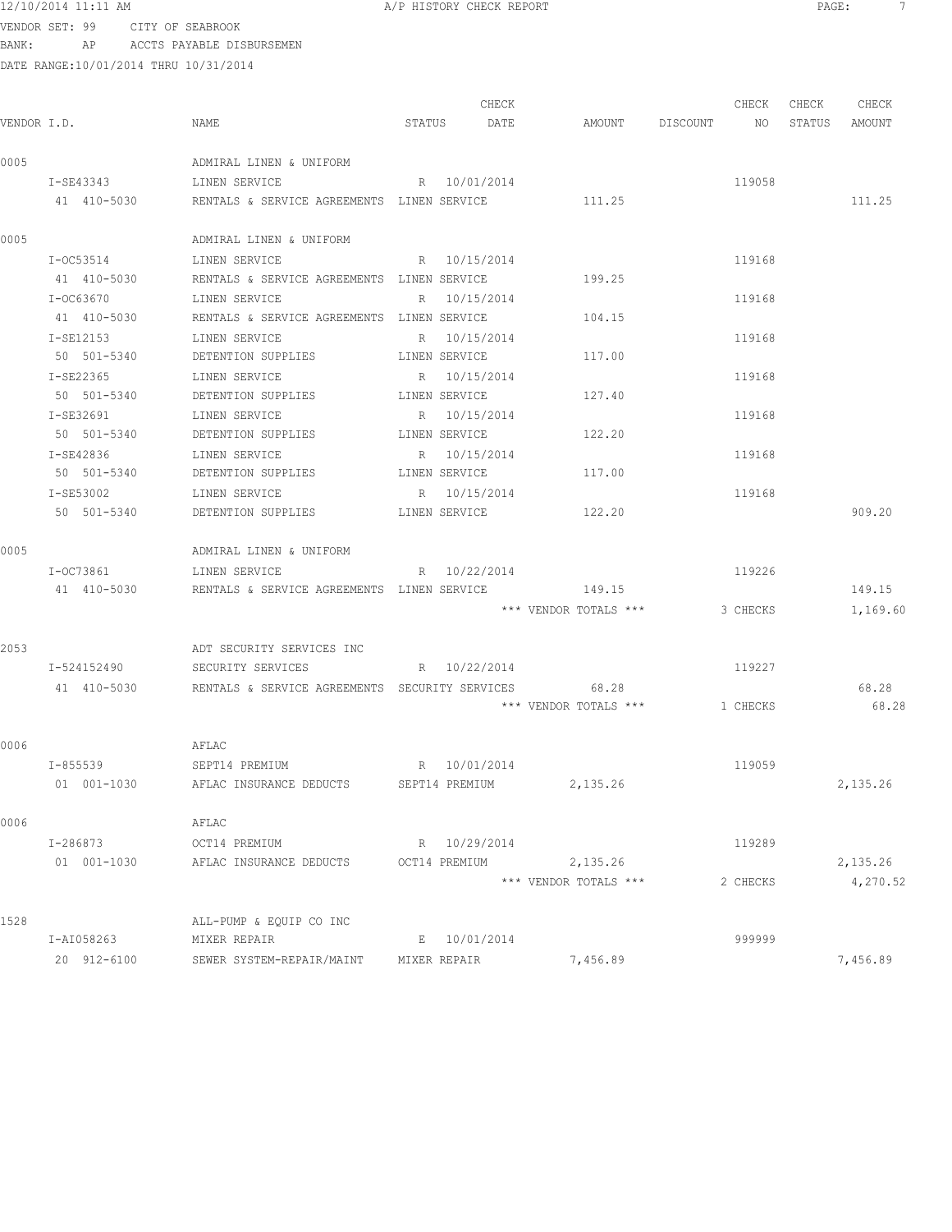12/10/2014 11:11 AM A/P HISTORY CHECK REPORT

VENDOR SET: 99 CITY OF SEABROOK

BANK: AP ACCTS PAYABLE DISBURSEMEN

DATE RANGE:10/01/2014 THRU 10/31/2014

| VENDOR I.D. | NAME | STATUS | CHECK DATE | AMOUNT | DISCOUNT | CHECK NO | CHECK STATUS | CHECK AMOUNT |
|---|---|---|---|---|---|---|---|---|
| 0005 | ADMIRAL LINEN & UNIFORM | | | | | | | |
| I-SE43343 | LINEN SERVICE | R | 10/01/2014 | | | 119058 | | |
| 41 410-5030 | RENTALS & SERVICE AGREEMENTS | LINEN SERVICE | | 111.25 | | | | 111.25 |
| 0005 | ADMIRAL LINEN & UNIFORM | | | | | | | |
| I-OC53514 | LINEN SERVICE | R | 10/15/2014 | | | 119168 | | |
| 41 410-5030 | RENTALS & SERVICE AGREEMENTS | LINEN SERVICE | | 199.25 | | | | |
| I-OC63670 | LINEN SERVICE | R | 10/15/2014 | | | 119168 | | |
| 41 410-5030 | RENTALS & SERVICE AGREEMENTS | LINEN SERVICE | | 104.15 | | | | |
| I-SE12153 | LINEN SERVICE | R | 10/15/2014 | | | 119168 | | |
| 50 501-5340 | DETENTION SUPPLIES | LINEN SERVICE | | 117.00 | | | | |
| I-SE22365 | LINEN SERVICE | R | 10/15/2014 | | | 119168 | | |
| 50 501-5340 | DETENTION SUPPLIES | LINEN SERVICE | | 127.40 | | | | |
| I-SE32691 | LINEN SERVICE | R | 10/15/2014 | | | 119168 | | |
| 50 501-5340 | DETENTION SUPPLIES | LINEN SERVICE | | 122.20 | | | | |
| I-SE42836 | LINEN SERVICE | R | 10/15/2014 | | | 119168 | | |
| 50 501-5340 | DETENTION SUPPLIES | LINEN SERVICE | | 117.00 | | | | |
| I-SE53002 | LINEN SERVICE | R | 10/15/2014 | | | 119168 | | |
| 50 501-5340 | DETENTION SUPPLIES | LINEN SERVICE | | 122.20 | | | | 909.20 |
| 0005 | ADMIRAL LINEN & UNIFORM | | | | | | | |
| I-OC73861 | LINEN SERVICE | R | 10/22/2014 | | | 119226 | | |
| 41 410-5030 | RENTALS & SERVICE AGREEMENTS | LINEN SERVICE | | 149.15 | | | | 149.15 |
| | | | | *** VENDOR TOTALS *** | | 3 CHECKS | | 1,169.60 |
| 2053 | ADT SECURITY SERVICES INC | | | | | | | |
| I-524152490 | SECURITY SERVICES | R | 10/22/2014 | | | 119227 | | |
| 41 410-5030 | RENTALS & SERVICE AGREEMENTS | SECURITY SERVICES | | 68.28 | | | | 68.28 |
| | | | | *** VENDOR TOTALS *** | | 1 CHECKS | | 68.28 |
| 0006 | AFLAC | | | | | | | |
| I-855539 | SEPT14 PREMIUM | R | 10/01/2014 | | | 119059 | | |
| 01 001-1030 | AFLAC INSURANCE DEDUCTS | SEPT14 PREMIUM | | 2,135.26 | | | | 2,135.26 |
| 0006 | AFLAC | | | | | | | |
| I-286873 | OCT14 PREMIUM | R | 10/29/2014 | | | 119289 | | |
| 01 001-1030 | AFLAC INSURANCE DEDUCTS | OCT14 PREMIUM | | 2,135.26 | | | | 2,135.26 |
| | | | | *** VENDOR TOTALS *** | | 2 CHECKS | | 4,270.52 |
| 1528 | ALL-PUMP & EQUIP CO INC | | | | | | | |
| I-AI058263 | MIXER REPAIR | E | 10/01/2014 | | | 999999 | | |
| 20 912-6100 | SEWER SYSTEM-REPAIR/MAINT | MIXER REPAIR | | 7,456.89 | | | | 7,456.89 |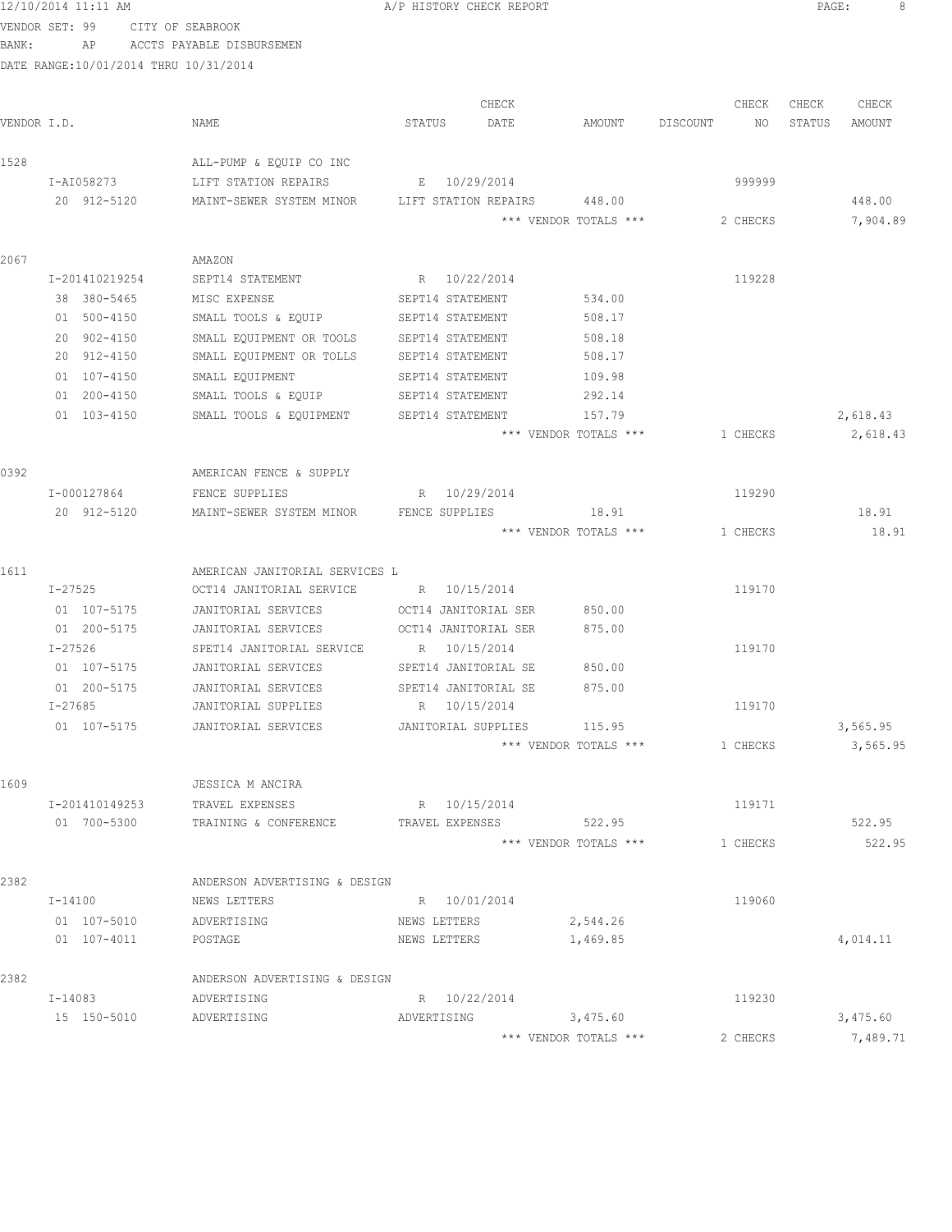12/10/2014 11:11 AM A/P HISTORY CHECK REPORT

VENDOR SET: 99 CITY OF SEABROOK
BANK: AP ACCTS PAYABLE DISBURSEMEN
DATE RANGE:10/01/2014 THRU 10/31/2014

| VENDOR I.D. | NAME | STATUS | CHECK DATE | AMOUNT | DISCOUNT | CHECK NO | CHECK STATUS | CHECK AMOUNT |
|---|---|---|---|---|---|---|---|---|
| 1528 | ALL-PUMP & EQUIP CO INC | | | | | | | |
| I-AI058273 | LIFT STATION REPAIRS | E | 10/29/2014 | | | 999999 | | |
| 20 912-5120 | MAINT-SEWER SYSTEM MINOR | LIFT STATION REPAIRS | | 448.00 | | | | 448.00 |
| | | | | *** VENDOR TOTALS *** | | 2 CHECKS | | 7,904.89 |
| 2067 | AMAZON | | | | | | | |
| I-201410219254 | SEPT14 STATEMENT | R | 10/22/2014 | | | 119228 | | |
| 38 380-5465 | MISC EXPENSE | SEPT14 STATEMENT | | 534.00 | | | | |
| 01 500-4150 | SMALL TOOLS & EQUIP | SEPT14 STATEMENT | | 508.17 | | | | |
| 20 902-4150 | SMALL EQUIPMENT OR TOOLS | SEPT14 STATEMENT | | 508.18 | | | | |
| 20 912-4150 | SMALL EQUIPMENT OR TOLLS | SEPT14 STATEMENT | | 508.17 | | | | |
| 01 107-4150 | SMALL EQUIPMENT | SEPT14 STATEMENT | | 109.98 | | | | |
| 01 200-4150 | SMALL TOOLS & EQUIP | SEPT14 STATEMENT | | 292.14 | | | | |
| 01 103-4150 | SMALL TOOLS & EQUIPMENT | SEPT14 STATEMENT | | 157.79 | | | | 2,618.43 |
| | | | | *** VENDOR TOTALS *** | | 1 CHECKS | | 2,618.43 |
| 0392 | AMERICAN FENCE & SUPPLY | | | | | | | |
| I-000127864 | FENCE SUPPLIES | R | 10/29/2014 | | | 119290 | | |
| 20 912-5120 | MAINT-SEWER SYSTEM MINOR | FENCE SUPPLIES | | 18.91 | | | | 18.91 |
| | | | | *** VENDOR TOTALS *** | | 1 CHECKS | | 18.91 |
| 1611 | AMERICAN JANITORIAL SERVICES L | | | | | | | |
| I-27525 | OCT14 JANITORIAL SERVICE | R | 10/15/2014 | | | 119170 | | |
| 01 107-5175 | JANITORIAL SERVICES | OCT14 JANITORIAL SER | | 850.00 | | | | |
| 01 200-5175 | JANITORIAL SERVICES | OCT14 JANITORIAL SER | | 875.00 | | | | |
| I-27526 | SPET14 JANITORIAL SERVICE | R | 10/15/2014 | | | 119170 | | |
| 01 107-5175 | JANITORIAL SERVICES | SPET14 JANITORIAL SE | | 850.00 | | | | |
| 01 200-5175 | JANITORIAL SERVICES | SPET14 JANITORIAL SE | | 875.00 | | | | |
| I-27685 | JANITORIAL SUPPLIES | R | 10/15/2014 | | | 119170 | | |
| 01 107-5175 | JANITORIAL SERVICES | JANITORIAL SUPPLIES | | 115.95 | | | | 3,565.95 |
| | | | | *** VENDOR TOTALS *** | | 1 CHECKS | | 3,565.95 |
| 1609 | JESSICA M ANCIRA | | | | | | | |
| I-201410149253 | TRAVEL EXPENSES | R | 10/15/2014 | | | 119171 | | |
| 01 700-5300 | TRAINING & CONFERENCE | TRAVEL EXPENSES | | 522.95 | | | | 522.95 |
| | | | | *** VENDOR TOTALS *** | | 1 CHECKS | | 522.95 |
| 2382 | ANDERSON ADVERTISING & DESIGN | | | | | | | |
| I-14100 | NEWS LETTERS | R | 10/01/2014 | | | 119060 | | |
| 01 107-5010 | ADVERTISING | NEWS LETTERS | | 2,544.26 | | | | |
| 01 107-4011 | POSTAGE | NEWS LETTERS | | 1,469.85 | | | | 4,014.11 |
| 2382 | ANDERSON ADVERTISING & DESIGN | | | | | | | |
| I-14083 | ADVERTISING | R | 10/22/2014 | | | 119230 | | |
| 15 150-5010 | ADVERTISING | ADVERTISING | | 3,475.60 | | | | 3,475.60 |
| | | | | *** VENDOR TOTALS *** | | 2 CHECKS | | 7,489.71 |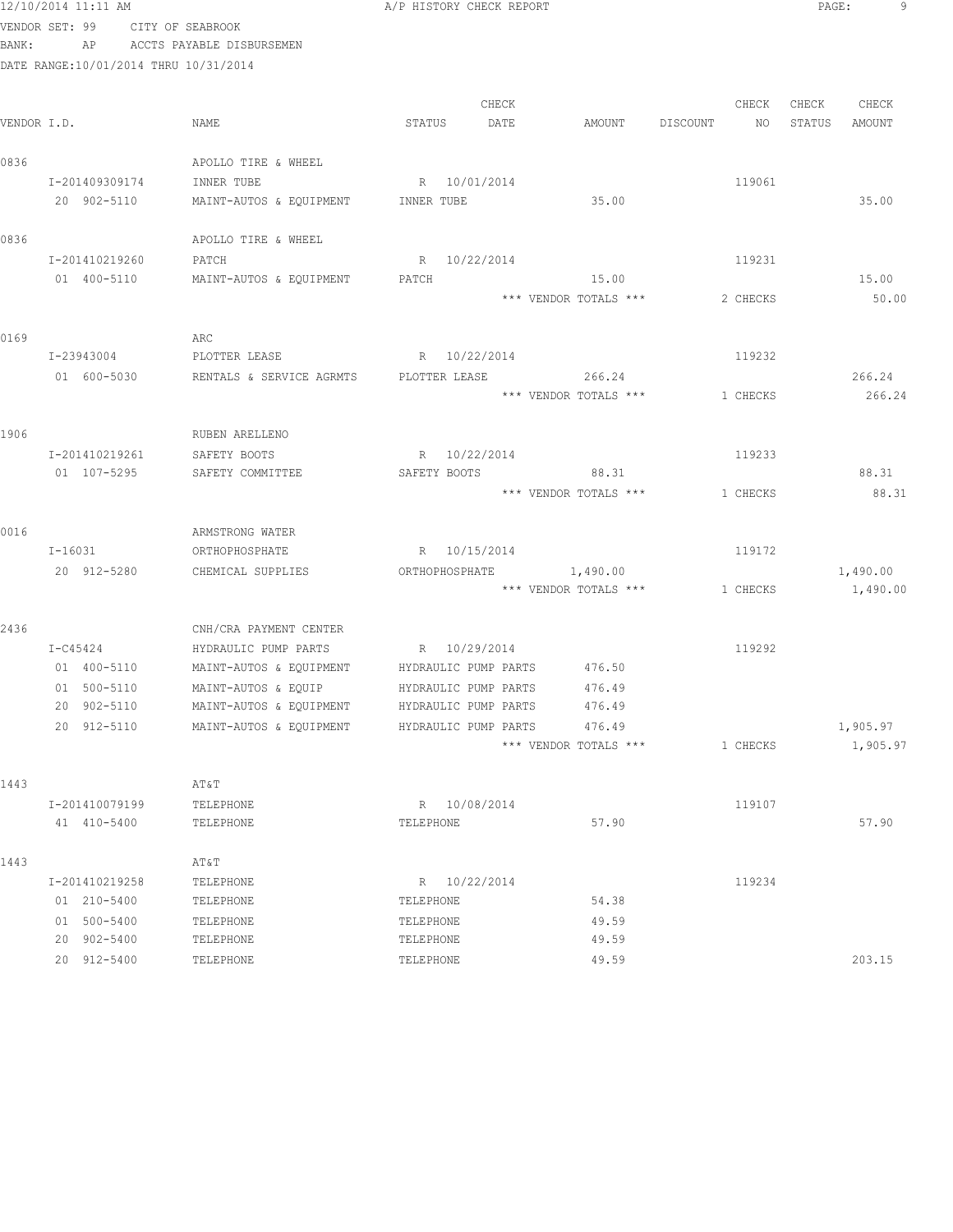12/10/2014 11:11 AM A/P HISTORY CHECK REPORT

VENDOR SET: 99 CITY OF SEABROOK
BANK: AP ACCTS PAYABLE DISBURSEMEN
DATE RANGE:10/01/2014 THRU 10/31/2014

| VENDOR I.D. | NAME | STATUS | CHECK DATE | AMOUNT | DISCOUNT | CHECK NO | CHECK STATUS | CHECK AMOUNT |
|---|---|---|---|---|---|---|---|---|
| 0836 | APOLLO TIRE & WHEEL | | | | | | | |
| I-201409309174 | INNER TUBE | R | 10/01/2014 | | | 119061 | | |
| 20 902-5110 | MAINT-AUTOS & EQUIPMENT | INNER TUBE | | 35.00 | | | | 35.00 |
| 0836 | APOLLO TIRE & WHEEL | | | | | | | |
| I-201410219260 | PATCH | R | 10/22/2014 | | | 119231 | | |
| 01 400-5110 | MAINT-AUTOS & EQUIPMENT | PATCH | | 15.00 | | | | 15.00 |
| | | | | *** VENDOR TOTALS *** | | 2 CHECKS | | 50.00 |
| 0169 | ARC | | | | | | | |
| I-23943004 | PLOTTER LEASE | R | 10/22/2014 | | | 119232 | | |
| 01 600-5030 | RENTALS & SERVICE AGRMTS | PLOTTER LEASE | | 266.24 | | | | 266.24 |
| | | | | *** VENDOR TOTALS *** | | 1 CHECKS | | 266.24 |
| 1906 | RUBEN ARELLENO | | | | | | | |
| I-201410219261 | SAFETY BOOTS | R | 10/22/2014 | | | 119233 | | |
| 01 107-5295 | SAFETY COMMITTEE | SAFETY BOOTS | | 88.31 | | | | 88.31 |
| | | | | *** VENDOR TOTALS *** | | 1 CHECKS | | 88.31 |
| 0016 | ARMSTRONG WATER | | | | | | | |
| I-16031 | ORTHOPHOSPHATE | R | 10/15/2014 | | | 119172 | | |
| 20 912-5280 | CHEMICAL SUPPLIES | ORTHOPHOSPHATE | | 1,490.00 | | | | 1,490.00 |
| | | | | *** VENDOR TOTALS *** | | 1 CHECKS | | 1,490.00 |
| 2436 | CNH/CRA PAYMENT CENTER | | | | | | | |
| I-C45424 | HYDRAULIC PUMP PARTS | R | 10/29/2014 | | | 119292 | | |
| 01 400-5110 | MAINT-AUTOS & EQUIPMENT | HYDRAULIC PUMP PARTS | | 476.50 | | | | |
| 01 500-5110 | MAINT-AUTOS & EQUIP | HYDRAULIC PUMP PARTS | | 476.49 | | | | |
| 20 902-5110 | MAINT-AUTOS & EQUIPMENT | HYDRAULIC PUMP PARTS | | 476.49 | | | | |
| 20 912-5110 | MAINT-AUTOS & EQUIPMENT | HYDRAULIC PUMP PARTS | | 476.49 | | | | 1,905.97 |
| | | | | *** VENDOR TOTALS *** | | 1 CHECKS | | 1,905.97 |
| 1443 | AT&T | | | | | | | |
| I-201410079199 | TELEPHONE | R | 10/08/2014 | | | 119107 | | |
| 41 410-5400 | TELEPHONE | TELEPHONE | | 57.90 | | | | 57.90 |
| 1443 | AT&T | | | | | | | |
| I-201410219258 | TELEPHONE | R | 10/22/2014 | | | 119234 | | |
| 01 210-5400 | TELEPHONE | TELEPHONE | | 54.38 | | | | |
| 01 500-5400 | TELEPHONE | TELEPHONE | | 49.59 | | | | |
| 20 902-5400 | TELEPHONE | TELEPHONE | | 49.59 | | | | |
| 20 912-5400 | TELEPHONE | TELEPHONE | | 49.59 | | | | 203.15 |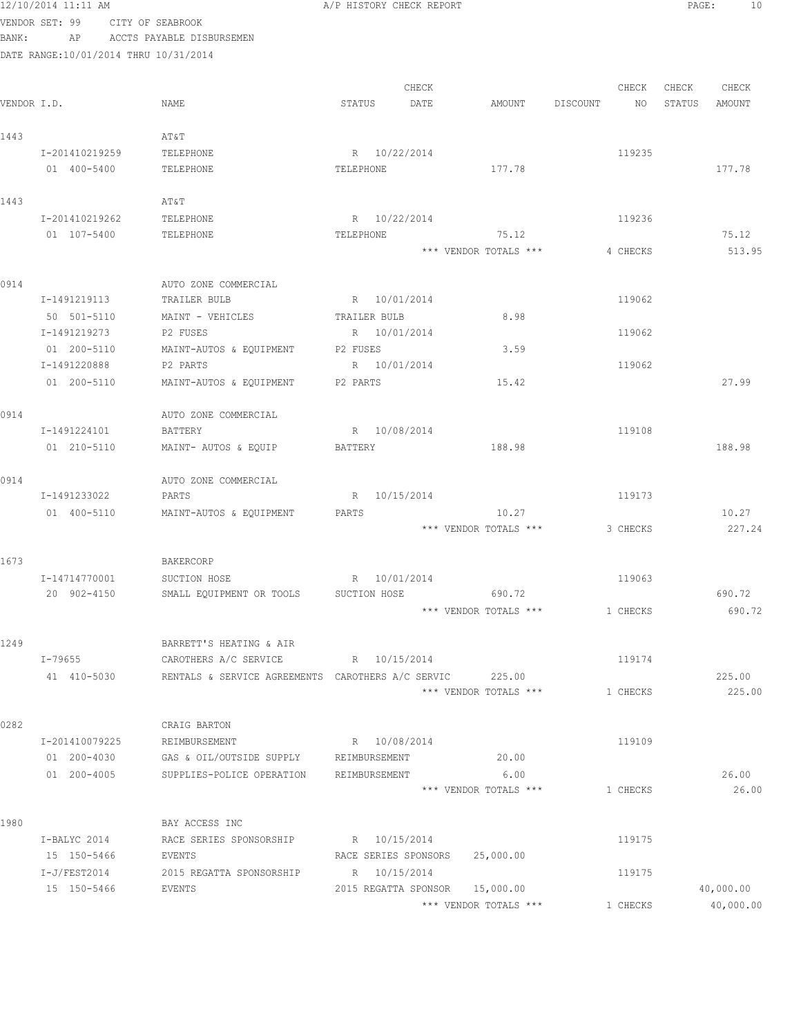12/10/2014 11:11 AM A/P HISTORY CHECK REPORT

VENDOR SET: 99 CITY OF SEABROOK
BANK: AP ACCTS PAYABLE DISBURSEMEN
DATE RANGE:10/01/2014 THRU 10/31/2014

| VENDOR I.D. | NAME | STATUS | CHECK DATE | AMOUNT | DISCOUNT | CHECK NO | CHECK STATUS | CHECK AMOUNT |
|---|---|---|---|---|---|---|---|---|
| 1443 | AT&T | | | | | | | |
| I-201410219259 | TELEPHONE | R | 10/22/2014 | | | 119235 | | |
| 01 400-5400 | TELEPHONE | TELEPHONE | | 177.78 | | | | 177.78 |
| 1443 | AT&T | | | | | | | |
| I-201410219262 | TELEPHONE | R | 10/22/2014 | | | 119236 | | |
| 01 107-5400 | TELEPHONE | TELEPHONE | | 75.12 | | | | 75.12 |
| | | | | *** VENDOR TOTALS *** | | 4 CHECKS | | 513.95 |
| 0914 | AUTO ZONE COMMERCIAL | | | | | | | |
| I-1491219113 | TRAILER BULB | R | 10/01/2014 | | | 119062 | | |
| 50 501-5110 | MAINT - VEHICLES | TRAILER BULB | | 8.98 | | | | |
| I-1491219273 | P2 FUSES | R | 10/01/2014 | | | 119062 | | |
| 01 200-5110 | MAINT-AUTOS & EQUIPMENT | P2 FUSES | | 3.59 | | | | |
| I-1491220888 | P2 PARTS | R | 10/01/2014 | | | 119062 | | |
| 01 200-5110 | MAINT-AUTOS & EQUIPMENT | P2 PARTS | | 15.42 | | | | 27.99 |
| 0914 | AUTO ZONE COMMERCIAL | | | | | | | |
| I-1491224101 | BATTERY | R | 10/08/2014 | | | 119108 | | |
| 01 210-5110 | MAINT- AUTOS & EQUIP | BATTERY | | 188.98 | | | | 188.98 |
| 0914 | AUTO ZONE COMMERCIAL | | | | | | | |
| I-1491233022 | PARTS | R | 10/15/2014 | | | 119173 | | |
| 01 400-5110 | MAINT-AUTOS & EQUIPMENT | PARTS | | 10.27 | | | | 10.27 |
| | | | | *** VENDOR TOTALS *** | | 3 CHECKS | | 227.24 |
| 1673 | BAKERCORP | | | | | | | |
| I-14714770001 | SUCTION HOSE | R | 10/01/2014 | | | 119063 | | |
| 20 902-4150 | SMALL EQUIPMENT OR TOOLS | SUCTION HOSE | | 690.72 | | | | 690.72 |
| | | | | *** VENDOR TOTALS *** | | 1 CHECKS | | 690.72 |
| 1249 | BARRETT'S HEATING & AIR | | | | | | | |
| I-79655 | CAROTHERS A/C SERVICE | R | 10/15/2014 | | | 119174 | | |
| 41 410-5030 | RENTALS & SERVICE AGREEMENTS | CAROTHERS A/C SERVIC | | 225.00 | | | | 225.00 |
| | | | | *** VENDOR TOTALS *** | | 1 CHECKS | | 225.00 |
| 0282 | CRAIG BARTON | | | | | | | |
| I-201410079225 | REIMBURSEMENT | R | 10/08/2014 | | | 119109 | | |
| 01 200-4030 | GAS & OIL/OUTSIDE SUPPLY | REIMBURSEMENT | | 20.00 | | | | |
| 01 200-4005 | SUPPLIES-POLICE OPERATION | REIMBURSEMENT | | 6.00 | | | | 26.00 |
| | | | | *** VENDOR TOTALS *** | | 1 CHECKS | | 26.00 |
| 1980 | BAY ACCESS INC | | | | | | | |
| I-BALYC 2014 | RACE SERIES SPONSORSHIP | R | 10/15/2014 | | | 119175 | | |
| 15 150-5466 | EVENTS | RACE SERIES SPONSORS | | 25,000.00 | | | | |
| I-J/FEST2014 | 2015 REGATTA SPONSORSHIP | R | 10/15/2014 | | | 119175 | | |
| 15 150-5466 | EVENTS | 2015 REGATTA SPONSOR | | 15,000.00 | | | | 40,000.00 |
| | | | | *** VENDOR TOTALS *** | | 1 CHECKS | | 40,000.00 |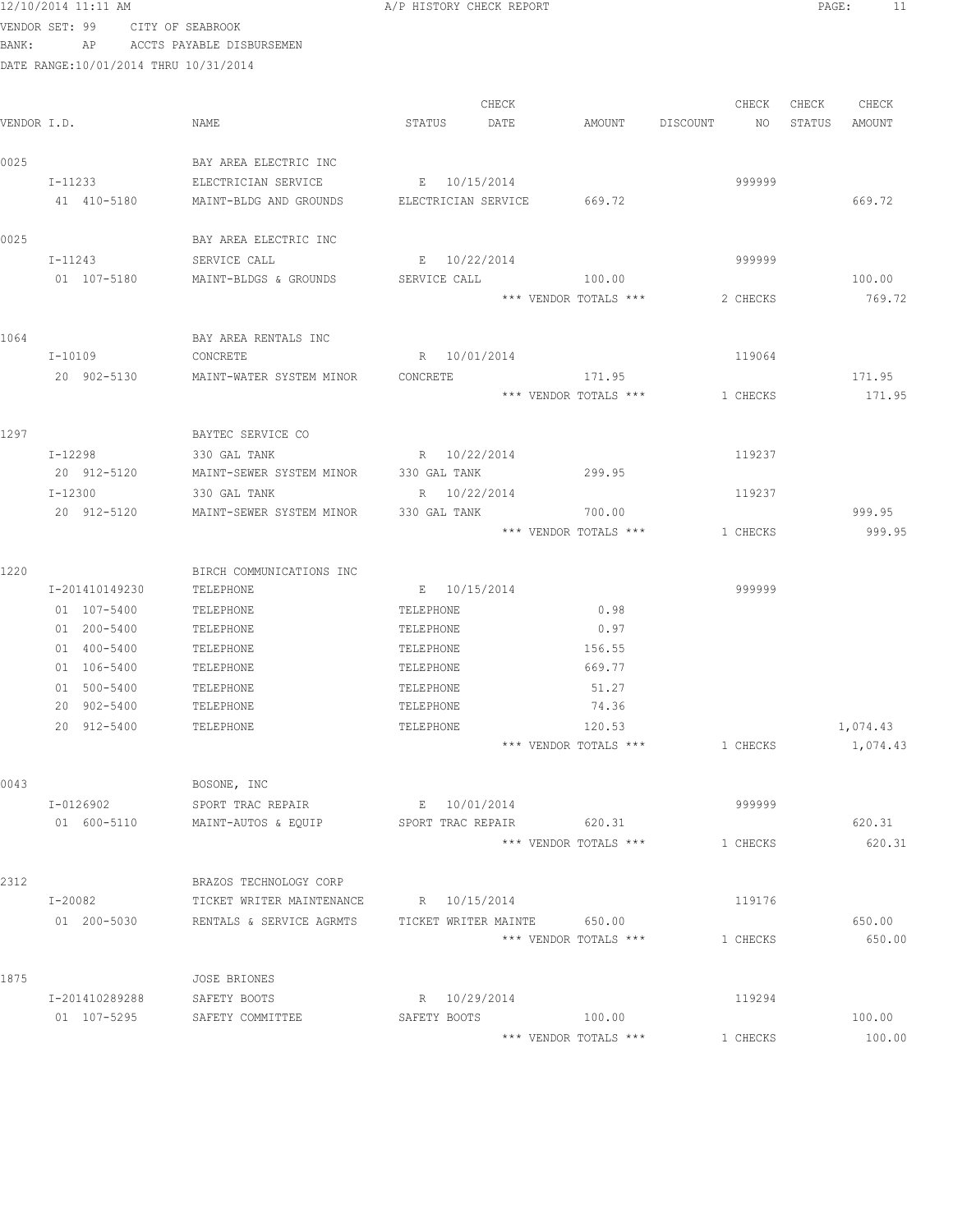12/10/2014 11:11 AM A/P HISTORY CHECK REPORT

VENDOR SET: 99 CITY OF SEABROOK
BANK: AP ACCTS PAYABLE DISBURSEMEN
DATE RANGE:10/01/2014 THRU 10/31/2014

| VENDOR I.D. | NAME | STATUS | CHECK DATE | AMOUNT | DISCOUNT | CHECK NO | CHECK STATUS | CHECK AMOUNT |
|---|---|---|---|---|---|---|---|---|
| 0025 | BAY AREA ELECTRIC INC | | | | | | | |
| I-11233 | ELECTRICIAN SERVICE | E | 10/15/2014 | | | 999999 | | |
| 41 410-5180 | MAINT-BLDG AND GROUNDS | ELECTRICIAN SERVICE | | 669.72 | | | | 669.72 |
| 0025 | BAY AREA ELECTRIC INC | | | | | | | |
| I-11243 | SERVICE CALL | E | 10/22/2014 | | | 999999 | | |
| 01 107-5180 | MAINT-BLDGS & GROUNDS | SERVICE CALL | | 100.00 | | | | 100.00 |
| | | | | *** VENDOR TOTALS *** | | 2 CHECKS | | 769.72 |
| 1064 | BAY AREA RENTALS INC | | | | | | | |
| I-10109 | CONCRETE | R | 10/01/2014 | | | 119064 | | |
| 20 902-5130 | MAINT-WATER SYSTEM MINOR | CONCRETE | | 171.95 | | | | 171.95 |
| | | | | *** VENDOR TOTALS *** | | 1 CHECKS | | 171.95 |
| 1297 | BAYTEC SERVICE CO | | | | | | | |
| I-12298 | 330 GAL TANK | R | 10/22/2014 | | | 119237 | | |
| 20 912-5120 | MAINT-SEWER SYSTEM MINOR | 330 GAL TANK | | 299.95 | | | | |
| I-12300 | 330 GAL TANK | R | 10/22/2014 | | | 119237 | | |
| 20 912-5120 | MAINT-SEWER SYSTEM MINOR | 330 GAL TANK | | 700.00 | | | | 999.95 |
| | | | | *** VENDOR TOTALS *** | | 1 CHECKS | | 999.95 |
| 1220 | BIRCH COMMUNICATIONS INC | | | | | | | |
| I-201410149230 | TELEPHONE | E | 10/15/2014 | | | 999999 | | |
| 01 107-5400 | TELEPHONE | TELEPHONE | | 0.98 | | | | |
| 01 200-5400 | TELEPHONE | TELEPHONE | | 0.97 | | | | |
| 01 400-5400 | TELEPHONE | TELEPHONE | | 156.55 | | | | |
| 01 106-5400 | TELEPHONE | TELEPHONE | | 669.77 | | | | |
| 01 500-5400 | TELEPHONE | TELEPHONE | | 51.27 | | | | |
| 20 902-5400 | TELEPHONE | TELEPHONE | | 74.36 | | | | |
| 20 912-5400 | TELEPHONE | TELEPHONE | | 120.53 | | | | 1,074.43 |
| | | | | *** VENDOR TOTALS *** | | 1 CHECKS | | 1,074.43 |
| 0043 | BOSONE, INC | | | | | | | |
| I-0126902 | SPORT TRAC REPAIR | E | 10/01/2014 | | | 999999 | | |
| 01 600-5110 | MAINT-AUTOS & EQUIP | SPORT TRAC REPAIR | | 620.31 | | | | 620.31 |
| | | | | *** VENDOR TOTALS *** | | 1 CHECKS | | 620.31 |
| 2312 | BRAZOS TECHNOLOGY CORP | | | | | | | |
| I-20082 | TICKET WRITER MAINTENANCE | R | 10/15/2014 | | | 119176 | | |
| 01 200-5030 | RENTALS & SERVICE AGRMTS | TICKET WRITER MAINTE | | 650.00 | | | | 650.00 |
| | | | | *** VENDOR TOTALS *** | | 1 CHECKS | | 650.00 |
| 1875 | JOSE BRIONES | | | | | | | |
| I-201410289288 | SAFETY BOOTS | R | 10/29/2014 | | | 119294 | | |
| 01 107-5295 | SAFETY COMMITTEE | SAFETY BOOTS | | 100.00 | | | | 100.00 |
| | | | | *** VENDOR TOTALS *** | | 1 CHECKS | | 100.00 |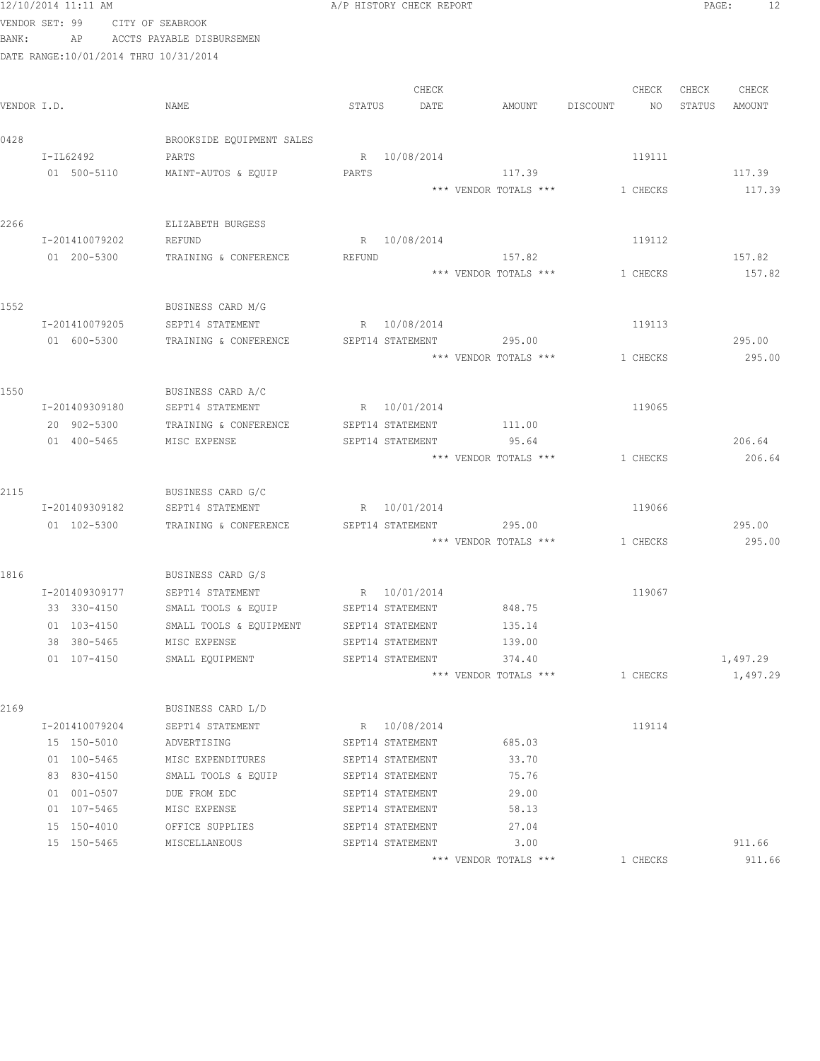12/10/2014 11:11 AM A/P HISTORY CHECK REPORT

VENDOR SET: 99 CITY OF SEABROOK
BANK: AP ACCTS PAYABLE DISBURSEMEN
DATE RANGE:10/01/2014 THRU 10/31/2014

| VENDOR I.D. | NAME | STATUS | CHECK DATE | AMOUNT | DISCOUNT | CHECK NO | CHECK STATUS | CHECK AMOUNT |
|---|---|---|---|---|---|---|---|---|
| 0428 | BROOKSIDE EQUIPMENT SALES | | | | | | | |
| I-IL62492 | PARTS | R | 10/08/2014 | | | 119111 | | |
| 01 500-5110 | MAINT-AUTOS & EQUIP | PARTS | | 117.39 | | | | 117.39 |
| | | | | *** VENDOR TOTALS *** | | 1 CHECKS | | 117.39 |
| 2266 | ELIZABETH BURGESS | | | | | | | |
| I-201410079202 | REFUND | R | 10/08/2014 | | | 119112 | | |
| 01 200-5300 | TRAINING & CONFERENCE | REFUND | | 157.82 | | | | 157.82 |
| | | | | *** VENDOR TOTALS *** | | 1 CHECKS | | 157.82 |
| 1552 | BUSINESS CARD M/G | | | | | | | |
| I-201410079205 | SEPT14 STATEMENT | R | 10/08/2014 | | | 119113 | | |
| 01 600-5300 | TRAINING & CONFERENCE | SEPT14 STATEMENT | | 295.00 | | | | 295.00 |
| | | | | *** VENDOR TOTALS *** | | 1 CHECKS | | 295.00 |
| 1550 | BUSINESS CARD A/C | | | | | | | |
| I-201409309180 | SEPT14 STATEMENT | R | 10/01/2014 | | | 119065 | | |
| 20 902-5300 | TRAINING & CONFERENCE | SEPT14 STATEMENT | | 111.00 | | | | |
| 01 400-5465 | MISC EXPENSE | SEPT14 STATEMENT | | 95.64 | | | | 206.64 |
| | | | | *** VENDOR TOTALS *** | | 1 CHECKS | | 206.64 |
| 2115 | BUSINESS CARD G/C | | | | | | | |
| I-201409309182 | SEPT14 STATEMENT | R | 10/01/2014 | | | 119066 | | |
| 01 102-5300 | TRAINING & CONFERENCE | SEPT14 STATEMENT | | 295.00 | | | | 295.00 |
| | | | | *** VENDOR TOTALS *** | | 1 CHECKS | | 295.00 |
| 1816 | BUSINESS CARD G/S | | | | | | | |
| I-201409309177 | SEPT14 STATEMENT | R | 10/01/2014 | | | 119067 | | |
| 33 330-4150 | SMALL TOOLS & EQUIP | SEPT14 STATEMENT | | 848.75 | | | | |
| 01 103-4150 | SMALL TOOLS & EQUIPMENT | SEPT14 STATEMENT | | 135.14 | | | | |
| 38 380-5465 | MISC EXPENSE | SEPT14 STATEMENT | | 139.00 | | | | |
| 01 107-4150 | SMALL EQUIPMENT | SEPT14 STATEMENT | | 374.40 | | | | 1,497.29 |
| | | | | *** VENDOR TOTALS *** | | 1 CHECKS | | 1,497.29 |
| 2169 | BUSINESS CARD L/D | | | | | | | |
| I-201410079204 | SEPT14 STATEMENT | R | 10/08/2014 | | | 119114 | | |
| 15 150-5010 | ADVERTISING | SEPT14 STATEMENT | | 685.03 | | | | |
| 01 100-5465 | MISC EXPENDITURES | SEPT14 STATEMENT | | 33.70 | | | | |
| 83 830-4150 | SMALL TOOLS & EQUIP | SEPT14 STATEMENT | | 75.76 | | | | |
| 01 001-0507 | DUE FROM EDC | SEPT14 STATEMENT | | 29.00 | | | | |
| 01 107-5465 | MISC EXPENSE | SEPT14 STATEMENT | | 58.13 | | | | |
| 15 150-4010 | OFFICE SUPPLIES | SEPT14 STATEMENT | | 27.04 | | | | |
| 15 150-5465 | MISCELLANEOUS | SEPT14 STATEMENT | | 3.00 | | | | 911.66 |
| | | | | *** VENDOR TOTALS *** | | 1 CHECKS | | 911.66 |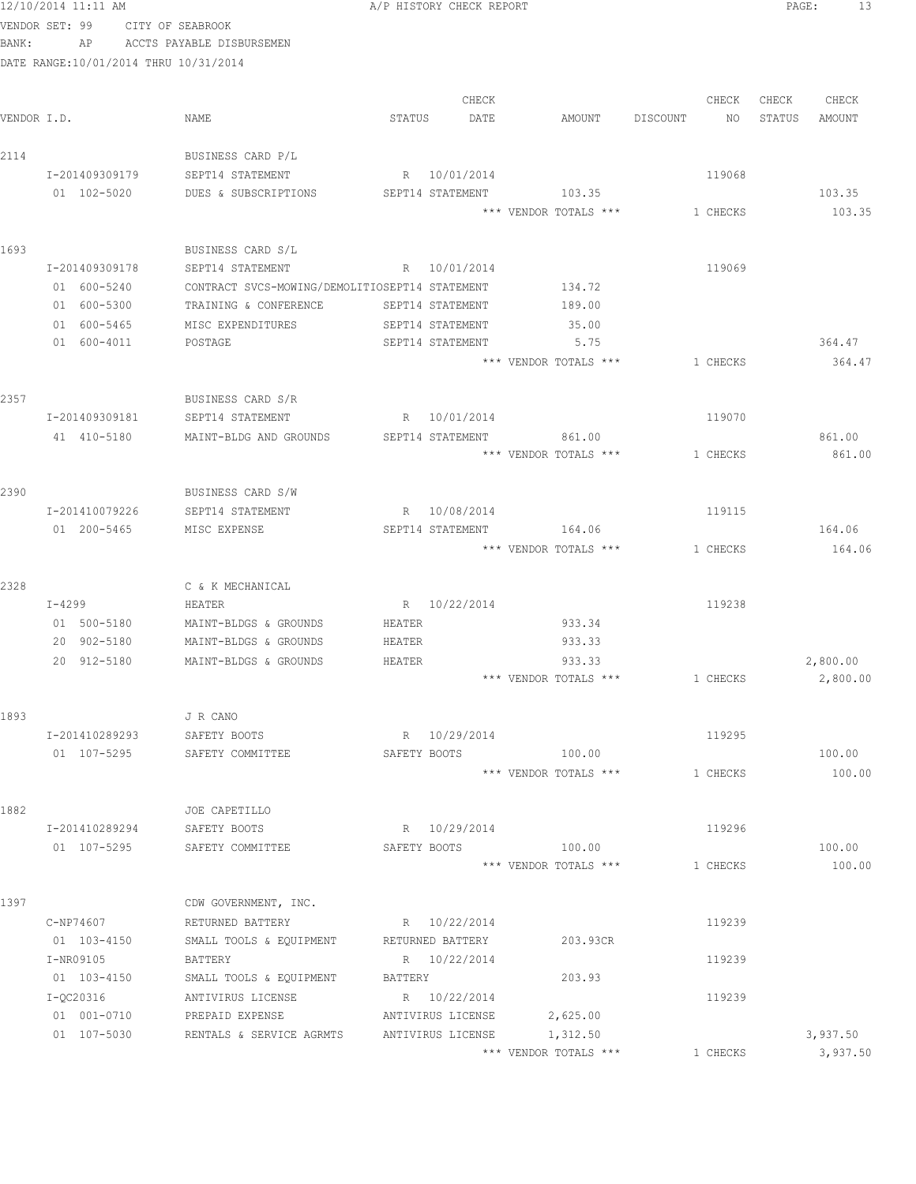12/10/2014 11:11 AM — A/P HISTORY CHECK REPORT

VENDOR SET: 99 CITY OF SEABROOK

BANK: AP ACCTS PAYABLE DISBURSEMEN

DATE RANGE:10/01/2014 THRU 10/31/2014

| VENDOR I.D. | NAME | STATUS | CHECK DATE | AMOUNT | DISCOUNT | CHECK NO | CHECK STATUS | CHECK AMOUNT |
|---|---|---|---|---|---|---|---|---|
| 2114 | BUSINESS CARD P/L | | | | | | | |
| I-201409309179 | SEPT14 STATEMENT | R | 10/01/2014 | | | 119068 | | |
| 01 102-5020 | DUES & SUBSCRIPTIONS | SEPT14 STATEMENT | | 103.35 | | | | 103.35 |
| | | | | *** VENDOR TOTALS *** | | 1 CHECKS | | 103.35 |
| 1693 | BUSINESS CARD S/L | | | | | | | |
| I-201409309178 | SEPT14 STATEMENT | R | 10/01/2014 | | | 119069 | | |
| 01 600-5240 | CONTRACT SVCS-MOWING/DEMOLITIO | SEPT14 STATEMENT | | 134.72 | | | | |
| 01 600-5300 | TRAINING & CONFERENCE | SEPT14 STATEMENT | | 189.00 | | | | |
| 01 600-5465 | MISC EXPENDITURES | SEPT14 STATEMENT | | 35.00 | | | | |
| 01 600-4011 | POSTAGE | SEPT14 STATEMENT | | 5.75 | | | | 364.47 |
| | | | | *** VENDOR TOTALS *** | | 1 CHECKS | | 364.47 |
| 2357 | BUSINESS CARD S/R | | | | | | | |
| I-201409309181 | SEPT14 STATEMENT | R | 10/01/2014 | | | 119070 | | |
| 41 410-5180 | MAINT-BLDG AND GROUNDS | SEPT14 STATEMENT | | 861.00 | | | | 861.00 |
| | | | | *** VENDOR TOTALS *** | | 1 CHECKS | | 861.00 |
| 2390 | BUSINESS CARD S/W | | | | | | | |
| I-201410079226 | SEPT14 STATEMENT | R | 10/08/2014 | | | 119115 | | |
| 01 200-5465 | MISC EXPENSE | SEPT14 STATEMENT | | 164.06 | | | | 164.06 |
| | | | | *** VENDOR TOTALS *** | | 1 CHECKS | | 164.06 |
| 2328 | C & K MECHANICAL | | | | | | | |
| I-4299 | HEATER | R | 10/22/2014 | | | 119238 | | |
| 01 500-5180 | MAINT-BLDGS & GROUNDS | HEATER | | 933.34 | | | | |
| 20 902-5180 | MAINT-BLDGS & GROUNDS | HEATER | | 933.33 | | | | |
| 20 912-5180 | MAINT-BLDGS & GROUNDS | HEATER | | 933.33 | | | | 2,800.00 |
| | | | | *** VENDOR TOTALS *** | | 1 CHECKS | | 2,800.00 |
| 1893 | J R CANO | | | | | | | |
| I-201410289293 | SAFETY BOOTS | R | 10/29/2014 | | | 119295 | | |
| 01 107-5295 | SAFETY COMMITTEE | SAFETY BOOTS | | 100.00 | | | | 100.00 |
| | | | | *** VENDOR TOTALS *** | | 1 CHECKS | | 100.00 |
| 1882 | JOE CAPETILLO | | | | | | | |
| I-201410289294 | SAFETY BOOTS | R | 10/29/2014 | | | 119296 | | |
| 01 107-5295 | SAFETY COMMITTEE | SAFETY BOOTS | | 100.00 | | | | 100.00 |
| | | | | *** VENDOR TOTALS *** | | 1 CHECKS | | 100.00 |
| 1397 | CDW GOVERNMENT, INC. | | | | | | | |
| C-NP74607 | RETURNED BATTERY | R | 10/22/2014 | | | 119239 | | |
| 01 103-4150 | SMALL TOOLS & EQUIPMENT | RETURNED BATTERY | | 203.93CR | | | | |
| I-NR09105 | BATTERY | R | 10/22/2014 | | | 119239 | | |
| 01 103-4150 | SMALL TOOLS & EQUIPMENT | BATTERY | | 203.93 | | | | |
| I-QC20316 | ANTIVIRUS LICENSE | R | 10/22/2014 | | | 119239 | | |
| 01 001-0710 | PREPAID EXPENSE | ANTIVIRUS LICENSE | | 2,625.00 | | | | |
| 01 107-5030 | RENTALS & SERVICE AGRMTS | ANTIVIRUS LICENSE | | 1,312.50 | | | | 3,937.50 |
| | | | | *** VENDOR TOTALS *** | | 1 CHECKS | | 3,937.50 |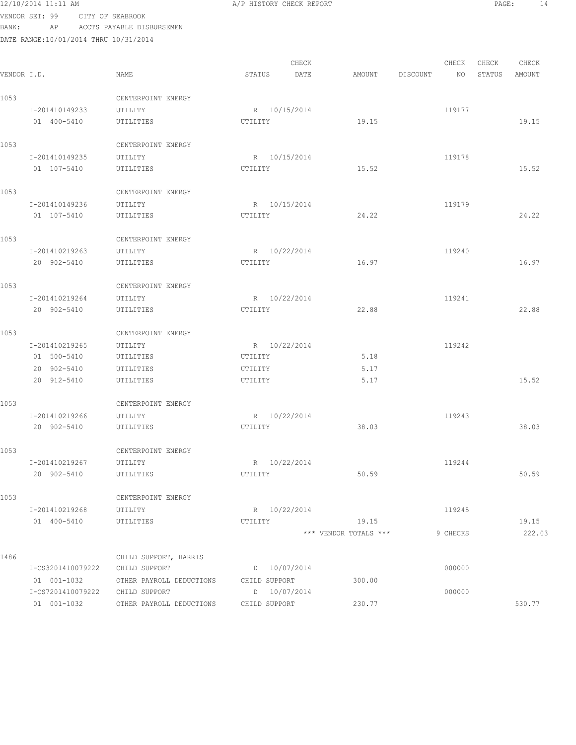12/10/2014 11:11 AM A/P HISTORY CHECK REPORT

VENDOR SET: 99 CITY OF SEABROOK
BANK: AP ACCTS PAYABLE DISBURSEMEN
DATE RANGE:10/01/2014 THRU 10/31/2014

| VENDOR I.D. | NAME | STATUS | CHECK DATE | AMOUNT | DISCOUNT | CHECK NO | CHECK STATUS | CHECK AMOUNT |
|---|---|---|---|---|---|---|---|---|
| 1053 | CENTERPOINT ENERGY | | | | | | | |
| I-201410149233 | UTILITY | R | 10/15/2014 | | | 119177 | | |
| 01 400-5410 | UTILITIES | UTILITY | | 19.15 | | | | 19.15 |
| 1053 | CENTERPOINT ENERGY | | | | | | | |
| I-201410149235 | UTILITY | R | 10/15/2014 | | | 119178 | | |
| 01 107-5410 | UTILITIES | UTILITY | | 15.52 | | | | 15.52 |
| 1053 | CENTERPOINT ENERGY | | | | | | | |
| I-201410149236 | UTILITY | R | 10/15/2014 | | | 119179 | | |
| 01 107-5410 | UTILITIES | UTILITY | | 24.22 | | | | 24.22 |
| 1053 | CENTERPOINT ENERGY | | | | | | | |
| I-201410219263 | UTILITY | R | 10/22/2014 | | | 119240 | | |
| 20 902-5410 | UTILITIES | UTILITY | | 16.97 | | | | 16.97 |
| 1053 | CENTERPOINT ENERGY | | | | | | | |
| I-201410219264 | UTILITY | R | 10/22/2014 | | | 119241 | | |
| 20 902-5410 | UTILITIES | UTILITY | | 22.88 | | | | 22.88 |
| 1053 | CENTERPOINT ENERGY | | | | | | | |
| I-201410219265 | UTILITY | R | 10/22/2014 | | | 119242 | | |
| 01 500-5410 | UTILITIES | UTILITY | | 5.18 | | | | |
| 20 902-5410 | UTILITIES | UTILITY | | 5.17 | | | | |
| 20 912-5410 | UTILITIES | UTILITY | | 5.17 | | | | 15.52 |
| 1053 | CENTERPOINT ENERGY | | | | | | | |
| I-201410219266 | UTILITY | R | 10/22/2014 | | | 119243 | | |
| 20 902-5410 | UTILITIES | UTILITY | | 38.03 | | | | 38.03 |
| 1053 | CENTERPOINT ENERGY | | | | | | | |
| I-201410219267 | UTILITY | R | 10/22/2014 | | | 119244 | | |
| 20 902-5410 | UTILITIES | UTILITY | | 50.59 | | | | 50.59 |
| 1053 | CENTERPOINT ENERGY | | | | | | | |
| I-201410219268 | UTILITY | R | 10/22/2014 | | | 119245 | | |
| 01 400-5410 | UTILITIES | UTILITY | | 19.15 | | | | 19.15 |
| | | | | *** VENDOR TOTALS *** | | 9 CHECKS | | 222.03 |
| 1486 | CHILD SUPPORT, HARRIS | | | | | | | |
| I-CS3201410079222 | CHILD SUPPORT | D | 10/07/2014 | | | 000000 | | |
| 01 001-1032 | OTHER PAYROLL DEDUCTIONS | CHILD SUPPORT | | 300.00 | | | | |
| I-CS7201410079222 | CHILD SUPPORT | D | 10/07/2014 | | | 000000 | | |
| 01 001-1032 | OTHER PAYROLL DEDUCTIONS | CHILD SUPPORT | | 230.77 | | | | 530.77 |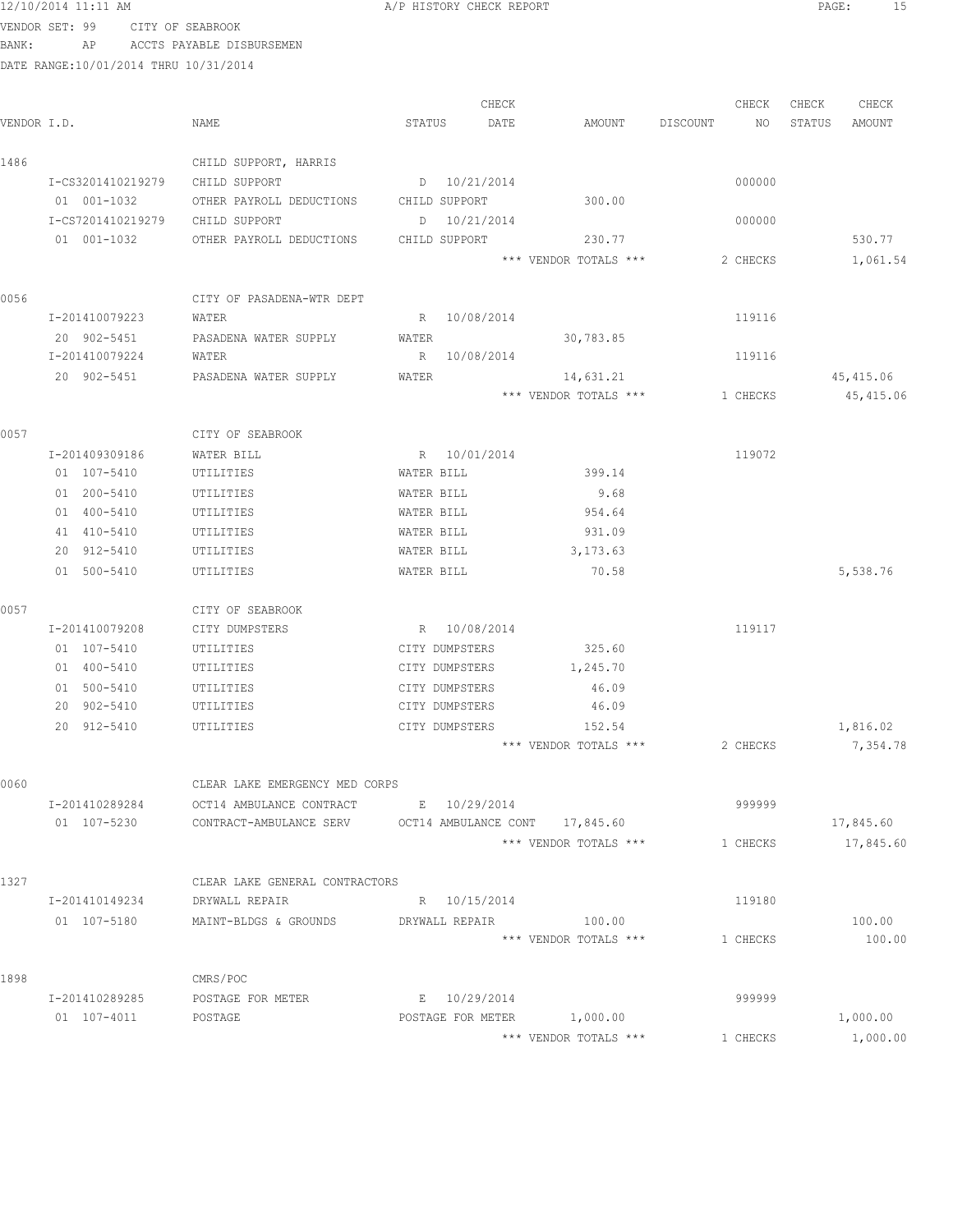12/10/2014 11:11 AM A/P HISTORY CHECK REPORT

VENDOR SET: 99 CITY OF SEABROOK
BANK: AP ACCTS PAYABLE DISBURSEMEN
DATE RANGE:10/01/2014 THRU 10/31/2014

| VENDOR I.D. | NAME | STATUS | CHECK DATE | AMOUNT | DISCOUNT | CHECK NO | CHECK STATUS | CHECK AMOUNT |
|---|---|---|---|---|---|---|---|---|
| 1486 | CHILD SUPPORT, HARRIS | | | | | | | |
| I-CS3201410219279 | CHILD SUPPORT | D | 10/21/2014 | | | 000000 | | |
| 01 001-1032 | OTHER PAYROLL DEDUCTIONS | CHILD SUPPORT | | 300.00 | | | | |
| I-CS7201410219279 | CHILD SUPPORT | D | 10/21/2014 | | | 000000 | | |
| 01 001-1032 | OTHER PAYROLL DEDUCTIONS | CHILD SUPPORT | | 230.77 | | | | 530.77 |
| | | | | *** VENDOR TOTALS *** | | 2 CHECKS | | 1,061.54 |
| 0056 | CITY OF PASADENA-WTR DEPT | | | | | | | |
| I-201410079223 | WATER | R | 10/08/2014 | | | 119116 | | |
| 20 902-5451 | PASADENA WATER SUPPLY | WATER | | 30,783.85 | | | | |
| I-201410079224 | WATER | R | 10/08/2014 | | | 119116 | | |
| 20 902-5451 | PASADENA WATER SUPPLY | WATER | | 14,631.21 | | | | 45,415.06 |
| | | | | *** VENDOR TOTALS *** | | 1 CHECKS | | 45,415.06 |
| 0057 | CITY OF SEABROOK | | | | | | | |
| I-201409309186 | WATER BILL | R | 10/01/2014 | | | 119072 | | |
| 01 107-5410 | UTILITIES | WATER BILL | | 399.14 | | | | |
| 01 200-5410 | UTILITIES | WATER BILL | | 9.68 | | | | |
| 01 400-5410 | UTILITIES | WATER BILL | | 954.64 | | | | |
| 41 410-5410 | UTILITIES | WATER BILL | | 931.09 | | | | |
| 20 912-5410 | UTILITIES | WATER BILL | | 3,173.63 | | | | |
| 01 500-5410 | UTILITIES | WATER BILL | | 70.58 | | | | 5,538.76 |
| 0057 | CITY OF SEABROOK | | | | | | | |
| I-201410079208 | CITY DUMPSTERS | R | 10/08/2014 | | | 119117 | | |
| 01 107-5410 | UTILITIES | CITY DUMPSTERS | | 325.60 | | | | |
| 01 400-5410 | UTILITIES | CITY DUMPSTERS | | 1,245.70 | | | | |
| 01 500-5410 | UTILITIES | CITY DUMPSTERS | | 46.09 | | | | |
| 20 902-5410 | UTILITIES | CITY DUMPSTERS | | 46.09 | | | | |
| 20 912-5410 | UTILITIES | CITY DUMPSTERS | | 152.54 | | | | 1,816.02 |
| | | | | *** VENDOR TOTALS *** | | 2 CHECKS | | 7,354.78 |
| 0060 | CLEAR LAKE EMERGENCY MED CORPS | | | | | | | |
| I-201410289284 | OCT14 AMBULANCE CONTRACT | E | 10/29/2014 | | | 999999 | | |
| 01 107-5230 | CONTRACT-AMBULANCE SERV | OCT14 AMBULANCE CONT | | 17,845.60 | | | | 17,845.60 |
| | | | | *** VENDOR TOTALS *** | | 1 CHECKS | | 17,845.60 |
| 1327 | CLEAR LAKE GENERAL CONTRACTORS | | | | | | | |
| I-201410149234 | DRYWALL REPAIR | R | 10/15/2014 | | | 119180 | | |
| 01 107-5180 | MAINT-BLDGS & GROUNDS | DRYWALL REPAIR | | 100.00 | | | | 100.00 |
| | | | | *** VENDOR TOTALS *** | | 1 CHECKS | | 100.00 |
| 1898 | CMRS/POC | | | | | | | |
| I-201410289285 | POSTAGE FOR METER | E | 10/29/2014 | | | 999999 | | |
| 01 107-4011 | POSTAGE | POSTAGE FOR METER | | 1,000.00 | | | | 1,000.00 |
| | | | | *** VENDOR TOTALS *** | | 1 CHECKS | | 1,000.00 |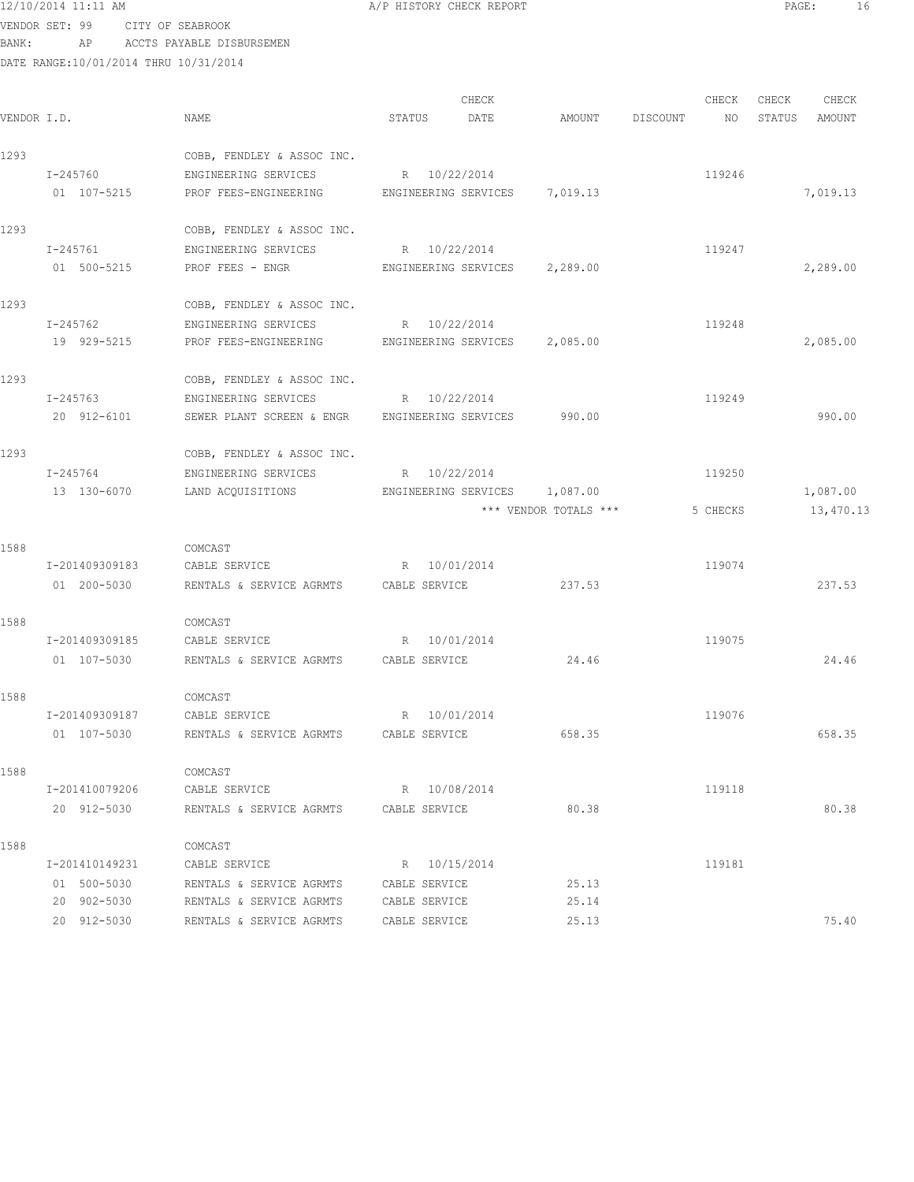12/10/2014 11:11 AM A/P HISTORY CHECK REPORT

VENDOR SET: 99 CITY OF SEABROOK
BANK: AP ACCTS PAYABLE DISBURSEMEN
DATE RANGE:10/01/2014 THRU 10/31/2014

| VENDOR I.D. | NAME | STATUS | CHECK DATE | AMOUNT | DISCOUNT | CHECK NO | CHECK STATUS | CHECK AMOUNT |
|---|---|---|---|---|---|---|---|---|
| 1293 | COBB, FENDLEY & ASSOC INC. | | | | | | | |
| I-245760 | ENGINEERING SERVICES | R | 10/22/2014 | | | 119246 | | |
| 01 107-5215 | PROF FEES-ENGINEERING | ENGINEERING SERVICES | | 7,019.13 | | | | 7,019.13 |
| 1293 | COBB, FENDLEY & ASSOC INC. | | | | | | | |
| I-245761 | ENGINEERING SERVICES | R | 10/22/2014 | | | 119247 | | |
| 01 500-5215 | PROF FEES - ENGR | ENGINEERING SERVICES | | 2,289.00 | | | | 2,289.00 |
| 1293 | COBB, FENDLEY & ASSOC INC. | | | | | | | |
| I-245762 | ENGINEERING SERVICES | R | 10/22/2014 | | | 119248 | | |
| 19 929-5215 | PROF FEES-ENGINEERING | ENGINEERING SERVICES | | 2,085.00 | | | | 2,085.00 |
| 1293 | COBB, FENDLEY & ASSOC INC. | | | | | | | |
| I-245763 | ENGINEERING SERVICES | R | 10/22/2014 | | | 119249 | | |
| 20 912-6101 | SEWER PLANT SCREEN & ENGR | ENGINEERING SERVICES | | 990.00 | | | | 990.00 |
| 1293 | COBB, FENDLEY & ASSOC INC. | | | | | | | |
| I-245764 | ENGINEERING SERVICES | R | 10/22/2014 | | | 119250 | | |
| 13 130-6070 | LAND ACQUISITIONS | ENGINEERING SERVICES | | 1,087.00 | | | | 1,087.00 |
| | | | | *** VENDOR TOTALS *** | | 5 CHECKS | | 13,470.13 |
| 1588 | COMCAST | | | | | | | |
| I-201409309183 | CABLE SERVICE | R | 10/01/2014 | | | 119074 | | |
| 01 200-5030 | RENTALS & SERVICE AGRMTS | CABLE SERVICE | | 237.53 | | | | 237.53 |
| 1588 | COMCAST | | | | | | | |
| I-201409309185 | CABLE SERVICE | R | 10/01/2014 | | | 119075 | | |
| 01 107-5030 | RENTALS & SERVICE AGRMTS | CABLE SERVICE | | 24.46 | | | | 24.46 |
| 1588 | COMCAST | | | | | | | |
| I-201409309187 | CABLE SERVICE | R | 10/01/2014 | | | 119076 | | |
| 01 107-5030 | RENTALS & SERVICE AGRMTS | CABLE SERVICE | | 658.35 | | | | 658.35 |
| 1588 | COMCAST | | | | | | | |
| I-201410079206 | CABLE SERVICE | R | 10/08/2014 | | | 119118 | | |
| 20 912-5030 | RENTALS & SERVICE AGRMTS | CABLE SERVICE | | 80.38 | | | | 80.38 |
| 1588 | COMCAST | | | | | | | |
| I-201410149231 | CABLE SERVICE | R | 10/15/2014 | | | 119181 | | |
| 01 500-5030 | RENTALS & SERVICE AGRMTS | CABLE SERVICE | | 25.13 | | | | |
| 20 902-5030 | RENTALS & SERVICE AGRMTS | CABLE SERVICE | | 25.14 | | | | |
| 20 912-5030 | RENTALS & SERVICE AGRMTS | CABLE SERVICE | | 25.13 | | | | 75.40 |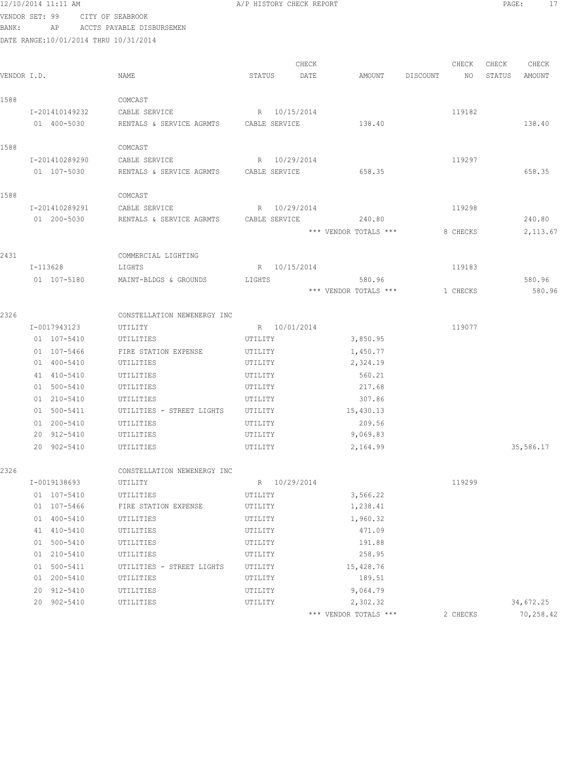12/10/2014 11:11 AM A/P HISTORY CHECK REPORT

VENDOR SET: 99 CITY OF SEABROOK
BANK: AP ACCTS PAYABLE DISBURSEMEN
DATE RANGE:10/01/2014 THRU 10/31/2014

| VENDOR I.D. | NAME | STATUS | CHECK DATE | AMOUNT | DISCOUNT | CHECK NO | CHECK STATUS | CHECK AMOUNT |
|---|---|---|---|---|---|---|---|---|
| 1588 | COMCAST | | | | | | | |
| I-201410149232 | CABLE SERVICE | R | 10/15/2014 | | | 119182 | | |
| 01 400-5030 | RENTALS & SERVICE AGRMTS | CABLE SERVICE | | 138.40 | | | | 138.40 |
| 1588 | COMCAST | | | | | | | |
| I-201410289290 | CABLE SERVICE | R | 10/29/2014 | | | 119297 | | |
| 01 107-5030 | RENTALS & SERVICE AGRMTS | CABLE SERVICE | | 658.35 | | | | 658.35 |
| 1588 | COMCAST | | | | | | | |
| I-201410289291 | CABLE SERVICE | R | 10/29/2014 | | | 119298 | | |
| 01 200-5030 | RENTALS & SERVICE AGRMTS | CABLE SERVICE | | 240.80 | | | | 240.80 |
| | | | | *** VENDOR TOTALS *** | | 8 CHECKS | | 2,113.67 |
| 2431 | COMMERCIAL LIGHTING | | | | | | | |
| I-113628 | LIGHTS | R | 10/15/2014 | | | 119183 | | |
| 01 107-5180 | MAINT-BLDGS & GROUNDS | LIGHTS | | 580.96 | | | | 580.96 |
| | | | | *** VENDOR TOTALS *** | | 1 CHECKS | | 580.96 |
| 2326 | CONSTELLATION NEWENERGY INC | | | | | | | |
| I-0017943123 | UTILITY | R | 10/01/2014 | | | 119077 | | |
| 01 107-5410 | UTILITIES | UTILITY | | 3,850.95 | | | | |
| 01 107-5466 | FIRE STATION EXPENSE | UTILITY | | 1,450.77 | | | | |
| 01 400-5410 | UTILITIES | UTILITY | | 2,324.19 | | | | |
| 41 410-5410 | UTILITIES | UTILITY | | 560.21 | | | | |
| 01 500-5410 | UTILITIES | UTILITY | | 217.68 | | | | |
| 01 210-5410 | UTILITIES | UTILITY | | 307.86 | | | | |
| 01 500-5411 | UTILITIES - STREET LIGHTS | UTILITY | | 15,430.13 | | | | |
| 01 200-5410 | UTILITIES | UTILITY | | 209.56 | | | | |
| 20 912-5410 | UTILITIES | UTILITY | | 9,069.83 | | | | |
| 20 902-5410 | UTILITIES | UTILITY | | 2,164.99 | | | | 35,586.17 |
| 2326 | CONSTELLATION NEWENERGY INC | | | | | | | |
| I-0019138693 | UTILITY | R | 10/29/2014 | | | 119299 | | |
| 01 107-5410 | UTILITIES | UTILITY | | 3,566.22 | | | | |
| 01 107-5466 | FIRE STATION EXPENSE | UTILITY | | 1,238.41 | | | | |
| 01 400-5410 | UTILITIES | UTILITY | | 1,960.32 | | | | |
| 41 410-5410 | UTILITIES | UTILITY | | 471.09 | | | | |
| 01 500-5410 | UTILITIES | UTILITY | | 191.88 | | | | |
| 01 210-5410 | UTILITIES | UTILITY | | 258.95 | | | | |
| 01 500-5411 | UTILITIES - STREET LIGHTS | UTILITY | | 15,428.76 | | | | |
| 01 200-5410 | UTILITIES | UTILITY | | 189.51 | | | | |
| 20 912-5410 | UTILITIES | UTILITY | | 9,064.79 | | | | |
| 20 902-5410 | UTILITIES | UTILITY | | 2,302.32 | | | | 34,672.25 |
| | | | | *** VENDOR TOTALS *** | | 2 CHECKS | | 70,258.42 |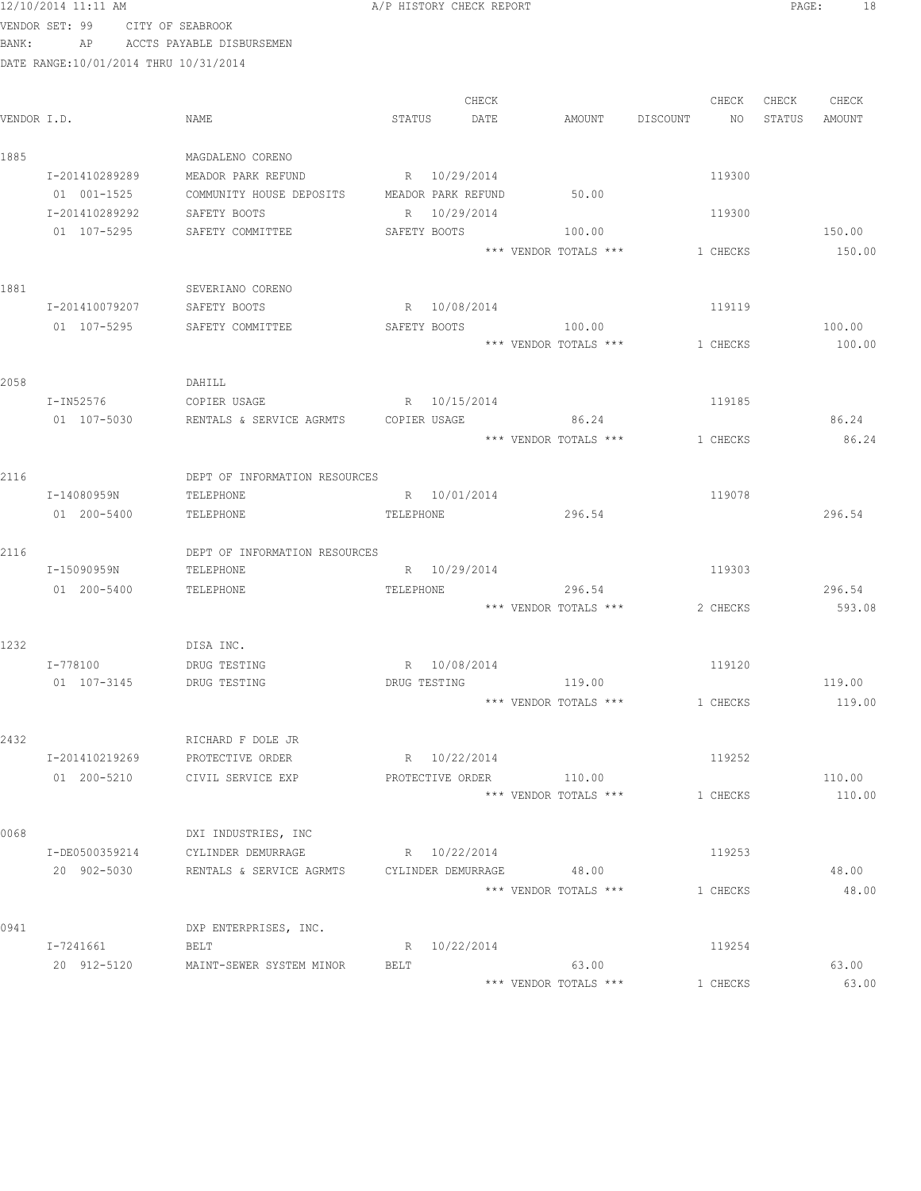12/10/2014 11:11 AM A/P HISTORY CHECK REPORT

VENDOR SET: 99 CITY OF SEABROOK

BANK: AP ACCTS PAYABLE DISBURSEMEN

DATE RANGE:10/01/2014 THRU 10/31/2014

| VENDOR I.D. | NAME | STATUS | CHECK DATE | AMOUNT | DISCOUNT | CHECK NO | CHECK STATUS | CHECK AMOUNT |
|---|---|---|---|---|---|---|---|---|
| 1885 | MAGDALENO CORENO | | | | | | | |
| I-201410289289 | MEADOR PARK REFUND | R | 10/29/2014 | | | 119300 | | |
| 01 001-1525 | COMMUNITY HOUSE DEPOSITS | MEADOR PARK REFUND | | 50.00 | | | | |
| I-201410289292 | SAFETY BOOTS | R | 10/29/2014 | | | 119300 | | |
| 01 107-5295 | SAFETY COMMITTEE | SAFETY BOOTS | | 100.00 | | | | 150.00 |
| | | | | *** VENDOR TOTALS *** | | 1 CHECKS | | 150.00 |
| 1881 | SEVERIANO CORENO | | | | | | | |
| I-201410079207 | SAFETY BOOTS | R | 10/08/2014 | | | 119119 | | |
| 01 107-5295 | SAFETY COMMITTEE | SAFETY BOOTS | | 100.00 | | | | 100.00 |
| | | | | *** VENDOR TOTALS *** | | 1 CHECKS | | 100.00 |
| 2058 | DAHILL | | | | | | | |
| I-IN52576 | COPIER USAGE | R | 10/15/2014 | | | 119185 | | |
| 01 107-5030 | RENTALS & SERVICE AGRMTS | COPIER USAGE | | 86.24 | | | | 86.24 |
| | | | | *** VENDOR TOTALS *** | | 1 CHECKS | | 86.24 |
| 2116 | DEPT OF INFORMATION RESOURCES | | | | | | | |
| I-14080959N | TELEPHONE | R | 10/01/2014 | | | 119078 | | |
| 01 200-5400 | TELEPHONE | TELEPHONE | | 296.54 | | | | 296.54 |
| 2116 | DEPT OF INFORMATION RESOURCES | | | | | | | |
| I-15090959N | TELEPHONE | R | 10/29/2014 | | | 119303 | | |
| 01 200-5400 | TELEPHONE | TELEPHONE | | 296.54 | | | | 296.54 |
| | | | | *** VENDOR TOTALS *** | | 2 CHECKS | | 593.08 |
| 1232 | DISA INC. | | | | | | | |
| I-778100 | DRUG TESTING | R | 10/08/2014 | | | 119120 | | |
| 01 107-3145 | DRUG TESTING | DRUG TESTING | | 119.00 | | | | 119.00 |
| | | | | *** VENDOR TOTALS *** | | 1 CHECKS | | 119.00 |
| 2432 | RICHARD F DOLE JR | | | | | | | |
| I-201410219269 | PROTECTIVE ORDER | R | 10/22/2014 | | | 119252 | | |
| 01 200-5210 | CIVIL SERVICE EXP | PROTECTIVE ORDER | | 110.00 | | | | 110.00 |
| | | | | *** VENDOR TOTALS *** | | 1 CHECKS | | 110.00 |
| 0068 | DXI INDUSTRIES, INC | | | | | | | |
| I-DE0500359214 | CYLINDER DEMURRAGE | R | 10/22/2014 | | | 119253 | | |
| 20 902-5030 | RENTALS & SERVICE AGRMTS | CYLINDER DEMURRAGE | | 48.00 | | | | 48.00 |
| | | | | *** VENDOR TOTALS *** | | 1 CHECKS | | 48.00 |
| 0941 | DXP ENTERPRISES, INC. | | | | | | | |
| I-7241661 | BELT | R | 10/22/2014 | | | 119254 | | |
| 20 912-5120 | MAINT-SEWER SYSTEM MINOR | BELT | | 63.00 | | | | 63.00 |
| | | | | *** VENDOR TOTALS *** | | 1 CHECKS | | 63.00 |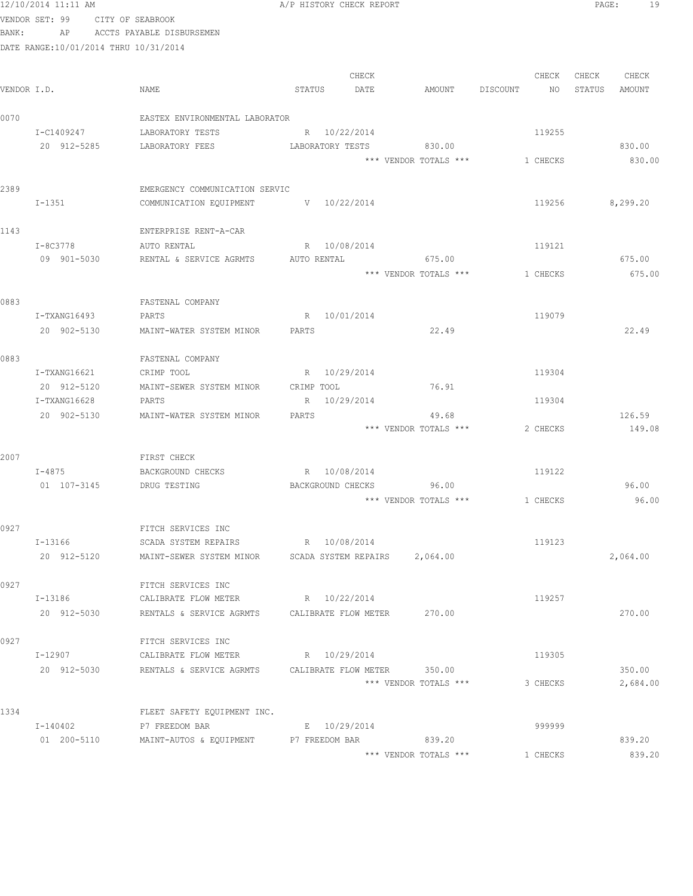12/10/2014 11:11 AM A/P HISTORY CHECK REPORT

VENDOR SET: 99 CITY OF SEABROOK
BANK: AP ACCTS PAYABLE DISBURSEMEN
DATE RANGE:10/01/2014 THRU 10/31/2014

| VENDOR I.D. | NAME | STATUS | CHECK DATE | AMOUNT | DISCOUNT | CHECK NO | CHECK STATUS | CHECK AMOUNT |
|---|---|---|---|---|---|---|---|---|
| 0070 | EASTEX ENVIRONMENTAL LABORATOR | | | | | | | |
| I-C1409247 | LABORATORY TESTS | R | 10/22/2014 | | | 119255 | | |
| 20 912-5285 | LABORATORY FEES | LABORATORY TESTS | | 830.00 | | | | 830.00 |
| | | | | *** VENDOR TOTALS *** | | 1 CHECKS | | 830.00 |
| 2389 | EMERGENCY COMMUNICATION SERVIC | | | | | | | |
| I-1351 | COMMUNICATION EQUIPMENT | V | 10/22/2014 | | | 119256 | | 8,299.20 |
| 1143 | ENTERPRISE RENT-A-CAR | | | | | | | |
| I-8C3778 | AUTO RENTAL | R | 10/08/2014 | | | 119121 | | |
| 09 901-5030 | RENTAL & SERVICE AGRMTS | AUTO RENTAL | | 675.00 | | | | 675.00 |
| | | | | *** VENDOR TOTALS *** | | 1 CHECKS | | 675.00 |
| 0883 | FASTENAL COMPANY | | | | | | | |
| I-TXANG16493 | PARTS | R | 10/01/2014 | | | 119079 | | |
| 20 902-5130 | MAINT-WATER SYSTEM MINOR | PARTS | | 22.49 | | | | 22.49 |
| 0883 | FASTENAL COMPANY | | | | | | | |
| I-TXANG16621 | CRIMP TOOL | R | 10/29/2014 | | | 119304 | | |
| 20 912-5120 | MAINT-SEWER SYSTEM MINOR | CRIMP TOOL | | 76.91 | | | | |
| I-TXANG16628 | PARTS | R | 10/29/2014 | | | 119304 | | |
| 20 902-5130 | MAINT-WATER SYSTEM MINOR | PARTS | | 49.68 | | | | 126.59 |
| | | | | *** VENDOR TOTALS *** | | 2 CHECKS | | 149.08 |
| 2007 | FIRST CHECK | | | | | | | |
| I-4875 | BACKGROUND CHECKS | R | 10/08/2014 | | | 119122 | | |
| 01 107-3145 | DRUG TESTING | BACKGROUND CHECKS | | 96.00 | | | | 96.00 |
| | | | | *** VENDOR TOTALS *** | | 1 CHECKS | | 96.00 |
| 0927 | FITCH SERVICES INC | | | | | | | |
| I-13166 | SCADA SYSTEM REPAIRS | R | 10/08/2014 | | | 119123 | | |
| 20 912-5120 | MAINT-SEWER SYSTEM MINOR | SCADA SYSTEM REPAIRS | | 2,064.00 | | | | 2,064.00 |
| 0927 | FITCH SERVICES INC | | | | | | | |
| I-13186 | CALIBRATE FLOW METER | R | 10/22/2014 | | | 119257 | | |
| 20 912-5030 | RENTALS & SERVICE AGRMTS | CALIBRATE FLOW METER | | 270.00 | | | | 270.00 |
| 0927 | FITCH SERVICES INC | | | | | | | |
| I-12907 | CALIBRATE FLOW METER | R | 10/29/2014 | | | 119305 | | |
| 20 912-5030 | RENTALS & SERVICE AGRMTS | CALIBRATE FLOW METER | | 350.00 | | | | 350.00 |
| | | | | *** VENDOR TOTALS *** | | 3 CHECKS | | 2,684.00 |
| 1334 | FLEET SAFETY EQUIPMENT INC. | | | | | | | |
| I-140402 | P7 FREEDOM BAR | E | 10/29/2014 | | | 999999 | | |
| 01 200-5110 | MAINT-AUTOS & EQUIPMENT | P7 FREEDOM BAR | | 839.20 | | | | 839.20 |
| | | | | *** VENDOR TOTALS *** | | 1 CHECKS | | 839.20 |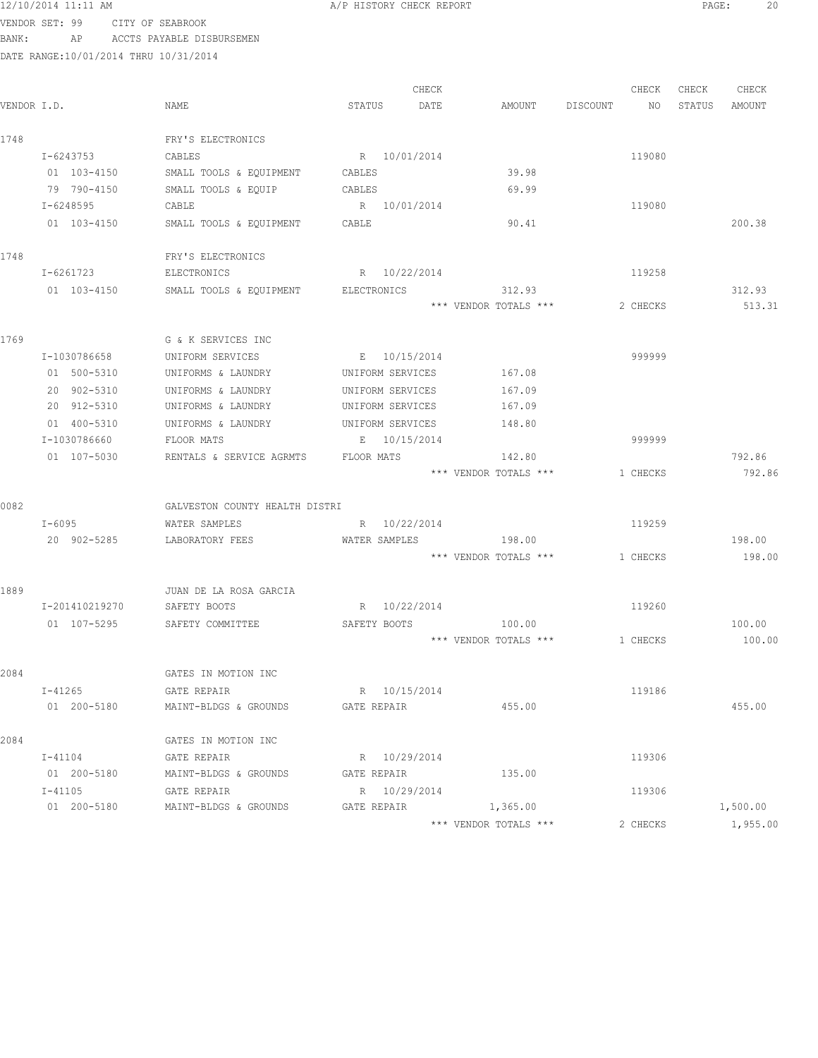12/10/2014 11:11 AM A/P HISTORY CHECK REPORT

VENDOR SET: 99 CITY OF SEABROOK
BANK: AP ACCTS PAYABLE DISBURSEMEN
DATE RANGE:10/01/2014 THRU 10/31/2014

| VENDOR I.D. | NAME | STATUS | CHECK DATE | AMOUNT | DISCOUNT | CHECK NO | CHECK STATUS | CHECK AMOUNT |
|---|---|---|---|---|---|---|---|---|
| 1748 | FRY'S ELECTRONICS | | | | | | | |
| I-6243753 | CABLES | R | 10/01/2014 | | | 119080 | | |
| 01 103-4150 | SMALL TOOLS & EQUIPMENT | CABLES | | 39.98 | | | | |
| 79 790-4150 | SMALL TOOLS & EQUIP | CABLES | | 69.99 | | | | |
| I-6248595 | CABLE | R | 10/01/2014 | | | 119080 | | |
| 01 103-4150 | SMALL TOOLS & EQUIPMENT | CABLE | | 90.41 | | | | 200.38 |
| 1748 | FRY'S ELECTRONICS | | | | | | | |
| I-6261723 | ELECTRONICS | R | 10/22/2014 | | | 119258 | | |
| 01 103-4150 | SMALL TOOLS & EQUIPMENT | ELECTRONICS | | 312.93 | | | | 312.93 |
| | | | | *** VENDOR TOTALS *** | | 2 CHECKS | | 513.31 |
| 1769 | G & K SERVICES INC | | | | | | | |
| I-1030786658 | UNIFORM SERVICES | E | 10/15/2014 | | | 999999 | | |
| 01 500-5310 | UNIFORMS & LAUNDRY | UNIFORM SERVICES | | 167.08 | | | | |
| 20 902-5310 | UNIFORMS & LAUNDRY | UNIFORM SERVICES | | 167.09 | | | | |
| 20 912-5310 | UNIFORMS & LAUNDRY | UNIFORM SERVICES | | 167.09 | | | | |
| 01 400-5310 | UNIFORMS & LAUNDRY | UNIFORM SERVICES | | 148.80 | | | | |
| I-1030786660 | FLOOR MATS | E | 10/15/2014 | | | 999999 | | |
| 01 107-5030 | RENTALS & SERVICE AGRMTS | FLOOR MATS | | 142.80 | | | | 792.86 |
| | | | | *** VENDOR TOTALS *** | | 1 CHECKS | | 792.86 |
| 0082 | GALVESTON COUNTY HEALTH DISTRI | | | | | | | |
| I-6095 | WATER SAMPLES | R | 10/22/2014 | | | 119259 | | |
| 20 902-5285 | LABORATORY FEES | WATER SAMPLES | | 198.00 | | | | 198.00 |
| | | | | *** VENDOR TOTALS *** | | 1 CHECKS | | 198.00 |
| 1889 | JUAN DE LA ROSA GARCIA | | | | | | | |
| I-201410219270 | SAFETY BOOTS | R | 10/22/2014 | | | 119260 | | |
| 01 107-5295 | SAFETY COMMITTEE | SAFETY BOOTS | | 100.00 | | | | 100.00 |
| | | | | *** VENDOR TOTALS *** | | 1 CHECKS | | 100.00 |
| 2084 | GATES IN MOTION INC | | | | | | | |
| I-41265 | GATE REPAIR | R | 10/15/2014 | | | 119186 | | |
| 01 200-5180 | MAINT-BLDGS & GROUNDS | GATE REPAIR | | 455.00 | | | | 455.00 |
| 2084 | GATES IN MOTION INC | | | | | | | |
| I-41104 | GATE REPAIR | R | 10/29/2014 | | | 119306 | | |
| 01 200-5180 | MAINT-BLDGS & GROUNDS | GATE REPAIR | | 135.00 | | | | |
| I-41105 | GATE REPAIR | R | 10/29/2014 | | | 119306 | | |
| 01 200-5180 | MAINT-BLDGS & GROUNDS | GATE REPAIR | | 1,365.00 | | | | 1,500.00 |
| | | | | *** VENDOR TOTALS *** | | 2 CHECKS | | 1,955.00 |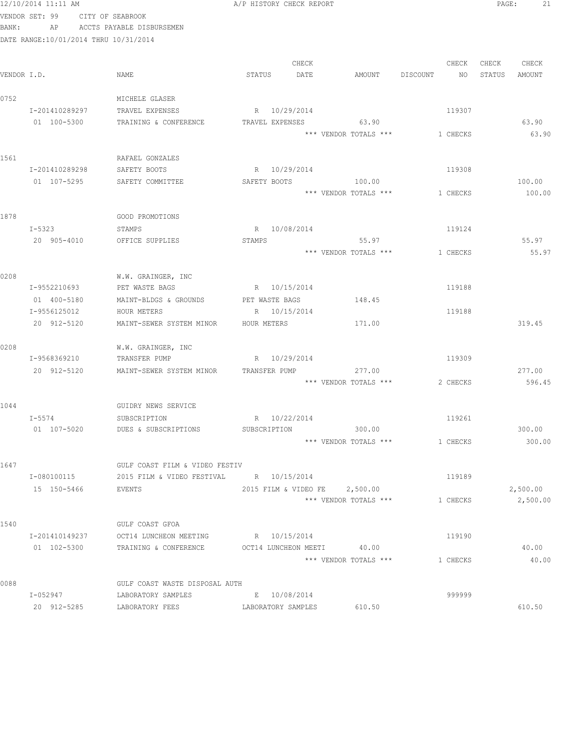12/10/2014 11:11 AM A/P HISTORY CHECK REPORT

VENDOR SET: 99 CITY OF SEABROOK
BANK: AP ACCTS PAYABLE DISBURSEMEN
DATE RANGE:10/01/2014 THRU 10/31/2014

| VENDOR I.D. | NAME | STATUS | CHECK DATE | AMOUNT | DISCOUNT | CHECK NO | CHECK STATUS | CHECK AMOUNT |
|---|---|---|---|---|---|---|---|---|
| 0752 | MICHELE GLASER | | | | | | | |
| I-201410289297 | TRAVEL EXPENSES | R | 10/29/2014 | | | 119307 | | |
| 01 100-5300 | TRAINING & CONFERENCE | TRAVEL EXPENSES | | 63.90 | | | | 63.90 |
| | | | | *** VENDOR TOTALS *** | | 1 CHECKS | | 63.90 |
| 1561 | RAFAEL GONZALES | | | | | | | |
| I-201410289298 | SAFETY BOOTS | R | 10/29/2014 | | | 119308 | | |
| 01 107-5295 | SAFETY COMMITTEE | SAFETY BOOTS | | 100.00 | | | | 100.00 |
| | | | | *** VENDOR TOTALS *** | | 1 CHECKS | | 100.00 |
| 1878 | GOOD PROMOTIONS | | | | | | | |
| I-5323 | STAMPS | R | 10/08/2014 | | | 119124 | | |
| 20 905-4010 | OFFICE SUPPLIES | STAMPS | | 55.97 | | | | 55.97 |
| | | | | *** VENDOR TOTALS *** | | 1 CHECKS | | 55.97 |
| 0208 | W.W. GRAINGER, INC | | | | | | | |
| I-9552210693 | PET WASTE BAGS | R | 10/15/2014 | | | 119188 | | |
| 01 400-5180 | MAINT-BLDGS & GROUNDS | PET WASTE BAGS | | 148.45 | | | | |
| I-9556125012 | HOUR METERS | R | 10/15/2014 | | | 119188 | | |
| 20 912-5120 | MAINT-SEWER SYSTEM MINOR | HOUR METERS | | 171.00 | | | | 319.45 |
| 0208 | W.W. GRAINGER, INC | | | | | | | |
| I-9568369210 | TRANSFER PUMP | R | 10/29/2014 | | | 119309 | | |
| 20 912-5120 | MAINT-SEWER SYSTEM MINOR | TRANSFER PUMP | | 277.00 | | | | 277.00 |
| | | | | *** VENDOR TOTALS *** | | 2 CHECKS | | 596.45 |
| 1044 | GUIDRY NEWS SERVICE | | | | | | | |
| I-5574 | SUBSCRIPTION | R | 10/22/2014 | | | 119261 | | |
| 01 107-5020 | DUES & SUBSCRIPTIONS | SUBSCRIPTION | | 300.00 | | | | 300.00 |
| | | | | *** VENDOR TOTALS *** | | 1 CHECKS | | 300.00 |
| 1647 | GULF COAST FILM & VIDEO FESTIV | | | | | | | |
| I-080100115 | 2015 FILM & VIDEO FESTIVAL | R | 10/15/2014 | | | 119189 | | |
| 15 150-5466 | EVENTS | 2015 FILM & VIDEO FE | | 2,500.00 | | | | 2,500.00 |
| | | | | *** VENDOR TOTALS *** | | 1 CHECKS | | 2,500.00 |
| 1540 | GULF COAST GFOA | | | | | | | |
| I-201410149237 | OCT14 LUNCHEON MEETING | R | 10/15/2014 | | | 119190 | | |
| 01 102-5300 | TRAINING & CONFERENCE | OCT14 LUNCHEON MEETI | | 40.00 | | | | 40.00 |
| | | | | *** VENDOR TOTALS *** | | 1 CHECKS | | 40.00 |
| 0088 | GULF COAST WASTE DISPOSAL AUTH | | | | | | | |
| I-052947 | LABORATORY SAMPLES | E | 10/08/2014 | | | 999999 | | |
| 20 912-5285 | LABORATORY FEES | LABORATORY SAMPLES | | 610.50 | | | | 610.50 |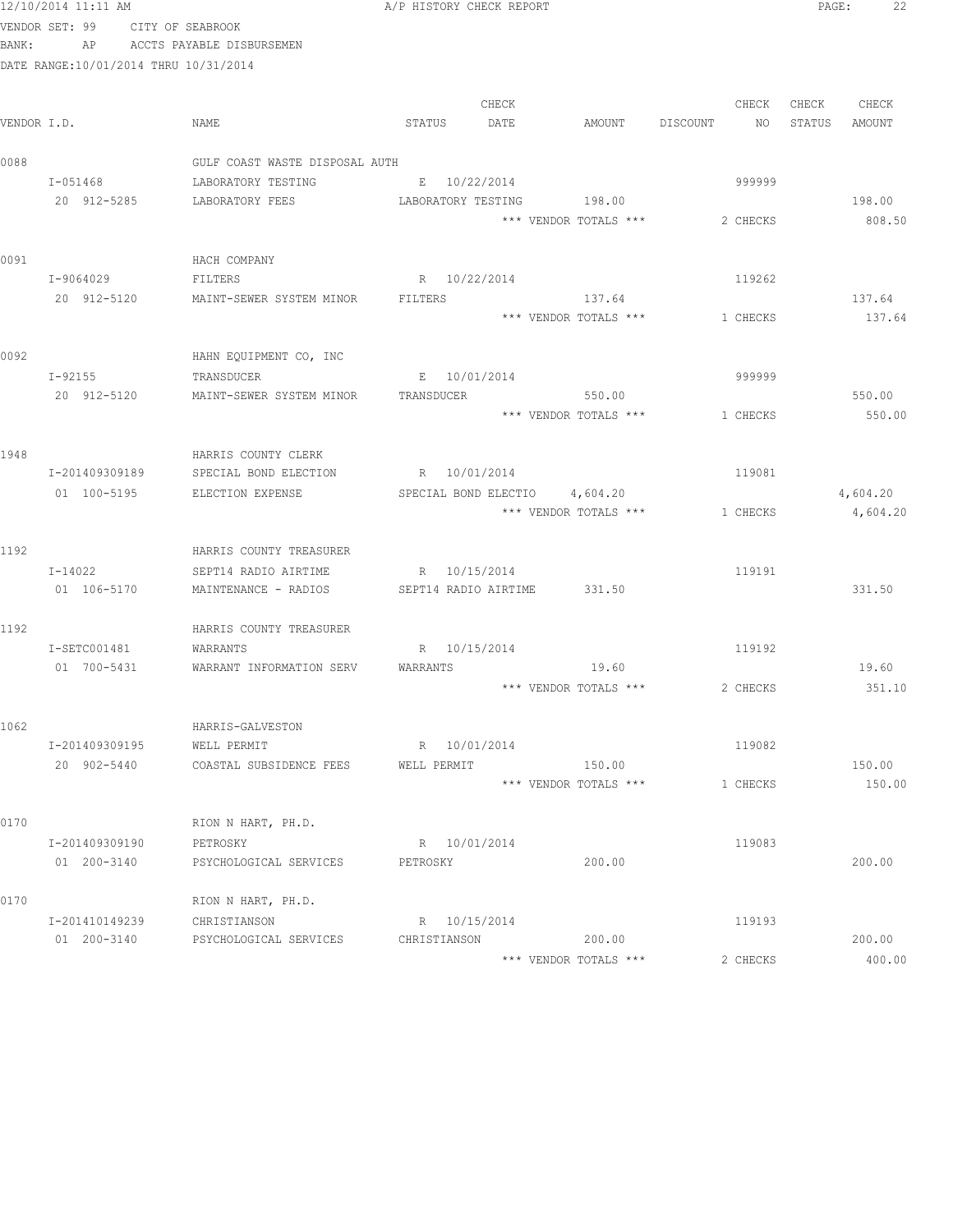12/10/2014 11:11 AM A/P HISTORY CHECK REPORT

VENDOR SET: 99 CITY OF SEABROOK
BANK: AP ACCTS PAYABLE DISBURSEMEN
DATE RANGE:10/01/2014 THRU 10/31/2014

| VENDOR I.D. | NAME | STATUS | CHECK DATE | AMOUNT | DISCOUNT | CHECK NO | CHECK STATUS | CHECK AMOUNT |
|---|---|---|---|---|---|---|---|---|
| 0088 | GULF COAST WASTE DISPOSAL AUTH | | | | | | | |
| I-051468 | LABORATORY TESTING | E | 10/22/2014 | | | 999999 | | |
| 20 912-5285 | LABORATORY FEES | LABORATORY TESTING | | 198.00 | | | | 198.00 |
| | | | | *** VENDOR TOTALS *** | | 2 CHECKS | | 808.50 |
| 0091 | HACH COMPANY | | | | | | | |
| I-9064029 | FILTERS | R | 10/22/2014 | | | 119262 | | |
| 20 912-5120 | MAINT-SEWER SYSTEM MINOR | FILTERS | | 137.64 | | | | 137.64 |
| | | | | *** VENDOR TOTALS *** | | 1 CHECKS | | 137.64 |
| 0092 | HAHN EQUIPMENT CO, INC | | | | | | | |
| I-92155 | TRANSDUCER | E | 10/01/2014 | | | 999999 | | |
| 20 912-5120 | MAINT-SEWER SYSTEM MINOR | TRANSDUCER | | 550.00 | | | | 550.00 |
| | | | | *** VENDOR TOTALS *** | | 1 CHECKS | | 550.00 |
| 1948 | HARRIS COUNTY CLERK | | | | | | | |
| I-201409309189 | SPECIAL BOND ELECTION | R | 10/01/2014 | | | 119081 | | |
| 01 100-5195 | ELECTION EXPENSE | SPECIAL BOND ELECTIO | | 4,604.20 | | | | 4,604.20 |
| | | | | *** VENDOR TOTALS *** | | 1 CHECKS | | 4,604.20 |
| 1192 | HARRIS COUNTY TREASURER | | | | | | | |
| I-14022 | SEPT14 RADIO AIRTIME | R | 10/15/2014 | | | 119191 | | |
| 01 106-5170 | MAINTENANCE - RADIOS | SEPT14 RADIO AIRTIME | | 331.50 | | | | 331.50 |
| 1192 | HARRIS COUNTY TREASURER | | | | | | | |
| I-SETC001481 | WARRANTS | R | 10/15/2014 | | | 119192 | | |
| 01 700-5431 | WARRANT INFORMATION SERV | WARRANTS | | 19.60 | | | | 19.60 |
| | | | | *** VENDOR TOTALS *** | | 2 CHECKS | | 351.10 |
| 1062 | HARRIS-GALVESTON | | | | | | | |
| I-201409309195 | WELL PERMIT | R | 10/01/2014 | | | 119082 | | |
| 20 902-5440 | COASTAL SUBSIDENCE FEES | WELL PERMIT | | 150.00 | | | | 150.00 |
| | | | | *** VENDOR TOTALS *** | | 1 CHECKS | | 150.00 |
| 0170 | RION N HART, PH.D. | | | | | | | |
| I-201409309190 | PETROSKY | R | 10/01/2014 | | | 119083 | | |
| 01 200-3140 | PSYCHOLOGICAL SERVICES | PETROSKY | | 200.00 | | | | 200.00 |
| 0170 | RION N HART, PH.D. | | | | | | | |
| I-201410149239 | CHRISTIANSON | R | 10/15/2014 | | | 119193 | | |
| 01 200-3140 | PSYCHOLOGICAL SERVICES | CHRISTIANSON | | 200.00 | | | | 200.00 |
| | | | | *** VENDOR TOTALS *** | | 2 CHECKS | | 400.00 |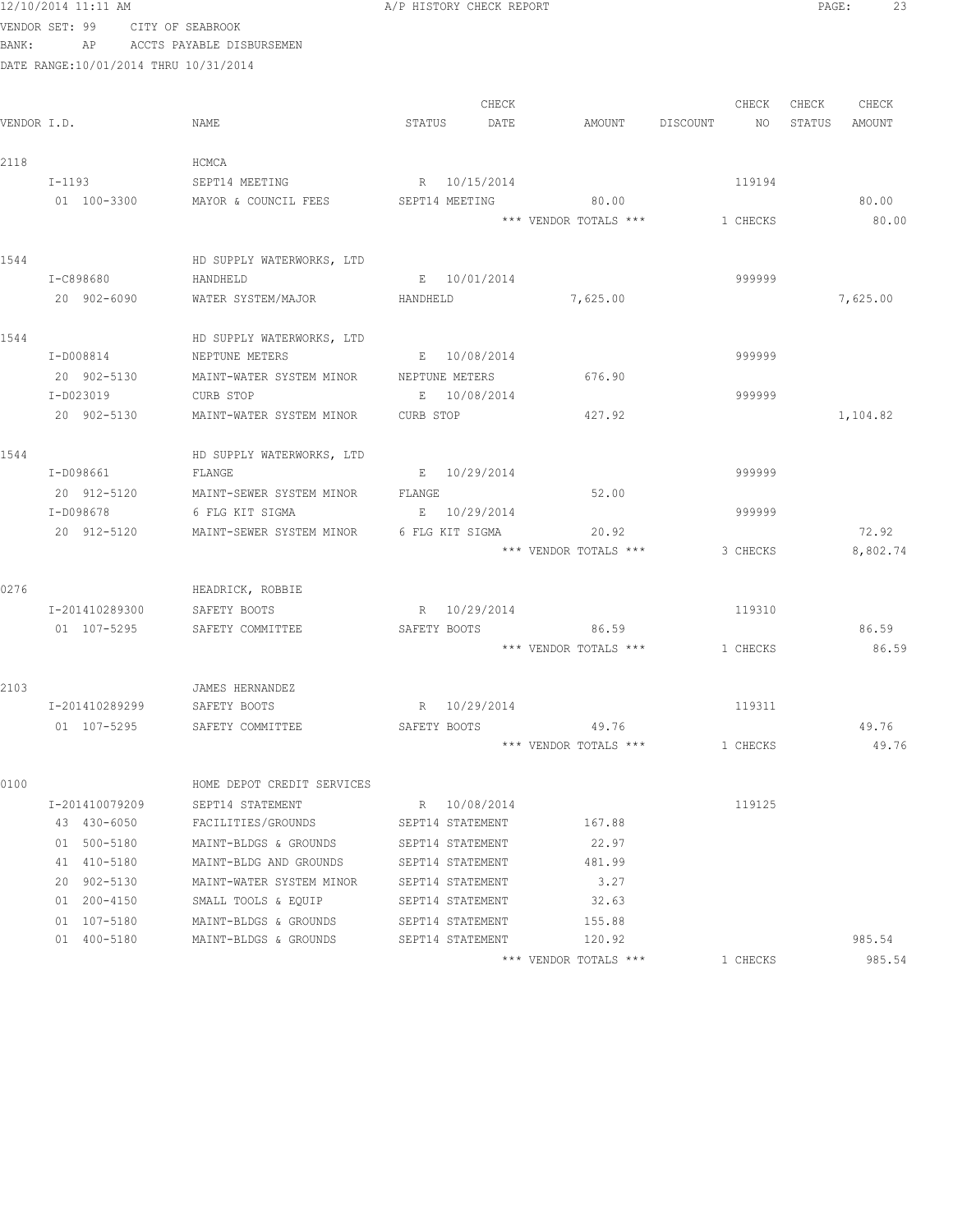12/10/2014 11:11 AM A/P HISTORY CHECK REPORT

VENDOR SET: 99 CITY OF SEABROOK
BANK: AP ACCTS PAYABLE DISBURSEMEN
DATE RANGE:10/01/2014 THRU 10/31/2014

| VENDOR I.D. | NAME | STATUS | CHECK DATE | AMOUNT | DISCOUNT | CHECK NO | CHECK STATUS | CHECK AMOUNT |
|---|---|---|---|---|---|---|---|---|
| 2118 | HCMCA | | | | | | | |
| I-1193 | SEPT14 MEETING | R | 10/15/2014 | | | 119194 | | |
| 01 100-3300 | MAYOR & COUNCIL FEES | SEPT14 MEETING | | 80.00 | | | | 80.00 |
| | | | | *** VENDOR TOTALS *** | | 1 CHECKS | | 80.00 |
| 1544 | HD SUPPLY WATERWORKS, LTD | | | | | | | |
| I-C898680 | HANDHELD | E | 10/01/2014 | | | 999999 | | |
| 20 902-6090 | WATER SYSTEM/MAJOR | HANDHELD | | 7,625.00 | | | | 7,625.00 |
| 1544 | HD SUPPLY WATERWORKS, LTD | | | | | | | |
| I-D008814 | NEPTUNE METERS | E | 10/08/2014 | | | 999999 | | |
| 20 902-5130 | MAINT-WATER SYSTEM MINOR | NEPTUNE METERS | | 676.90 | | | | |
| I-D023019 | CURB STOP | E | 10/08/2014 | | | 999999 | | |
| 20 902-5130 | MAINT-WATER SYSTEM MINOR | CURB STOP | | 427.92 | | | | 1,104.82 |
| 1544 | HD SUPPLY WATERWORKS, LTD | | | | | | | |
| I-D098661 | FLANGE | E | 10/29/2014 | | | 999999 | | |
| 20 912-5120 | MAINT-SEWER SYSTEM MINOR | FLANGE | | 52.00 | | | | |
| I-D098678 | 6 FLG KIT SIGMA | E | 10/29/2014 | | | 999999 | | |
| 20 912-5120 | MAINT-SEWER SYSTEM MINOR | 6 FLG KIT SIGMA | | 20.92 | | | | 72.92 |
| | | | | *** VENDOR TOTALS *** | | 3 CHECKS | | 8,802.74 |
| 0276 | HEADRICK, ROBBIE | | | | | | | |
| I-201410289300 | SAFETY BOOTS | R | 10/29/2014 | | | 119310 | | |
| 01 107-5295 | SAFETY COMMITTEE | SAFETY BOOTS | | 86.59 | | | | 86.59 |
| | | | | *** VENDOR TOTALS *** | | 1 CHECKS | | 86.59 |
| 2103 | JAMES HERNANDEZ | | | | | | | |
| I-201410289299 | SAFETY BOOTS | R | 10/29/2014 | | | 119311 | | |
| 01 107-5295 | SAFETY COMMITTEE | SAFETY BOOTS | | 49.76 | | | | 49.76 |
| | | | | *** VENDOR TOTALS *** | | 1 CHECKS | | 49.76 |
| 0100 | HOME DEPOT CREDIT SERVICES | | | | | | | |
| I-201410079209 | SEPT14 STATEMENT | R | 10/08/2014 | | | 119125 | | |
| 43 430-6050 | FACILITIES/GROUNDS | SEPT14 STATEMENT | | 167.88 | | | | |
| 01 500-5180 | MAINT-BLDGS & GROUNDS | SEPT14 STATEMENT | | 22.97 | | | | |
| 41 410-5180 | MAINT-BLDG AND GROUNDS | SEPT14 STATEMENT | | 481.99 | | | | |
| 20 902-5130 | MAINT-WATER SYSTEM MINOR | SEPT14 STATEMENT | | 3.27 | | | | |
| 01 200-4150 | SMALL TOOLS & EQUIP | SEPT14 STATEMENT | | 32.63 | | | | |
| 01 107-5180 | MAINT-BLDGS & GROUNDS | SEPT14 STATEMENT | | 155.88 | | | | |
| 01 400-5180 | MAINT-BLDGS & GROUNDS | SEPT14 STATEMENT | | 120.92 | | | | 985.54 |
| | | | | *** VENDOR TOTALS *** | | 1 CHECKS | | 985.54 |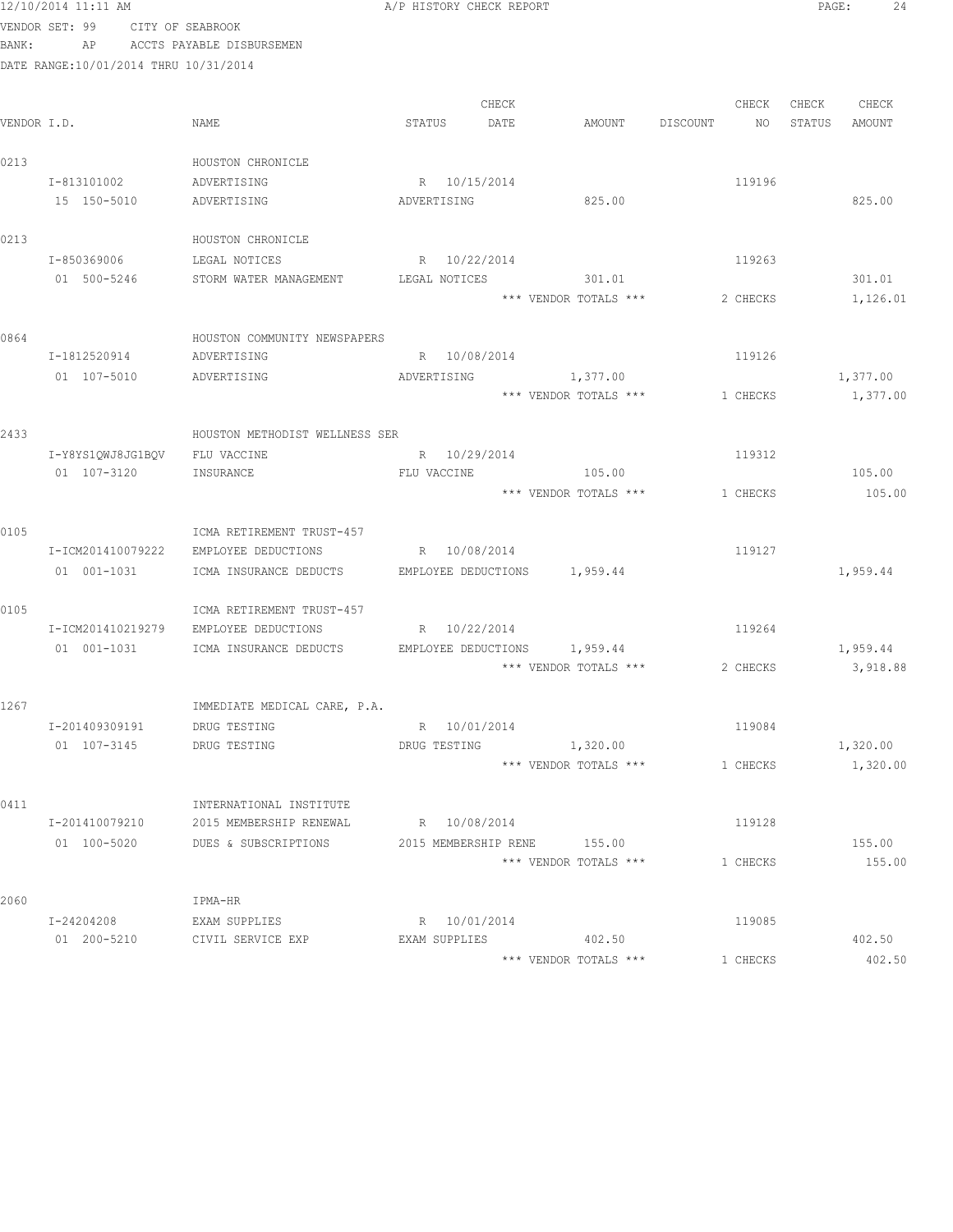12/10/2014 11:11 AM A/P HISTORY CHECK REPORT

VENDOR SET: 99 CITY OF SEABROOK
BANK: AP ACCTS PAYABLE DISBURSEMEN
DATE RANGE:10/01/2014 THRU 10/31/2014

| VENDOR I.D. | NAME | STATUS | CHECK DATE | AMOUNT | DISCOUNT | CHECK NO | CHECK STATUS | CHECK AMOUNT |
|---|---|---|---|---|---|---|---|---|
| 0213 | HOUSTON CHRONICLE | | | | | | | |
| I-813101002 | ADVERTISING | R | 10/15/2014 | | | 119196 | | |
| 15 150-5010 | ADVERTISING | ADVERTISING | | 825.00 | | | | 825.00 |
| 0213 | HOUSTON CHRONICLE | | | | | | | |
| I-850369006 | LEGAL NOTICES | R | 10/22/2014 | | | 119263 | | |
| 01 500-5246 | STORM WATER MANAGEMENT | LEGAL NOTICES | | 301.01 | | | | 301.01 |
| | | | | *** VENDOR TOTALS *** | | 2 CHECKS | | 1,126.01 |
| 0864 | HOUSTON COMMUNITY NEWSPAPERS | | | | | | | |
| I-1812520914 | ADVERTISING | R | 10/08/2014 | | | 119126 | | |
| 01 107-5010 | ADVERTISING | ADVERTISING | | 1,377.00 | | | | 1,377.00 |
| | | | | *** VENDOR TOTALS *** | | 1 CHECKS | | 1,377.00 |
| 2433 | HOUSTON METHODIST WELLNESS SER | | | | | | | |
| I-Y8YS1QWJ8JG1BQV | FLU VACCINE | R | 10/29/2014 | | | 119312 | | |
| 01 107-3120 | INSURANCE | FLU VACCINE | | 105.00 | | | | 105.00 |
| | | | | *** VENDOR TOTALS *** | | 1 CHECKS | | 105.00 |
| 0105 | ICMA RETIREMENT TRUST-457 | | | | | | | |
| I-ICM201410079222 | EMPLOYEE DEDUCTIONS | R | 10/08/2014 | | | 119127 | | |
| 01 001-1031 | ICMA INSURANCE DEDUCTS | EMPLOYEE DEDUCTIONS | | 1,959.44 | | | | 1,959.44 |
| 0105 | ICMA RETIREMENT TRUST-457 | | | | | | | |
| I-ICM201410219279 | EMPLOYEE DEDUCTIONS | R | 10/22/2014 | | | 119264 | | |
| 01 001-1031 | ICMA INSURANCE DEDUCTS | EMPLOYEE DEDUCTIONS | | 1,959.44 | | | | 1,959.44 |
| | | | | *** VENDOR TOTALS *** | | 2 CHECKS | | 3,918.88 |
| 1267 | IMMEDIATE MEDICAL CARE, P.A. | | | | | | | |
| I-201409309191 | DRUG TESTING | R | 10/01/2014 | | | 119084 | | |
| 01 107-3145 | DRUG TESTING | DRUG TESTING | | 1,320.00 | | | | 1,320.00 |
| | | | | *** VENDOR TOTALS *** | | 1 CHECKS | | 1,320.00 |
| 0411 | INTERNATIONAL INSTITUTE | | | | | | | |
| I-201410079210 | 2015 MEMBERSHIP RENEWAL | R | 10/08/2014 | | | 119128 | | |
| 01 100-5020 | DUES & SUBSCRIPTIONS | 2015 MEMBERSHIP RENE | | 155.00 | | | | 155.00 |
| | | | | *** VENDOR TOTALS *** | | 1 CHECKS | | 155.00 |
| 2060 | IPMA-HR | | | | | | | |
| I-24204208 | EXAM SUPPLIES | R | 10/01/2014 | | | 119085 | | |
| 01 200-5210 | CIVIL SERVICE EXP | EXAM SUPPLIES | | 402.50 | | | | 402.50 |
| | | | | *** VENDOR TOTALS *** | | 1 CHECKS | | 402.50 |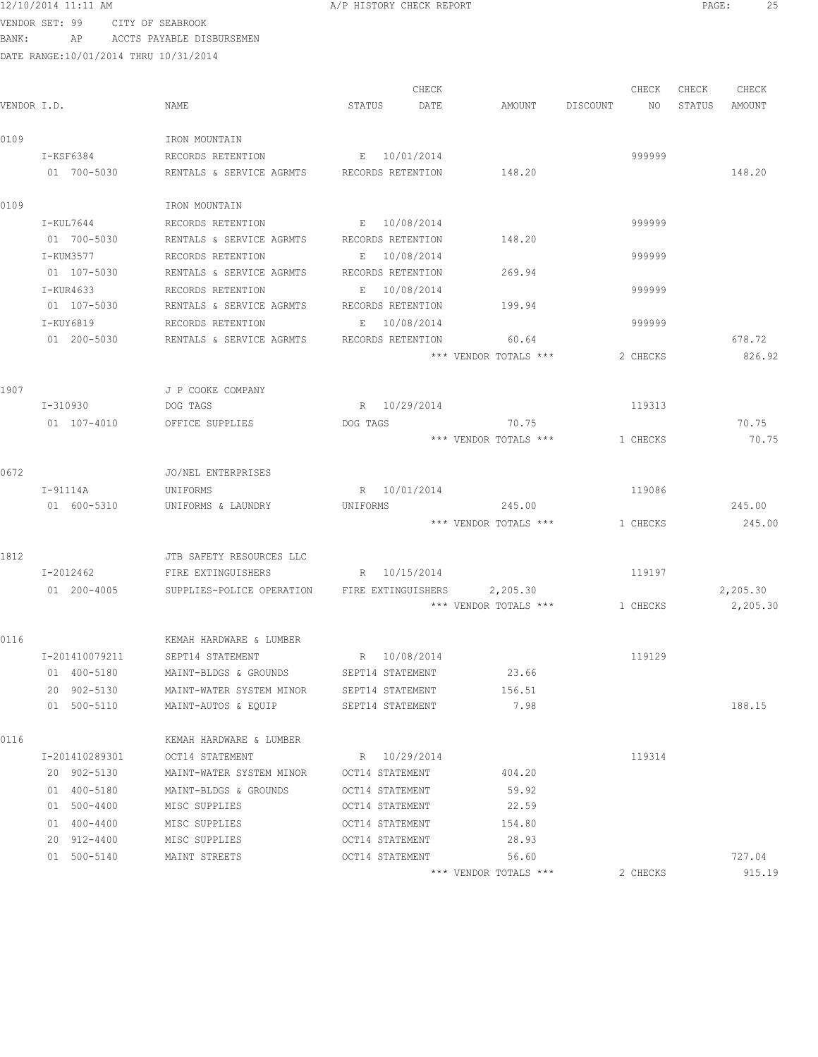12/10/2014 11:11 AM A/P HISTORY CHECK REPORT

VENDOR SET: 99 CITY OF SEABROOK
BANK: AP ACCTS PAYABLE DISBURSEMEN
DATE RANGE:10/01/2014 THRU 10/31/2014

| VENDOR I.D. | NAME | STATUS | CHECK DATE | AMOUNT | DISCOUNT | CHECK NO | CHECK STATUS | CHECK AMOUNT |
|---|---|---|---|---|---|---|---|---|
| 0109 | IRON MOUNTAIN | | | | | | | |
| I-KSF6384 | RECORDS RETENTION | E | 10/01/2014 | | | 999999 | | |
| 01 700-5030 | RENTALS & SERVICE AGRMTS | RECORDS RETENTION | | 148.20 | | | | 148.20 |
| 0109 | IRON MOUNTAIN | | | | | | | |
| I-KUL7644 | RECORDS RETENTION | E | 10/08/2014 | | | 999999 | | |
| 01 700-5030 | RENTALS & SERVICE AGRMTS | RECORDS RETENTION | | 148.20 | | | | |
| I-KUM3577 | RECORDS RETENTION | E | 10/08/2014 | | | 999999 | | |
| 01 107-5030 | RENTALS & SERVICE AGRMTS | RECORDS RETENTION | | 269.94 | | | | |
| I-KUR4633 | RECORDS RETENTION | E | 10/08/2014 | | | 999999 | | |
| 01 107-5030 | RENTALS & SERVICE AGRMTS | RECORDS RETENTION | | 199.94 | | | | |
| I-KUY6819 | RECORDS RETENTION | E | 10/08/2014 | | | 999999 | | |
| 01 200-5030 | RENTALS & SERVICE AGRMTS | RECORDS RETENTION | | 60.64 | | | | 678.72 |
| | | | | *** VENDOR TOTALS *** | | 2 CHECKS | | 826.92 |
| 1907 | J P COOKE COMPANY | | | | | | | |
| I-310930 | DOG TAGS | R | 10/29/2014 | | | 119313 | | |
| 01 107-4010 | OFFICE SUPPLIES | DOG TAGS | | 70.75 | | | | 70.75 |
| | | | | *** VENDOR TOTALS *** | | 1 CHECKS | | 70.75 |
| 0672 | JO/NEL ENTERPRISES | | | | | | | |
| I-91114A | UNIFORMS | R | 10/01/2014 | | | 119086 | | |
| 01 600-5310 | UNIFORMS & LAUNDRY | UNIFORMS | | 245.00 | | | | 245.00 |
| | | | | *** VENDOR TOTALS *** | | 1 CHECKS | | 245.00 |
| 1812 | JTB SAFETY RESOURCES LLC | | | | | | | |
| I-2012462 | FIRE EXTINGUISHERS | R | 10/15/2014 | | | 119197 | | |
| 01 200-4005 | SUPPLIES-POLICE OPERATION | FIRE EXTINGUISHERS | | 2,205.30 | | | | 2,205.30 |
| | | | | *** VENDOR TOTALS *** | | 1 CHECKS | | 2,205.30 |
| 0116 | KEMAH HARDWARE & LUMBER | | | | | | | |
| I-201410079211 | SEPT14 STATEMENT | R | 10/08/2014 | | | 119129 | | |
| 01 400-5180 | MAINT-BLDGS & GROUNDS | SEPT14 STATEMENT | | 23.66 | | | | |
| 20 902-5130 | MAINT-WATER SYSTEM MINOR | SEPT14 STATEMENT | | 156.51 | | | | |
| 01 500-5110 | MAINT-AUTOS & EQUIP | SEPT14 STATEMENT | | 7.98 | | | | 188.15 |
| 0116 | KEMAH HARDWARE & LUMBER | | | | | | | |
| I-201410289301 | OCT14 STATEMENT | R | 10/29/2014 | | | 119314 | | |
| 20 902-5130 | MAINT-WATER SYSTEM MINOR | OCT14 STATEMENT | | 404.20 | | | | |
| 01 400-5180 | MAINT-BLDGS & GROUNDS | OCT14 STATEMENT | | 59.92 | | | | |
| 01 500-4400 | MISC SUPPLIES | OCT14 STATEMENT | | 22.59 | | | | |
| 01 400-4400 | MISC SUPPLIES | OCT14 STATEMENT | | 154.80 | | | | |
| 20 912-4400 | MISC SUPPLIES | OCT14 STATEMENT | | 28.93 | | | | |
| 01 500-5140 | MAINT STREETS | OCT14 STATEMENT | | 56.60 | | | | 727.04 |
| | | | | *** VENDOR TOTALS *** | | 2 CHECKS | | 915.19 |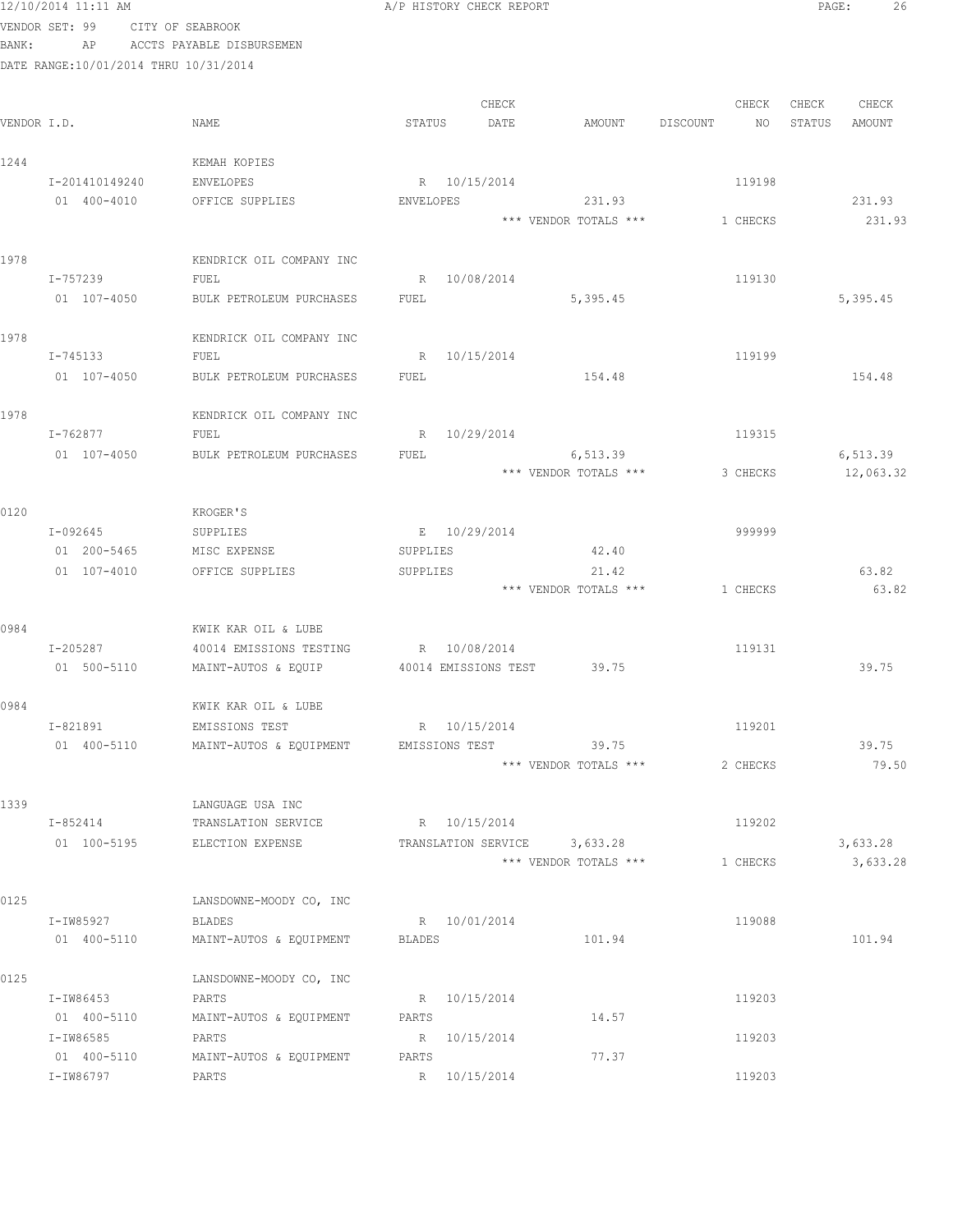12/10/2014 11:11 AM A/P HISTORY CHECK REPORT

VENDOR SET: 99 CITY OF SEABROOK
BANK: AP ACCTS PAYABLE DISBURSEMEN
DATE RANGE:10/01/2014 THRU 10/31/2014

| VENDOR I.D. | NAME | STATUS | CHECK DATE | AMOUNT | DISCOUNT | CHECK NO | CHECK STATUS | CHECK AMOUNT |
|---|---|---|---|---|---|---|---|---|
| 1244 | KEMAH KOPIES | | | | | | | |
| I-201410149240 | ENVELOPES | R | 10/15/2014 | | | 119198 | | |
| 01 400-4010 | OFFICE SUPPLIES | ENVELOPES | | 231.93 | | | | 231.93 |
| | | | | *** VENDOR TOTALS *** | | 1 CHECKS | | 231.93 |
| 1978 | KENDRICK OIL COMPANY INC | | | | | | | |
| I-757239 | FUEL | R | 10/08/2014 | | | 119130 | | |
| 01 107-4050 | BULK PETROLEUM PURCHASES | FUEL | | 5,395.45 | | | | 5,395.45 |
| 1978 | KENDRICK OIL COMPANY INC | | | | | | | |
| I-745133 | FUEL | R | 10/15/2014 | | | 119199 | | |
| 01 107-4050 | BULK PETROLEUM PURCHASES | FUEL | | 154.48 | | | | 154.48 |
| 1978 | KENDRICK OIL COMPANY INC | | | | | | | |
| I-762877 | FUEL | R | 10/29/2014 | | | 119315 | | |
| 01 107-4050 | BULK PETROLEUM PURCHASES | FUEL | | 6,513.39 | | | | 6,513.39 |
| | | | | *** VENDOR TOTALS *** | | 3 CHECKS | | 12,063.32 |
| 0120 | KROGER'S | | | | | | | |
| I-092645 | SUPPLIES | E | 10/29/2014 | | | 999999 | | |
| 01 200-5465 | MISC EXPENSE | SUPPLIES | | 42.40 | | | | |
| 01 107-4010 | OFFICE SUPPLIES | SUPPLIES | | 21.42 | | | | 63.82 |
| | | | | *** VENDOR TOTALS *** | | 1 CHECKS | | 63.82 |
| 0984 | KWIK KAR OIL & LUBE | | | | | | | |
| I-205287 | 40014 EMISSIONS TESTING | R | 10/08/2014 | | | 119131 | | |
| 01 500-5110 | MAINT-AUTOS & EQUIP | 40014 EMISSIONS TEST | | 39.75 | | | | 39.75 |
| 0984 | KWIK KAR OIL & LUBE | | | | | | | |
| I-821891 | EMISSIONS TEST | R | 10/15/2014 | | | 119201 | | |
| 01 400-5110 | MAINT-AUTOS & EQUIPMENT | EMISSIONS TEST | | 39.75 | | | | 39.75 |
| | | | | *** VENDOR TOTALS *** | | 2 CHECKS | | 79.50 |
| 1339 | LANGUAGE USA INC | | | | | | | |
| I-852414 | TRANSLATION SERVICE | R | 10/15/2014 | | | 119202 | | |
| 01 100-5195 | ELECTION EXPENSE | TRANSLATION SERVICE | | 3,633.28 | | | | 3,633.28 |
| | | | | *** VENDOR TOTALS *** | | 1 CHECKS | | 3,633.28 |
| 0125 | LANSDOWNE-MOODY CO, INC | | | | | | | |
| I-IW85927 | BLADES | R | 10/01/2014 | | | 119088 | | |
| 01 400-5110 | MAINT-AUTOS & EQUIPMENT | BLADES | | 101.94 | | | | 101.94 |
| 0125 | LANSDOWNE-MOODY CO, INC | | | | | | | |
| I-IW86453 | PARTS | R | 10/15/2014 | | | 119203 | | |
| 01 400-5110 | MAINT-AUTOS & EQUIPMENT | PARTS | | 14.57 | | | | |
| I-IW86585 | PARTS | R | 10/15/2014 | | | 119203 | | |
| 01 400-5110 | MAINT-AUTOS & EQUIPMENT | PARTS | | 77.37 | | | | |
| I-IW86797 | PARTS | R | 10/15/2014 | | | 119203 | | |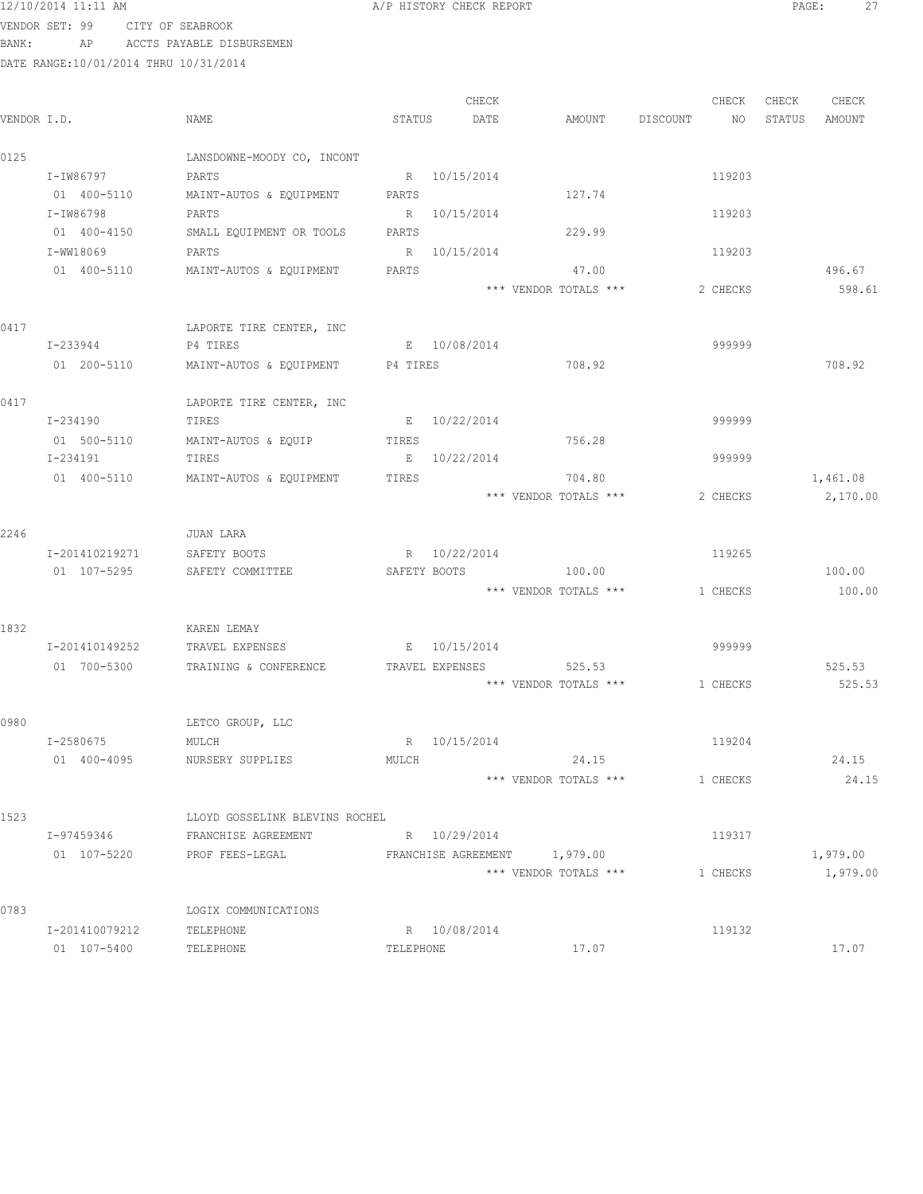12/10/2014 11:11 AM A/P HISTORY CHECK REPORT

VENDOR SET: 99 CITY OF SEABROOK
BANK: AP ACCTS PAYABLE DISBURSEMEN
DATE RANGE:10/01/2014 THRU 10/31/2014

| VENDOR I.D. | NAME | STATUS | CHECK DATE | AMOUNT | DISCOUNT | CHECK NO | CHECK STATUS | CHECK AMOUNT |
|---|---|---|---|---|---|---|---|---|
| 0125 | LANSDOWNE-MOODY CO, INCONT | | | | | | | |
| I-IW86797 | PARTS | R | 10/15/2014 | | | 119203 | | |
| 01 400-5110 | MAINT-AUTOS & EQUIPMENT | PARTS | | 127.74 | | | | |
| I-IW86798 | PARTS | R | 10/15/2014 | | | 119203 | | |
| 01 400-4150 | SMALL EQUIPMENT OR TOOLS | PARTS | | 229.99 | | | | |
| I-WW18069 | PARTS | R | 10/15/2014 | | | 119203 | | |
| 01 400-5110 | MAINT-AUTOS & EQUIPMENT | PARTS | | 47.00 | | | | 496.67 |
| | | | | *** VENDOR TOTALS *** | | 2 CHECKS | | 598.61 |
| 0417 | LAPORTE TIRE CENTER, INC | | | | | | | |
| I-233944 | P4 TIRES | E | 10/08/2014 | | | 999999 | | |
| 01 200-5110 | MAINT-AUTOS & EQUIPMENT | P4 TIRES | | 708.92 | | | | 708.92 |
| 0417 | LAPORTE TIRE CENTER, INC | | | | | | | |
| I-234190 | TIRES | E | 10/22/2014 | | | 999999 | | |
| 01 500-5110 | MAINT-AUTOS & EQUIP | TIRES | | 756.28 | | | | |
| I-234191 | TIRES | E | 10/22/2014 | | | 999999 | | |
| 01 400-5110 | MAINT-AUTOS & EQUIPMENT | TIRES | | 704.80 | | | | 1,461.08 |
| | | | | *** VENDOR TOTALS *** | | 2 CHECKS | | 2,170.00 |
| 2246 | JUAN LARA | | | | | | | |
| I-201410219271 | SAFETY BOOTS | R | 10/22/2014 | | | 119265 | | |
| 01 107-5295 | SAFETY COMMITTEE | SAFETY BOOTS | | 100.00 | | | | 100.00 |
| | | | | *** VENDOR TOTALS *** | | 1 CHECKS | | 100.00 |
| 1832 | KAREN LEMAY | | | | | | | |
| I-201410149252 | TRAVEL EXPENSES | E | 10/15/2014 | | | 999999 | | |
| 01 700-5300 | TRAINING & CONFERENCE | TRAVEL EXPENSES | | 525.53 | | | | 525.53 |
| | | | | *** VENDOR TOTALS *** | | 1 CHECKS | | 525.53 |
| 0980 | LETCO GROUP, LLC | | | | | | | |
| I-2580675 | MULCH | R | 10/15/2014 | | | 119204 | | |
| 01 400-4095 | NURSERY SUPPLIES | MULCH | | 24.15 | | | | 24.15 |
| | | | | *** VENDOR TOTALS *** | | 1 CHECKS | | 24.15 |
| 1523 | LLOYD GOSSELINK BLEVINS ROCHEL | | | | | | | |
| I-97459346 | FRANCHISE AGREEMENT | R | 10/29/2014 | | | 119317 | | |
| 01 107-5220 | PROF FEES-LEGAL | FRANCHISE AGREEMENT | | 1,979.00 | | | | 1,979.00 |
| | | | | *** VENDOR TOTALS *** | | 1 CHECKS | | 1,979.00 |
| 0783 | LOGIX COMMUNICATIONS | | | | | | | |
| I-201410079212 | TELEPHONE | R | 10/08/2014 | | | 119132 | | |
| 01 107-5400 | TELEPHONE | TELEPHONE | | 17.07 | | | | 17.07 |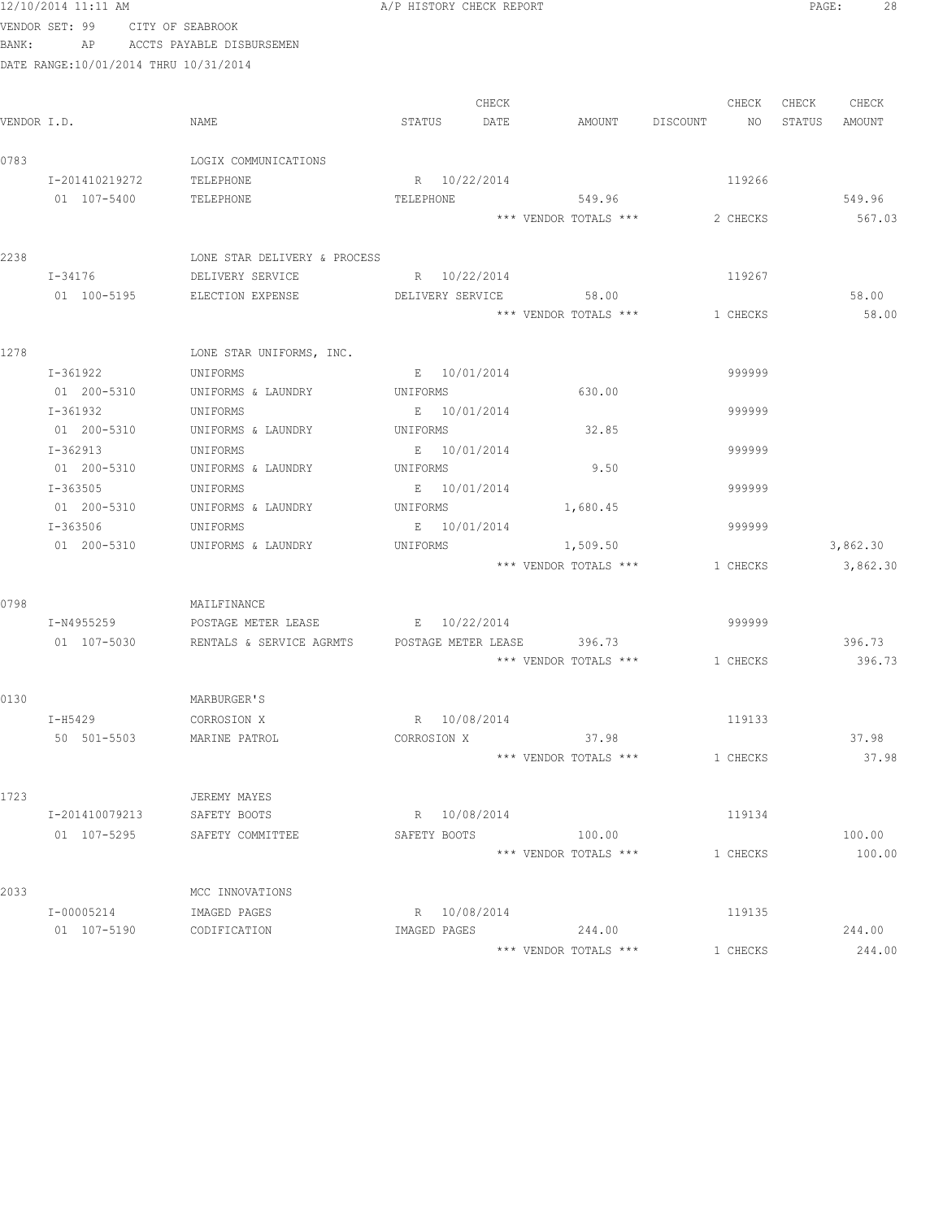12/10/2014 11:11 AM A/P HISTORY CHECK REPORT

VENDOR SET: 99 CITY OF SEABROOK

BANK: AP ACCTS PAYABLE DISBURSEMEN

DATE RANGE:10/01/2014 THRU 10/31/2014

| VENDOR I.D. | NAME | STATUS | CHECK DATE | AMOUNT | DISCOUNT | CHECK NO | CHECK STATUS | CHECK AMOUNT |
|---|---|---|---|---|---|---|---|---|
| 0783 | LOGIX COMMUNICATIONS | | | | | | | |
| I-201410219272 | TELEPHONE | R | 10/22/2014 | | | 119266 | | |
| 01 107-5400 | TELEPHONE | TELEPHONE | | 549.96 | | | | 549.96 |
| | | | | *** VENDOR TOTALS *** | | 2 CHECKS | | 567.03 |
| 2238 | LONE STAR DELIVERY & PROCESS | | | | | | | |
| I-34176 | DELIVERY SERVICE | R | 10/22/2014 | | | 119267 | | |
| 01 100-5195 | ELECTION EXPENSE | DELIVERY SERVICE | | 58.00 | | | | 58.00 |
| | | | | *** VENDOR TOTALS *** | | 1 CHECKS | | 58.00 |
| 1278 | LONE STAR UNIFORMS, INC. | | | | | | | |
| I-361922 | UNIFORMS | E | 10/01/2014 | | | 999999 | | |
| 01 200-5310 | UNIFORMS & LAUNDRY | UNIFORMS | | 630.00 | | | | |
| I-361932 | UNIFORMS | E | 10/01/2014 | | | 999999 | | |
| 01 200-5310 | UNIFORMS & LAUNDRY | UNIFORMS | | 32.85 | | | | |
| I-362913 | UNIFORMS | E | 10/01/2014 | | | 999999 | | |
| 01 200-5310 | UNIFORMS & LAUNDRY | UNIFORMS | | 9.50 | | | | |
| I-363505 | UNIFORMS | E | 10/01/2014 | | | 999999 | | |
| 01 200-5310 | UNIFORMS & LAUNDRY | UNIFORMS | | 1,680.45 | | | | |
| I-363506 | UNIFORMS | E | 10/01/2014 | | | 999999 | | |
| 01 200-5310 | UNIFORMS & LAUNDRY | UNIFORMS | | 1,509.50 | | | | 3,862.30 |
| | | | | *** VENDOR TOTALS *** | | 1 CHECKS | | 3,862.30 |
| 0798 | MAILFINANCE | | | | | | | |
| I-N4955259 | POSTAGE METER LEASE | E | 10/22/2014 | | | 999999 | | |
| 01 107-5030 | RENTALS & SERVICE AGRMTS | POSTAGE METER LEASE | | 396.73 | | | | 396.73 |
| | | | | *** VENDOR TOTALS *** | | 1 CHECKS | | 396.73 |
| 0130 | MARBURGER'S | | | | | | | |
| I-H5429 | CORROSION X | R | 10/08/2014 | | | 119133 | | |
| 50 501-5503 | MARINE PATROL | CORROSION X | | 37.98 | | | | 37.98 |
| | | | | *** VENDOR TOTALS *** | | 1 CHECKS | | 37.98 |
| 1723 | JEREMY MAYES | | | | | | | |
| I-201410079213 | SAFETY BOOTS | R | 10/08/2014 | | | 119134 | | |
| 01 107-5295 | SAFETY COMMITTEE | SAFETY BOOTS | | 100.00 | | | | 100.00 |
| | | | | *** VENDOR TOTALS *** | | 1 CHECKS | | 100.00 |
| 2033 | MCC INNOVATIONS | | | | | | | |
| I-00005214 | IMAGED PAGES | R | 10/08/2014 | | | 119135 | | |
| 01 107-5190 | CODIFICATION | IMAGED PAGES | | 244.00 | | | | 244.00 |
| | | | | *** VENDOR TOTALS *** | | 1 CHECKS | | 244.00 |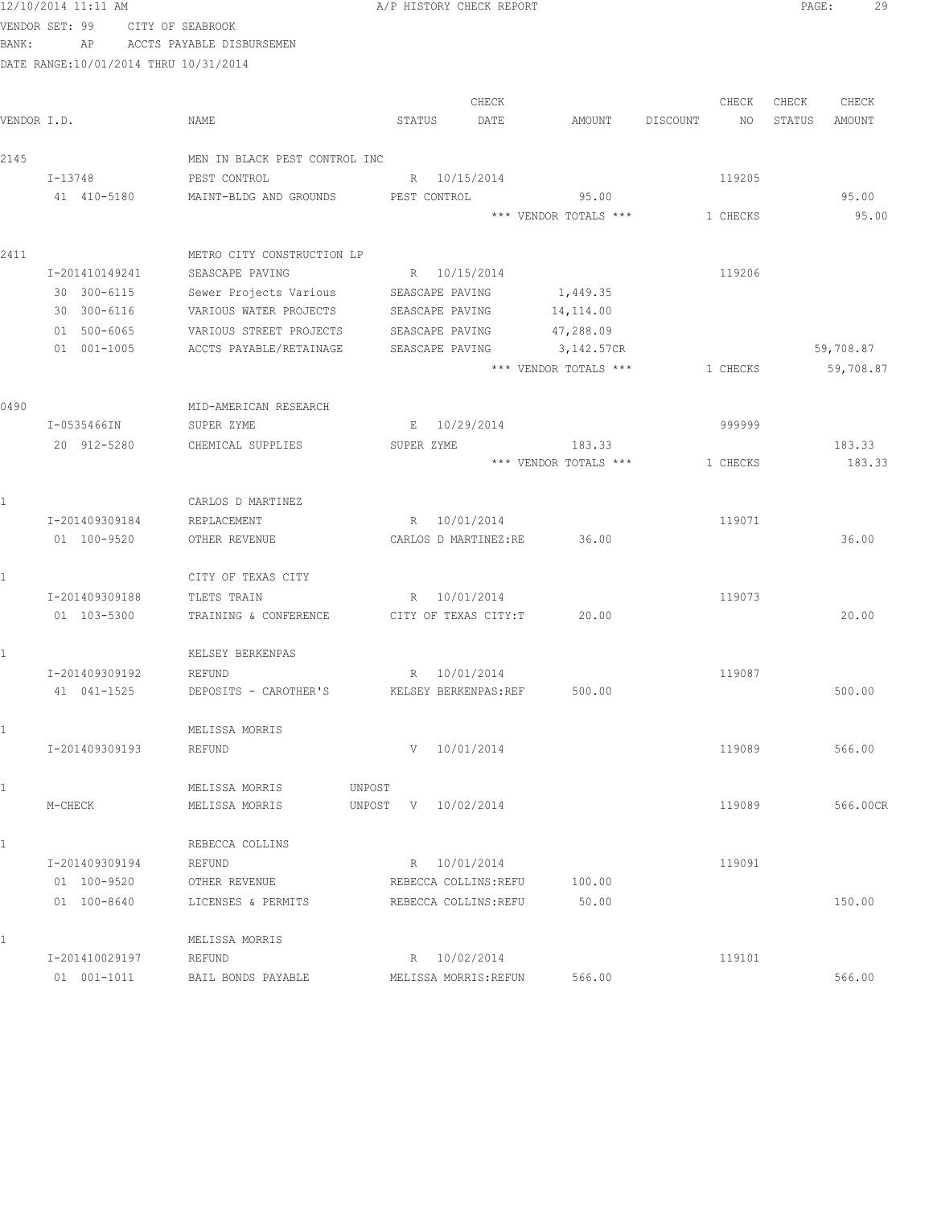12/10/2014 11:11 AM A/P HISTORY CHECK REPORT

VENDOR SET: 99 CITY OF SEABROOK
BANK: AP ACCTS PAYABLE DISBURSEMEN
DATE RANGE:10/01/2014 THRU 10/31/2014

| VENDOR I.D. | NAME | STATUS | CHECK DATE | AMOUNT | DISCOUNT | CHECK NO | CHECK STATUS | CHECK AMOUNT |
|---|---|---|---|---|---|---|---|---|
| 2145 | MEN IN BLACK PEST CONTROL INC | | | | | | | |
| I-13748 | PEST CONTROL | R | 10/15/2014 | | | 119205 | | |
| 41 410-5180 | MAINT-BLDG AND GROUNDS | PEST CONTROL | | 95.00 | | | | 95.00 |
| | | | | *** VENDOR TOTALS *** | | 1 CHECKS | | 95.00 |
| 2411 | METRO CITY CONSTRUCTION LP | | | | | | | |
| I-201410149241 | SEASCAPE PAVING | R | 10/15/2014 | | | 119206 | | |
| 30 300-6115 | Sewer Projects Various | SEASCAPE PAVING | | 1,449.35 | | | | |
| 30 300-6116 | VARIOUS WATER PROJECTS | SEASCAPE PAVING | | 14,114.00 | | | | |
| 01 500-6065 | VARIOUS STREET PROJECTS | SEASCAPE PAVING | | 47,288.09 | | | | |
| 01 001-1005 | ACCTS PAYABLE/RETAINAGE | SEASCAPE PAVING | | 3,142.57CR | | | | 59,708.87 |
| | | | | *** VENDOR TOTALS *** | | 1 CHECKS | | 59,708.87 |
| 0490 | MID-AMERICAN RESEARCH | | | | | | | |
| I-0535466IN | SUPER ZYME | E | 10/29/2014 | | | 999999 | | |
| 20 912-5280 | CHEMICAL SUPPLIES | SUPER ZYME | | 183.33 | | | | 183.33 |
| | | | | *** VENDOR TOTALS *** | | 1 CHECKS | | 183.33 |
| 1 | CARLOS D MARTINEZ | | | | | | | |
| I-201409309184 | REPLACEMENT | R | 10/01/2014 | | | 119071 | | |
| 01 100-9520 | OTHER REVENUE | CARLOS D MARTINEZ:RE | | 36.00 | | | | 36.00 |
| 1 | CITY OF TEXAS CITY | | | | | | | |
| I-201409309188 | TLETS TRAIN | R | 10/01/2014 | | | 119073 | | |
| 01 103-5300 | TRAINING & CONFERENCE | CITY OF TEXAS CITY:T | | 20.00 | | | | 20.00 |
| 1 | KELSEY BERKENPAS | | | | | | | |
| I-201409309192 | REFUND | R | 10/01/2014 | | | 119087 | | |
| 41 041-1525 | DEPOSITS - CAROTHER'S | KELSEY BERKENPAS:REF | | 500.00 | | | | 500.00 |
| 1 | MELISSA MORRIS | | | | | | | |
| I-201409309193 | REFUND | V | 10/01/2014 | | | 119089 | | 566.00 |
| 1 | MELISSA MORRIS UNPOST | | | | | | | |
| M-CHECK | MELISSA MORRIS | UNPOST V | 10/02/2014 | | | 119089 | | 566.00CR |
| 1 | REBECCA COLLINS | | | | | | | |
| I-201409309194 | REFUND | R | 10/01/2014 | | | 119091 | | |
| 01 100-9520 | OTHER REVENUE | REBECCA COLLINS:REFU | | 100.00 | | | | |
| 01 100-8640 | LICENSES & PERMITS | REBECCA COLLINS:REFU | | 50.00 | | | | 150.00 |
| 1 | MELISSA MORRIS | | | | | | | |
| I-201410029197 | REFUND | R | 10/02/2014 | | | 119101 | | |
| 01 001-1011 | BAIL BONDS PAYABLE | MELISSA MORRIS:REFUN | | 566.00 | | | | 566.00 |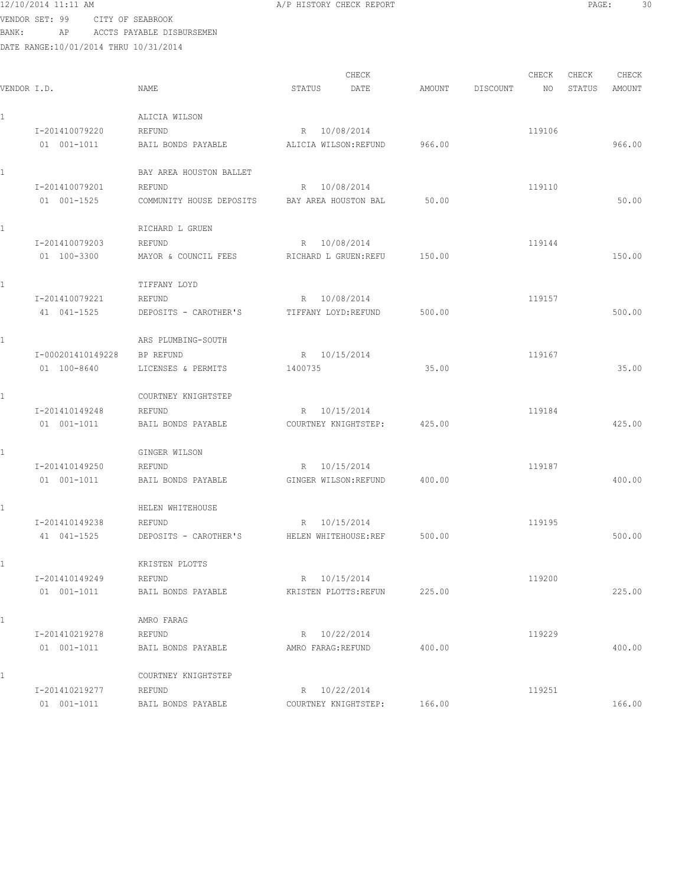12/10/2014 11:11 AM A/P HISTORY CHECK REPORT

VENDOR SET: 99 CITY OF SEABROOK
BANK: AP ACCTS PAYABLE DISBURSEMEN
DATE RANGE:10/01/2014 THRU 10/31/2014

| VENDOR I.D. | NAME | STATUS | CHECK DATE | AMOUNT | DISCOUNT | CHECK NO | CHECK STATUS | CHECK AMOUNT |
|---|---|---|---|---|---|---|---|---|
| 1 | ALICIA WILSON | | | | | | | |
| I-201410079220 | REFUND | R | 10/08/2014 | | | 119106 | | |
| 01 001-1011 | BAIL BONDS PAYABLE | ALICIA WILSON:REFUND | | 966.00 | | | | 966.00 |
| 1 | BAY AREA HOUSTON BALLET | | | | | | | |
| I-201410079201 | REFUND | R | 10/08/2014 | | | 119110 | | |
| 01 001-1525 | COMMUNITY HOUSE DEPOSITS | BAY AREA HOUSTON BAL | | 50.00 | | | | 50.00 |
| 1 | RICHARD L GRUEN | | | | | | | |
| I-201410079203 | REFUND | R | 10/08/2014 | | | 119144 | | |
| 01 100-3300 | MAYOR & COUNCIL FEES | RICHARD L GRUEN:REFU | | 150.00 | | | | 150.00 |
| 1 | TIFFANY LOYD | | | | | | | |
| I-201410079221 | REFUND | R | 10/08/2014 | | | 119157 | | |
| 41 041-1525 | DEPOSITS - CAROTHER'S | TIFFANY LOYD:REFUND | | 500.00 | | | | 500.00 |
| 1 | ARS PLUMBING-SOUTH | | | | | | | |
| I-000201410149228 | BP REFUND | R | 10/15/2014 | | | 119167 | | |
| 01 100-8640 | LICENSES & PERMITS | 1400735 | | 35.00 | | | | 35.00 |
| 1 | COURTNEY KNIGHTSTEP | | | | | | | |
| I-201410149248 | REFUND | R | 10/15/2014 | | | 119184 | | |
| 01 001-1011 | BAIL BONDS PAYABLE | COURTNEY KNIGHTSTEP: | | 425.00 | | | | 425.00 |
| 1 | GINGER WILSON | | | | | | | |
| I-201410149250 | REFUND | R | 10/15/2014 | | | 119187 | | |
| 01 001-1011 | BAIL BONDS PAYABLE | GINGER WILSON:REFUND | | 400.00 | | | | 400.00 |
| 1 | HELEN WHITEHOUSE | | | | | | | |
| I-201410149238 | REFUND | R | 10/15/2014 | | | 119195 | | |
| 41 041-1525 | DEPOSITS - CAROTHER'S | HELEN WHITEHOUSE:REF | | 500.00 | | | | 500.00 |
| 1 | KRISTEN PLOTTS | | | | | | | |
| I-201410149249 | REFUND | R | 10/15/2014 | | | 119200 | | |
| 01 001-1011 | BAIL BONDS PAYABLE | KRISTEN PLOTTS:REFUN | | 225.00 | | | | 225.00 |
| 1 | AMRO FARAG | | | | | | | |
| I-201410219278 | REFUND | R | 10/22/2014 | | | 119229 | | |
| 01 001-1011 | BAIL BONDS PAYABLE | AMRO FARAG:REFUND | | 400.00 | | | | 400.00 |
| 1 | COURTNEY KNIGHTSTEP | | | | | | | |
| I-201410219277 | REFUND | R | 10/22/2014 | | | 119251 | | |
| 01 001-1011 | BAIL BONDS PAYABLE | COURTNEY KNIGHTSTEP: | | 166.00 | | | | 166.00 |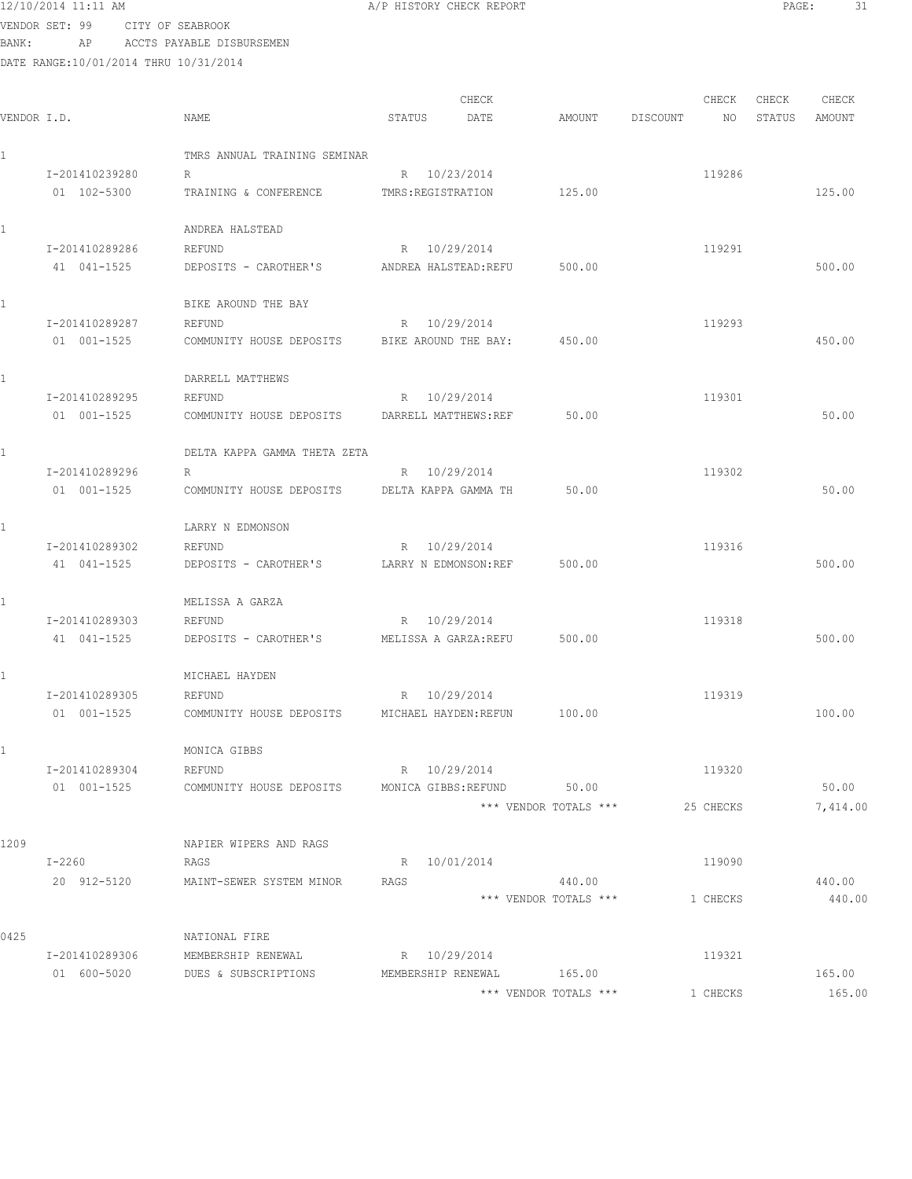12/10/2014 11:11 AM A/P HISTORY CHECK REPORT

VENDOR SET: 99 CITY OF SEABROOK
BANK: AP ACCTS PAYABLE DISBURSEMEN
DATE RANGE:10/01/2014 THRU 10/31/2014

| VENDOR I.D. | NAME | STATUS | CHECK DATE | AMOUNT | DISCOUNT | CHECK NO | CHECK STATUS | CHECK AMOUNT |
|---|---|---|---|---|---|---|---|---|
| 1 | TMRS ANNUAL TRAINING SEMINAR | | | | | | | |
| I-201410239280 | R | R | 10/23/2014 | | | 119286 | | |
| 01 102-5300 | TRAINING & CONFERENCE | TMRS:REGISTRATION | | 125.00 | | | | 125.00 |
| 1 | ANDREA HALSTEAD | | | | | | | |
| I-201410289286 | REFUND | R | 10/29/2014 | | | 119291 | | |
| 41 041-1525 | DEPOSITS - CAROTHER'S | ANDREA HALSTEAD:REFU | | 500.00 | | | | 500.00 |
| 1 | BIKE AROUND THE BAY | | | | | | | |
| I-201410289287 | REFUND | R | 10/29/2014 | | | 119293 | | |
| 01 001-1525 | COMMUNITY HOUSE DEPOSITS | BIKE AROUND THE BAY: | | 450.00 | | | | 450.00 |
| 1 | DARRELL MATTHEWS | | | | | | | |
| I-201410289295 | REFUND | R | 10/29/2014 | | | 119301 | | |
| 01 001-1525 | COMMUNITY HOUSE DEPOSITS | DARRELL MATTHEWS:REF | | 50.00 | | | | 50.00 |
| 1 | DELTA KAPPA GAMMA THETA ZETA | | | | | | | |
| I-201410289296 | R | R | 10/29/2014 | | | 119302 | | |
| 01 001-1525 | COMMUNITY HOUSE DEPOSITS | DELTA KAPPA GAMMA TH | | 50.00 | | | | 50.00 |
| 1 | LARRY N EDMONSON | | | | | | | |
| I-201410289302 | REFUND | R | 10/29/2014 | | | 119316 | | |
| 41 041-1525 | DEPOSITS - CAROTHER'S | LARRY N EDMONSON:REF | | 500.00 | | | | 500.00 |
| 1 | MELISSA A GARZA | | | | | | | |
| I-201410289303 | REFUND | R | 10/29/2014 | | | 119318 | | |
| 41 041-1525 | DEPOSITS - CAROTHER'S | MELISSA A GARZA:REFU | | 500.00 | | | | 500.00 |
| 1 | MICHAEL HAYDEN | | | | | | | |
| I-201410289305 | REFUND | R | 10/29/2014 | | | 119319 | | |
| 01 001-1525 | COMMUNITY HOUSE DEPOSITS | MICHAEL HAYDEN:REFUN | | 100.00 | | | | 100.00 |
| 1 | MONICA GIBBS | | | | | | | |
| I-201410289304 | REFUND | R | 10/29/2014 | | | 119320 | | |
| 01 001-1525 | COMMUNITY HOUSE DEPOSITS | MONICA GIBBS:REFUND | | 50.00 | | | | 50.00 |
| | | | | *** VENDOR TOTALS *** | | 25 CHECKS | | 7,414.00 |
| 1209 | NAPIER WIPERS AND RAGS | | | | | | | |
| I-2260 | RAGS | R | 10/01/2014 | | | 119090 | | |
| 20 912-5120 | MAINT-SEWER SYSTEM MINOR | RAGS | | 440.00 | | | | 440.00 |
| | | | | *** VENDOR TOTALS *** | | 1 CHECKS | | 440.00 |
| 0425 | NATIONAL FIRE | | | | | | | |
| I-201410289306 | MEMBERSHIP RENEWAL | R | 10/29/2014 | | | 119321 | | |
| 01 600-5020 | DUES & SUBSCRIPTIONS | MEMBERSHIP RENEWAL | | 165.00 | | | | 165.00 |
| | | | | *** VENDOR TOTALS *** | | 1 CHECKS | | 165.00 |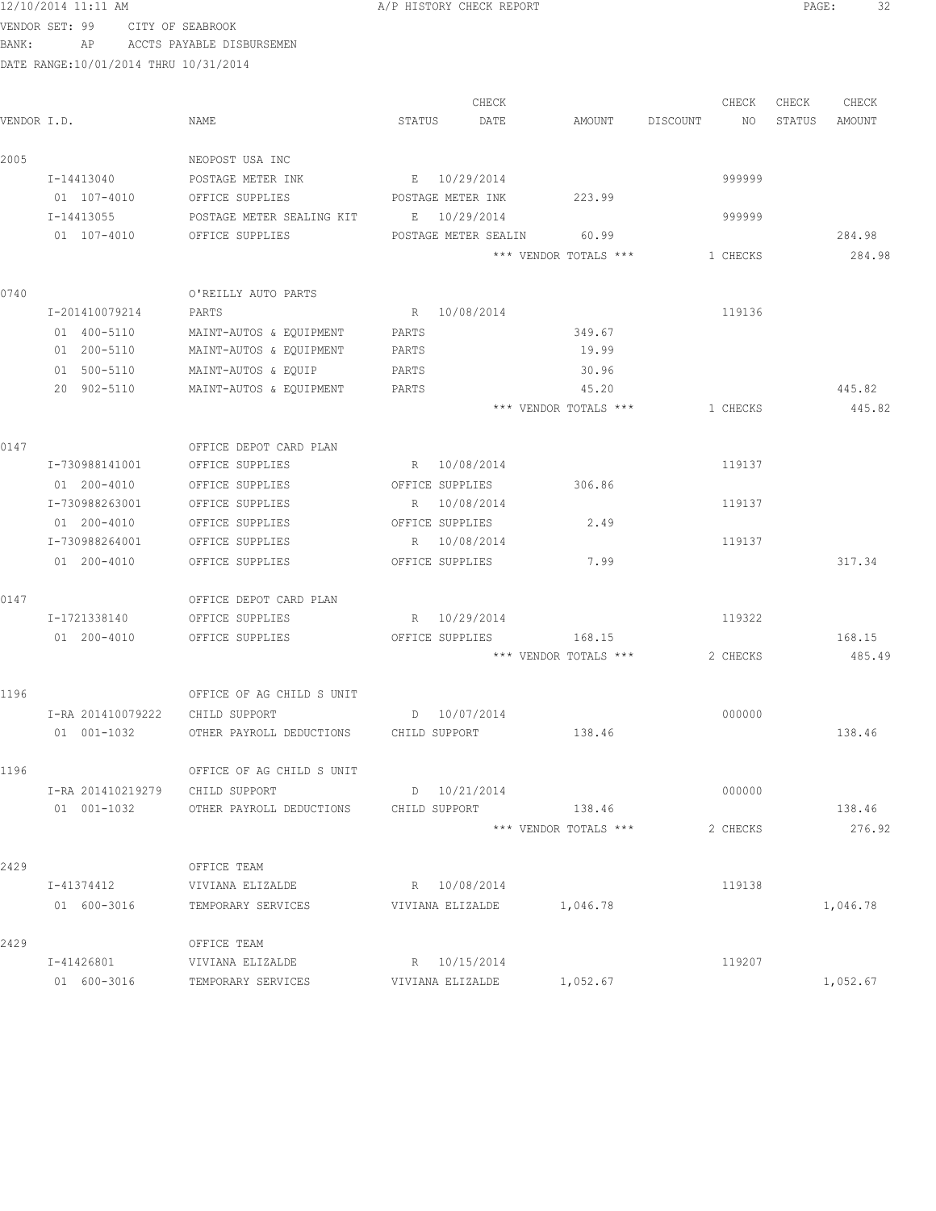12/10/2014 11:11 AM — A/P HISTORY CHECK REPORT

VENDOR SET: 99 CITY OF SEABROOK
BANK: AP ACCTS PAYABLE DISBURSEMEN
DATE RANGE:10/01/2014 THRU 10/31/2014

| VENDOR I.D. | NAME | STATUS | CHECK DATE | AMOUNT | DISCOUNT | CHECK NO | CHECK STATUS | CHECK AMOUNT |
|---|---|---|---|---|---|---|---|---|
| 2005 | NEOPOST USA INC | | | | | | | |
| I-14413040 | POSTAGE METER INK | E | 10/29/2014 | | | 999999 | | |
| 01 107-4010 | OFFICE SUPPLIES | POSTAGE METER INK | | 223.99 | | | | |
| I-14413055 | POSTAGE METER SEALING KIT | E | 10/29/2014 | | | 999999 | | |
| 01 107-4010 | OFFICE SUPPLIES | POSTAGE METER SEALIN | | 60.99 | | | | 284.98 |
| | | | | *** VENDOR TOTALS *** | | 1 CHECKS | | 284.98 |
| 0740 | O'REILLY AUTO PARTS | | | | | | | |
| I-201410079214 | PARTS | R | 10/08/2014 | | | 119136 | | |
| 01 400-5110 | MAINT-AUTOS & EQUIPMENT | PARTS | | 349.67 | | | | |
| 01 200-5110 | MAINT-AUTOS & EQUIPMENT | PARTS | | 19.99 | | | | |
| 01 500-5110 | MAINT-AUTOS & EQUIP | PARTS | | 30.96 | | | | |
| 20 902-5110 | MAINT-AUTOS & EQUIPMENT | PARTS | | 45.20 | | | | 445.82 |
| | | | | *** VENDOR TOTALS *** | | 1 CHECKS | | 445.82 |
| 0147 | OFFICE DEPOT CARD PLAN | | | | | | | |
| I-730988141001 | OFFICE SUPPLIES | R | 10/08/2014 | | | 119137 | | |
| 01 200-4010 | OFFICE SUPPLIES | OFFICE SUPPLIES | | 306.86 | | | | |
| I-730988263001 | OFFICE SUPPLIES | R | 10/08/2014 | | | 119137 | | |
| 01 200-4010 | OFFICE SUPPLIES | OFFICE SUPPLIES | | 2.49 | | | | |
| I-730988264001 | OFFICE SUPPLIES | R | 10/08/2014 | | | 119137 | | |
| 01 200-4010 | OFFICE SUPPLIES | OFFICE SUPPLIES | | 7.99 | | | | 317.34 |
| 0147 | OFFICE DEPOT CARD PLAN | | | | | | | |
| I-1721338140 | OFFICE SUPPLIES | R | 10/29/2014 | | | 119322 | | |
| 01 200-4010 | OFFICE SUPPLIES | OFFICE SUPPLIES | | 168.15 | | | | 168.15 |
| | | | | *** VENDOR TOTALS *** | | 2 CHECKS | | 485.49 |
| 1196 | OFFICE OF AG CHILD S UNIT | | | | | | | |
| I-RA 201410079222 | CHILD SUPPORT | D | 10/07/2014 | | | 000000 | | |
| 01 001-1032 | OTHER PAYROLL DEDUCTIONS | CHILD SUPPORT | | 138.46 | | | | 138.46 |
| 1196 | OFFICE OF AG CHILD S UNIT | | | | | | | |
| I-RA 201410219279 | CHILD SUPPORT | D | 10/21/2014 | | | 000000 | | |
| 01 001-1032 | OTHER PAYROLL DEDUCTIONS | CHILD SUPPORT | | 138.46 | | | | 138.46 |
| | | | | *** VENDOR TOTALS *** | | 2 CHECKS | | 276.92 |
| 2429 | OFFICE TEAM | | | | | | | |
| I-41374412 | VIVIANA ELIZALDE | R | 10/08/2014 | | | 119138 | | |
| 01 600-3016 | TEMPORARY SERVICES | VIVIANA ELIZALDE | | 1,046.78 | | | | 1,046.78 |
| 2429 | OFFICE TEAM | | | | | | | |
| I-41426801 | VIVIANA ELIZALDE | R | 10/15/2014 | | | 119207 | | |
| 01 600-3016 | TEMPORARY SERVICES | VIVIANA ELIZALDE | | 1,052.67 | | | | 1,052.67 |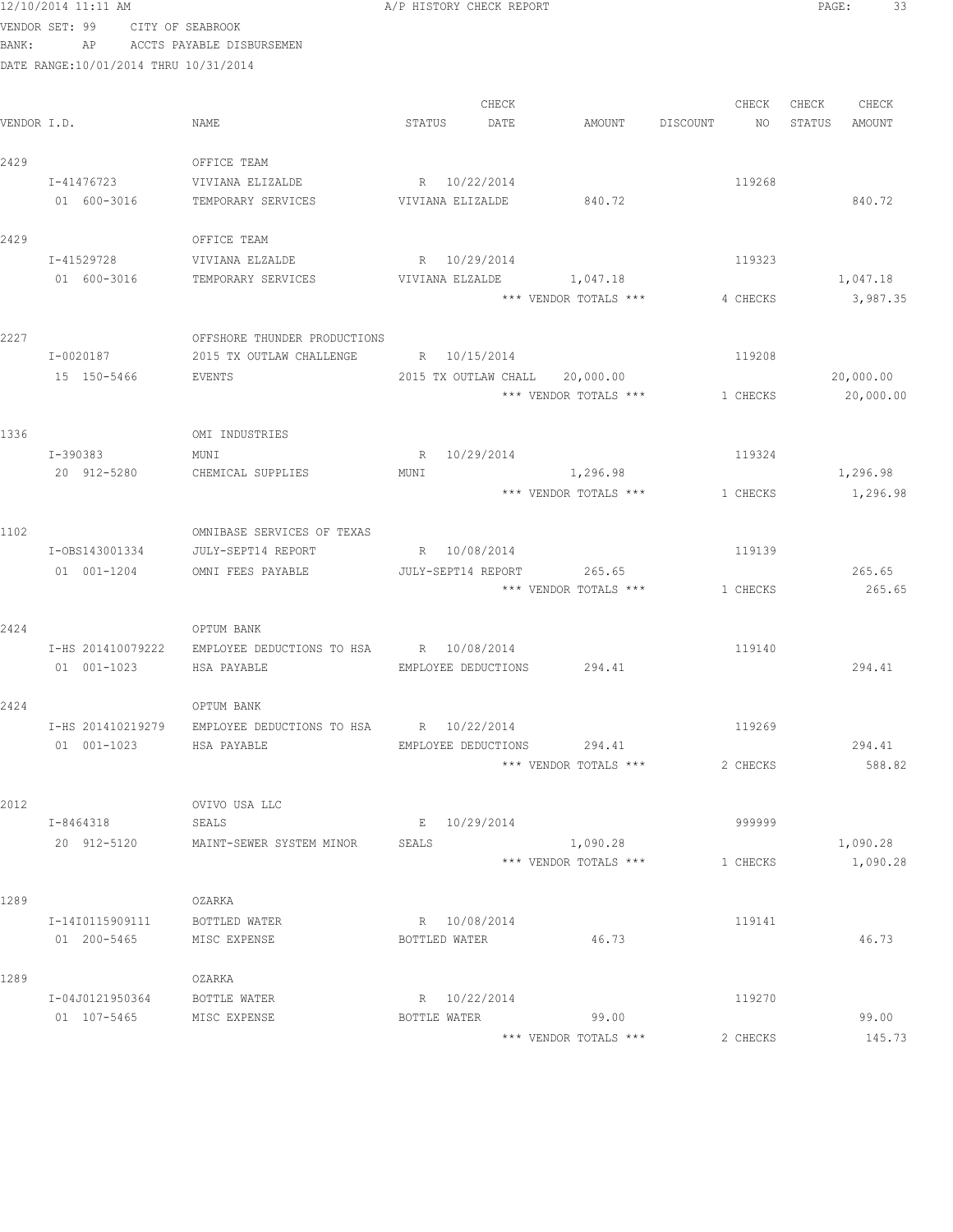12/10/2014 11:11 AM A/P HISTORY CHECK REPORT

VENDOR SET: 99 CITY OF SEABROOK
BANK: AP ACCTS PAYABLE DISBURSEMEN
DATE RANGE:10/01/2014 THRU 10/31/2014

| VENDOR I.D. | NAME | STATUS | CHECK DATE | AMOUNT | DISCOUNT | CHECK NO | CHECK STATUS | CHECK AMOUNT |
|---|---|---|---|---|---|---|---|---|
| 2429 | OFFICE TEAM | | | | | | | |
| I-41476723 | VIVIANA ELIZALDE | R | 10/22/2014 | | | 119268 | | |
| 01 600-3016 | TEMPORARY SERVICES | VIVIANA ELIZALDE | | 840.72 | | | | 840.72 |
| 2429 | OFFICE TEAM | | | | | | | |
| I-41529728 | VIVIANA ELZALDE | R | 10/29/2014 | | | 119323 | | |
| 01 600-3016 | TEMPORARY SERVICES | VIVIANA ELZALDE | | 1,047.18 | | | | 1,047.18 |
| | | | | *** VENDOR TOTALS *** | | 4 CHECKS | | 3,987.35 |
| 2227 | OFFSHORE THUNDER PRODUCTIONS | | | | | | | |
| I-0020187 | 2015 TX OUTLAW CHALLENGE | R | 10/15/2014 | | | 119208 | | |
| 15 150-5466 | EVENTS | 2015 TX OUTLAW CHALL | | 20,000.00 | | | | 20,000.00 |
| | | | | *** VENDOR TOTALS *** | | 1 CHECKS | | 20,000.00 |
| 1336 | OMI INDUSTRIES | | | | | | | |
| I-390383 | MUNI | R | 10/29/2014 | | | 119324 | | |
| 20 912-5280 | CHEMICAL SUPPLIES | MUNI | | 1,296.98 | | | | 1,296.98 |
| | | | | *** VENDOR TOTALS *** | | 1 CHECKS | | 1,296.98 |
| 1102 | OMNIBASE SERVICES OF TEXAS | | | | | | | |
| I-OBS143001334 | JULY-SEPT14 REPORT | R | 10/08/2014 | | | 119139 | | |
| 01 001-1204 | OMNI FEES PAYABLE | JULY-SEPT14 REPORT | | 265.65 | | | | 265.65 |
| | | | | *** VENDOR TOTALS *** | | 1 CHECKS | | 265.65 |
| 2424 | OPTUM BANK | | | | | | | |
| I-HS 201410079222 | EMPLOYEE DEDUCTIONS TO HSA | R | 10/08/2014 | | | 119140 | | |
| 01 001-1023 | HSA PAYABLE | EMPLOYEE DEDUCTIONS | | 294.41 | | | | 294.41 |
| 2424 | OPTUM BANK | | | | | | | |
| I-HS 201410219279 | EMPLOYEE DEDUCTIONS TO HSA | R | 10/22/2014 | | | 119269 | | |
| 01 001-1023 | HSA PAYABLE | EMPLOYEE DEDUCTIONS | | 294.41 | | | | 294.41 |
| | | | | *** VENDOR TOTALS *** | | 2 CHECKS | | 588.82 |
| 2012 | OVIVO USA LLC | | | | | | | |
| I-8464318 | SEALS | E | 10/29/2014 | | | 999999 | | |
| 20 912-5120 | MAINT-SEWER SYSTEM MINOR | SEALS | | 1,090.28 | | | | 1,090.28 |
| | | | | *** VENDOR TOTALS *** | | 1 CHECKS | | 1,090.28 |
| 1289 | OZARKA | | | | | | | |
| I-14I0115909111 | BOTTLED WATER | R | 10/08/2014 | | | 119141 | | |
| 01 200-5465 | MISC EXPENSE | BOTTLED WATER | | 46.73 | | | | 46.73 |
| 1289 | OZARKA | | | | | | | |
| I-04J0121950364 | BOTTLE WATER | R | 10/22/2014 | | | 119270 | | |
| 01 107-5465 | MISC EXPENSE | BOTTLE WATER | | 99.00 | | | | 99.00 |
| | | | | *** VENDOR TOTALS *** | | 2 CHECKS | | 145.73 |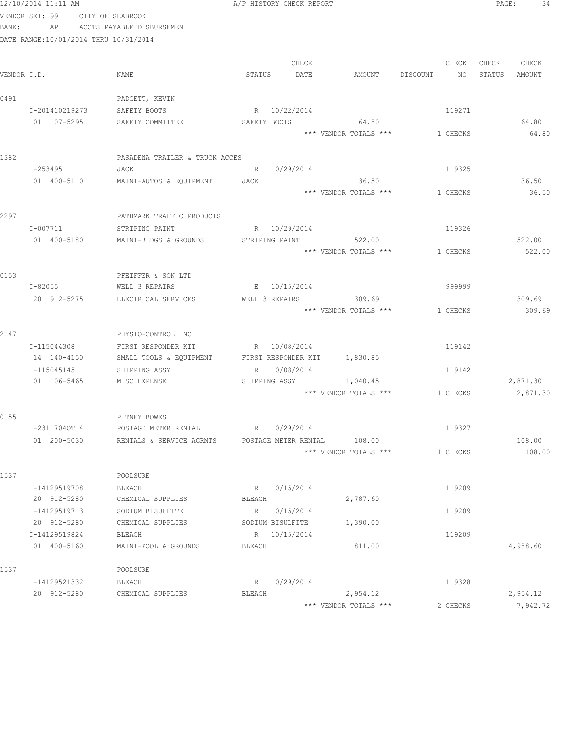A/P HISTORY CHECK REPORT

VENDOR SET: 99 CITY OF SEABROOK
BANK: AP ACCTS PAYABLE DISBURSEMEN
DATE RANGE:10/01/2014 THRU 10/31/2014

| VENDOR I.D. | NAME | STATUS | CHECK DATE | AMOUNT | DISCOUNT | CHECK NO | CHECK STATUS | CHECK AMOUNT |
|---|---|---|---|---|---|---|---|---|
| 0491 | PADGETT, KEVIN | | | | | | | |
| I-201410219273 | SAFETY BOOTS | R | 10/22/2014 | | | 119271 | | |
| 01 107-5295 | SAFETY COMMITTEE | SAFETY BOOTS | | 64.80 | | | | 64.80 |
| | | | | *** VENDOR TOTALS *** | | 1 CHECKS | | 64.80 |
| 1382 | PASADENA TRAILER & TRUCK ACCES | | | | | | | |
| I-253495 | JACK | R | 10/29/2014 | | | 119325 | | |
| 01 400-5110 | MAINT-AUTOS & EQUIPMENT | JACK | | 36.50 | | | | 36.50 |
| | | | | *** VENDOR TOTALS *** | | 1 CHECKS | | 36.50 |
| 2297 | PATHMARK TRAFFIC PRODUCTS | | | | | | | |
| I-007711 | STRIPING PAINT | R | 10/29/2014 | | | 119326 | | |
| 01 400-5180 | MAINT-BLDGS & GROUNDS | STRIPING PAINT | | 522.00 | | | | 522.00 |
| | | | | *** VENDOR TOTALS *** | | 1 CHECKS | | 522.00 |
| 0153 | PFEIFFER & SON LTD | | | | | | | |
| I-82055 | WELL 3 REPAIRS | E | 10/15/2014 | | | 999999 | | |
| 20 912-5275 | ELECTRICAL SERVICES | WELL 3 REPAIRS | | 309.69 | | | | 309.69 |
| | | | | *** VENDOR TOTALS *** | | 1 CHECKS | | 309.69 |
| 2147 | PHYSIO-CONTROL INC | | | | | | | |
| I-115044308 | FIRST RESPONDER KIT | R | 10/08/2014 | | | 119142 | | |
| 14 140-4150 | SMALL TOOLS & EQUIPMENT | FIRST RESPONDER KIT | | 1,830.85 | | | | |
| I-115045145 | SHIPPING ASSY | R | 10/08/2014 | | | 119142 | | |
| 01 106-5465 | MISC EXPENSE | SHIPPING ASSY | | 1,040.45 | | | | 2,871.30 |
| | | | | *** VENDOR TOTALS *** | | 1 CHECKS | | 2,871.30 |
| 0155 | PITNEY BOWES | | | | | | | |
| I-2311704OT14 | POSTAGE METER RENTAL | R | 10/29/2014 | | | 119327 | | |
| 01 200-5030 | RENTALS & SERVICE AGRMTS | POSTAGE METER RENTAL | | 108.00 | | | | 108.00 |
| | | | | *** VENDOR TOTALS *** | | 1 CHECKS | | 108.00 |
| 1537 | POOLSURE | | | | | | | |
| I-14129519708 | BLEACH | R | 10/15/2014 | | | 119209 | | |
| 20 912-5280 | CHEMICAL SUPPLIES | BLEACH | | 2,787.60 | | | | |
| I-14129519713 | SODIUM BISULFITE | R | 10/15/2014 | | | 119209 | | |
| 20 912-5280 | CHEMICAL SUPPLIES | SODIUM BISULFITE | | 1,390.00 | | | | |
| I-14129519824 | BLEACH | R | 10/15/2014 | | | 119209 | | |
| 01 400-5160 | MAINT-POOL & GROUNDS | BLEACH | | 811.00 | | | | 4,988.60 |
| 1537 | POOLSURE | | | | | | | |
| I-14129521332 | BLEACH | R | 10/29/2014 | | | 119328 | | |
| 20 912-5280 | CHEMICAL SUPPLIES | BLEACH | | 2,954.12 | | | | 2,954.12 |
| | | | | *** VENDOR TOTALS *** | | 2 CHECKS | | 7,942.72 |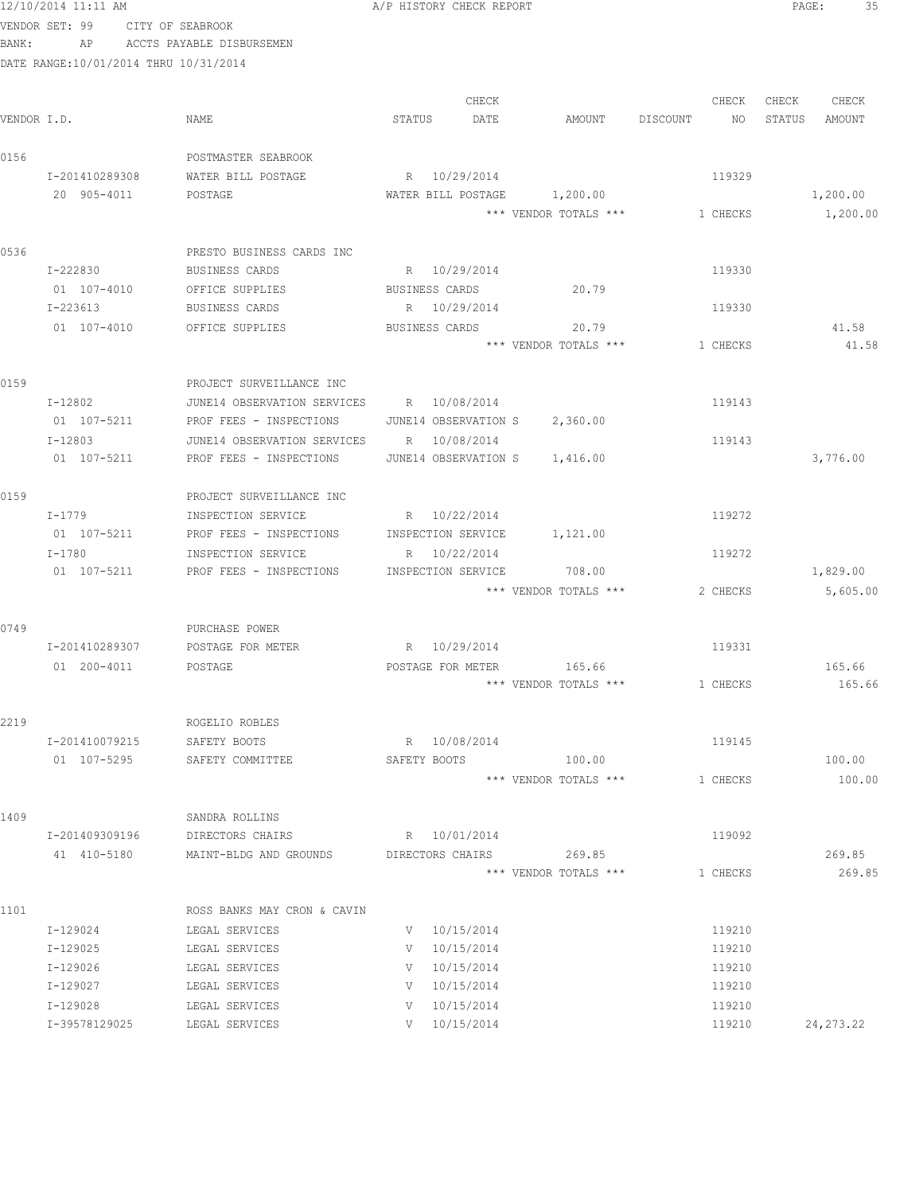12/10/2014 11:11 AM A/P HISTORY CHECK REPORT

VENDOR SET: 99 CITY OF SEABROOK
BANK: AP ACCTS PAYABLE DISBURSEMEN
DATE RANGE:10/01/2014 THRU 10/31/2014

| VENDOR I.D. | NAME | STATUS | CHECK DATE | AMOUNT | DISCOUNT | CHECK NO | CHECK STATUS | CHECK AMOUNT |
|---|---|---|---|---|---|---|---|---|
| 0156 | POSTMASTER SEABROOK | | | | | | | |
| I-201410289308 | WATER BILL POSTAGE | R | 10/29/2014 | | | 119329 | | |
| 20 905-4011 | POSTAGE | WATER BILL POSTAGE | | 1,200.00 | | | | 1,200.00 |
| | | | | *** VENDOR TOTALS *** | | 1 CHECKS | | 1,200.00 |
| 0536 | PRESTO BUSINESS CARDS INC | | | | | | | |
| I-222830 | BUSINESS CARDS | R | 10/29/2014 | | | 119330 | | |
| 01 107-4010 | OFFICE SUPPLIES | BUSINESS CARDS | | 20.79 | | | | |
| I-223613 | BUSINESS CARDS | R | 10/29/2014 | | | 119330 | | |
| 01 107-4010 | OFFICE SUPPLIES | BUSINESS CARDS | | 20.79 | | | | 41.58 |
| | | | | *** VENDOR TOTALS *** | | 1 CHECKS | | 41.58 |
| 0159 | PROJECT SURVEILLANCE INC | | | | | | | |
| I-12802 | JUNE14 OBSERVATION SERVICES | R | 10/08/2014 | | | 119143 | | |
| 01 107-5211 | PROF FEES - INSPECTIONS | JUNE14 OBSERVATION S | | 2,360.00 | | | | |
| I-12803 | JUNE14 OBSERVATION SERVICES | R | 10/08/2014 | | | 119143 | | |
| 01 107-5211 | PROF FEES - INSPECTIONS | JUNE14 OBSERVATION S | | 1,416.00 | | | | 3,776.00 |
| 0159 | PROJECT SURVEILLANCE INC | | | | | | | |
| I-1779 | INSPECTION SERVICE | R | 10/22/2014 | | | 119272 | | |
| 01 107-5211 | PROF FEES - INSPECTIONS | INSPECTION SERVICE | | 1,121.00 | | | | |
| I-1780 | INSPECTION SERVICE | R | 10/22/2014 | | | 119272 | | |
| 01 107-5211 | PROF FEES - INSPECTIONS | INSPECTION SERVICE | | 708.00 | | | | 1,829.00 |
| | | | | *** VENDOR TOTALS *** | | 2 CHECKS | | 5,605.00 |
| 0749 | PURCHASE POWER | | | | | | | |
| I-201410289307 | POSTAGE FOR METER | R | 10/29/2014 | | | 119331 | | |
| 01 200-4011 | POSTAGE | POSTAGE FOR METER | | 165.66 | | | | 165.66 |
| | | | | *** VENDOR TOTALS *** | | 1 CHECKS | | 165.66 |
| 2219 | ROGELIO ROBLES | | | | | | | |
| I-201410079215 | SAFETY BOOTS | R | 10/08/2014 | | | 119145 | | |
| 01 107-5295 | SAFETY COMMITTEE | SAFETY BOOTS | | 100.00 | | | | 100.00 |
| | | | | *** VENDOR TOTALS *** | | 1 CHECKS | | 100.00 |
| 1409 | SANDRA ROLLINS | | | | | | | |
| I-201409309196 | DIRECTORS CHAIRS | R | 10/01/2014 | | | 119092 | | |
| 41 410-5180 | MAINT-BLDG AND GROUNDS | DIRECTORS CHAIRS | | 269.85 | | | | 269.85 |
| | | | | *** VENDOR TOTALS *** | | 1 CHECKS | | 269.85 |
| 1101 | ROSS BANKS MAY CRON & CAVIN | | | | | | | |
| I-129024 | LEGAL SERVICES | V | 10/15/2014 | | | 119210 | | |
| I-129025 | LEGAL SERVICES | V | 10/15/2014 | | | 119210 | | |
| I-129026 | LEGAL SERVICES | V | 10/15/2014 | | | 119210 | | |
| I-129027 | LEGAL SERVICES | V | 10/15/2014 | | | 119210 | | |
| I-129028 | LEGAL SERVICES | V | 10/15/2014 | | | 119210 | | |
| I-39578129025 | LEGAL SERVICES | V | 10/15/2014 | | | 119210 | | 24,273.22 |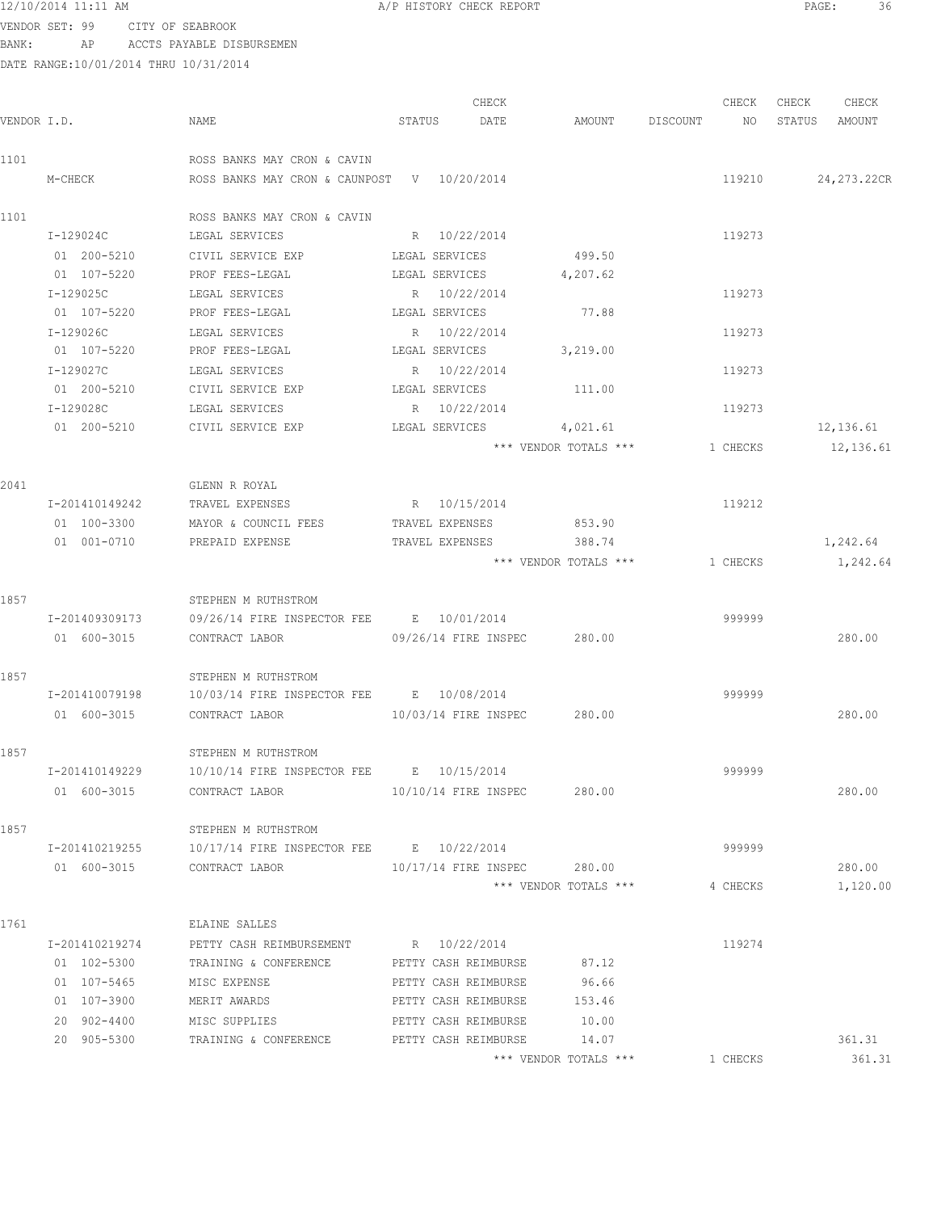12/10/2014 11:11 AM A/P HISTORY CHECK REPORT

VENDOR SET: 99 CITY OF SEABROOK
BANK: AP ACCTS PAYABLE DISBURSEMEN
DATE RANGE:10/01/2014 THRU 10/31/2014

| VENDOR I.D. | NAME | STATUS | CHECK DATE | AMOUNT | DISCOUNT | CHECK NO | CHECK STATUS | CHECK AMOUNT |
|---|---|---|---|---|---|---|---|---|
| 1101 | ROSS BANKS MAY CRON & CAVIN | | | | | | | |
| M-CHECK | ROSS BANKS MAY CRON & CAUNPOST | V | 10/20/2014 | | | 119210 | | 24,273.22CR |
| 1101 | ROSS BANKS MAY CRON & CAVIN | | | | | | | |
| I-129024C | LEGAL SERVICES | R | 10/22/2014 | | | 119273 | | |
| 01 200-5210 | CIVIL SERVICE EXP | LEGAL SERVICES | | 499.50 | | | | |
| 01 107-5220 | PROF FEES-LEGAL | LEGAL SERVICES | | 4,207.62 | | | | |
| I-129025C | LEGAL SERVICES | R | 10/22/2014 | | | 119273 | | |
| 01 107-5220 | PROF FEES-LEGAL | LEGAL SERVICES | | 77.88 | | | | |
| I-129026C | LEGAL SERVICES | R | 10/22/2014 | | | 119273 | | |
| 01 107-5220 | PROF FEES-LEGAL | LEGAL SERVICES | | 3,219.00 | | | | |
| I-129027C | LEGAL SERVICES | R | 10/22/2014 | | | 119273 | | |
| 01 200-5210 | CIVIL SERVICE EXP | LEGAL SERVICES | | 111.00 | | | | |
| I-129028C | LEGAL SERVICES | R | 10/22/2014 | | | 119273 | | |
| 01 200-5210 | CIVIL SERVICE EXP | LEGAL SERVICES | | 4,021.61 | | | | 12,136.61 |
| | | | | *** VENDOR TOTALS *** | | 1 CHECKS | | 12,136.61 |
| 2041 | GLENN R ROYAL | | | | | | | |
| I-201410149242 | TRAVEL EXPENSES | R | 10/15/2014 | | | 119212 | | |
| 01 100-3300 | MAYOR & COUNCIL FEES | TRAVEL EXPENSES | | 853.90 | | | | |
| 01 001-0710 | PREPAID EXPENSE | TRAVEL EXPENSES | | 388.74 | | | | 1,242.64 |
| | | | | *** VENDOR TOTALS *** | | 1 CHECKS | | 1,242.64 |
| 1857 | STEPHEN M RUTHSTROM | | | | | | | |
| I-201409309173 | 09/26/14 FIRE INSPECTOR FEE | E | 10/01/2014 | | | 999999 | | |
| 01 600-3015 | CONTRACT LABOR | 09/26/14 FIRE INSPEC | | 280.00 | | | | 280.00 |
| 1857 | STEPHEN M RUTHSTROM | | | | | | | |
| I-201410079198 | 10/03/14 FIRE INSPECTOR FEE | E | 10/08/2014 | | | 999999 | | |
| 01 600-3015 | CONTRACT LABOR | 10/03/14 FIRE INSPEC | | 280.00 | | | | 280.00 |
| 1857 | STEPHEN M RUTHSTROM | | | | | | | |
| I-201410149229 | 10/10/14 FIRE INSPECTOR FEE | E | 10/15/2014 | | | 999999 | | |
| 01 600-3015 | CONTRACT LABOR | 10/10/14 FIRE INSPEC | | 280.00 | | | | 280.00 |
| 1857 | STEPHEN M RUTHSTROM | | | | | | | |
| I-201410219255 | 10/17/14 FIRE INSPECTOR FEE | E | 10/22/2014 | | | 999999 | | |
| 01 600-3015 | CONTRACT LABOR | 10/17/14 FIRE INSPEC | | 280.00 | | | | 280.00 |
| | | | | *** VENDOR TOTALS *** | | 4 CHECKS | | 1,120.00 |
| 1761 | ELAINE SALLES | | | | | | | |
| I-201410219274 | PETTY CASH REIMBURSEMENT | R | 10/22/2014 | | | 119274 | | |
| 01 102-5300 | TRAINING & CONFERENCE | PETTY CASH REIMBURSE | | 87.12 | | | | |
| 01 107-5465 | MISC EXPENSE | PETTY CASH REIMBURSE | | 96.66 | | | | |
| 01 107-3900 | MERIT AWARDS | PETTY CASH REIMBURSE | | 153.46 | | | | |
| 20 902-4400 | MISC SUPPLIES | PETTY CASH REIMBURSE | | 10.00 | | | | |
| 20 905-5300 | TRAINING & CONFERENCE | PETTY CASH REIMBURSE | | 14.07 | | | | 361.31 |
| | | | | *** VENDOR TOTALS *** | | 1 CHECKS | | 361.31 |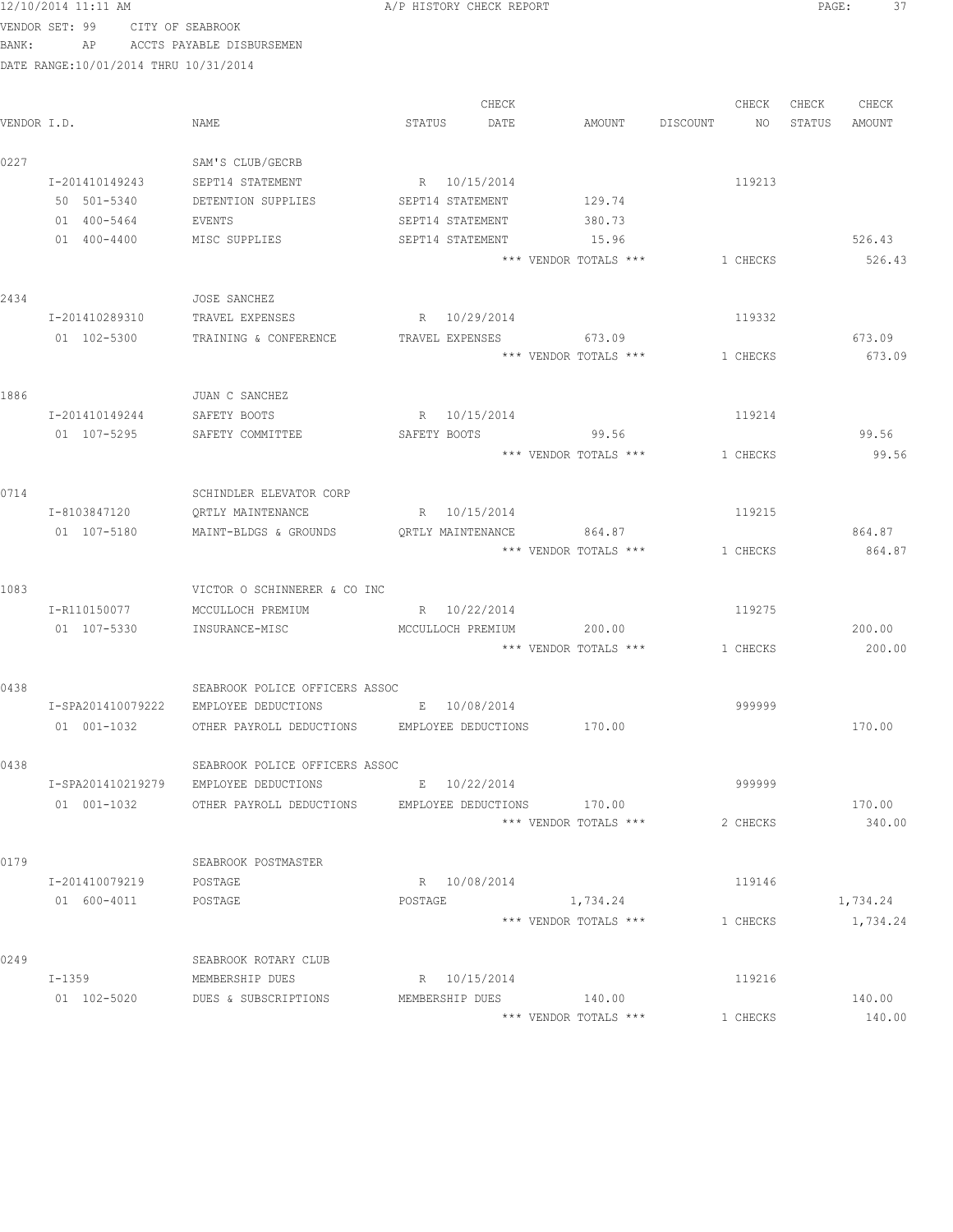12/10/2014 11:11 AM A/P HISTORY CHECK REPORT

VENDOR SET: 99 CITY OF SEABROOK
BANK: AP ACCTS PAYABLE DISBURSEMEN
DATE RANGE:10/01/2014 THRU 10/31/2014

| VENDOR I.D. | NAME | STATUS | CHECK DATE | AMOUNT | DISCOUNT | CHECK NO | CHECK STATUS | CHECK AMOUNT |
|---|---|---|---|---|---|---|---|---|
| 0227 | SAM'S CLUB/GECRB | | | | | | | |
| I-201410149243 | SEPT14 STATEMENT | R | 10/15/2014 | | | 119213 | | |
| 50 501-5340 | DETENTION SUPPLIES | SEPT14 STATEMENT | | 129.74 | | | | |
| 01 400-5464 | EVENTS | SEPT14 STATEMENT | | 380.73 | | | | |
| 01 400-4400 | MISC SUPPLIES | SEPT14 STATEMENT | | 15.96 | | | | 526.43 |
| | | | | *** VENDOR TOTALS *** | | 1 CHECKS | | 526.43 |
| 2434 | JOSE SANCHEZ | | | | | | | |
| I-201410289310 | TRAVEL EXPENSES | R | 10/29/2014 | | | 119332 | | |
| 01 102-5300 | TRAINING & CONFERENCE | TRAVEL EXPENSES | | 673.09 | | | | 673.09 |
| | | | | *** VENDOR TOTALS *** | | 1 CHECKS | | 673.09 |
| 1886 | JUAN C SANCHEZ | | | | | | | |
| I-201410149244 | SAFETY BOOTS | R | 10/15/2014 | | | 119214 | | |
| 01 107-5295 | SAFETY COMMITTEE | SAFETY BOOTS | | 99.56 | | | | 99.56 |
| | | | | *** VENDOR TOTALS *** | | 1 CHECKS | | 99.56 |
| 0714 | SCHINDLER ELEVATOR CORP | | | | | | | |
| I-8103847120 | QRTLY MAINTENANCE | R | 10/15/2014 | | | 119215 | | |
| 01 107-5180 | MAINT-BLDGS & GROUNDS | QRTLY MAINTENANCE | | 864.87 | | | | 864.87 |
| | | | | *** VENDOR TOTALS *** | | 1 CHECKS | | 864.87 |
| 1083 | VICTOR O SCHINNERER & CO INC | | | | | | | |
| I-R110150077 | MCCULLOCH PREMIUM | R | 10/22/2014 | | | 119275 | | |
| 01 107-5330 | INSURANCE-MISC | MCCULLOCH PREMIUM | | 200.00 | | | | 200.00 |
| | | | | *** VENDOR TOTALS *** | | 1 CHECKS | | 200.00 |
| 0438 | SEABROOK POLICE OFFICERS ASSOC | | | | | | | |
| I-SPA201410079222 | EMPLOYEE DEDUCTIONS | E | 10/08/2014 | | | 999999 | | |
| 01 001-1032 | OTHER PAYROLL DEDUCTIONS | EMPLOYEE DEDUCTIONS | | 170.00 | | | | 170.00 |
| 0438 | SEABROOK POLICE OFFICERS ASSOC | | | | | | | |
| I-SPA201410219279 | EMPLOYEE DEDUCTIONS | E | 10/22/2014 | | | 999999 | | |
| 01 001-1032 | OTHER PAYROLL DEDUCTIONS | EMPLOYEE DEDUCTIONS | | 170.00 | | | | 170.00 |
| | | | | *** VENDOR TOTALS *** | | 2 CHECKS | | 340.00 |
| 0179 | SEABROOK POSTMASTER | | | | | | | |
| I-201410079219 | POSTAGE | R | 10/08/2014 | | | 119146 | | |
| 01 600-4011 | POSTAGE | POSTAGE | | 1,734.24 | | | | 1,734.24 |
| | | | | *** VENDOR TOTALS *** | | 1 CHECKS | | 1,734.24 |
| 0249 | SEABROOK ROTARY CLUB | | | | | | | |
| I-1359 | MEMBERSHIP DUES | R | 10/15/2014 | | | 119216 | | |
| 01 102-5020 | DUES & SUBSCRIPTIONS | MEMBERSHIP DUES | | 140.00 | | | | 140.00 |
| | | | | *** VENDOR TOTALS *** | | 1 CHECKS | | 140.00 |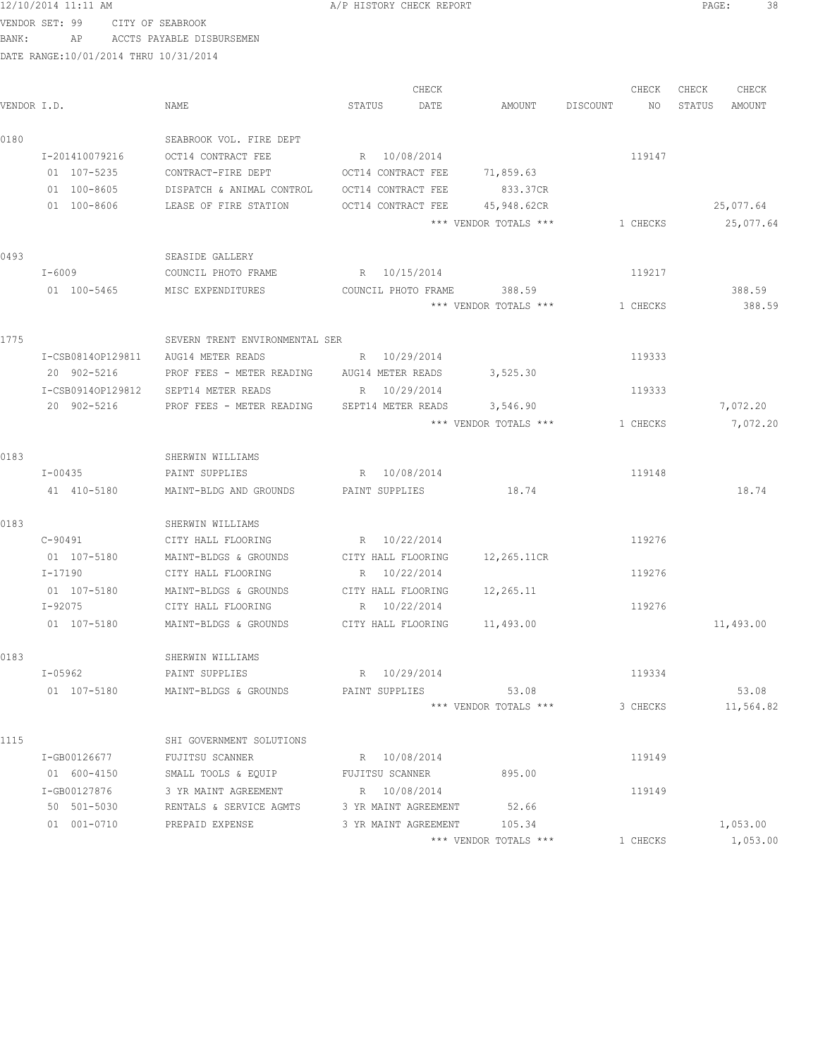12/10/2014 11:11 AM A/P HISTORY CHECK REPORT

VENDOR SET: 99 CITY OF SEABROOK
BANK: AP ACCTS PAYABLE DISBURSEMEN
DATE RANGE:10/01/2014 THRU 10/31/2014

| VENDOR I.D. | NAME | STATUS | CHECK DATE | AMOUNT | DISCOUNT | CHECK NO | CHECK STATUS | CHECK AMOUNT |
|---|---|---|---|---|---|---|---|---|
| 0180 | SEABROOK VOL. FIRE DEPT | | | | | | | |
| I-201410079216 | OCT14 CONTRACT FEE | R | 10/08/2014 | | | 119147 | | |
| 01 107-5235 | CONTRACT-FIRE DEPT | OCT14 CONTRACT FEE | | 71,859.63 | | | | |
| 01 100-8605 | DISPATCH & ANIMAL CONTROL | OCT14 CONTRACT FEE | | 833.37CR | | | | |
| 01 100-8606 | LEASE OF FIRE STATION | OCT14 CONTRACT FEE | | 45,948.62CR | | | | 25,077.64 |
| | | | | *** VENDOR TOTALS *** | | 1 CHECKS | | 25,077.64 |
| 0493 | SEASIDE GALLERY | | | | | | | |
| I-6009 | COUNCIL PHOTO FRAME | R | 10/15/2014 | | | 119217 | | |
| 01 100-5465 | MISC EXPENDITURES | COUNCIL PHOTO FRAME | | 388.59 | | | | 388.59 |
| | | | | *** VENDOR TOTALS *** | | 1 CHECKS | | 388.59 |
| 1775 | SEVERN TRENT ENVIRONMENTAL SER | | | | | | | |
| I-CSB0814OP129811 | AUG14 METER READS | R | 10/29/2014 | | | 119333 | | |
| 20 902-5216 | PROF FEES - METER READING | AUG14 METER READS | | 3,525.30 | | | | |
| I-CSB0914OP129812 | SEPT14 METER READS | R | 10/29/2014 | | | 119333 | | |
| 20 902-5216 | PROF FEES - METER READING | SEPT14 METER READS | | 3,546.90 | | | | 7,072.20 |
| | | | | *** VENDOR TOTALS *** | | 1 CHECKS | | 7,072.20 |
| 0183 | SHERWIN WILLIAMS | | | | | | | |
| I-00435 | PAINT SUPPLIES | R | 10/08/2014 | | | 119148 | | |
| 41 410-5180 | MAINT-BLDG AND GROUNDS | PAINT SUPPLIES | | 18.74 | | | | 18.74 |
| 0183 | SHERWIN WILLIAMS | | | | | | | |
| C-90491 | CITY HALL FLOORING | R | 10/22/2014 | | | 119276 | | |
| 01 107-5180 | MAINT-BLDGS & GROUNDS | CITY HALL FLOORING | | 12,265.11CR | | | | |
| I-17190 | CITY HALL FLOORING | R | 10/22/2014 | | | 119276 | | |
| 01 107-5180 | MAINT-BLDGS & GROUNDS | CITY HALL FLOORING | | 12,265.11 | | | | |
| I-92075 | CITY HALL FLOORING | R | 10/22/2014 | | | 119276 | | |
| 01 107-5180 | MAINT-BLDGS & GROUNDS | CITY HALL FLOORING | | 11,493.00 | | | | 11,493.00 |
| 0183 | SHERWIN WILLIAMS | | | | | | | |
| I-05962 | PAINT SUPPLIES | R | 10/29/2014 | | | 119334 | | |
| 01 107-5180 | MAINT-BLDGS & GROUNDS | PAINT SUPPLIES | | 53.08 | | | | 53.08 |
| | | | | *** VENDOR TOTALS *** | | 3 CHECKS | | 11,564.82 |
| 1115 | SHI GOVERNMENT SOLUTIONS | | | | | | | |
| I-GB00126677 | FUJITSU SCANNER | R | 10/08/2014 | | | 119149 | | |
| 01 600-4150 | SMALL TOOLS & EQUIP | FUJITSU SCANNER | | 895.00 | | | | |
| I-GB00127876 | 3 YR MAINT AGREEMENT | R | 10/08/2014 | | | 119149 | | |
| 50 501-5030 | RENTALS & SERVICE AGMTS | 3 YR MAINT AGREEMENT | | 52.66 | | | | |
| 01 001-0710 | PREPAID EXPENSE | 3 YR MAINT AGREEMENT | | 105.34 | | | | 1,053.00 |
| | | | | *** VENDOR TOTALS *** | | 1 CHECKS | | 1,053.00 |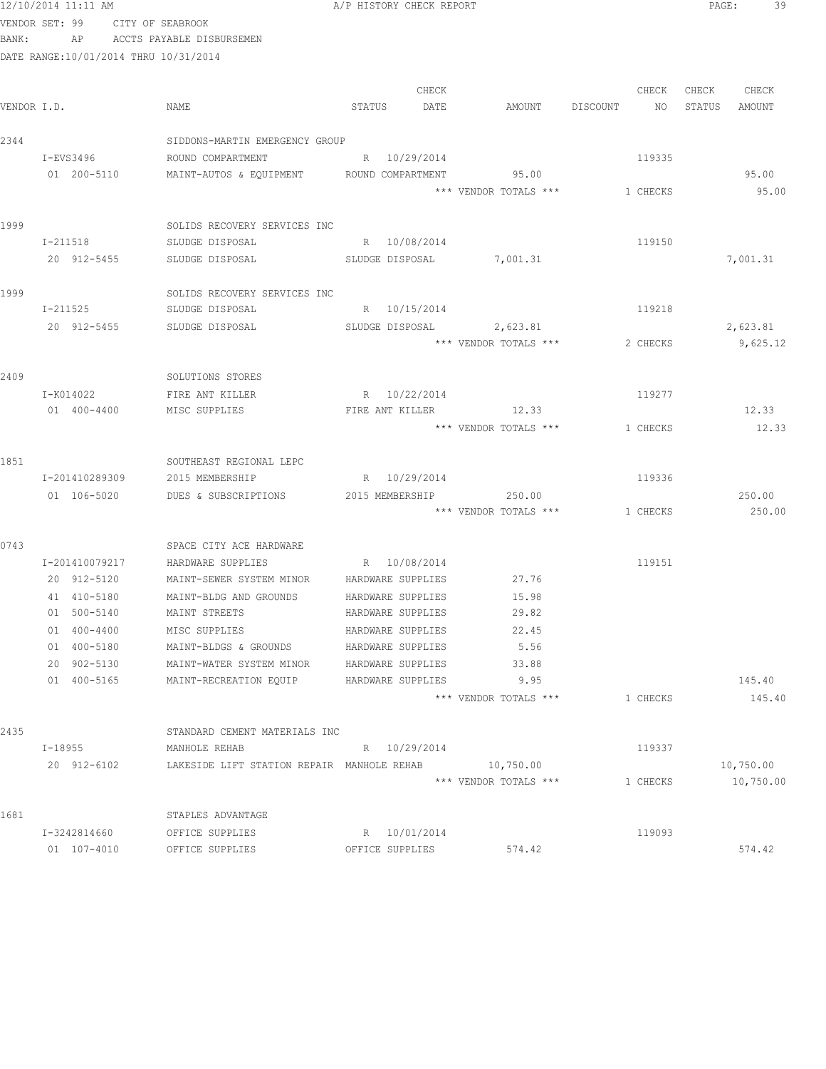VENDOR SET: 99 CITY OF SEABROOK
BANK: AP ACCTS PAYABLE DISBURSEMEN
DATE RANGE:10/01/2014 THRU 10/31/2014

| VENDOR I.D. | NAME | STATUS | CHECK DATE | AMOUNT | DISCOUNT | CHECK NO | CHECK STATUS | CHECK AMOUNT |
|---|---|---|---|---|---|---|---|---|
| 2344 | SIDDONS-MARTIN EMERGENCY GROUP | | | | | | | |
| I-EVS3496 | ROUND COMPARTMENT | R | 10/29/2014 | | | 119335 | | |
| 01 200-5110 | MAINT-AUTOS & EQUIPMENT | ROUND COMPARTMENT | | 95.00 | | | | 95.00 |
| | | | | *** VENDOR TOTALS *** | | 1 CHECKS | | 95.00 |
| 1999 | SOLIDS RECOVERY SERVICES INC | | | | | | | |
| I-211518 | SLUDGE DISPOSAL | R | 10/08/2014 | | | 119150 | | |
| 20 912-5455 | SLUDGE DISPOSAL | SLUDGE DISPOSAL | | 7,001.31 | | | | 7,001.31 |
| 1999 | SOLIDS RECOVERY SERVICES INC | | | | | | | |
| I-211525 | SLUDGE DISPOSAL | R | 10/15/2014 | | | 119218 | | |
| 20 912-5455 | SLUDGE DISPOSAL | SLUDGE DISPOSAL | | 2,623.81 | | | | 2,623.81 |
| | | | | *** VENDOR TOTALS *** | | 2 CHECKS | | 9,625.12 |
| 2409 | SOLUTIONS STORES | | | | | | | |
| I-K014022 | FIRE ANT KILLER | R | 10/22/2014 | | | 119277 | | |
| 01 400-4400 | MISC SUPPLIES | FIRE ANT KILLER | | 12.33 | | | | 12.33 |
| | | | | *** VENDOR TOTALS *** | | 1 CHECKS | | 12.33 |
| 1851 | SOUTHEAST REGIONAL LEPC | | | | | | | |
| I-201410289309 | 2015 MEMBERSHIP | R | 10/29/2014 | | | 119336 | | |
| 01 106-5020 | DUES & SUBSCRIPTIONS | 2015 MEMBERSHIP | | 250.00 | | | | 250.00 |
| | | | | *** VENDOR TOTALS *** | | 1 CHECKS | | 250.00 |
| 0743 | SPACE CITY ACE HARDWARE | | | | | | | |
| I-201410079217 | HARDWARE SUPPLIES | R | 10/08/2014 | | | 119151 | | |
| 20 912-5120 | MAINT-SEWER SYSTEM MINOR | HARDWARE SUPPLIES | | 27.76 | | | | |
| 41 410-5180 | MAINT-BLDG AND GROUNDS | HARDWARE SUPPLIES | | 15.98 | | | | |
| 01 500-5140 | MAINT STREETS | HARDWARE SUPPLIES | | 29.82 | | | | |
| 01 400-4400 | MISC SUPPLIES | HARDWARE SUPPLIES | | 22.45 | | | | |
| 01 400-5180 | MAINT-BLDGS & GROUNDS | HARDWARE SUPPLIES | | 5.56 | | | | |
| 20 902-5130 | MAINT-WATER SYSTEM MINOR | HARDWARE SUPPLIES | | 33.88 | | | | |
| 01 400-5165 | MAINT-RECREATION EQUIP | HARDWARE SUPPLIES | | 9.95 | | | | 145.40 |
| | | | | *** VENDOR TOTALS *** | | 1 CHECKS | | 145.40 |
| 2435 | STANDARD CEMENT MATERIALS INC | | | | | | | |
| I-18955 | MANHOLE REHAB | R | 10/29/2014 | | | 119337 | | |
| 20 912-6102 | LAKESIDE LIFT STATION REPAIR | MANHOLE REHAB | | 10,750.00 | | | | 10,750.00 |
| | | | | *** VENDOR TOTALS *** | | 1 CHECKS | | 10,750.00 |
| 1681 | STAPLES ADVANTAGE | | | | | | | |
| I-3242814660 | OFFICE SUPPLIES | R | 10/01/2014 | | | 119093 | | |
| 01 107-4010 | OFFICE SUPPLIES | OFFICE SUPPLIES | | 574.42 | | | | 574.42 |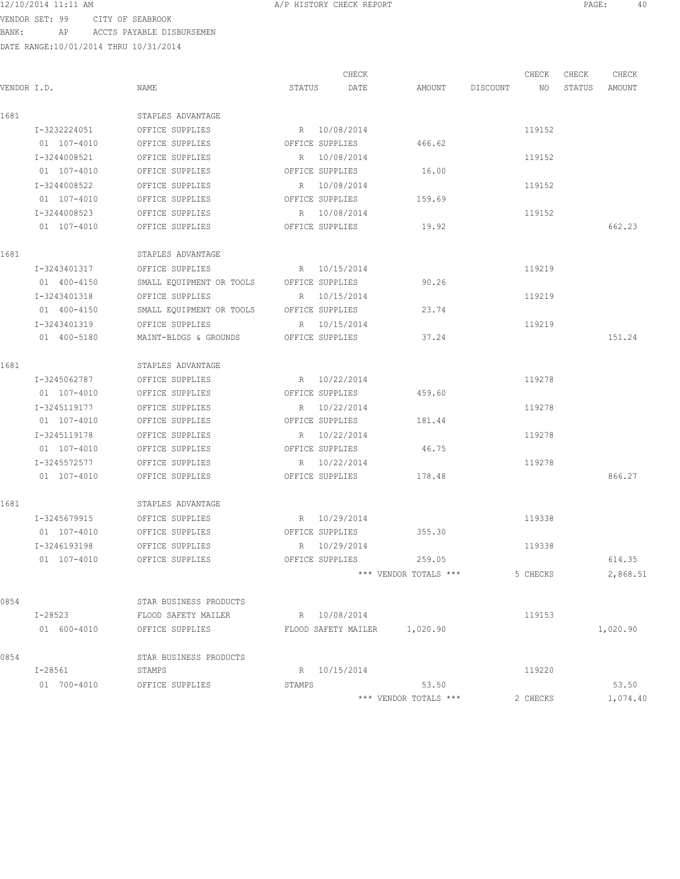VENDOR SET: 99 CITY OF SEABROOK
BANK: AP ACCTS PAYABLE DISBURSEMEN
DATE RANGE:10/01/2014 THRU 10/31/2014

| VENDOR I.D. | NAME | STATUS | CHECK DATE | AMOUNT | DISCOUNT | CHECK NO | CHECK STATUS | CHECK AMOUNT |
|---|---|---|---|---|---|---|---|---|
| 1681 | STAPLES ADVANTAGE | | | | | | | |
| I-3232224051 | OFFICE SUPPLIES | R | 10/08/2014 | | | 119152 | | |
| 01 107-4010 | OFFICE SUPPLIES | OFFICE SUPPLIES | | 466.62 | | | | |
| I-3244008521 | OFFICE SUPPLIES | R | 10/08/2014 | | | 119152 | | |
| 01 107-4010 | OFFICE SUPPLIES | OFFICE SUPPLIES | | 16.00 | | | | |
| I-3244008522 | OFFICE SUPPLIES | R | 10/08/2014 | | | 119152 | | |
| 01 107-4010 | OFFICE SUPPLIES | OFFICE SUPPLIES | | 159.69 | | | | |
| I-3244008523 | OFFICE SUPPLIES | R | 10/08/2014 | | | 119152 | | |
| 01 107-4010 | OFFICE SUPPLIES | OFFICE SUPPLIES | | 19.92 | | | | 662.23 |
| 1681 | STAPLES ADVANTAGE | | | | | | | |
| I-3243401317 | OFFICE SUPPLIES | R | 10/15/2014 | | | 119219 | | |
| 01 400-4150 | SMALL EQUIPMENT OR TOOLS | OFFICE SUPPLIES | | 90.26 | | | | |
| I-3243401318 | OFFICE SUPPLIES | R | 10/15/2014 | | | 119219 | | |
| 01 400-4150 | SMALL EQUIPMENT OR TOOLS | OFFICE SUPPLIES | | 23.74 | | | | |
| I-3243401319 | OFFICE SUPPLIES | R | 10/15/2014 | | | 119219 | | |
| 01 400-5180 | MAINT-BLDGS & GROUNDS | OFFICE SUPPLIES | | 37.24 | | | | 151.24 |
| 1681 | STAPLES ADVANTAGE | | | | | | | |
| I-3245062787 | OFFICE SUPPLIES | R | 10/22/2014 | | | 119278 | | |
| 01 107-4010 | OFFICE SUPPLIES | OFFICE SUPPLIES | | 459.60 | | | | |
| I-3245119177 | OFFICE SUPPLIES | R | 10/22/2014 | | | 119278 | | |
| 01 107-4010 | OFFICE SUPPLIES | OFFICE SUPPLIES | | 181.44 | | | | |
| I-3245119178 | OFFICE SUPPLIES | R | 10/22/2014 | | | 119278 | | |
| 01 107-4010 | OFFICE SUPPLIES | OFFICE SUPPLIES | | 46.75 | | | | |
| I-3245572577 | OFFICE SUPPLIES | R | 10/22/2014 | | | 119278 | | |
| 01 107-4010 | OFFICE SUPPLIES | OFFICE SUPPLIES | | 178.48 | | | | 866.27 |
| 1681 | STAPLES ADVANTAGE | | | | | | | |
| I-3245679915 | OFFICE SUPPLIES | R | 10/29/2014 | | | 119338 | | |
| 01 107-4010 | OFFICE SUPPLIES | OFFICE SUPPLIES | | 355.30 | | | | |
| I-3246193198 | OFFICE SUPPLIES | R | 10/29/2014 | | | 119338 | | |
| 01 107-4010 | OFFICE SUPPLIES | OFFICE SUPPLIES | | 259.05 | | | | 614.35 |
| | | | | *** VENDOR TOTALS *** | | 5 CHECKS | | 2,868.51 |
| 0854 | STAR BUSINESS PRODUCTS | | | | | | | |
| I-28523 | FLOOD SAFETY MAILER | R | 10/08/2014 | | | 119153 | | |
| 01 600-4010 | OFFICE SUPPLIES | FLOOD SAFETY MAILER | | 1,020.90 | | | | 1,020.90 |
| 0854 | STAR BUSINESS PRODUCTS | | | | | | | |
| I-28561 | STAMPS | R | 10/15/2014 | | | 119220 | | |
| 01 700-4010 | OFFICE SUPPLIES | STAMPS | | 53.50 | | | | 53.50 |
| | | | | *** VENDOR TOTALS *** | | 2 CHECKS | | 1,074.40 |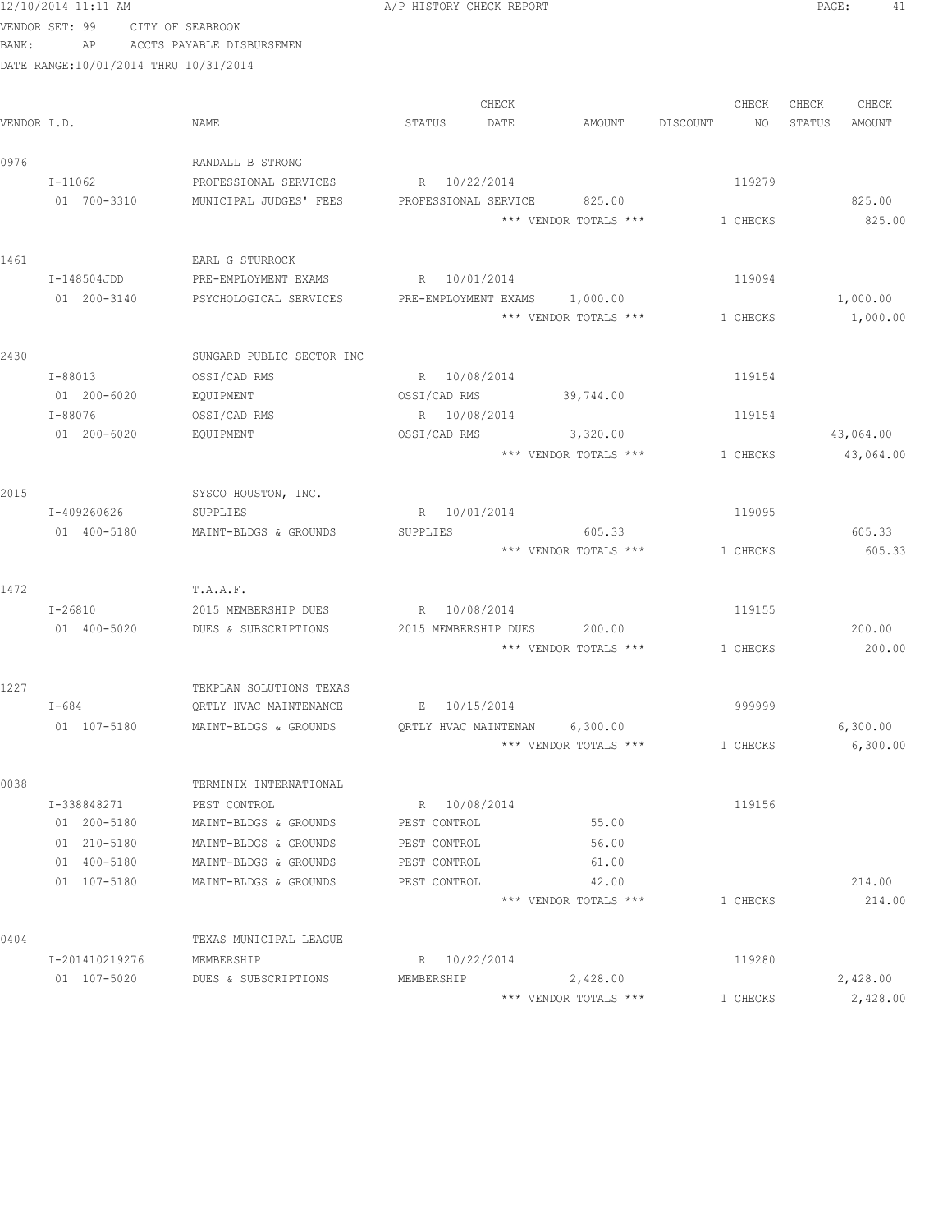12/10/2014 11:11 AM A/P HISTORY CHECK REPORT

VENDOR SET: 99 CITY OF SEABROOK
BANK: AP ACCTS PAYABLE DISBURSEMEN
DATE RANGE:10/01/2014 THRU 10/31/2014

| VENDOR I.D. | NAME | STATUS | CHECK DATE | AMOUNT | DISCOUNT | CHECK NO | CHECK STATUS | CHECK AMOUNT |
|---|---|---|---|---|---|---|---|---|
| 0976 | RANDALL B STRONG | | | | | | | |
| I-11062 | PROFESSIONAL SERVICES | R | 10/22/2014 | | | 119279 | | |
| 01 700-3310 | MUNICIPAL JUDGES' FEES | PROFESSIONAL SERVICE | | 825.00 | | | | 825.00 |
| | | | | *** VENDOR TOTALS *** | | 1 CHECKS | | 825.00 |
| 1461 | EARL G STURROCK | | | | | | | |
| I-148504JDD | PRE-EMPLOYMENT EXAMS | R | 10/01/2014 | | | 119094 | | |
| 01 200-3140 | PSYCHOLOGICAL SERVICES | PRE-EMPLOYMENT EXAMS | | 1,000.00 | | | | 1,000.00 |
| | | | | *** VENDOR TOTALS *** | | 1 CHECKS | | 1,000.00 |
| 2430 | SUNGARD PUBLIC SECTOR INC | | | | | | | |
| I-88013 | OSSI/CAD RMS | R | 10/08/2014 | | | 119154 | | |
| 01 200-6020 | EQUIPMENT | OSSI/CAD RMS | | 39,744.00 | | | | |
| I-88076 | OSSI/CAD RMS | R | 10/08/2014 | | | 119154 | | |
| 01 200-6020 | EQUIPMENT | OSSI/CAD RMS | | 3,320.00 | | | | 43,064.00 |
| | | | | *** VENDOR TOTALS *** | | 1 CHECKS | | 43,064.00 |
| 2015 | SYSCO HOUSTON, INC. | | | | | | | |
| I-409260626 | SUPPLIES | R | 10/01/2014 | | | 119095 | | |
| 01 400-5180 | MAINT-BLDGS & GROUNDS | SUPPLIES | | 605.33 | | | | 605.33 |
| | | | | *** VENDOR TOTALS *** | | 1 CHECKS | | 605.33 |
| 1472 | T.A.A.F. | | | | | | | |
| I-26810 | 2015 MEMBERSHIP DUES | R | 10/08/2014 | | | 119155 | | |
| 01 400-5020 | DUES & SUBSCRIPTIONS | 2015 MEMBERSHIP DUES | | 200.00 | | | | 200.00 |
| | | | | *** VENDOR TOTALS *** | | 1 CHECKS | | 200.00 |
| 1227 | TEKPLAN SOLUTIONS TEXAS | | | | | | | |
| I-684 | QRTLY HVAC MAINTENANCE | E | 10/15/2014 | | | 999999 | | |
| 01 107-5180 | MAINT-BLDGS & GROUNDS | QRTLY HVAC MAINTENAN | | 6,300.00 | | | | 6,300.00 |
| | | | | *** VENDOR TOTALS *** | | 1 CHECKS | | 6,300.00 |
| 0038 | TERMINIX INTERNATIONAL | | | | | | | |
| I-338848271 | PEST CONTROL | R | 10/08/2014 | | | 119156 | | |
| 01 200-5180 | MAINT-BLDGS & GROUNDS | PEST CONTROL | | 55.00 | | | | |
| 01 210-5180 | MAINT-BLDGS & GROUNDS | PEST CONTROL | | 56.00 | | | | |
| 01 400-5180 | MAINT-BLDGS & GROUNDS | PEST CONTROL | | 61.00 | | | | |
| 01 107-5180 | MAINT-BLDGS & GROUNDS | PEST CONTROL | | 42.00 | | | | 214.00 |
| | | | | *** VENDOR TOTALS *** | | 1 CHECKS | | 214.00 |
| 0404 | TEXAS MUNICIPAL LEAGUE | | | | | | | |
| I-201410219276 | MEMBERSHIP | R | 10/22/2014 | | | 119280 | | |
| 01 107-5020 | DUES & SUBSCRIPTIONS | MEMBERSHIP | | 2,428.00 | | | | 2,428.00 |
| | | | | *** VENDOR TOTALS *** | | 1 CHECKS | | 2,428.00 |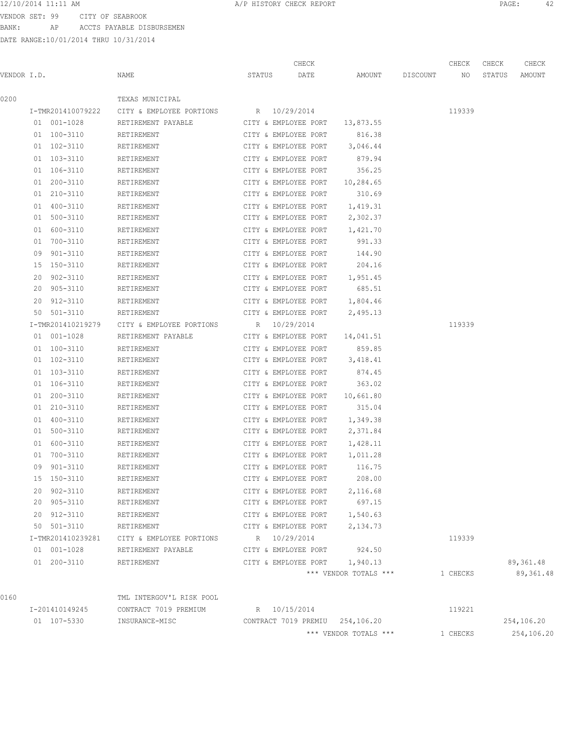12/10/2014 11:11 AM A/P HISTORY CHECK REPORT

VENDOR SET: 99 CITY OF SEABROOK

BANK: AP ACCTS PAYABLE DISBURSEMEN

DATE RANGE:10/01/2014 THRU 10/31/2014

| VENDOR I.D. | NAME | STATUS | CHECK DATE | AMOUNT | DISCOUNT | CHECK NO | CHECK STATUS | CHECK AMOUNT |
|---|---|---|---|---|---|---|---|---|
| 0200 | TEXAS MUNICIPAL | | | | | | | |
| I-TMR201410079222 | CITY & EMPLOYEE PORTIONS | R | 10/29/2014 | | | 119339 | | |
| 01 001-1028 | RETIREMENT PAYABLE | CITY & EMPLOYEE PORT | | 13,873.55 | | | | |
| 01 100-3110 | RETIREMENT | CITY & EMPLOYEE PORT | | 816.38 | | | | |
| 01 102-3110 | RETIREMENT | CITY & EMPLOYEE PORT | | 3,046.44 | | | | |
| 01 103-3110 | RETIREMENT | CITY & EMPLOYEE PORT | | 879.94 | | | | |
| 01 106-3110 | RETIREMENT | CITY & EMPLOYEE PORT | | 356.25 | | | | |
| 01 200-3110 | RETIREMENT | CITY & EMPLOYEE PORT | | 10,284.65 | | | | |
| 01 210-3110 | RETIREMENT | CITY & EMPLOYEE PORT | | 310.69 | | | | |
| 01 400-3110 | RETIREMENT | CITY & EMPLOYEE PORT | | 1,419.31 | | | | |
| 01 500-3110 | RETIREMENT | CITY & EMPLOYEE PORT | | 2,302.37 | | | | |
| 01 600-3110 | RETIREMENT | CITY & EMPLOYEE PORT | | 1,421.70 | | | | |
| 01 700-3110 | RETIREMENT | CITY & EMPLOYEE PORT | | 991.33 | | | | |
| 09 901-3110 | RETIREMENT | CITY & EMPLOYEE PORT | | 144.90 | | | | |
| 15 150-3110 | RETIREMENT | CITY & EMPLOYEE PORT | | 204.16 | | | | |
| 20 902-3110 | RETIREMENT | CITY & EMPLOYEE PORT | | 1,951.45 | | | | |
| 20 905-3110 | RETIREMENT | CITY & EMPLOYEE PORT | | 685.51 | | | | |
| 20 912-3110 | RETIREMENT | CITY & EMPLOYEE PORT | | 1,804.46 | | | | |
| 50 501-3110 | RETIREMENT | CITY & EMPLOYEE PORT | | 2,495.13 | | | | |
| I-TMR201410219279 | CITY & EMPLOYEE PORTIONS | R | 10/29/2014 | | | 119339 | | |
| 01 001-1028 | RETIREMENT PAYABLE | CITY & EMPLOYEE PORT | | 14,041.51 | | | | |
| 01 100-3110 | RETIREMENT | CITY & EMPLOYEE PORT | | 859.85 | | | | |
| 01 102-3110 | RETIREMENT | CITY & EMPLOYEE PORT | | 3,418.41 | | | | |
| 01 103-3110 | RETIREMENT | CITY & EMPLOYEE PORT | | 874.45 | | | | |
| 01 106-3110 | RETIREMENT | CITY & EMPLOYEE PORT | | 363.02 | | | | |
| 01 200-3110 | RETIREMENT | CITY & EMPLOYEE PORT | | 10,661.80 | | | | |
| 01 210-3110 | RETIREMENT | CITY & EMPLOYEE PORT | | 315.04 | | | | |
| 01 400-3110 | RETIREMENT | CITY & EMPLOYEE PORT | | 1,349.38 | | | | |
| 01 500-3110 | RETIREMENT | CITY & EMPLOYEE PORT | | 2,371.84 | | | | |
| 01 600-3110 | RETIREMENT | CITY & EMPLOYEE PORT | | 1,428.11 | | | | |
| 01 700-3110 | RETIREMENT | CITY & EMPLOYEE PORT | | 1,011.28 | | | | |
| 09 901-3110 | RETIREMENT | CITY & EMPLOYEE PORT | | 116.75 | | | | |
| 15 150-3110 | RETIREMENT | CITY & EMPLOYEE PORT | | 208.00 | | | | |
| 20 902-3110 | RETIREMENT | CITY & EMPLOYEE PORT | | 2,116.68 | | | | |
| 20 905-3110 | RETIREMENT | CITY & EMPLOYEE PORT | | 697.15 | | | | |
| 20 912-3110 | RETIREMENT | CITY & EMPLOYEE PORT | | 1,540.63 | | | | |
| 50 501-3110 | RETIREMENT | CITY & EMPLOYEE PORT | | 2,134.73 | | | | |
| I-TMR201410239281 | CITY & EMPLOYEE PORTIONS | R | 10/29/2014 | | | 119339 | | |
| 01 001-1028 | RETIREMENT PAYABLE | CITY & EMPLOYEE PORT | | 924.50 | | | | |
| 01 200-3110 | RETIREMENT | CITY & EMPLOYEE PORT | | 1,940.13 | | | | 89,361.48 |
| | | | | *** VENDOR TOTALS *** | | 1 CHECKS | | 89,361.48 |
| 0160 | TML INTERGOV'L RISK POOL | | | | | | | |
| I-201410149245 | CONTRACT 7019 PREMIUM | R | 10/15/2014 | | | 119221 | | |
| 01 107-5330 | INSURANCE-MISC | CONTRACT 7019 PREMIU | | 254,106.20 | | | | 254,106.20 |
| | | | | *** VENDOR TOTALS *** | | 1 CHECKS | | 254,106.20 |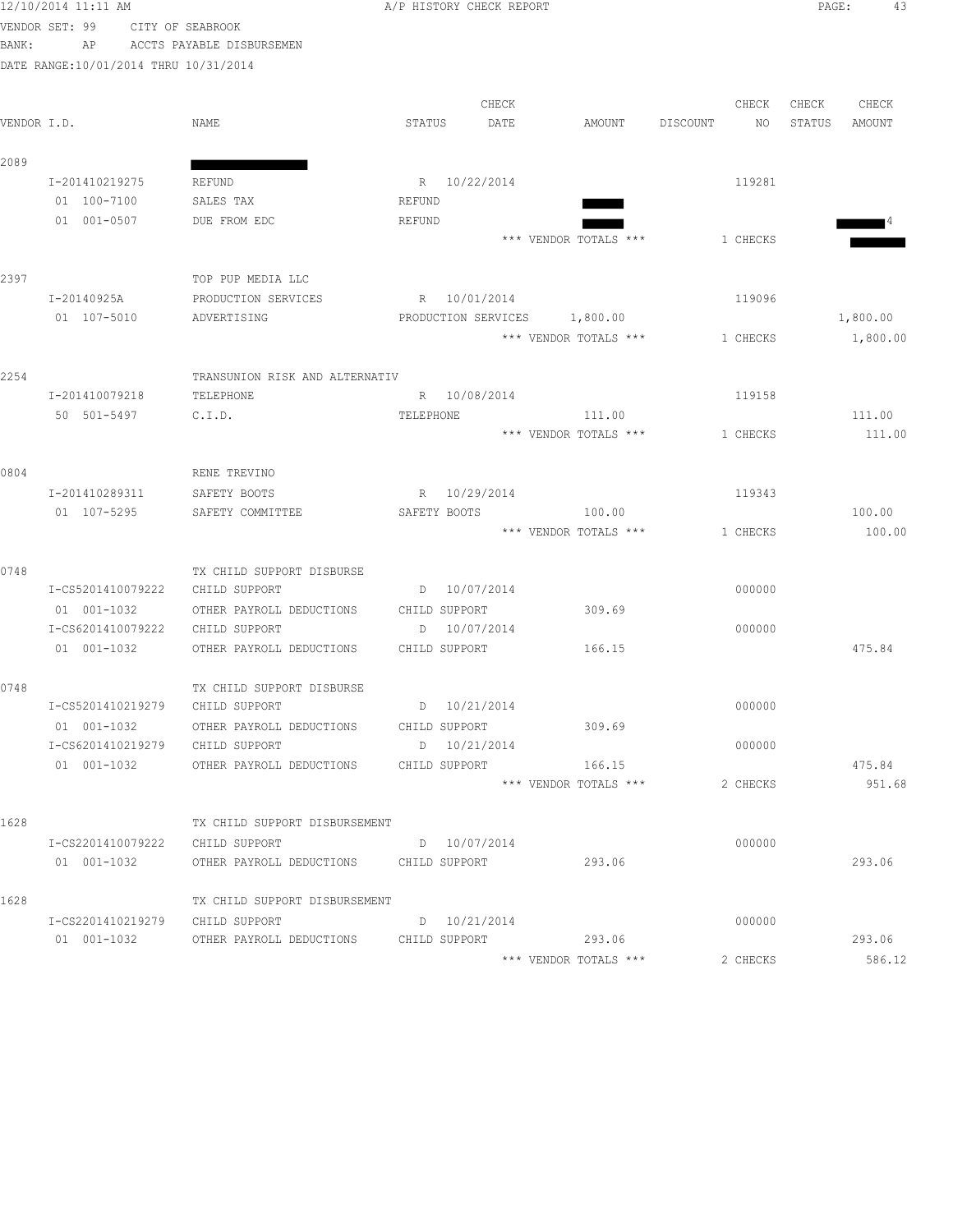12/10/2014 11:11 AM A/P HISTORY CHECK REPORT

VENDOR SET: 99 CITY OF SEABROOK
BANK: AP ACCTS PAYABLE DISBURSEMEN
DATE RANGE:10/01/2014 THRU 10/31/2014

| VENDOR I.D. | NAME | STATUS | CHECK DATE | AMOUNT | DISCOUNT | CHECK NO | CHECK STATUS | CHECK AMOUNT |
|---|---|---|---|---|---|---|---|---|
| 2089 | | | | | | | | |
| I-201410219275 | REFUND | R | 10/22/2014 | | | 119281 | | |
| 01 100-7100 | SALES TAX | REFUND | | | | | | |
| 01 001-0507 | DUE FROM EDC | REFUND | | | | | | 4 |
| | | | | *** VENDOR TOTALS *** | | 1 CHECKS | | |
| 2397 | TOP PUP MEDIA LLC | | | | | | | |
| I-20140925A | PRODUCTION SERVICES | R | 10/01/2014 | | | 119096 | | |
| 01 107-5010 | ADVERTISING | PRODUCTION SERVICES | | 1,800.00 | | | | 1,800.00 |
| | | | | *** VENDOR TOTALS *** | | 1 CHECKS | | 1,800.00 |
| 2254 | TRANSUNION RISK AND ALTERNATIV | | | | | | | |
| I-201410079218 | TELEPHONE | R | 10/08/2014 | | | 119158 | | |
| 50 501-5497 | C.I.D. | TELEPHONE | | 111.00 | | | | 111.00 |
| | | | | *** VENDOR TOTALS *** | | 1 CHECKS | | 111.00 |
| 0804 | RENE TREVINO | | | | | | | |
| I-201410289311 | SAFETY BOOTS | R | 10/29/2014 | | | 119343 | | |
| 01 107-5295 | SAFETY COMMITTEE | SAFETY BOOTS | | 100.00 | | | | 100.00 |
| | | | | *** VENDOR TOTALS *** | | 1 CHECKS | | 100.00 |
| 0748 | TX CHILD SUPPORT DISBURSE | | | | | | | |
| I-CS5201410079222 | CHILD SUPPORT | D | 10/07/2014 | | | 000000 | | |
| 01 001-1032 | OTHER PAYROLL DEDUCTIONS | CHILD SUPPORT | | 309.69 | | | | |
| I-CS6201410079222 | CHILD SUPPORT | D | 10/07/2014 | | | 000000 | | |
| 01 001-1032 | OTHER PAYROLL DEDUCTIONS | CHILD SUPPORT | | 166.15 | | | | 475.84 |
| 0748 | TX CHILD SUPPORT DISBURSE | | | | | | | |
| I-CS5201410219279 | CHILD SUPPORT | D | 10/21/2014 | | | 000000 | | |
| 01 001-1032 | OTHER PAYROLL DEDUCTIONS | CHILD SUPPORT | | 309.69 | | | | |
| I-CS6201410219279 | CHILD SUPPORT | D | 10/21/2014 | | | 000000 | | |
| 01 001-1032 | OTHER PAYROLL DEDUCTIONS | CHILD SUPPORT | | 166.15 | | | | 475.84 |
| | | | | *** VENDOR TOTALS *** | | 2 CHECKS | | 951.68 |
| 1628 | TX CHILD SUPPORT DISBURSEMENT | | | | | | | |
| I-CS2201410079222 | CHILD SUPPORT | D | 10/07/2014 | | | 000000 | | |
| 01 001-1032 | OTHER PAYROLL DEDUCTIONS | CHILD SUPPORT | | 293.06 | | | | 293.06 |
| 1628 | TX CHILD SUPPORT DISBURSEMENT | | | | | | | |
| I-CS2201410219279 | CHILD SUPPORT | D | 10/21/2014 | | | 000000 | | |
| 01 001-1032 | OTHER PAYROLL DEDUCTIONS | CHILD SUPPORT | | 293.06 | | | | 293.06 |
| | | | | *** VENDOR TOTALS *** | | 2 CHECKS | | 586.12 |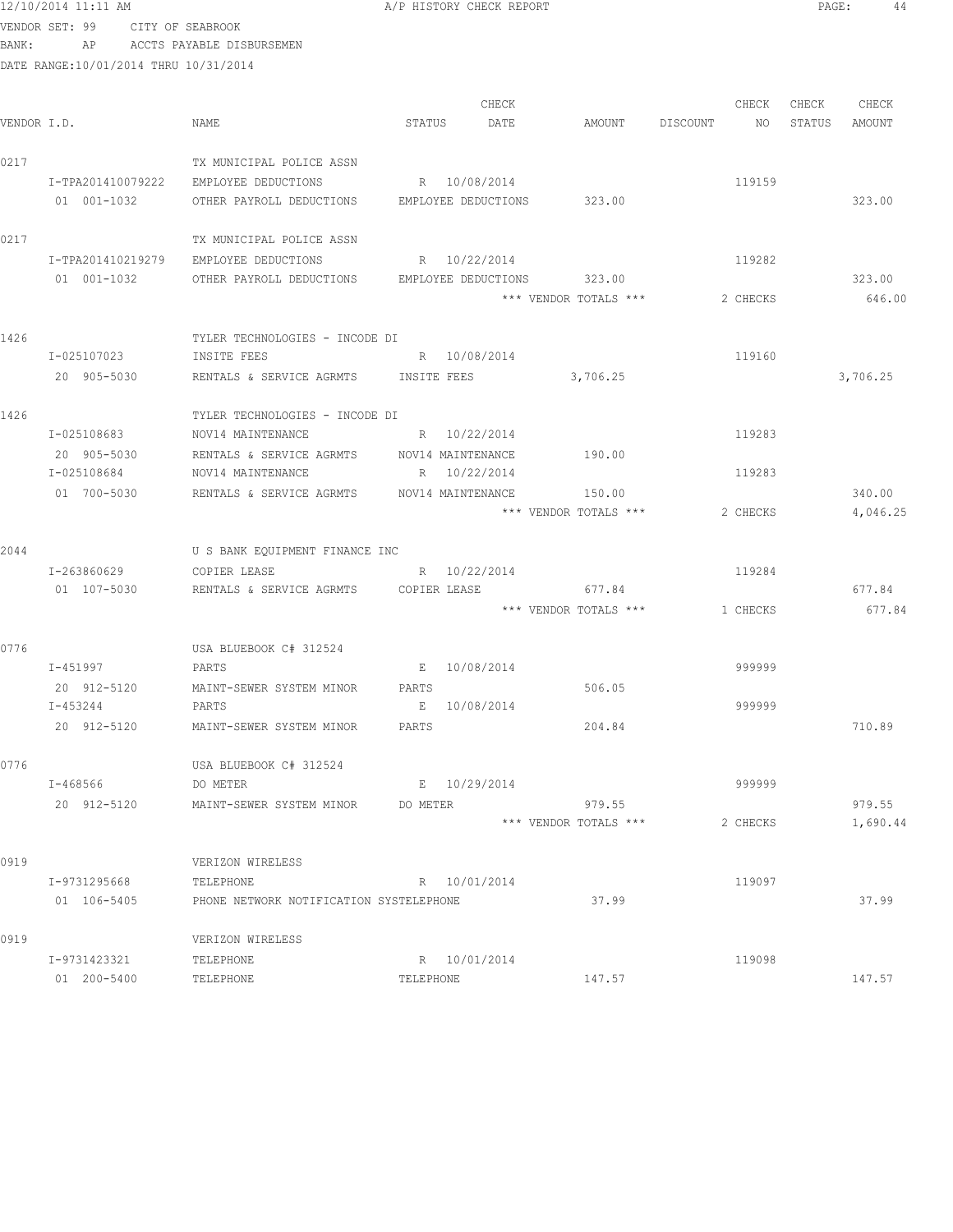12/10/2014 11:11 AM A/P HISTORY CHECK REPORT

VENDOR SET: 99 CITY OF SEABROOK
BANK: AP ACCTS PAYABLE DISBURSEMEN
DATE RANGE:10/01/2014 THRU 10/31/2014

| VENDOR I.D. | NAME | STATUS | CHECK DATE | AMOUNT | DISCOUNT | CHECK NO | CHECK STATUS | CHECK AMOUNT |
|---|---|---|---|---|---|---|---|---|
| 0217 | TX MUNICIPAL POLICE ASSN | | | | | | | |
| I-TPA201410079222 | EMPLOYEE DEDUCTIONS | R | 10/08/2014 | | | 119159 | | |
| 01 001-1032 | OTHER PAYROLL DEDUCTIONS | EMPLOYEE DEDUCTIONS | | 323.00 | | | | 323.00 |
| 0217 | TX MUNICIPAL POLICE ASSN | | | | | | | |
| I-TPA201410219279 | EMPLOYEE DEDUCTIONS | R | 10/22/2014 | | | 119282 | | |
| 01 001-1032 | OTHER PAYROLL DEDUCTIONS | EMPLOYEE DEDUCTIONS | | 323.00 | | | | 323.00 |
| | | | | *** VENDOR TOTALS *** | | 2 CHECKS | | 646.00 |
| 1426 | TYLER TECHNOLOGIES - INCODE DI | | | | | | | |
| I-025107023 | INSITE FEES | R | 10/08/2014 | | | 119160 | | |
| 20 905-5030 | RENTALS & SERVICE AGRMTS | INSITE FEES | | 3,706.25 | | | | 3,706.25 |
| 1426 | TYLER TECHNOLOGIES - INCODE DI | | | | | | | |
| I-025108683 | NOV14 MAINTENANCE | R | 10/22/2014 | | | 119283 | | |
| 20 905-5030 | RENTALS & SERVICE AGRMTS | NOV14 MAINTENANCE | | 190.00 | | | | |
| I-025108684 | NOV14 MAINTENANCE | R | 10/22/2014 | | | 119283 | | |
| 01 700-5030 | RENTALS & SERVICE AGRMTS | NOV14 MAINTENANCE | | 150.00 | | | | 340.00 |
| | | | | *** VENDOR TOTALS *** | | 2 CHECKS | | 4,046.25 |
| 2044 | U S BANK EQUIPMENT FINANCE INC | | | | | | | |
| I-263860629 | COPIER LEASE | R | 10/22/2014 | | | 119284 | | |
| 01 107-5030 | RENTALS & SERVICE AGRMTS | COPIER LEASE | | 677.84 | | | | 677.84 |
| | | | | *** VENDOR TOTALS *** | | 1 CHECKS | | 677.84 |
| 0776 | USA BLUEBOOK C# 312524 | | | | | | | |
| I-451997 | PARTS | E | 10/08/2014 | | | 999999 | | |
| 20 912-5120 | MAINT-SEWER SYSTEM MINOR | PARTS | | 506.05 | | | | |
| I-453244 | PARTS | E | 10/08/2014 | | | 999999 | | |
| 20 912-5120 | MAINT-SEWER SYSTEM MINOR | PARTS | | 204.84 | | | | 710.89 |
| 0776 | USA BLUEBOOK C# 312524 | | | | | | | |
| I-468566 | DO METER | E | 10/29/2014 | | | 999999 | | |
| 20 912-5120 | MAINT-SEWER SYSTEM MINOR | DO METER | | 979.55 | | | | 979.55 |
| | | | | *** VENDOR TOTALS *** | | 2 CHECKS | | 1,690.44 |
| 0919 | VERIZON WIRELESS | | | | | | | |
| I-9731295668 | TELEPHONE | R | 10/01/2014 | | | 119097 | | |
| 01 106-5405 | PHONE NETWORK NOTIFICATION SYSTE | TELEPHONE | | 37.99 | | | | 37.99 |
| 0919 | VERIZON WIRELESS | | | | | | | |
| I-9731423321 | TELEPHONE | R | 10/01/2014 | | | 119098 | | |
| 01 200-5400 | TELEPHONE | TELEPHONE | | 147.57 | | | | 147.57 |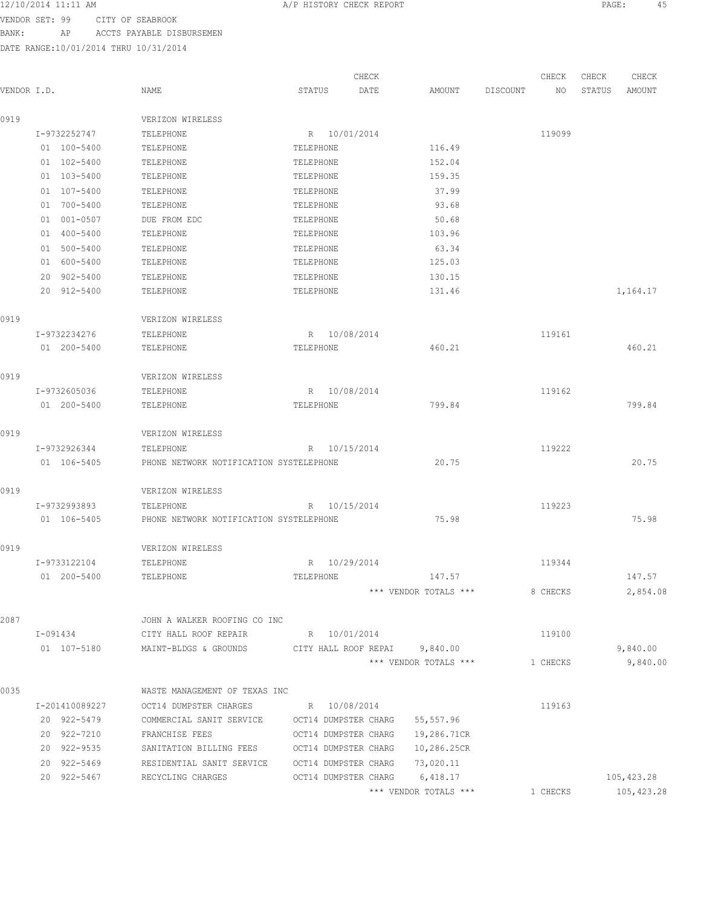12/10/2014 11:11 AM A/P HISTORY CHECK REPORT

VENDOR SET: 99 CITY OF SEABROOK
BANK: AP ACCTS PAYABLE DISBURSEMEN
DATE RANGE:10/01/2014 THRU 10/31/2014

| VENDOR I.D. | NAME | STATUS | CHECK DATE | AMOUNT | DISCOUNT | CHECK NO | CHECK STATUS | CHECK AMOUNT |
|---|---|---|---|---|---|---|---|---|
| 0919 | VERIZON WIRELESS | | | | | | | |
| I-9732252747 | TELEPHONE | R | 10/01/2014 | | | 119099 | | |
| 01 100-5400 | TELEPHONE | TELEPHONE | | 116.49 | | | | |
| 01 102-5400 | TELEPHONE | TELEPHONE | | 152.04 | | | | |
| 01 103-5400 | TELEPHONE | TELEPHONE | | 159.35 | | | | |
| 01 107-5400 | TELEPHONE | TELEPHONE | | 37.99 | | | | |
| 01 700-5400 | TELEPHONE | TELEPHONE | | 93.68 | | | | |
| 01 001-0507 | DUE FROM EDC | TELEPHONE | | 50.68 | | | | |
| 01 400-5400 | TELEPHONE | TELEPHONE | | 103.96 | | | | |
| 01 500-5400 | TELEPHONE | TELEPHONE | | 63.34 | | | | |
| 01 600-5400 | TELEPHONE | TELEPHONE | | 125.03 | | | | |
| 20 902-5400 | TELEPHONE | TELEPHONE | | 130.15 | | | | |
| 20 912-5400 | TELEPHONE | TELEPHONE | | 131.46 | | | | 1,164.17 |
| 0919 | VERIZON WIRELESS | | | | | | | |
| I-9732234276 | TELEPHONE | R | 10/08/2014 | | | 119161 | | |
| 01 200-5400 | TELEPHONE | TELEPHONE | | 460.21 | | | | 460.21 |
| 0919 | VERIZON WIRELESS | | | | | | | |
| I-9732605036 | TELEPHONE | R | 10/08/2014 | | | 119162 | | |
| 01 200-5400 | TELEPHONE | TELEPHONE | | 799.84 | | | | 799.84 |
| 0919 | VERIZON WIRELESS | | | | | | | |
| I-9732926344 | TELEPHONE | R | 10/15/2014 | | | 119222 | | |
| 01 106-5405 | PHONE NETWORK NOTIFICATION SYSTE | TELEPHONE | | 20.75 | | | | 20.75 |
| 0919 | VERIZON WIRELESS | | | | | | | |
| I-9732993893 | TELEPHONE | R | 10/15/2014 | | | 119223 | | |
| 01 106-5405 | PHONE NETWORK NOTIFICATION SYSTE | TELEPHONE | | 75.98 | | | | 75.98 |
| 0919 | VERIZON WIRELESS | | | | | | | |
| I-9733122104 | TELEPHONE | R | 10/29/2014 | | | 119344 | | |
| 01 200-5400 | TELEPHONE | TELEPHONE | | 147.57 | | | | 147.57 |
| | | | | *** VENDOR TOTALS *** | | 8 CHECKS | | 2,854.08 |
| 2087 | JOHN A WALKER ROOFING CO INC | | | | | | | |
| I-091434 | CITY HALL ROOF REPAIR | R | 10/01/2014 | | | 119100 | | |
| 01 107-5180 | MAINT-BLDGS & GROUNDS | CITY HALL ROOF REPAI | | 9,840.00 | | | | 9,840.00 |
| | | | | *** VENDOR TOTALS *** | | 1 CHECKS | | 9,840.00 |
| 0035 | WASTE MANAGEMENT OF TEXAS INC | | | | | | | |
| I-201410089227 | OCT14 DUMPSTER CHARGES | R | 10/08/2014 | | | 119163 | | |
| 20 922-5479 | COMMERCIAL SANIT SERVICE | OCT14 DUMPSTER CHARG | | 55,557.96 | | | | |
| 20 922-7210 | FRANCHISE FEES | OCT14 DUMPSTER CHARG | | 19,286.71CR | | | | |
| 20 922-9535 | SANITATION BILLING FEES | OCT14 DUMPSTER CHARG | | 10,286.25CR | | | | |
| 20 922-5469 | RESIDENTIAL SANIT SERVICE | OCT14 DUMPSTER CHARG | | 73,020.11 | | | | |
| 20 922-5467 | RECYCLING CHARGES | OCT14 DUMPSTER CHARG | | 6,418.17 | | | | 105,423.28 |
| | | | | *** VENDOR TOTALS *** | | 1 CHECKS | | 105,423.28 |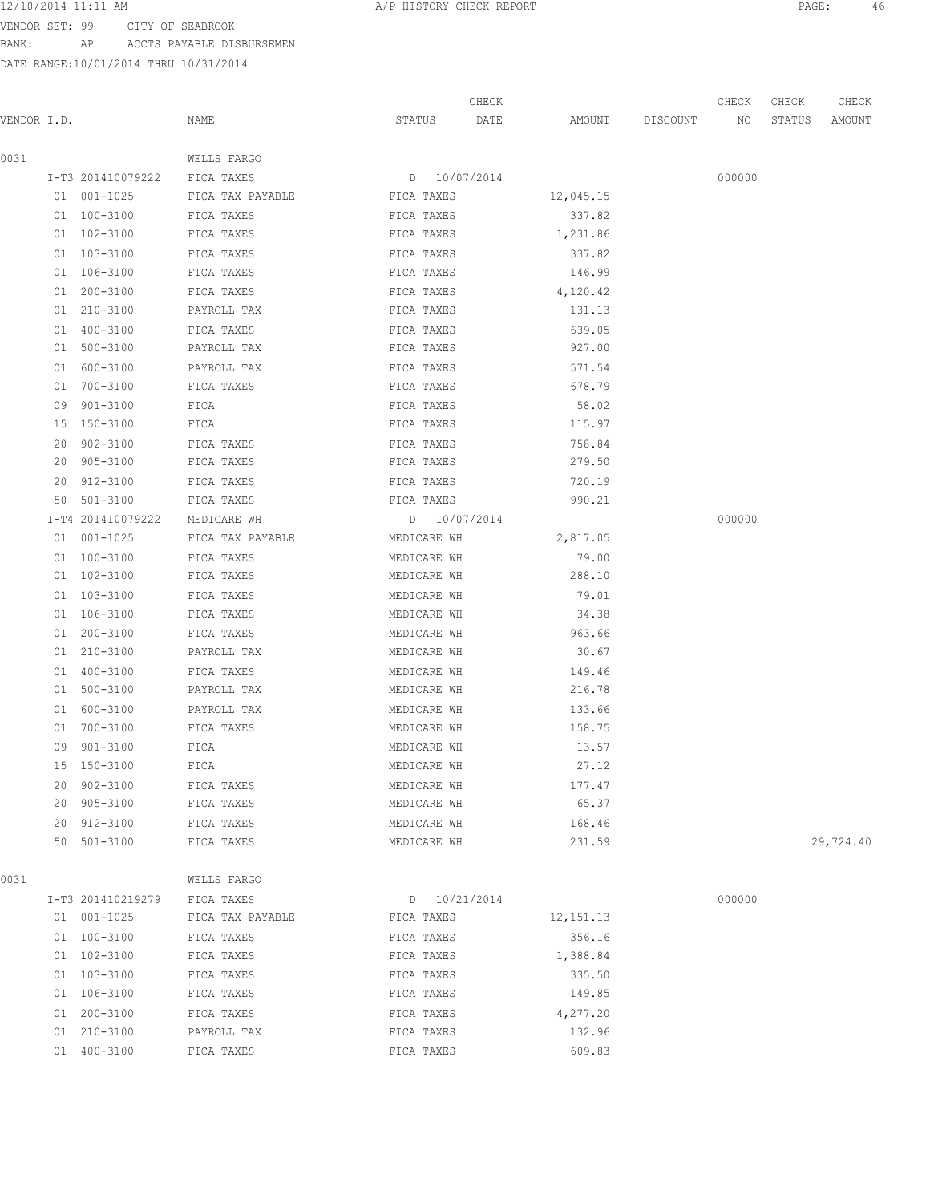12/10/2014 11:11 AM A/P HISTORY CHECK REPORT

VENDOR SET: 99 CITY OF SEABROOK
BANK: AP ACCTS PAYABLE DISBURSEMEN
DATE RANGE:10/01/2014 THRU 10/31/2014

| VENDOR I.D. | NAME | STATUS | CHECK DATE | AMOUNT | DISCOUNT | CHECK NO | CHECK STATUS | CHECK AMOUNT |
|---|---|---|---|---|---|---|---|---|
| 0031 | WELLS FARGO | | | | | | | |
| I-T3 201410079222 | FICA TAXES | D | 10/07/2014 | | | 000000 | | |
| 01 001-1025 | FICA TAX PAYABLE | FICA TAXES | | 12,045.15 | | | | |
| 01 100-3100 | FICA TAXES | FICA TAXES | | 337.82 | | | | |
| 01 102-3100 | FICA TAXES | FICA TAXES | | 1,231.86 | | | | |
| 01 103-3100 | FICA TAXES | FICA TAXES | | 337.82 | | | | |
| 01 106-3100 | FICA TAXES | FICA TAXES | | 146.99 | | | | |
| 01 200-3100 | FICA TAXES | FICA TAXES | | 4,120.42 | | | | |
| 01 210-3100 | PAYROLL TAX | FICA TAXES | | 131.13 | | | | |
| 01 400-3100 | FICA TAXES | FICA TAXES | | 639.05 | | | | |
| 01 500-3100 | PAYROLL TAX | FICA TAXES | | 927.00 | | | | |
| 01 600-3100 | PAYROLL TAX | FICA TAXES | | 571.54 | | | | |
| 01 700-3100 | FICA TAXES | FICA TAXES | | 678.79 | | | | |
| 09 901-3100 | FICA | FICA TAXES | | 58.02 | | | | |
| 15 150-3100 | FICA | FICA TAXES | | 115.97 | | | | |
| 20 902-3100 | FICA TAXES | FICA TAXES | | 758.84 | | | | |
| 20 905-3100 | FICA TAXES | FICA TAXES | | 279.50 | | | | |
| 20 912-3100 | FICA TAXES | FICA TAXES | | 720.19 | | | | |
| 50 501-3100 | FICA TAXES | FICA TAXES | | 990.21 | | | | |
| I-T4 201410079222 | MEDICARE WH | D | 10/07/2014 | | | 000000 | | |
| 01 001-1025 | FICA TAX PAYABLE | MEDICARE WH | | 2,817.05 | | | | |
| 01 100-3100 | FICA TAXES | MEDICARE WH | | 79.00 | | | | |
| 01 102-3100 | FICA TAXES | MEDICARE WH | | 288.10 | | | | |
| 01 103-3100 | FICA TAXES | MEDICARE WH | | 79.01 | | | | |
| 01 106-3100 | FICA TAXES | MEDICARE WH | | 34.38 | | | | |
| 01 200-3100 | FICA TAXES | MEDICARE WH | | 963.66 | | | | |
| 01 210-3100 | PAYROLL TAX | MEDICARE WH | | 30.67 | | | | |
| 01 400-3100 | FICA TAXES | MEDICARE WH | | 149.46 | | | | |
| 01 500-3100 | PAYROLL TAX | MEDICARE WH | | 216.78 | | | | |
| 01 600-3100 | PAYROLL TAX | MEDICARE WH | | 133.66 | | | | |
| 01 700-3100 | FICA TAXES | MEDICARE WH | | 158.75 | | | | |
| 09 901-3100 | FICA | MEDICARE WH | | 13.57 | | | | |
| 15 150-3100 | FICA | MEDICARE WH | | 27.12 | | | | |
| 20 902-3100 | FICA TAXES | MEDICARE WH | | 177.47 | | | | |
| 20 905-3100 | FICA TAXES | MEDICARE WH | | 65.37 | | | | |
| 20 912-3100 | FICA TAXES | MEDICARE WH | | 168.46 | | | | |
| 50 501-3100 | FICA TAXES | MEDICARE WH | | 231.59 | | | | 29,724.40 |
| 0031 | WELLS FARGO | | | | | | | |
| I-T3 201410219279 | FICA TAXES | D | 10/21/2014 | | | 000000 | | |
| 01 001-1025 | FICA TAX PAYABLE | FICA TAXES | | 12,151.13 | | | | |
| 01 100-3100 | FICA TAXES | FICA TAXES | | 356.16 | | | | |
| 01 102-3100 | FICA TAXES | FICA TAXES | | 1,388.84 | | | | |
| 01 103-3100 | FICA TAXES | FICA TAXES | | 335.50 | | | | |
| 01 106-3100 | FICA TAXES | FICA TAXES | | 149.85 | | | | |
| 01 200-3100 | FICA TAXES | FICA TAXES | | 4,277.20 | | | | |
| 01 210-3100 | PAYROLL TAX | FICA TAXES | | 132.96 | | | | |
| 01 400-3100 | FICA TAXES | FICA TAXES | | 609.83 | | | | |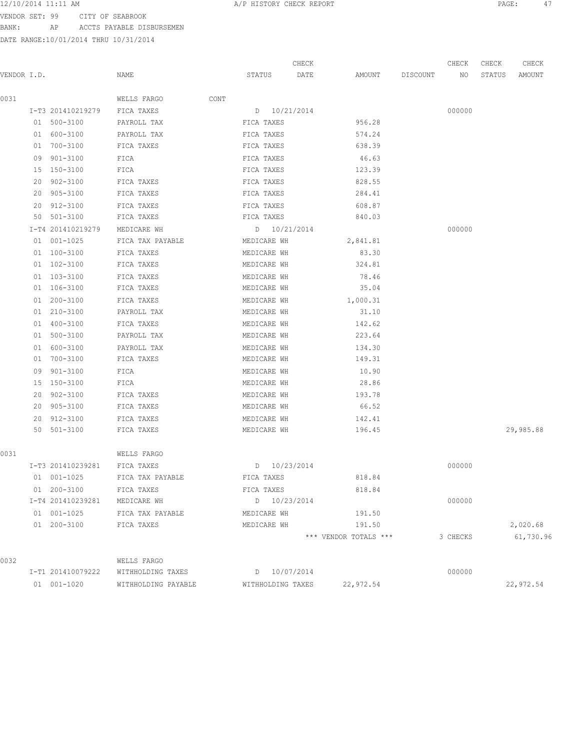VENDOR SET: 99 CITY OF SEABROOK

BANK: AP ACCTS PAYABLE DISBURSEMEN

DATE RANGE:10/01/2014 THRU 10/31/2014

| VENDOR I.D. | NAME | STATUS | CHECK DATE | AMOUNT | DISCOUNT | CHECK NO | CHECK STATUS | CHECK AMOUNT |
|---|---|---|---|---|---|---|---|---|
| 0031 | WELLS FARGO CONT | | | | | | | |
| I-T3 201410219279 | FICA TAXES | D | 10/21/2014 | | | 000000 | | |
| 01 500-3100 | PAYROLL TAX | FICA TAXES | | 956.28 | | | | |
| 01 600-3100 | PAYROLL TAX | FICA TAXES | | 574.24 | | | | |
| 01 700-3100 | FICA TAXES | FICA TAXES | | 638.39 | | | | |
| 09 901-3100 | FICA | FICA TAXES | | 46.63 | | | | |
| 15 150-3100 | FICA | FICA TAXES | | 123.39 | | | | |
| 20 902-3100 | FICA TAXES | FICA TAXES | | 828.55 | | | | |
| 20 905-3100 | FICA TAXES | FICA TAXES | | 284.41 | | | | |
| 20 912-3100 | FICA TAXES | FICA TAXES | | 608.87 | | | | |
| 50 501-3100 | FICA TAXES | FICA TAXES | | 840.03 | | | | |
| I-T4 201410219279 | MEDICARE WH | D | 10/21/2014 | | | 000000 | | |
| 01 001-1025 | FICA TAX PAYABLE | MEDICARE WH | | 2,841.81 | | | | |
| 01 100-3100 | FICA TAXES | MEDICARE WH | | 83.30 | | | | |
| 01 102-3100 | FICA TAXES | MEDICARE WH | | 324.81 | | | | |
| 01 103-3100 | FICA TAXES | MEDICARE WH | | 78.46 | | | | |
| 01 106-3100 | FICA TAXES | MEDICARE WH | | 35.04 | | | | |
| 01 200-3100 | FICA TAXES | MEDICARE WH | | 1,000.31 | | | | |
| 01 210-3100 | PAYROLL TAX | MEDICARE WH | | 31.10 | | | | |
| 01 400-3100 | FICA TAXES | MEDICARE WH | | 142.62 | | | | |
| 01 500-3100 | PAYROLL TAX | MEDICARE WH | | 223.64 | | | | |
| 01 600-3100 | PAYROLL TAX | MEDICARE WH | | 134.30 | | | | |
| 01 700-3100 | FICA TAXES | MEDICARE WH | | 149.31 | | | | |
| 09 901-3100 | FICA | MEDICARE WH | | 10.90 | | | | |
| 15 150-3100 | FICA | MEDICARE WH | | 28.86 | | | | |
| 20 902-3100 | FICA TAXES | MEDICARE WH | | 193.78 | | | | |
| 20 905-3100 | FICA TAXES | MEDICARE WH | | 66.52 | | | | |
| 20 912-3100 | FICA TAXES | MEDICARE WH | | 142.41 | | | | |
| 50 501-3100 | FICA TAXES | MEDICARE WH | | 196.45 | | | | 29,985.88 |
| 0031 | WELLS FARGO | | | | | | | |
| I-T3 201410239281 | FICA TAXES | D | 10/23/2014 | | | 000000 | | |
| 01 001-1025 | FICA TAX PAYABLE | FICA TAXES | | 818.84 | | | | |
| 01 200-3100 | FICA TAXES | FICA TAXES | | 818.84 | | | | |
| I-T4 201410239281 | MEDICARE WH | D | 10/23/2014 | | | 000000 | | |
| 01 001-1025 | FICA TAX PAYABLE | MEDICARE WH | | 191.50 | | | | |
| 01 200-3100 | FICA TAXES | MEDICARE WH | | 191.50 | | | | 2,020.68 |
| | | | | *** VENDOR TOTALS *** | | 3 CHECKS | | 61,730.96 |
| 0032 | WELLS FARGO | | | | | | | |
| I-T1 201410079222 | WITHHOLDING TAXES | D | 10/07/2014 | | | 000000 | | |
| 01 001-1020 | WITHHOLDING PAYABLE | WITHHOLDING TAXES | | 22,972.54 | | | | 22,972.54 |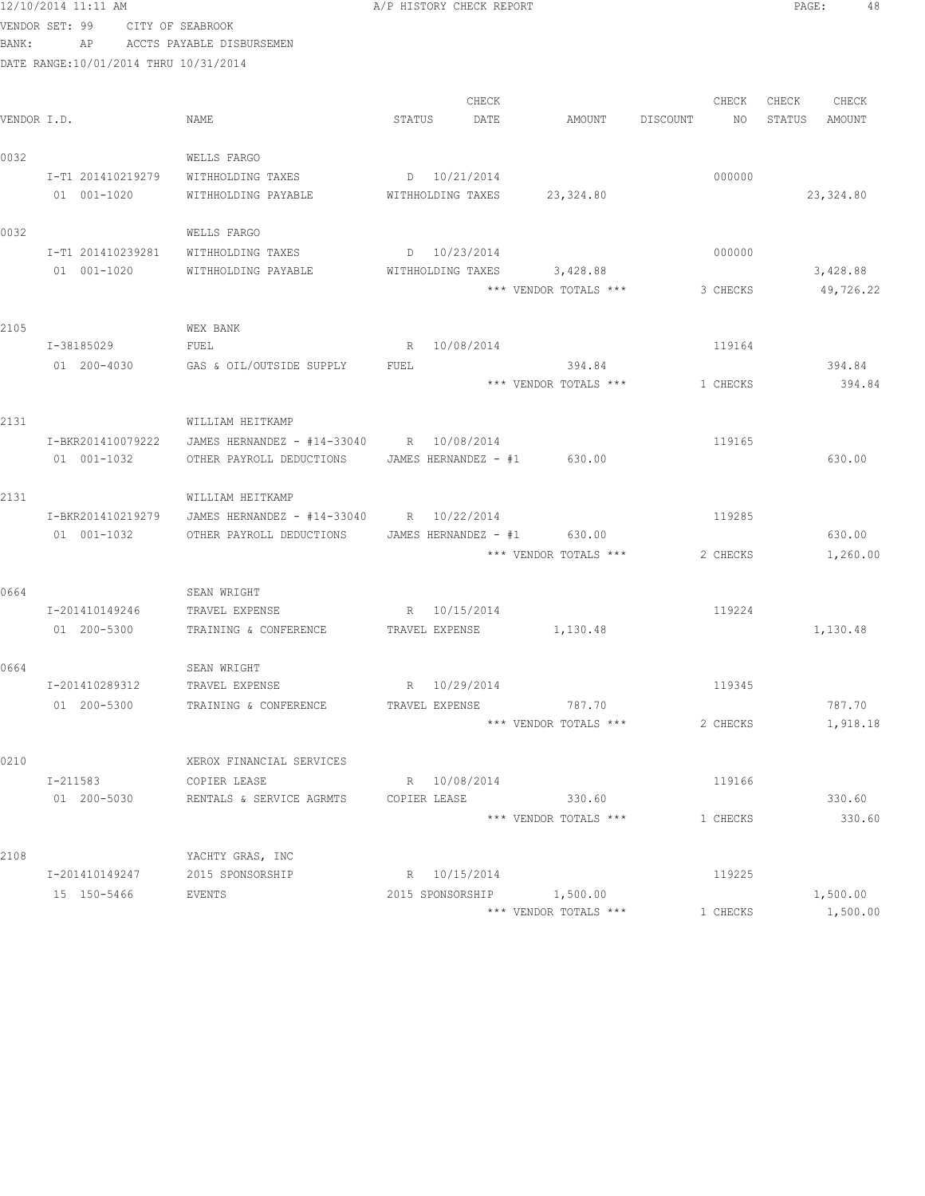12/10/2014 11:11 AM A/P HISTORY CHECK REPORT

VENDOR SET: 99 CITY OF SEABROOK
BANK: AP ACCTS PAYABLE DISBURSEMEN
DATE RANGE:10/01/2014 THRU 10/31/2014

| VENDOR I.D. | NAME | STATUS | CHECK DATE | AMOUNT | DISCOUNT | CHECK NO | CHECK STATUS | CHECK AMOUNT |
|---|---|---|---|---|---|---|---|---|
| 0032 | WELLS FARGO | | | | | | | |
| I-T1 201410219279 | WITHHOLDING TAXES | D | 10/21/2014 | | | 000000 | | |
| 01 001-1020 | WITHHOLDING PAYABLE | WITHHOLDING TAXES | | 23,324.80 | | | | 23,324.80 |
| 0032 | WELLS FARGO | | | | | | | |
| I-T1 201410239281 | WITHHOLDING TAXES | D | 10/23/2014 | | | 000000 | | |
| 01 001-1020 | WITHHOLDING PAYABLE | WITHHOLDING TAXES | | 3,428.88 | | | | 3,428.88 |
| | | | | *** VENDOR TOTALS *** | | 3 CHECKS | | 49,726.22 |
| 2105 | WEX BANK | | | | | | | |
| I-38185029 | FUEL | R | 10/08/2014 | | | 119164 | | |
| 01 200-4030 | GAS & OIL/OUTSIDE SUPPLY | FUEL | | 394.84 | | | | 394.84 |
| | | | | *** VENDOR TOTALS *** | | 1 CHECKS | | 394.84 |
| 2131 | WILLIAM HEITKAMP | | | | | | | |
| I-BKR201410079222 | JAMES HERNANDEZ - #14-33040 | R | 10/08/2014 | | | 119165 | | |
| 01 001-1032 | OTHER PAYROLL DEDUCTIONS | JAMES HERNANDEZ - #1 | | 630.00 | | | | 630.00 |
| 2131 | WILLIAM HEITKAMP | | | | | | | |
| I-BKR201410219279 | JAMES HERNANDEZ - #14-33040 | R | 10/22/2014 | | | 119285 | | |
| 01 001-1032 | OTHER PAYROLL DEDUCTIONS | JAMES HERNANDEZ - #1 | | 630.00 | | | | 630.00 |
| | | | | *** VENDOR TOTALS *** | | 2 CHECKS | | 1,260.00 |
| 0664 | SEAN WRIGHT | | | | | | | |
| I-201410149246 | TRAVEL EXPENSE | R | 10/15/2014 | | | 119224 | | |
| 01 200-5300 | TRAINING & CONFERENCE | TRAVEL EXPENSE | | 1,130.48 | | | | 1,130.48 |
| 0664 | SEAN WRIGHT | | | | | | | |
| I-201410289312 | TRAVEL EXPENSE | R | 10/29/2014 | | | 119345 | | |
| 01 200-5300 | TRAINING & CONFERENCE | TRAVEL EXPENSE | | 787.70 | | | | 787.70 |
| | | | | *** VENDOR TOTALS *** | | 2 CHECKS | | 1,918.18 |
| 0210 | XEROX FINANCIAL SERVICES | | | | | | | |
| I-211583 | COPIER LEASE | R | 10/08/2014 | | | 119166 | | |
| 01 200-5030 | RENTALS & SERVICE AGRMTS | COPIER LEASE | | 330.60 | | | | 330.60 |
| | | | | *** VENDOR TOTALS *** | | 1 CHECKS | | 330.60 |
| 2108 | YACHTY GRAS, INC | | | | | | | |
| I-201410149247 | 2015 SPONSORSHIP | R | 10/15/2014 | | | 119225 | | |
| 15 150-5466 | EVENTS | 2015 SPONSORSHIP | | 1,500.00 | | | | 1,500.00 |
| | | | | *** VENDOR TOTALS *** | | 1 CHECKS | | 1,500.00 |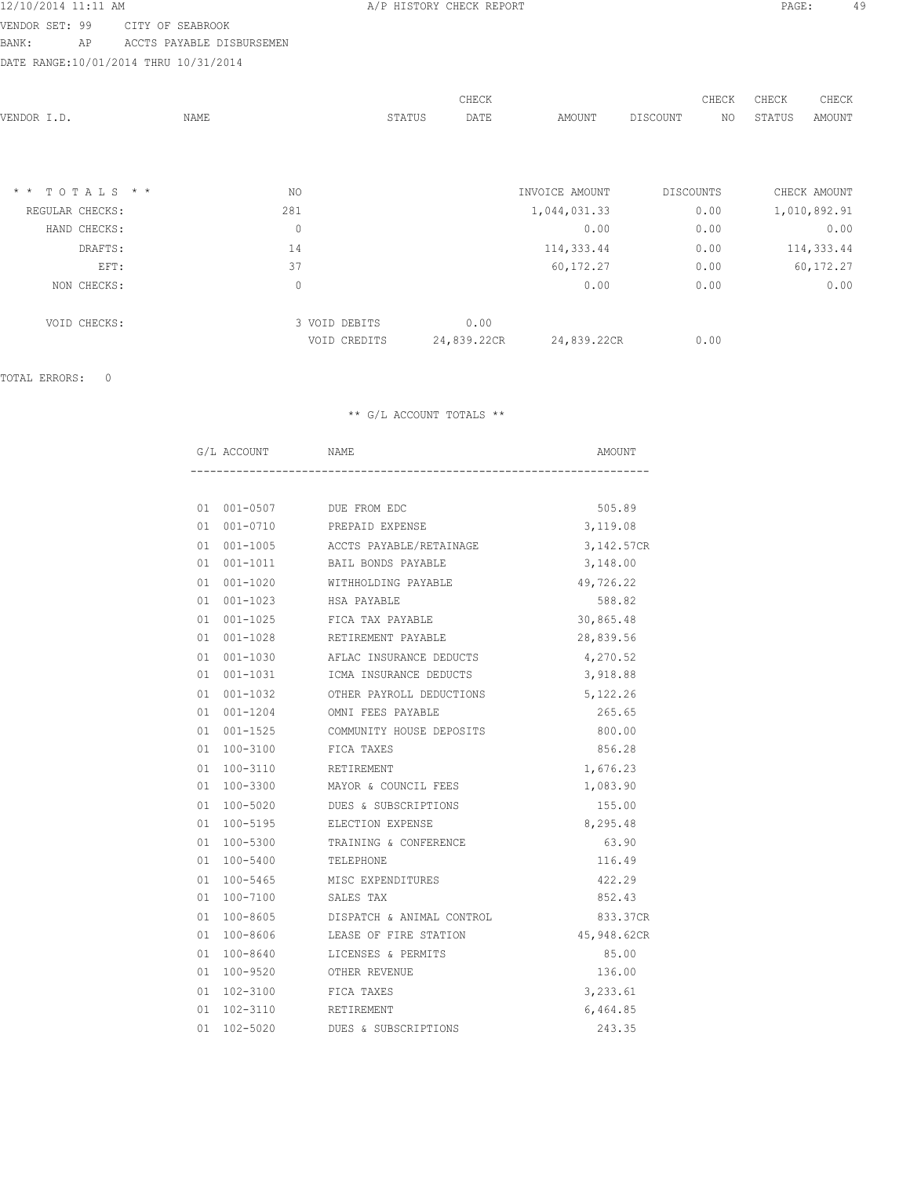VENDOR SET: 99 CITY OF SEABROOK
BANK: AP ACCTS PAYABLE DISBURSEMEN
DATE RANGE:10/01/2014 THRU 10/31/2014

| VENDOR I.D. | NAME | STATUS | CHECK DATE | AMOUNT | DISCOUNT | CHECK NO | CHECK STATUS | CHECK AMOUNT |
|---|---|---|---|---|---|---|---|---|

| * * TOTALS * * | NO | | | INVOICE AMOUNT | DISCOUNTS | CHECK AMOUNT |
|---|---|---|---|---|---|---|
| REGULAR CHECKS: | 281 | | | 1,044,031.33 | 0.00 | 1,010,892.91 |
| HAND CHECKS: | 0 | | | 0.00 | 0.00 | 0.00 |
| DRAFTS: | 14 | | | 114,333.44 | 0.00 | 114,333.44 |
| EFT: | 37 | | | 60,172.27 | 0.00 | 60,172.27 |
| NON CHECKS: | 0 | | | 0.00 | 0.00 | 0.00 |
| VOID CHECKS: | 3 | VOID DEBITS | 0.00 | | | |
| | | VOID CREDITS | 24,839.22CR | 24,839.22CR | 0.00 | |

TOTAL ERRORS: 0

** G/L ACCOUNT TOTALS **

| G/L ACCOUNT | NAME | AMOUNT |
|---|---|---|
| 01 001-0507 | DUE FROM EDC | 505.89 |
| 01 001-0710 | PREPAID EXPENSE | 3,119.08 |
| 01 001-1005 | ACCTS PAYABLE/RETAINAGE | 3,142.57CR |
| 01 001-1011 | BAIL BONDS PAYABLE | 3,148.00 |
| 01 001-1020 | WITHHOLDING PAYABLE | 49,726.22 |
| 01 001-1023 | HSA PAYABLE | 588.82 |
| 01 001-1025 | FICA TAX PAYABLE | 30,865.48 |
| 01 001-1028 | RETIREMENT PAYABLE | 28,839.56 |
| 01 001-1030 | AFLAC INSURANCE DEDUCTS | 4,270.52 |
| 01 001-1031 | ICMA INSURANCE DEDUCTS | 3,918.88 |
| 01 001-1032 | OTHER PAYROLL DEDUCTIONS | 5,122.26 |
| 01 001-1204 | OMNI FEES PAYABLE | 265.65 |
| 01 001-1525 | COMMUNITY HOUSE DEPOSITS | 800.00 |
| 01 100-3100 | FICA TAXES | 856.28 |
| 01 100-3110 | RETIREMENT | 1,676.23 |
| 01 100-3300 | MAYOR & COUNCIL FEES | 1,083.90 |
| 01 100-5020 | DUES & SUBSCRIPTIONS | 155.00 |
| 01 100-5195 | ELECTION EXPENSE | 8,295.48 |
| 01 100-5300 | TRAINING & CONFERENCE | 63.90 |
| 01 100-5400 | TELEPHONE | 116.49 |
| 01 100-5465 | MISC EXPENDITURES | 422.29 |
| 01 100-7100 | SALES TAX | 852.43 |
| 01 100-8605 | DISPATCH & ANIMAL CONTROL | 833.37CR |
| 01 100-8606 | LEASE OF FIRE STATION | 45,948.62CR |
| 01 100-8640 | LICENSES & PERMITS | 85.00 |
| 01 100-9520 | OTHER REVENUE | 136.00 |
| 01 102-3100 | FICA TAXES | 3,233.61 |
| 01 102-3110 | RETIREMENT | 6,464.85 |
| 01 102-5020 | DUES & SUBSCRIPTIONS | 243.35 |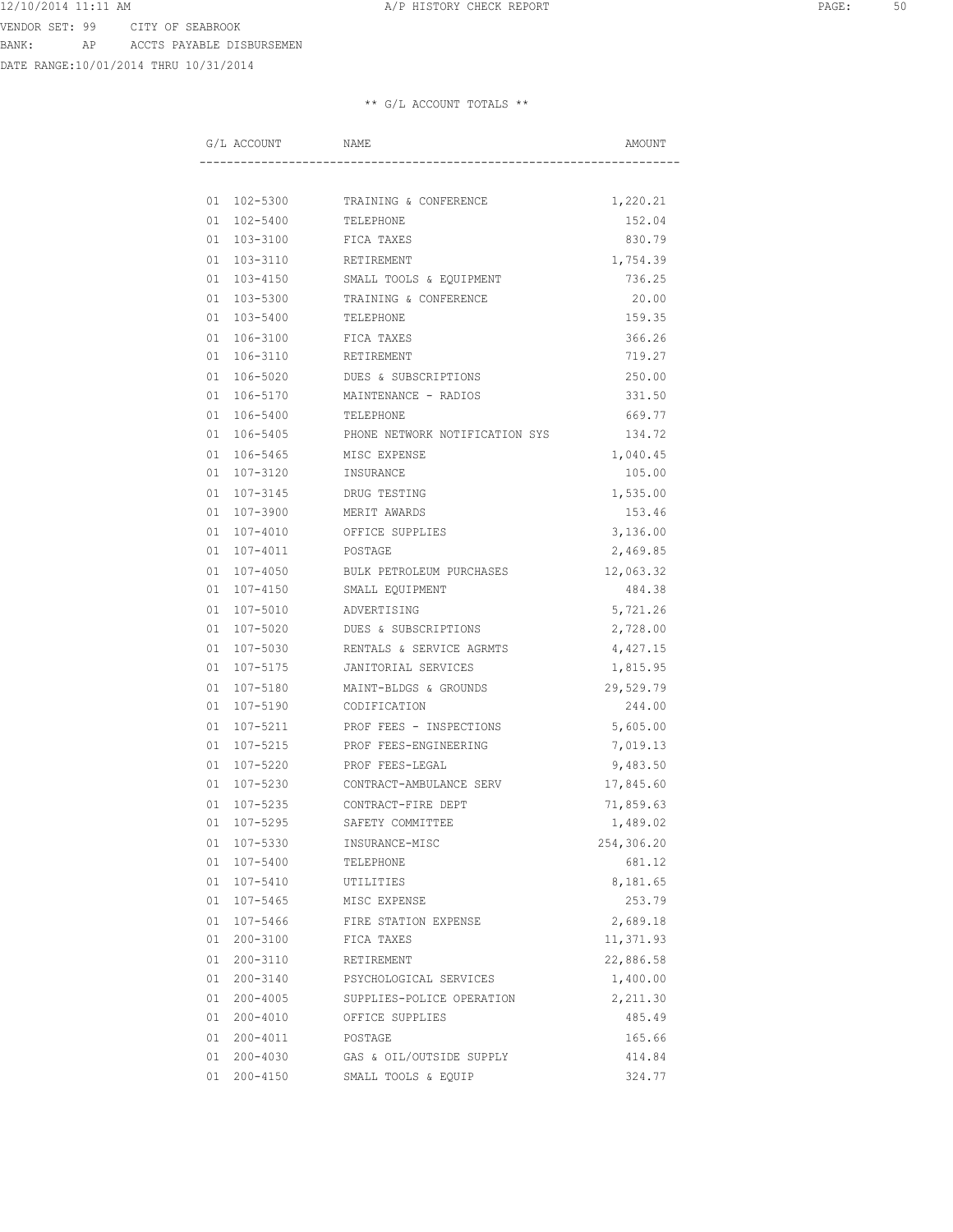VENDOR SET: 99 CITY OF SEABROOK
BANK: AP ACCTS PAYABLE DISBURSEMEN
DATE RANGE:10/01/2014 THRU 10/31/2014

** G/L ACCOUNT TOTALS **

| G/L ACCOUNT | NAME | AMOUNT |
|---|---|---|
| 01 102-5300 | TRAINING & CONFERENCE | 1,220.21 |
| 01 102-5400 | TELEPHONE | 152.04 |
| 01 103-3100 | FICA TAXES | 830.79 |
| 01 103-3110 | RETIREMENT | 1,754.39 |
| 01 103-4150 | SMALL TOOLS & EQUIPMENT | 736.25 |
| 01 103-5300 | TRAINING & CONFERENCE | 20.00 |
| 01 103-5400 | TELEPHONE | 159.35 |
| 01 106-3100 | FICA TAXES | 366.26 |
| 01 106-3110 | RETIREMENT | 719.27 |
| 01 106-5020 | DUES & SUBSCRIPTIONS | 250.00 |
| 01 106-5170 | MAINTENANCE - RADIOS | 331.50 |
| 01 106-5400 | TELEPHONE | 669.77 |
| 01 106-5405 | PHONE NETWORK NOTIFICATION SYS | 134.72 |
| 01 106-5465 | MISC EXPENSE | 1,040.45 |
| 01 107-3120 | INSURANCE | 105.00 |
| 01 107-3145 | DRUG TESTING | 1,535.00 |
| 01 107-3900 | MERIT AWARDS | 153.46 |
| 01 107-4010 | OFFICE SUPPLIES | 3,136.00 |
| 01 107-4011 | POSTAGE | 2,469.85 |
| 01 107-4050 | BULK PETROLEUM PURCHASES | 12,063.32 |
| 01 107-4150 | SMALL EQUIPMENT | 484.38 |
| 01 107-5010 | ADVERTISING | 5,721.26 |
| 01 107-5020 | DUES & SUBSCRIPTIONS | 2,728.00 |
| 01 107-5030 | RENTALS & SERVICE AGRMTS | 4,427.15 |
| 01 107-5175 | JANITORIAL SERVICES | 1,815.95 |
| 01 107-5180 | MAINT-BLDGS & GROUNDS | 29,529.79 |
| 01 107-5190 | CODIFICATION | 244.00 |
| 01 107-5211 | PROF FEES - INSPECTIONS | 5,605.00 |
| 01 107-5215 | PROF FEES-ENGINEERING | 7,019.13 |
| 01 107-5220 | PROF FEES-LEGAL | 9,483.50 |
| 01 107-5230 | CONTRACT-AMBULANCE SERV | 17,845.60 |
| 01 107-5235 | CONTRACT-FIRE DEPT | 71,859.63 |
| 01 107-5295 | SAFETY COMMITTEE | 1,489.02 |
| 01 107-5330 | INSURANCE-MISC | 254,306.20 |
| 01 107-5400 | TELEPHONE | 681.12 |
| 01 107-5410 | UTILITIES | 8,181.65 |
| 01 107-5465 | MISC EXPENSE | 253.79 |
| 01 107-5466 | FIRE STATION EXPENSE | 2,689.18 |
| 01 200-3100 | FICA TAXES | 11,371.93 |
| 01 200-3110 | RETIREMENT | 22,886.58 |
| 01 200-3140 | PSYCHOLOGICAL SERVICES | 1,400.00 |
| 01 200-4005 | SUPPLIES-POLICE OPERATION | 2,211.30 |
| 01 200-4010 | OFFICE SUPPLIES | 485.49 |
| 01 200-4011 | POSTAGE | 165.66 |
| 01 200-4030 | GAS & OIL/OUTSIDE SUPPLY | 414.84 |
| 01 200-4150 | SMALL TOOLS & EQUIP | 324.77 |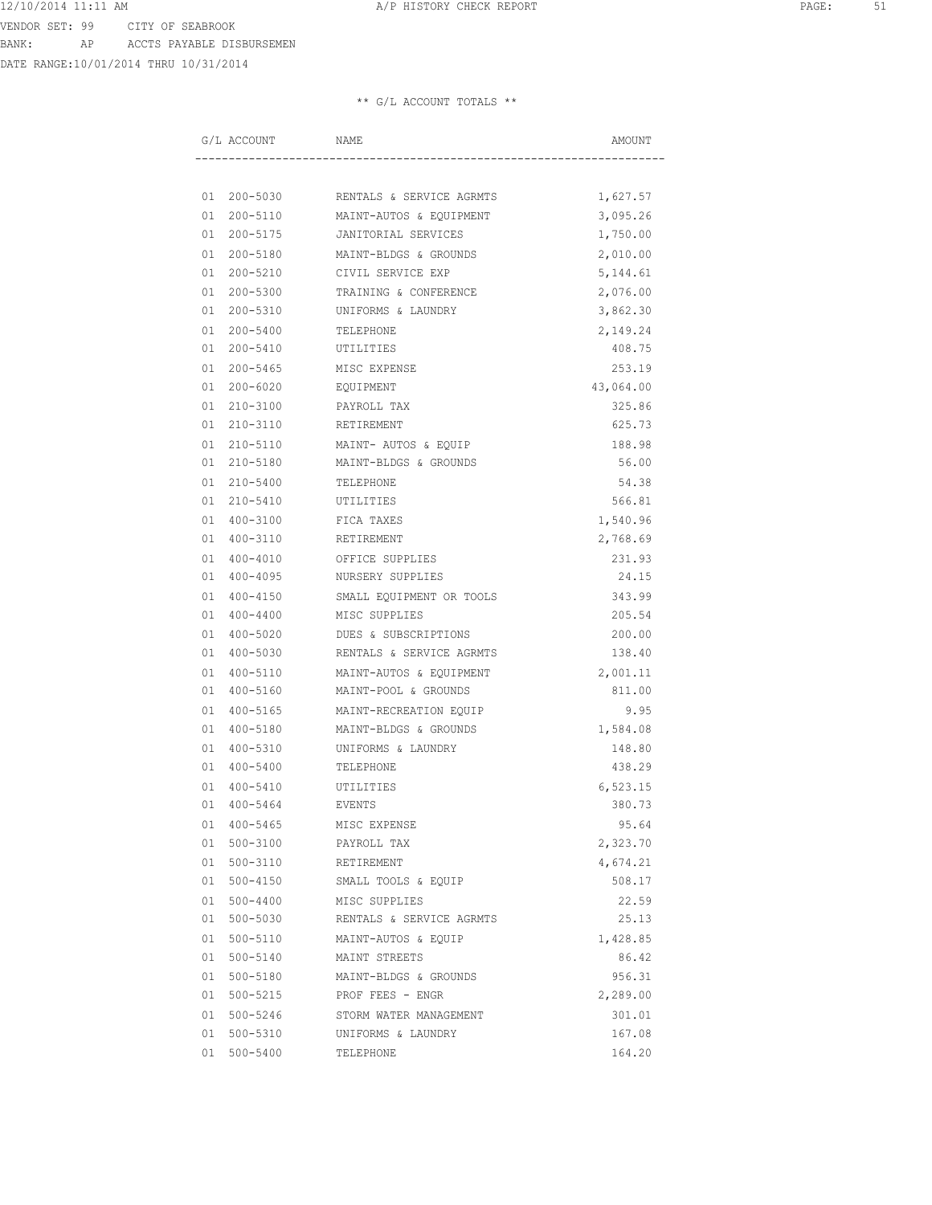VENDOR SET: 99 CITY OF SEABROOK
BANK: AP ACCTS PAYABLE DISBURSEMEN
DATE RANGE:10/01/2014 THRU 10/31/2014

** G/L ACCOUNT TOTALS **

| G/L ACCOUNT | NAME | AMOUNT |
|---|---|---|
| 01 200-5030 | RENTALS & SERVICE AGRMTS | 1,627.57 |
| 01 200-5110 | MAINT-AUTOS & EQUIPMENT | 3,095.26 |
| 01 200-5175 | JANITORIAL SERVICES | 1,750.00 |
| 01 200-5180 | MAINT-BLDGS & GROUNDS | 2,010.00 |
| 01 200-5210 | CIVIL SERVICE EXP | 5,144.61 |
| 01 200-5300 | TRAINING & CONFERENCE | 2,076.00 |
| 01 200-5310 | UNIFORMS & LAUNDRY | 3,862.30 |
| 01 200-5400 | TELEPHONE | 2,149.24 |
| 01 200-5410 | UTILITIES | 408.75 |
| 01 200-5465 | MISC EXPENSE | 253.19 |
| 01 200-6020 | EQUIPMENT | 43,064.00 |
| 01 210-3100 | PAYROLL TAX | 325.86 |
| 01 210-3110 | RETIREMENT | 625.73 |
| 01 210-5110 | MAINT- AUTOS & EQUIP | 188.98 |
| 01 210-5180 | MAINT-BLDGS & GROUNDS | 56.00 |
| 01 210-5400 | TELEPHONE | 54.38 |
| 01 210-5410 | UTILITIES | 566.81 |
| 01 400-3100 | FICA TAXES | 1,540.96 |
| 01 400-3110 | RETIREMENT | 2,768.69 |
| 01 400-4010 | OFFICE SUPPLIES | 231.93 |
| 01 400-4095 | NURSERY SUPPLIES | 24.15 |
| 01 400-4150 | SMALL EQUIPMENT OR TOOLS | 343.99 |
| 01 400-4400 | MISC SUPPLIES | 205.54 |
| 01 400-5020 | DUES & SUBSCRIPTIONS | 200.00 |
| 01 400-5030 | RENTALS & SERVICE AGRMTS | 138.40 |
| 01 400-5110 | MAINT-AUTOS & EQUIPMENT | 2,001.11 |
| 01 400-5160 | MAINT-POOL & GROUNDS | 811.00 |
| 01 400-5165 | MAINT-RECREATION EQUIP | 9.95 |
| 01 400-5180 | MAINT-BLDGS & GROUNDS | 1,584.08 |
| 01 400-5310 | UNIFORMS & LAUNDRY | 148.80 |
| 01 400-5400 | TELEPHONE | 438.29 |
| 01 400-5410 | UTILITIES | 6,523.15 |
| 01 400-5464 | EVENTS | 380.73 |
| 01 400-5465 | MISC EXPENSE | 95.64 |
| 01 500-3100 | PAYROLL TAX | 2,323.70 |
| 01 500-3110 | RETIREMENT | 4,674.21 |
| 01 500-4150 | SMALL TOOLS & EQUIP | 508.17 |
| 01 500-4400 | MISC SUPPLIES | 22.59 |
| 01 500-5030 | RENTALS & SERVICE AGRMTS | 25.13 |
| 01 500-5110 | MAINT-AUTOS & EQUIP | 1,428.85 |
| 01 500-5140 | MAINT STREETS | 86.42 |
| 01 500-5180 | MAINT-BLDGS & GROUNDS | 956.31 |
| 01 500-5215 | PROF FEES - ENGR | 2,289.00 |
| 01 500-5246 | STORM WATER MANAGEMENT | 301.01 |
| 01 500-5310 | UNIFORMS & LAUNDRY | 167.08 |
| 01 500-5400 | TELEPHONE | 164.20 |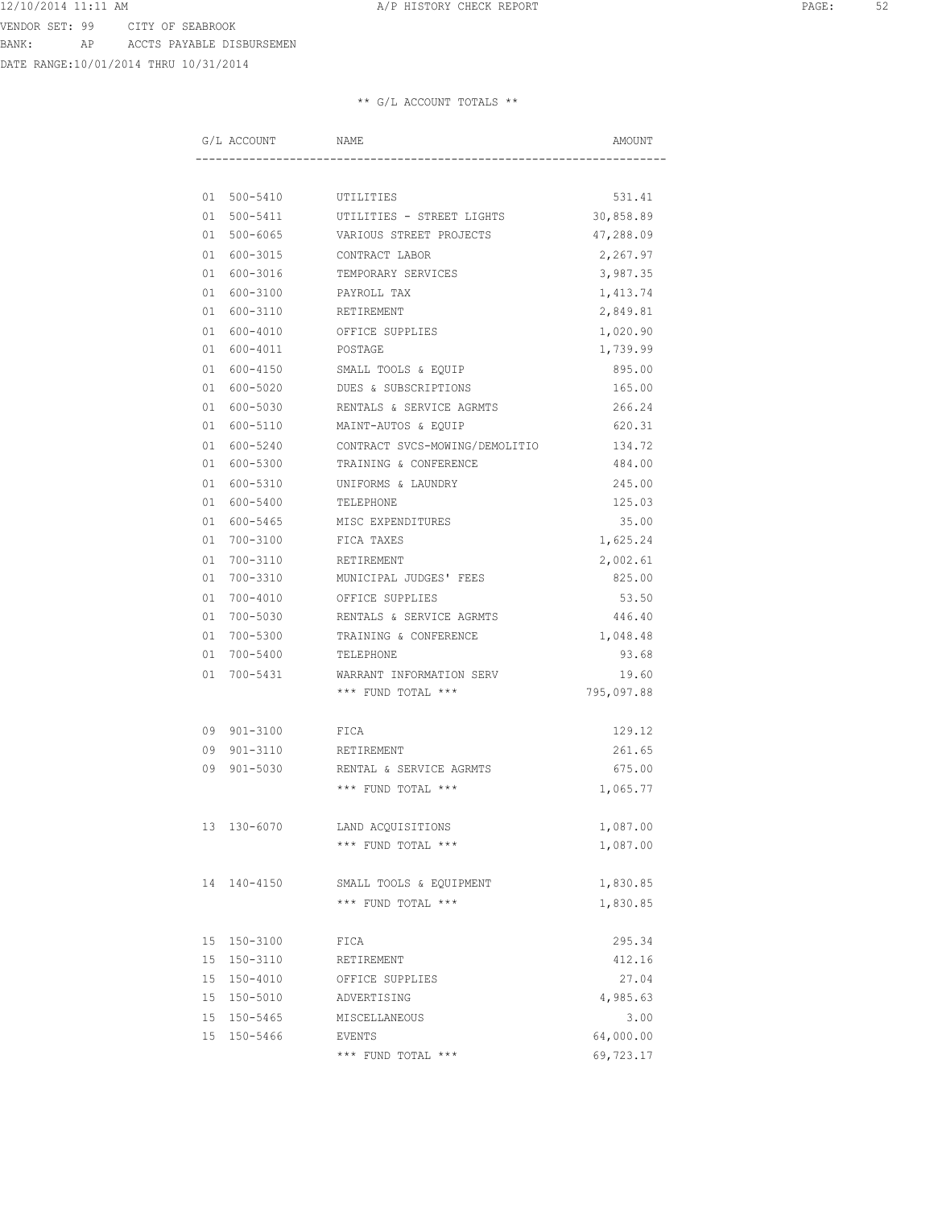VENDOR SET: 99 CITY OF SEABROOK

BANK: AP ACCTS PAYABLE DISBURSEMEN

DATE RANGE:10/01/2014 THRU 10/31/2014

** G/L ACCOUNT TOTALS **

| G/L ACCOUNT | NAME | AMOUNT |
|---|---|---|
| 01 500-5410 | UTILITIES | 531.41 |
| 01 500-5411 | UTILITIES - STREET LIGHTS | 30,858.89 |
| 01 500-6065 | VARIOUS STREET PROJECTS | 47,288.09 |
| 01 600-3015 | CONTRACT LABOR | 2,267.97 |
| 01 600-3016 | TEMPORARY SERVICES | 3,987.35 |
| 01 600-3100 | PAYROLL TAX | 1,413.74 |
| 01 600-3110 | RETIREMENT | 2,849.81 |
| 01 600-4010 | OFFICE SUPPLIES | 1,020.90 |
| 01 600-4011 | POSTAGE | 1,739.99 |
| 01 600-4150 | SMALL TOOLS & EQUIP | 895.00 |
| 01 600-5020 | DUES & SUBSCRIPTIONS | 165.00 |
| 01 600-5030 | RENTALS & SERVICE AGRMTS | 266.24 |
| 01 600-5110 | MAINT-AUTOS & EQUIP | 620.31 |
| 01 600-5240 | CONTRACT SVCS-MOWING/DEMOLITIO | 134.72 |
| 01 600-5300 | TRAINING & CONFERENCE | 484.00 |
| 01 600-5310 | UNIFORMS & LAUNDRY | 245.00 |
| 01 600-5400 | TELEPHONE | 125.03 |
| 01 600-5465 | MISC EXPENDITURES | 35.00 |
| 01 700-3100 | FICA TAXES | 1,625.24 |
| 01 700-3110 | RETIREMENT | 2,002.61 |
| 01 700-3310 | MUNICIPAL JUDGES' FEES | 825.00 |
| 01 700-4010 | OFFICE SUPPLIES | 53.50 |
| 01 700-5030 | RENTALS & SERVICE AGRMTS | 446.40 |
| 01 700-5300 | TRAINING & CONFERENCE | 1,048.48 |
| 01 700-5400 | TELEPHONE | 93.68 |
| 01 700-5431 | WARRANT INFORMATION SERV | 19.60 |
| | *** FUND TOTAL *** | 795,097.88 |
| 09 901-3100 | FICA | 129.12 |
| 09 901-3110 | RETIREMENT | 261.65 |
| 09 901-5030 | RENTAL & SERVICE AGRMTS | 675.00 |
| | *** FUND TOTAL *** | 1,065.77 |
| 13 130-6070 | LAND ACQUISITIONS | 1,087.00 |
| | *** FUND TOTAL *** | 1,087.00 |
| 14 140-4150 | SMALL TOOLS & EQUIPMENT | 1,830.85 |
| | *** FUND TOTAL *** | 1,830.85 |
| 15 150-3100 | FICA | 295.34 |
| 15 150-3110 | RETIREMENT | 412.16 |
| 15 150-4010 | OFFICE SUPPLIES | 27.04 |
| 15 150-5010 | ADVERTISING | 4,985.63 |
| 15 150-5465 | MISCELLANEOUS | 3.00 |
| 15 150-5466 | EVENTS | 64,000.00 |
| | *** FUND TOTAL *** | 69,723.17 |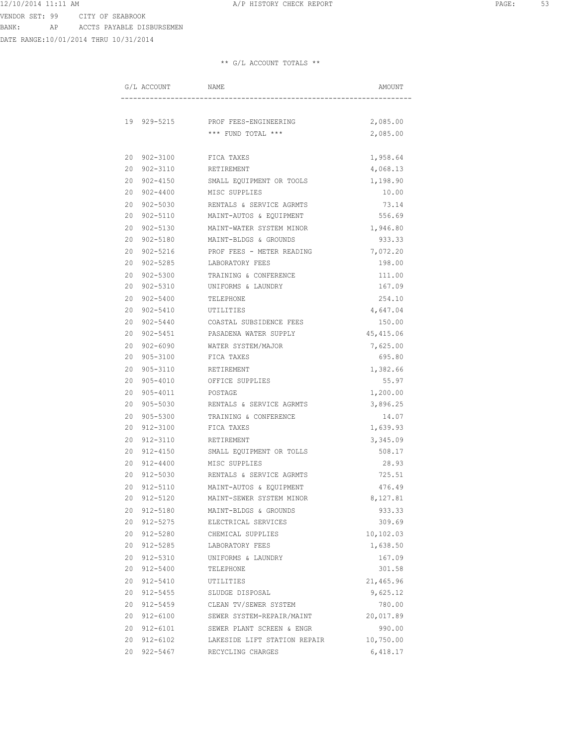VENDOR SET: 99 CITY OF SEABROOK

BANK: AP ACCTS PAYABLE DISBURSEMEN

DATE RANGE:10/01/2014 THRU 10/31/2014

** G/L ACCOUNT TOTALS **

| G/L ACCOUNT | NAME | AMOUNT |
|---|---|---|
| 19 929-5215 | PROF FEES-ENGINEERING | 2,085.00 |
| | *** FUND TOTAL *** | 2,085.00 |
| 20 902-3100 | FICA TAXES | 1,958.64 |
| 20 902-3110 | RETIREMENT | 4,068.13 |
| 20 902-4150 | SMALL EQUIPMENT OR TOOLS | 1,198.90 |
| 20 902-4400 | MISC SUPPLIES | 10.00 |
| 20 902-5030 | RENTALS & SERVICE AGRMTS | 73.14 |
| 20 902-5110 | MAINT-AUTOS & EQUIPMENT | 556.69 |
| 20 902-5130 | MAINT-WATER SYSTEM MINOR | 1,946.80 |
| 20 902-5180 | MAINT-BLDGS & GROUNDS | 933.33 |
| 20 902-5216 | PROF FEES - METER READING | 7,072.20 |
| 20 902-5285 | LABORATORY FEES | 198.00 |
| 20 902-5300 | TRAINING & CONFERENCE | 111.00 |
| 20 902-5310 | UNIFORMS & LAUNDRY | 167.09 |
| 20 902-5400 | TELEPHONE | 254.10 |
| 20 902-5410 | UTILITIES | 4,647.04 |
| 20 902-5440 | COASTAL SUBSIDENCE FEES | 150.00 |
| 20 902-5451 | PASADENA WATER SUPPLY | 45,415.06 |
| 20 902-6090 | WATER SYSTEM/MAJOR | 7,625.00 |
| 20 905-3100 | FICA TAXES | 695.80 |
| 20 905-3110 | RETIREMENT | 1,382.66 |
| 20 905-4010 | OFFICE SUPPLIES | 55.97 |
| 20 905-4011 | POSTAGE | 1,200.00 |
| 20 905-5030 | RENTALS & SERVICE AGRMTS | 3,896.25 |
| 20 905-5300 | TRAINING & CONFERENCE | 14.07 |
| 20 912-3100 | FICA TAXES | 1,639.93 |
| 20 912-3110 | RETIREMENT | 3,345.09 |
| 20 912-4150 | SMALL EQUIPMENT OR TOLLS | 508.17 |
| 20 912-4400 | MISC SUPPLIES | 28.93 |
| 20 912-5030 | RENTALS & SERVICE AGRMTS | 725.51 |
| 20 912-5110 | MAINT-AUTOS & EQUIPMENT | 476.49 |
| 20 912-5120 | MAINT-SEWER SYSTEM MINOR | 8,127.81 |
| 20 912-5180 | MAINT-BLDGS & GROUNDS | 933.33 |
| 20 912-5275 | ELECTRICAL SERVICES | 309.69 |
| 20 912-5280 | CHEMICAL SUPPLIES | 10,102.03 |
| 20 912-5285 | LABORATORY FEES | 1,638.50 |
| 20 912-5310 | UNIFORMS & LAUNDRY | 167.09 |
| 20 912-5400 | TELEPHONE | 301.58 |
| 20 912-5410 | UTILITIES | 21,465.96 |
| 20 912-5455 | SLUDGE DISPOSAL | 9,625.12 |
| 20 912-5459 | CLEAN TV/SEWER SYSTEM | 780.00 |
| 20 912-6100 | SEWER SYSTEM-REPAIR/MAINT | 20,017.89 |
| 20 912-6101 | SEWER PLANT SCREEN & ENGR | 990.00 |
| 20 912-6102 | LAKESIDE LIFT STATION REPAIR | 10,750.00 |
| 20 922-5467 | RECYCLING CHARGES | 6,418.17 |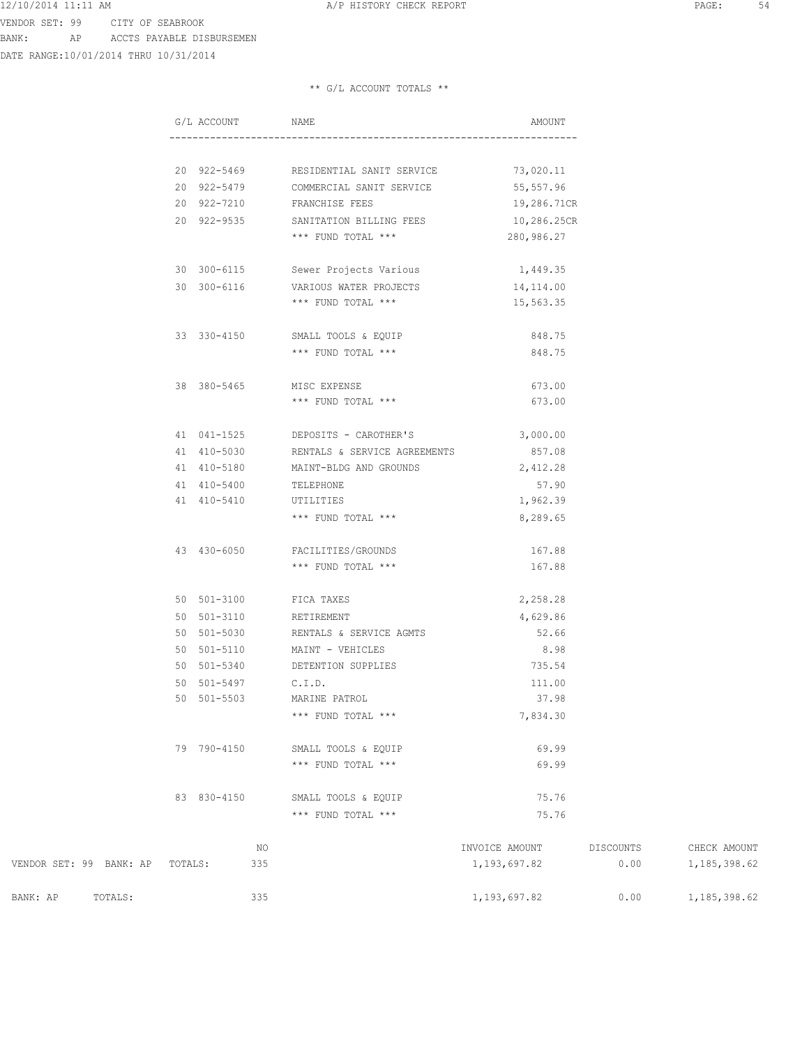A/P HISTORY CHECK REPORT

VENDOR SET: 99 CITY OF SEABROOK
BANK: AP ACCTS PAYABLE DISBURSEMEN
DATE RANGE:10/01/2014 THRU 10/31/2014

** G/L ACCOUNT TOTALS **

| G/L ACCOUNT | NAME | AMOUNT |
|---|---|---|
| 20 922-5469 | RESIDENTIAL SANIT SERVICE | 73,020.11 |
| 20 922-5479 | COMMERCIAL SANIT SERVICE | 55,557.96 |
| 20 922-7210 | FRANCHISE FEES | 19,286.71CR |
| 20 922-9535 | SANITATION BILLING FEES | 10,286.25CR |
| | *** FUND TOTAL *** | 280,986.27 |
| 30 300-6115 | Sewer Projects Various | 1,449.35 |
| 30 300-6116 | VARIOUS WATER PROJECTS | 14,114.00 |
| | *** FUND TOTAL *** | 15,563.35 |
| 33 330-4150 | SMALL TOOLS & EQUIP | 848.75 |
| | *** FUND TOTAL *** | 848.75 |
| 38 380-5465 | MISC EXPENSE | 673.00 |
| | *** FUND TOTAL *** | 673.00 |
| 41 041-1525 | DEPOSITS - CAROTHER'S | 3,000.00 |
| 41 410-5030 | RENTALS & SERVICE AGREEMENTS | 857.08 |
| 41 410-5180 | MAINT-BLDG AND GROUNDS | 2,412.28 |
| 41 410-5400 | TELEPHONE | 57.90 |
| 41 410-5410 | UTILITIES | 1,962.39 |
| | *** FUND TOTAL *** | 8,289.65 |
| 43 430-6050 | FACILITIES/GROUNDS | 167.88 |
| | *** FUND TOTAL *** | 167.88 |
| 50 501-3100 | FICA TAXES | 2,258.28 |
| 50 501-3110 | RETIREMENT | 4,629.86 |
| 50 501-5030 | RENTALS & SERVICE AGMTS | 52.66 |
| 50 501-5110 | MAINT - VEHICLES | 8.98 |
| 50 501-5340 | DETENTION SUPPLIES | 735.54 |
| 50 501-5497 | C.I.D. | 111.00 |
| 50 501-5503 | MARINE PATROL | 37.98 |
| | *** FUND TOTAL *** | 7,834.30 |
| 79 790-4150 | SMALL TOOLS & EQUIP | 69.99 |
| | *** FUND TOTAL *** | 69.99 |
| 83 830-4150 | SMALL TOOLS & EQUIP | 75.76 |
| | *** FUND TOTAL *** | 75.76 |

| | NO | INVOICE AMOUNT | DISCOUNTS | CHECK AMOUNT |
|---|---|---|---|---|
| VENDOR SET: 99 BANK: AP TOTALS: | 335 | 1,193,697.82 | 0.00 | 1,185,398.62 |
| BANK: AP TOTALS: | 335 | 1,193,697.82 | 0.00 | 1,185,398.62 |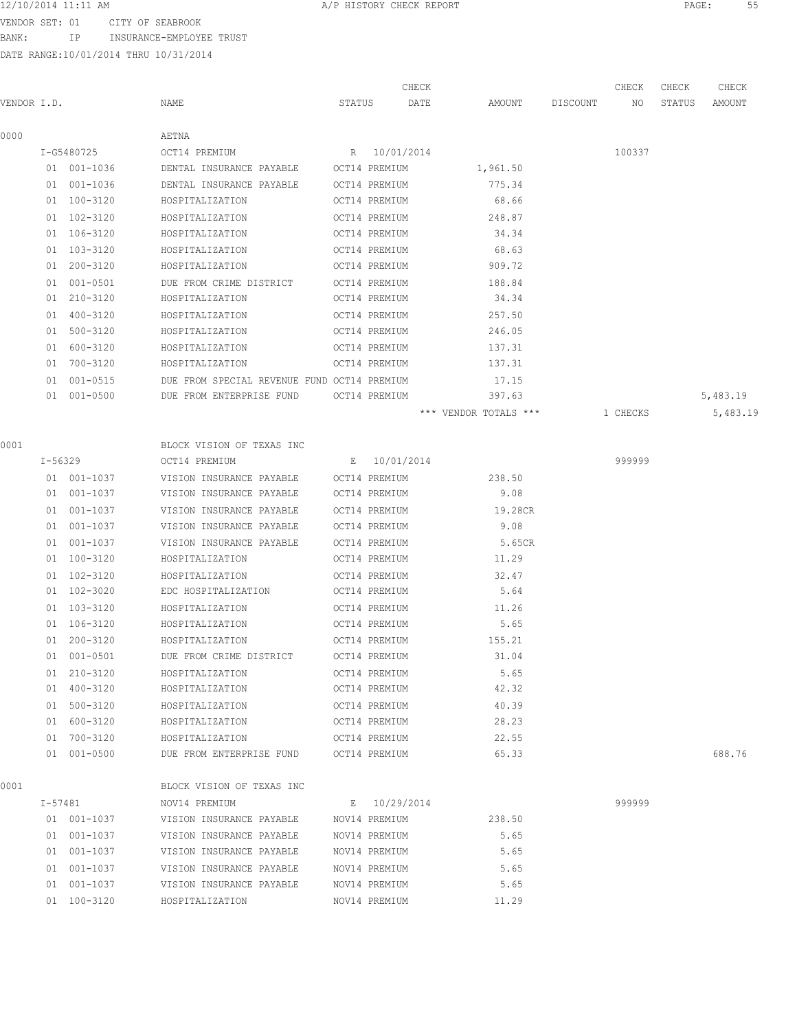12/10/2014 11:11 AM A/P HISTORY CHECK REPORT

VENDOR SET: 01 CITY OF SEABROOK
BANK: IP INSURANCE-EMPLOYEE TRUST
DATE RANGE:10/01/2014 THRU 10/31/2014

| VENDOR I.D. | NAME | STATUS | CHECK DATE | AMOUNT | DISCOUNT | CHECK NO | CHECK STATUS | CHECK AMOUNT |
|---|---|---|---|---|---|---|---|---|
| 0000 | AETNA | | | | | | | |
| I-G5480725 | OCT14 PREMIUM | R | 10/01/2014 | | | 100337 | | |
| 01 001-1036 | DENTAL INSURANCE PAYABLE | OCT14 PREMIUM | | 1,961.50 | | | | |
| 01 001-1036 | DENTAL INSURANCE PAYABLE | OCT14 PREMIUM | | 775.34 | | | | |
| 01 100-3120 | HOSPITALIZATION | OCT14 PREMIUM | | 68.66 | | | | |
| 01 102-3120 | HOSPITALIZATION | OCT14 PREMIUM | | 248.87 | | | | |
| 01 106-3120 | HOSPITALIZATION | OCT14 PREMIUM | | 34.34 | | | | |
| 01 103-3120 | HOSPITALIZATION | OCT14 PREMIUM | | 68.63 | | | | |
| 01 200-3120 | HOSPITALIZATION | OCT14 PREMIUM | | 909.72 | | | | |
| 01 001-0501 | DUE FROM CRIME DISTRICT | OCT14 PREMIUM | | 188.84 | | | | |
| 01 210-3120 | HOSPITALIZATION | OCT14 PREMIUM | | 34.34 | | | | |
| 01 400-3120 | HOSPITALIZATION | OCT14 PREMIUM | | 257.50 | | | | |
| 01 500-3120 | HOSPITALIZATION | OCT14 PREMIUM | | 246.05 | | | | |
| 01 600-3120 | HOSPITALIZATION | OCT14 PREMIUM | | 137.31 | | | | |
| 01 700-3120 | HOSPITALIZATION | OCT14 PREMIUM | | 137.31 | | | | |
| 01 001-0515 | DUE FROM SPECIAL REVENUE FUND | OCT14 PREMIUM | | 17.15 | | | | |
| 01 001-0500 | DUE FROM ENTERPRISE FUND | OCT14 PREMIUM | | 397.63 | | | | 5,483.19 |
| | | | | *** VENDOR TOTALS *** | | 1 CHECKS | | 5,483.19 |
| 0001 | BLOCK VISION OF TEXAS INC | | | | | | | |
| I-56329 | OCT14 PREMIUM | E | 10/01/2014 | | | 999999 | | |
| 01 001-1037 | VISION INSURANCE PAYABLE | OCT14 PREMIUM | | 238.50 | | | | |
| 01 001-1037 | VISION INSURANCE PAYABLE | OCT14 PREMIUM | | 9.08 | | | | |
| 01 001-1037 | VISION INSURANCE PAYABLE | OCT14 PREMIUM | | 19.28CR | | | | |
| 01 001-1037 | VISION INSURANCE PAYABLE | OCT14 PREMIUM | | 9.08 | | | | |
| 01 001-1037 | VISION INSURANCE PAYABLE | OCT14 PREMIUM | | 5.65CR | | | | |
| 01 100-3120 | HOSPITALIZATION | OCT14 PREMIUM | | 11.29 | | | | |
| 01 102-3120 | HOSPITALIZATION | OCT14 PREMIUM | | 32.47 | | | | |
| 01 102-3020 | EDC HOSPITALIZATION | OCT14 PREMIUM | | 5.64 | | | | |
| 01 103-3120 | HOSPITALIZATION | OCT14 PREMIUM | | 11.26 | | | | |
| 01 106-3120 | HOSPITALIZATION | OCT14 PREMIUM | | 5.65 | | | | |
| 01 200-3120 | HOSPITALIZATION | OCT14 PREMIUM | | 155.21 | | | | |
| 01 001-0501 | DUE FROM CRIME DISTRICT | OCT14 PREMIUM | | 31.04 | | | | |
| 01 210-3120 | HOSPITALIZATION | OCT14 PREMIUM | | 5.65 | | | | |
| 01 400-3120 | HOSPITALIZATION | OCT14 PREMIUM | | 42.32 | | | | |
| 01 500-3120 | HOSPITALIZATION | OCT14 PREMIUM | | 40.39 | | | | |
| 01 600-3120 | HOSPITALIZATION | OCT14 PREMIUM | | 28.23 | | | | |
| 01 700-3120 | HOSPITALIZATION | OCT14 PREMIUM | | 22.55 | | | | |
| 01 001-0500 | DUE FROM ENTERPRISE FUND | OCT14 PREMIUM | | 65.33 | | | | 688.76 |
| 0001 | BLOCK VISION OF TEXAS INC | | | | | | | |
| I-57481 | NOV14 PREMIUM | E | 10/29/2014 | | | 999999 | | |
| 01 001-1037 | VISION INSURANCE PAYABLE | NOV14 PREMIUM | | 238.50 | | | | |
| 01 001-1037 | VISION INSURANCE PAYABLE | NOV14 PREMIUM | | 5.65 | | | | |
| 01 001-1037 | VISION INSURANCE PAYABLE | NOV14 PREMIUM | | 5.65 | | | | |
| 01 001-1037 | VISION INSURANCE PAYABLE | NOV14 PREMIUM | | 5.65 | | | | |
| 01 001-1037 | VISION INSURANCE PAYABLE | NOV14 PREMIUM | | 5.65 | | | | |
| 01 100-3120 | HOSPITALIZATION | NOV14 PREMIUM | | 11.29 | | | | |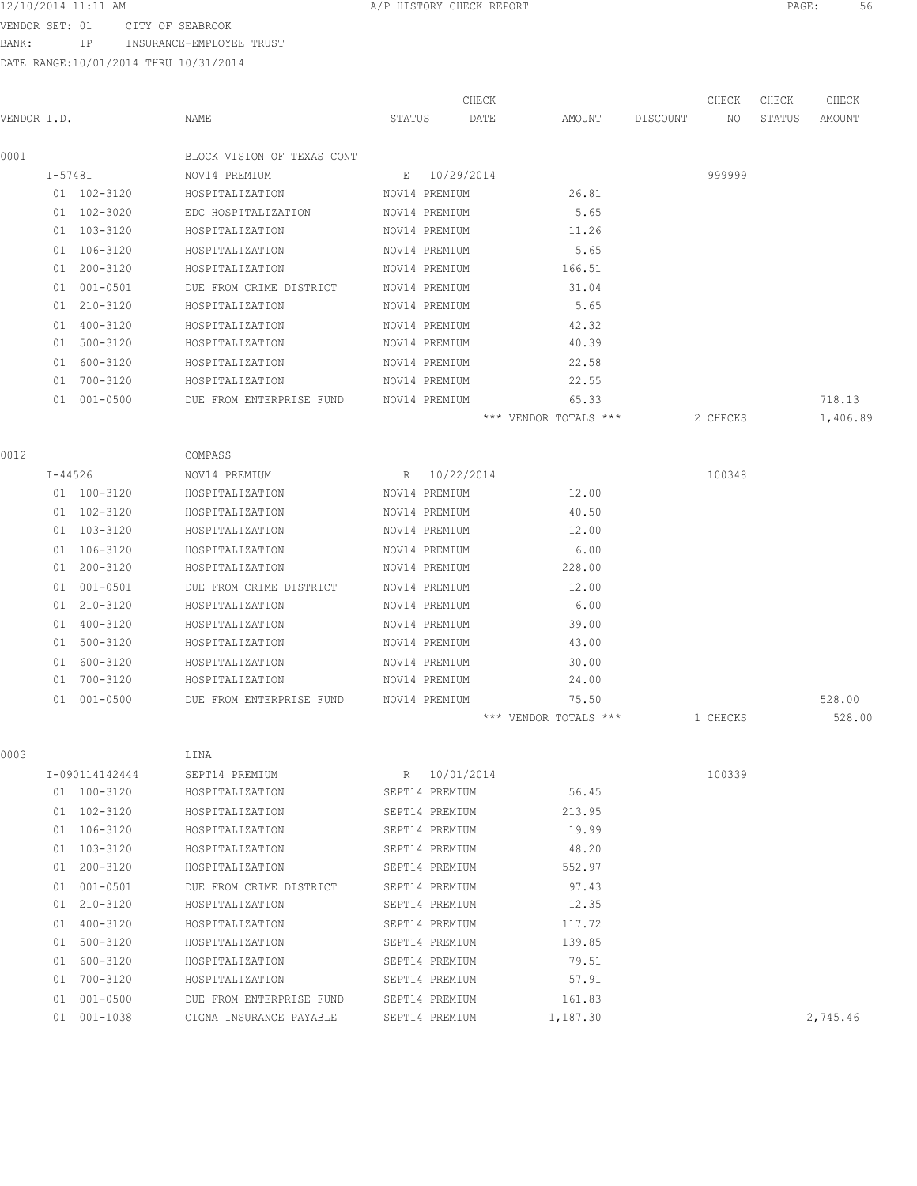12/10/2014 11:11 AM — A/P HISTORY CHECK REPORT

VENDOR SET: 01 CITY OF SEABROOK
BANK: IP INSURANCE-EMPLOYEE TRUST
DATE RANGE:10/01/2014 THRU 10/31/2014

| VENDOR I.D. | NAME | STATUS | CHECK DATE | AMOUNT | DISCOUNT | CHECK NO | CHECK STATUS | CHECK AMOUNT |
|---|---|---|---|---|---|---|---|---|
| 0001 | BLOCK VISION OF TEXAS CONT | | | | | | | |
| I-57481 | NOV14 PREMIUM | E | 10/29/2014 | | | 999999 | | |
| 01 102-3120 | HOSPITALIZATION | NOV14 PREMIUM | | 26.81 | | | | |
| 01 102-3020 | EDC HOSPITALIZATION | NOV14 PREMIUM | | 5.65 | | | | |
| 01 103-3120 | HOSPITALIZATION | NOV14 PREMIUM | | 11.26 | | | | |
| 01 106-3120 | HOSPITALIZATION | NOV14 PREMIUM | | 5.65 | | | | |
| 01 200-3120 | HOSPITALIZATION | NOV14 PREMIUM | | 166.51 | | | | |
| 01 001-0501 | DUE FROM CRIME DISTRICT | NOV14 PREMIUM | | 31.04 | | | | |
| 01 210-3120 | HOSPITALIZATION | NOV14 PREMIUM | | 5.65 | | | | |
| 01 400-3120 | HOSPITALIZATION | NOV14 PREMIUM | | 42.32 | | | | |
| 01 500-3120 | HOSPITALIZATION | NOV14 PREMIUM | | 40.39 | | | | |
| 01 600-3120 | HOSPITALIZATION | NOV14 PREMIUM | | 22.58 | | | | |
| 01 700-3120 | HOSPITALIZATION | NOV14 PREMIUM | | 22.55 | | | | |
| 01 001-0500 | DUE FROM ENTERPRISE FUND | NOV14 PREMIUM | | 65.33 | | | | 718.13 |
| | | | | *** VENDOR TOTALS *** | | 2 CHECKS | | 1,406.89 |
| 0012 | COMPASS | | | | | | | |
| I-44526 | NOV14 PREMIUM | R | 10/22/2014 | | | 100348 | | |
| 01 100-3120 | HOSPITALIZATION | NOV14 PREMIUM | | 12.00 | | | | |
| 01 102-3120 | HOSPITALIZATION | NOV14 PREMIUM | | 40.50 | | | | |
| 01 103-3120 | HOSPITALIZATION | NOV14 PREMIUM | | 12.00 | | | | |
| 01 106-3120 | HOSPITALIZATION | NOV14 PREMIUM | | 6.00 | | | | |
| 01 200-3120 | HOSPITALIZATION | NOV14 PREMIUM | | 228.00 | | | | |
| 01 001-0501 | DUE FROM CRIME DISTRICT | NOV14 PREMIUM | | 12.00 | | | | |
| 01 210-3120 | HOSPITALIZATION | NOV14 PREMIUM | | 6.00 | | | | |
| 01 400-3120 | HOSPITALIZATION | NOV14 PREMIUM | | 39.00 | | | | |
| 01 500-3120 | HOSPITALIZATION | NOV14 PREMIUM | | 43.00 | | | | |
| 01 600-3120 | HOSPITALIZATION | NOV14 PREMIUM | | 30.00 | | | | |
| 01 700-3120 | HOSPITALIZATION | NOV14 PREMIUM | | 24.00 | | | | |
| 01 001-0500 | DUE FROM ENTERPRISE FUND | NOV14 PREMIUM | | 75.50 | | | | 528.00 |
| | | | | *** VENDOR TOTALS *** | | 1 CHECKS | | 528.00 |
| 0003 | LINA | | | | | | | |
| I-090114142444 | SEPT14 PREMIUM | R | 10/01/2014 | | | 100339 | | |
| 01 100-3120 | HOSPITALIZATION | SEPT14 PREMIUM | | 56.45 | | | | |
| 01 102-3120 | HOSPITALIZATION | SEPT14 PREMIUM | | 213.95 | | | | |
| 01 106-3120 | HOSPITALIZATION | SEPT14 PREMIUM | | 19.99 | | | | |
| 01 103-3120 | HOSPITALIZATION | SEPT14 PREMIUM | | 48.20 | | | | |
| 01 200-3120 | HOSPITALIZATION | SEPT14 PREMIUM | | 552.97 | | | | |
| 01 001-0501 | DUE FROM CRIME DISTRICT | SEPT14 PREMIUM | | 97.43 | | | | |
| 01 210-3120 | HOSPITALIZATION | SEPT14 PREMIUM | | 12.35 | | | | |
| 01 400-3120 | HOSPITALIZATION | SEPT14 PREMIUM | | 117.72 | | | | |
| 01 500-3120 | HOSPITALIZATION | SEPT14 PREMIUM | | 139.85 | | | | |
| 01 600-3120 | HOSPITALIZATION | SEPT14 PREMIUM | | 79.51 | | | | |
| 01 700-3120 | HOSPITALIZATION | SEPT14 PREMIUM | | 57.91 | | | | |
| 01 001-0500 | DUE FROM ENTERPRISE FUND | SEPT14 PREMIUM | | 161.83 | | | | |
| 01 001-1038 | CIGNA INSURANCE PAYABLE | SEPT14 PREMIUM | | 1,187.30 | | | | 2,745.46 |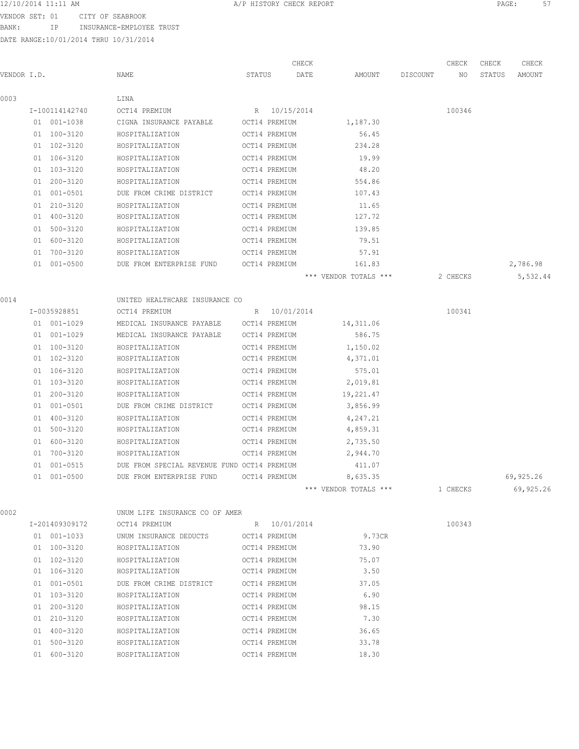12/10/2014 11:11 AM A/P HISTORY CHECK REPORT

VENDOR SET: 01 CITY OF SEABROOK
BANK: IP INSURANCE-EMPLOYEE TRUST
DATE RANGE:10/01/2014 THRU 10/31/2014

| VENDOR I.D. | NAME | STATUS | CHECK DATE | AMOUNT | DISCOUNT | CHECK NO | CHECK STATUS | CHECK AMOUNT |
|---|---|---|---|---|---|---|---|---|
| 0003 | LINA | | | | | | | |
| I-100114142740 | OCT14 PREMIUM | R | 10/15/2014 | | | 100346 | | |
| 01 001-1038 | CIGNA INSURANCE PAYABLE | OCT14 PREMIUM | | 1,187.30 | | | | |
| 01 100-3120 | HOSPITALIZATION | OCT14 PREMIUM | | 56.45 | | | | |
| 01 102-3120 | HOSPITALIZATION | OCT14 PREMIUM | | 234.28 | | | | |
| 01 106-3120 | HOSPITALIZATION | OCT14 PREMIUM | | 19.99 | | | | |
| 01 103-3120 | HOSPITALIZATION | OCT14 PREMIUM | | 48.20 | | | | |
| 01 200-3120 | HOSPITALIZATION | OCT14 PREMIUM | | 554.86 | | | | |
| 01 001-0501 | DUE FROM CRIME DISTRICT | OCT14 PREMIUM | | 107.43 | | | | |
| 01 210-3120 | HOSPITALIZATION | OCT14 PREMIUM | | 11.65 | | | | |
| 01 400-3120 | HOSPITALIZATION | OCT14 PREMIUM | | 127.72 | | | | |
| 01 500-3120 | HOSPITALIZATION | OCT14 PREMIUM | | 139.85 | | | | |
| 01 600-3120 | HOSPITALIZATION | OCT14 PREMIUM | | 79.51 | | | | |
| 01 700-3120 | HOSPITALIZATION | OCT14 PREMIUM | | 57.91 | | | | |
| 01 001-0500 | DUE FROM ENTERPRISE FUND | OCT14 PREMIUM | | 161.83 | | | | 2,786.98 |
| | | | | *** VENDOR TOTALS *** | | 2 CHECKS | | 5,532.44 |
| 0014 | UNITED HEALTHCARE INSURANCE CO | | | | | | | |
| I-0035928851 | OCT14 PREMIUM | R | 10/01/2014 | | | 100341 | | |
| 01 001-1029 | MEDICAL INSURANCE PAYABLE | OCT14 PREMIUM | | 14,311.06 | | | | |
| 01 001-1029 | MEDICAL INSURANCE PAYABLE | OCT14 PREMIUM | | 586.75 | | | | |
| 01 100-3120 | HOSPITALIZATION | OCT14 PREMIUM | | 1,150.02 | | | | |
| 01 102-3120 | HOSPITALIZATION | OCT14 PREMIUM | | 4,371.01 | | | | |
| 01 106-3120 | HOSPITALIZATION | OCT14 PREMIUM | | 575.01 | | | | |
| 01 103-3120 | HOSPITALIZATION | OCT14 PREMIUM | | 2,019.81 | | | | |
| 01 200-3120 | HOSPITALIZATION | OCT14 PREMIUM | | 19,221.47 | | | | |
| 01 001-0501 | DUE FROM CRIME DISTRICT | OCT14 PREMIUM | | 3,856.99 | | | | |
| 01 400-3120 | HOSPITALIZATION | OCT14 PREMIUM | | 4,247.21 | | | | |
| 01 500-3120 | HOSPITALIZATION | OCT14 PREMIUM | | 4,859.31 | | | | |
| 01 600-3120 | HOSPITALIZATION | OCT14 PREMIUM | | 2,735.50 | | | | |
| 01 700-3120 | HOSPITALIZATION | OCT14 PREMIUM | | 2,944.70 | | | | |
| 01 001-0515 | DUE FROM SPECIAL REVENUE FUND | OCT14 PREMIUM | | 411.07 | | | | |
| 01 001-0500 | DUE FROM ENTERPRISE FUND | OCT14 PREMIUM | | 8,635.35 | | | | 69,925.26 |
| | | | | *** VENDOR TOTALS *** | | 1 CHECKS | | 69,925.26 |
| 0002 | UNUM LIFE INSURANCE CO OF AMER | | | | | | | |
| I-201409309172 | OCT14 PREMIUM | R | 10/01/2014 | | | 100343 | | |
| 01 001-1033 | UNUM INSURANCE DEDUCTS | OCT14 PREMIUM | | 9.73CR | | | | |
| 01 100-3120 | HOSPITALIZATION | OCT14 PREMIUM | | 73.90 | | | | |
| 01 102-3120 | HOSPITALIZATION | OCT14 PREMIUM | | 75.07 | | | | |
| 01 106-3120 | HOSPITALIZATION | OCT14 PREMIUM | | 3.50 | | | | |
| 01 001-0501 | DUE FROM CRIME DISTRICT | OCT14 PREMIUM | | 37.05 | | | | |
| 01 103-3120 | HOSPITALIZATION | OCT14 PREMIUM | | 6.90 | | | | |
| 01 200-3120 | HOSPITALIZATION | OCT14 PREMIUM | | 98.15 | | | | |
| 01 210-3120 | HOSPITALIZATION | OCT14 PREMIUM | | 7.30 | | | | |
| 01 400-3120 | HOSPITALIZATION | OCT14 PREMIUM | | 36.65 | | | | |
| 01 500-3120 | HOSPITALIZATION | OCT14 PREMIUM | | 33.78 | | | | |
| 01 600-3120 | HOSPITALIZATION | OCT14 PREMIUM | | 18.30 | | | | |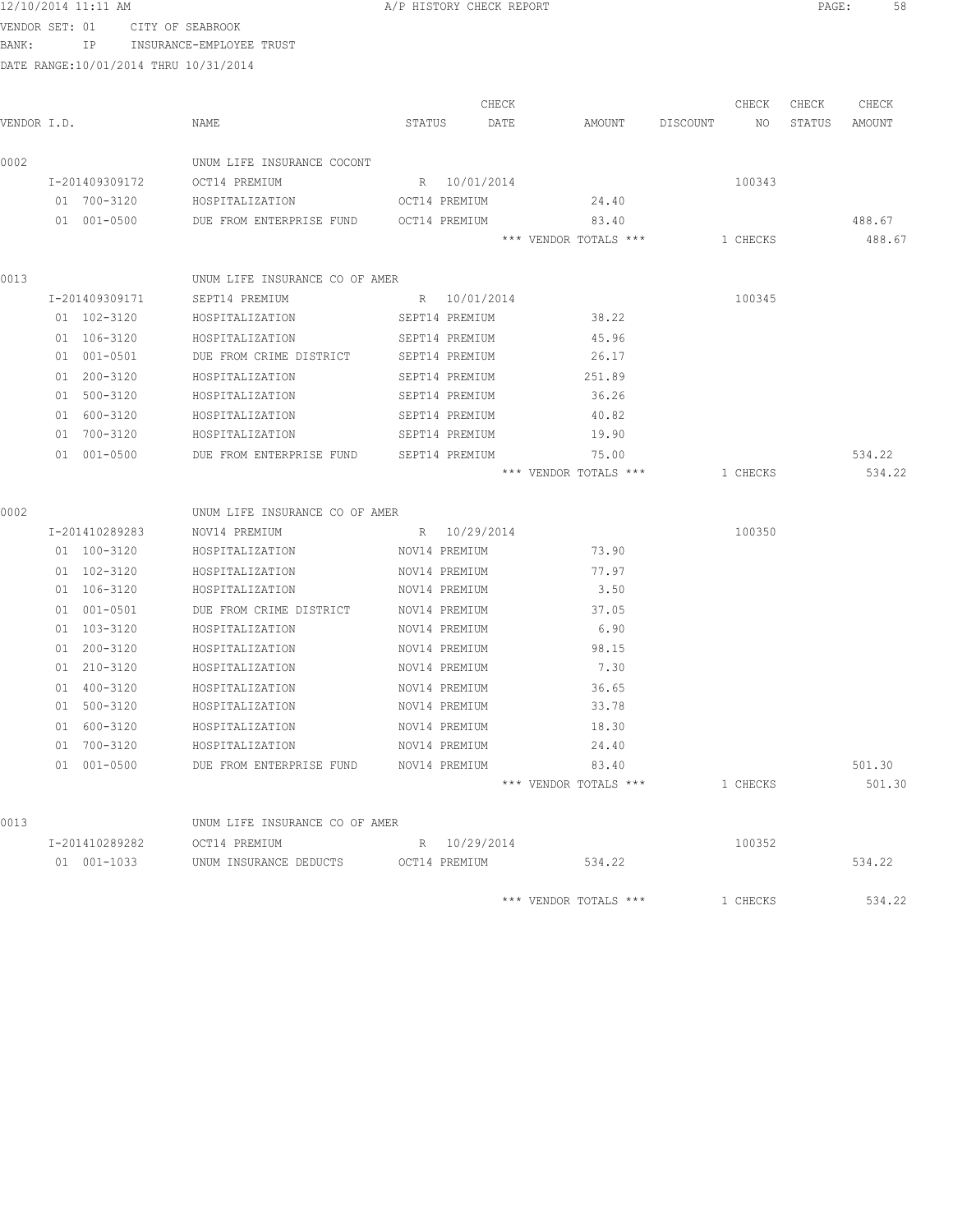12/10/2014 11:11 AM A/P HISTORY CHECK REPORT

VENDOR SET: 01 CITY OF SEABROOK
BANK: IP INSURANCE-EMPLOYEE TRUST
DATE RANGE:10/01/2014 THRU 10/31/2014

| VENDOR I.D. | NAME | STATUS | CHECK DATE | AMOUNT | DISCOUNT | CHECK NO | CHECK STATUS | CHECK AMOUNT |
|---|---|---|---|---|---|---|---|---|
| 0002 | UNUM LIFE INSURANCE COCONT | | | | | | | |
| I-201409309172 | OCT14 PREMIUM | R | 10/01/2014 | | | 100343 | | |
| 01 700-3120 | HOSPITALIZATION | OCT14 PREMIUM | | 24.40 | | | | |
| 01 001-0500 | DUE FROM ENTERPRISE FUND | OCT14 PREMIUM | | 83.40 | | | | 488.67 |
| | | | | *** VENDOR TOTALS *** | | 1 CHECKS | | 488.67 |
| 0013 | UNUM LIFE INSURANCE CO OF AMER | | | | | | | |
| I-201409309171 | SEPT14 PREMIUM | R | 10/01/2014 | | | 100345 | | |
| 01 102-3120 | HOSPITALIZATION | SEPT14 PREMIUM | | 38.22 | | | | |
| 01 106-3120 | HOSPITALIZATION | SEPT14 PREMIUM | | 45.96 | | | | |
| 01 001-0501 | DUE FROM CRIME DISTRICT | SEPT14 PREMIUM | | 26.17 | | | | |
| 01 200-3120 | HOSPITALIZATION | SEPT14 PREMIUM | | 251.89 | | | | |
| 01 500-3120 | HOSPITALIZATION | SEPT14 PREMIUM | | 36.26 | | | | |
| 01 600-3120 | HOSPITALIZATION | SEPT14 PREMIUM | | 40.82 | | | | |
| 01 700-3120 | HOSPITALIZATION | SEPT14 PREMIUM | | 19.90 | | | | |
| 01 001-0500 | DUE FROM ENTERPRISE FUND | SEPT14 PREMIUM | | 75.00 | | | | 534.22 |
| | | | | *** VENDOR TOTALS *** | | 1 CHECKS | | 534.22 |
| 0002 | UNUM LIFE INSURANCE CO OF AMER | | | | | | | |
| I-201410289283 | NOV14 PREMIUM | R | 10/29/2014 | | | 100350 | | |
| 01 100-3120 | HOSPITALIZATION | NOV14 PREMIUM | | 73.90 | | | | |
| 01 102-3120 | HOSPITALIZATION | NOV14 PREMIUM | | 77.97 | | | | |
| 01 106-3120 | HOSPITALIZATION | NOV14 PREMIUM | | 3.50 | | | | |
| 01 001-0501 | DUE FROM CRIME DISTRICT | NOV14 PREMIUM | | 37.05 | | | | |
| 01 103-3120 | HOSPITALIZATION | NOV14 PREMIUM | | 6.90 | | | | |
| 01 200-3120 | HOSPITALIZATION | NOV14 PREMIUM | | 98.15 | | | | |
| 01 210-3120 | HOSPITALIZATION | NOV14 PREMIUM | | 7.30 | | | | |
| 01 400-3120 | HOSPITALIZATION | NOV14 PREMIUM | | 36.65 | | | | |
| 01 500-3120 | HOSPITALIZATION | NOV14 PREMIUM | | 33.78 | | | | |
| 01 600-3120 | HOSPITALIZATION | NOV14 PREMIUM | | 18.30 | | | | |
| 01 700-3120 | HOSPITALIZATION | NOV14 PREMIUM | | 24.40 | | | | |
| 01 001-0500 | DUE FROM ENTERPRISE FUND | NOV14 PREMIUM | | 83.40 | | | | 501.30 |
| | | | | *** VENDOR TOTALS *** | | 1 CHECKS | | 501.30 |
| 0013 | UNUM LIFE INSURANCE CO OF AMER | | | | | | | |
| I-201410289282 | OCT14 PREMIUM | R | 10/29/2014 | | | 100352 | | |
| 01 001-1033 | UNUM INSURANCE DEDUCTS | OCT14 PREMIUM | | 534.22 | | | | 534.22 |
| | | | | *** VENDOR TOTALS *** | | 1 CHECKS | | 534.22 |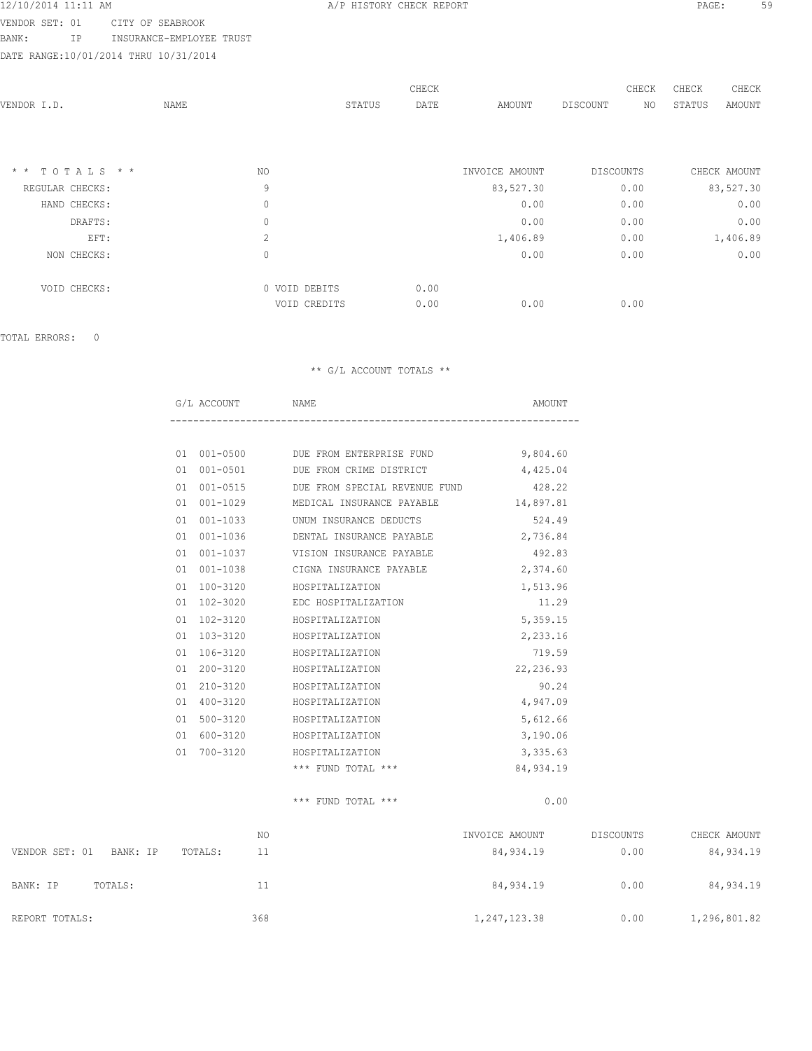12/10/2014 11:11 AM A/P HISTORY CHECK REPORT

VENDOR SET: 01 CITY OF SEABROOK
BANK: IP INSURANCE-EMPLOYEE TRUST
DATE RANGE:10/01/2014 THRU 10/31/2014

| VENDOR I.D. | NAME | STATUS | CHECK DATE | AMOUNT | DISCOUNT | CHECK NO | CHECK STATUS | CHECK AMOUNT |
|---|---|---|---|---|---|---|---|---|

| * * T O T A L S * * | NO | | | INVOICE AMOUNT | DISCOUNTS | CHECK AMOUNT |
|---|---|---|---|---|---|---|
| REGULAR CHECKS: | 9 | | | 83,527.30 | 0.00 | 83,527.30 |
| HAND CHECKS: | 0 | | | 0.00 | 0.00 | 0.00 |
| DRAFTS: | 0 | | | 0.00 | 0.00 | 0.00 |
| EFT: | 2 | | | 1,406.89 | 0.00 | 1,406.89 |
| NON CHECKS: | 0 | | | 0.00 | 0.00 | 0.00 |
| VOID CHECKS: | 0 | VOID DEBITS | 0.00 | | | |
| | | VOID CREDITS | 0.00 | 0.00 | 0.00 | |

TOTAL ERRORS: 0

** G/L ACCOUNT TOTALS **

| G/L ACCOUNT | NAME | AMOUNT |
|---|---|---|
| 01 001-0500 | DUE FROM ENTERPRISE FUND | 9,804.60 |
| 01 001-0501 | DUE FROM CRIME DISTRICT | 4,425.04 |
| 01 001-0515 | DUE FROM SPECIAL REVENUE FUND | 428.22 |
| 01 001-1029 | MEDICAL INSURANCE PAYABLE | 14,897.81 |
| 01 001-1033 | UNUM INSURANCE DEDUCTS | 524.49 |
| 01 001-1036 | DENTAL INSURANCE PAYABLE | 2,736.84 |
| 01 001-1037 | VISION INSURANCE PAYABLE | 492.83 |
| 01 001-1038 | CIGNA INSURANCE PAYABLE | 2,374.60 |
| 01 100-3120 | HOSPITALIZATION | 1,513.96 |
| 01 102-3020 | EDC HOSPITALIZATION | 11.29 |
| 01 102-3120 | HOSPITALIZATION | 5,359.15 |
| 01 103-3120 | HOSPITALIZATION | 2,233.16 |
| 01 106-3120 | HOSPITALIZATION | 719.59 |
| 01 200-3120 | HOSPITALIZATION | 22,236.93 |
| 01 210-3120 | HOSPITALIZATION | 90.24 |
| 01 400-3120 | HOSPITALIZATION | 4,947.09 |
| 01 500-3120 | HOSPITALIZATION | 5,612.66 |
| 01 600-3120 | HOSPITALIZATION | 3,190.06 |
| 01 700-3120 | HOSPITALIZATION | 3,335.63 |
| | *** FUND TOTAL *** | 84,934.19 |
| | *** FUND TOTAL *** | 0.00 |

| | NO | INVOICE AMOUNT | DISCOUNTS | CHECK AMOUNT |
|---|---|---|---|---|
| VENDOR SET: 01 BANK: IP TOTALS: | 11 | 84,934.19 | 0.00 | 84,934.19 |
| BANK: IP TOTALS: | 11 | 84,934.19 | 0.00 | 84,934.19 |
| REPORT TOTALS: | 368 | 1,247,123.38 | 0.00 | 1,296,801.82 |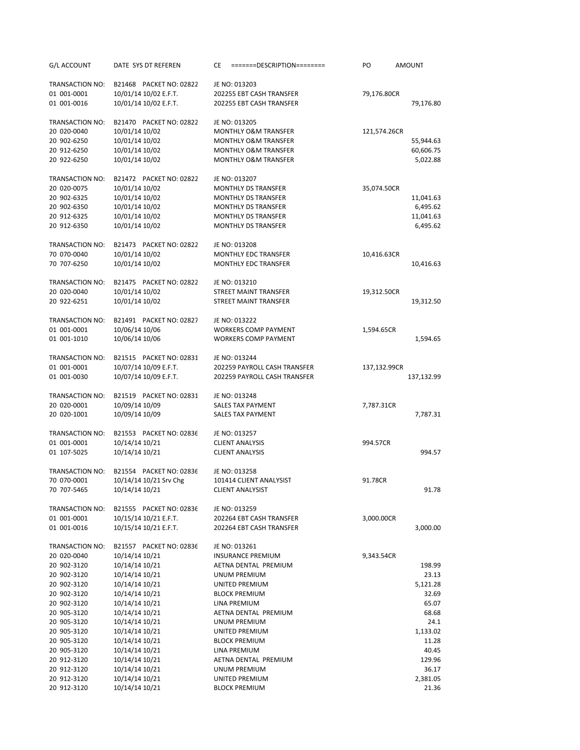| G/L ACCOUNT | DATE SYS DT REFEREN | CE =======DESCRIPTION======== | PO | AMOUNT |
|---|---|---|---|---|
| TRANSACTION NO: | B21468 PACKET NO: 02822 | JE NO: 013203 | | |
| 01 001-0001 | 10/01/14 10/02 E.F.T. | 202255 EBT CASH TRANSFER | 79,176.80CR | |
| 01 001-0016 | 10/01/14 10/02 E.F.T. | 202255 EBT CASH TRANSFER | | 79,176.80 |
| TRANSACTION NO: | B21470 PACKET NO: 02822 | JE NO: 013205 | | |
| 20 020-0040 | 10/01/14 10/02 | MONTHLY O&M TRANSFER | 121,574.26CR | |
| 20 902-6250 | 10/01/14 10/02 | MONTHLY O&M TRANSFER | | 55,944.63 |
| 20 912-6250 | 10/01/14 10/02 | MONTHLY O&M TRANSFER | | 60,606.75 |
| 20 922-6250 | 10/01/14 10/02 | MONTHLY O&M TRANSFER | | 5,022.88 |
| TRANSACTION NO: | B21472 PACKET NO: 02822 | JE NO: 013207 | | |
| 20 020-0075 | 10/01/14 10/02 | MONTHLY DS TRANSFER | 35,074.50CR | |
| 20 902-6325 | 10/01/14 10/02 | MONTHLY DS TRANSFER | | 11,041.63 |
| 20 902-6350 | 10/01/14 10/02 | MONTHLY DS TRANSFER | | 6,495.62 |
| 20 912-6325 | 10/01/14 10/02 | MONTHLY DS TRANSFER | | 11,041.63 |
| 20 912-6350 | 10/01/14 10/02 | MONTHLY DS TRANSFER | | 6,495.62 |
| TRANSACTION NO: | B21473 PACKET NO: 02822 | JE NO: 013208 | | |
| 70 070-0040 | 10/01/14 10/02 | MONTHLY EDC TRANSFER | 10,416.63CR | |
| 70 707-6250 | 10/01/14 10/02 | MONTHLY EDC TRANSFER | | 10,416.63 |
| TRANSACTION NO: | B21475 PACKET NO: 02822 | JE NO: 013210 | | |
| 20 020-0040 | 10/01/14 10/02 | STREET MAINT TRANSFER | 19,312.50CR | |
| 20 922-6251 | 10/01/14 10/02 | STREET MAINT TRANSFER | | 19,312.50 |
| TRANSACTION NO: | B21491 PACKET NO: 02827 | JE NO: 013222 | | |
| 01 001-0001 | 10/06/14 10/06 | WORKERS COMP PAYMENT | 1,594.65CR | |
| 01 001-1010 | 10/06/14 10/06 | WORKERS COMP PAYMENT | | 1,594.65 |
| TRANSACTION NO: | B21515 PACKET NO: 02831 | JE NO: 013244 | | |
| 01 001-0001 | 10/07/14 10/09 E.F.T. | 202259 PAYROLL CASH TRANSFER | 137,132.99CR | |
| 01 001-0030 | 10/07/14 10/09 E.F.T. | 202259 PAYROLL CASH TRANSFER | | 137,132.99 |
| TRANSACTION NO: | B21519 PACKET NO: 02831 | JE NO: 013248 | | |
| 20 020-0001 | 10/09/14 10/09 | SALES TAX PAYMENT | 7,787.31CR | |
| 20 020-1001 | 10/09/14 10/09 | SALES TAX PAYMENT | | 7,787.31 |
| TRANSACTION NO: | B21553 PACKET NO: 02836 | JE NO: 013257 | | |
| 01 001-0001 | 10/14/14 10/21 | CLIENT ANALYSIS | 994.57CR | |
| 01 107-5025 | 10/14/14 10/21 | CLIENT ANALYSIS | | 994.57 |
| TRANSACTION NO: | B21554 PACKET NO: 02836 | JE NO: 013258 | | |
| 70 070-0001 | 10/14/14 10/21 Srv Chg | 101414 CLIENT ANALYSIST | 91.78CR | |
| 70 707-5465 | 10/14/14 10/21 | CLIENT ANALYSIST | | 91.78 |
| TRANSACTION NO: | B21555 PACKET NO: 02836 | JE NO: 013259 | | |
| 01 001-0001 | 10/15/14 10/21 E.F.T. | 202264 EBT CASH TRANSFER | 3,000.00CR | |
| 01 001-0016 | 10/15/14 10/21 E.F.T. | 202264 EBT CASH TRANSFER | | 3,000.00 |
| TRANSACTION NO: | B21557 PACKET NO: 02836 | JE NO: 013261 | | |
| 20 020-0040 | 10/14/14 10/21 | INSURANCE PREMIUM | 9,343.54CR | |
| 20 902-3120 | 10/14/14 10/21 | AETNA DENTAL PREMIUM | | 198.99 |
| 20 902-3120 | 10/14/14 10/21 | UNUM PREMIUM | | 23.13 |
| 20 902-3120 | 10/14/14 10/21 | UNITED PREMIUM | | 5,121.28 |
| 20 902-3120 | 10/14/14 10/21 | BLOCK PREMIUM | | 32.69 |
| 20 902-3120 | 10/14/14 10/21 | LINA PREMIUM | | 65.07 |
| 20 905-3120 | 10/14/14 10/21 | AETNA DENTAL PREMIUM | | 68.68 |
| 20 905-3120 | 10/14/14 10/21 | UNUM PREMIUM | | 24.1 |
| 20 905-3120 | 10/14/14 10/21 | UNITED PREMIUM | | 1,133.02 |
| 20 905-3120 | 10/14/14 10/21 | BLOCK PREMIUM | | 11.28 |
| 20 905-3120 | 10/14/14 10/21 | LINA PREMIUM | | 40.45 |
| 20 912-3120 | 10/14/14 10/21 | AETNA DENTAL PREMIUM | | 129.96 |
| 20 912-3120 | 10/14/14 10/21 | UNUM PREMIUM | | 36.17 |
| 20 912-3120 | 10/14/14 10/21 | UNITED PREMIUM | | 2,381.05 |
| 20 912-3120 | 10/14/14 10/21 | BLOCK PREMIUM | | 21.36 |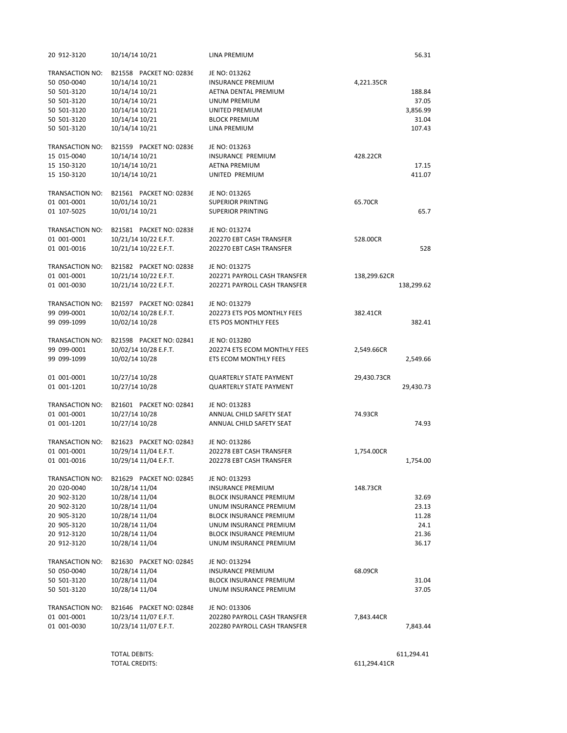| | | | | |
|---|---|---|---|---|
| 20 912-3120 | 10/14/14 10/21 | LINA PREMIUM | | 56.31 |
| | | | | |
| TRANSACTION NO: | B21558 PACKET NO: 02836 | JE NO: 013262 | | |
| 50 050-0040 | 10/14/14 10/21 | INSURANCE PREMIUM | 4,221.35CR | |
| 50 501-3120 | 10/14/14 10/21 | AETNA DENTAL PREMIUM | | 188.84 |
| 50 501-3120 | 10/14/14 10/21 | UNUM PREMIUM | | 37.05 |
| 50 501-3120 | 10/14/14 10/21 | UNITED PREMIUM | | 3,856.99 |
| 50 501-3120 | 10/14/14 10/21 | BLOCK PREMIUM | | 31.04 |
| 50 501-3120 | 10/14/14 10/21 | LINA PREMIUM | | 107.43 |
| | | | | |
| TRANSACTION NO: | B21559 PACKET NO: 02836 | JE NO: 013263 | | |
| 15 015-0040 | 10/14/14 10/21 | INSURANCE PREMIUM | 428.22CR | |
| 15 150-3120 | 10/14/14 10/21 | AETNA PREMIUM | | 17.15 |
| 15 150-3120 | 10/14/14 10/21 | UNITED PREMIUM | | 411.07 |
| | | | | |
| TRANSACTION NO: | B21561 PACKET NO: 02836 | JE NO: 013265 | | |
| 01 001-0001 | 10/01/14 10/21 | SUPERIOR PRINTING | 65.70CR | |
| 01 107-5025 | 10/01/14 10/21 | SUPERIOR PRINTING | | 65.7 |
| | | | | |
| TRANSACTION NO: | B21581 PACKET NO: 02838 | JE NO: 013274 | | |
| 01 001-0001 | 10/21/14 10/22 E.F.T. | 202270 EBT CASH TRANSFER | 528.00CR | |
| 01 001-0016 | 10/21/14 10/22 E.F.T. | 202270 EBT CASH TRANSFER | | 528 |
| | | | | |
| TRANSACTION NO: | B21582 PACKET NO: 02838 | JE NO: 013275 | | |
| 01 001-0001 | 10/21/14 10/22 E.F.T. | 202271 PAYROLL CASH TRANSFER | 138,299.62CR | |
| 01 001-0030 | 10/21/14 10/22 E.F.T. | 202271 PAYROLL CASH TRANSFER | | 138,299.62 |
| | | | | |
| TRANSACTION NO: | B21597 PACKET NO: 02841 | JE NO: 013279 | | |
| 99 099-0001 | 10/02/14 10/28 E.F.T. | 202273 ETS POS MONTHLY FEES | 382.41CR | |
| 99 099-1099 | 10/02/14 10/28 | ETS POS MONTHLY FEES | | 382.41 |
| | | | | |
| TRANSACTION NO: | B21598 PACKET NO: 02841 | JE NO: 013280 | | |
| 99 099-0001 | 10/02/14 10/28 E.F.T. | 202274 ETS ECOM MONTHLY FEES | 2,549.66CR | |
| 99 099-1099 | 10/02/14 10/28 | ETS ECOM MONTHLY FEES | | 2,549.66 |
| | | | | |
| 01 001-0001 | 10/27/14 10/28 | QUARTERLY STATE PAYMENT | 29,430.73CR | |
| 01 001-1201 | 10/27/14 10/28 | QUARTERLY STATE PAYMENT | | 29,430.73 |
| | | | | |
| TRANSACTION NO: | B21601 PACKET NO: 02841 | JE NO: 013283 | | |
| 01 001-0001 | 10/27/14 10/28 | ANNUAL CHILD SAFETY SEAT | 74.93CR | |
| 01 001-1201 | 10/27/14 10/28 | ANNUAL CHILD SAFETY SEAT | | 74.93 |
| | | | | |
| TRANSACTION NO: | B21623 PACKET NO: 02843 | JE NO: 013286 | | |
| 01 001-0001 | 10/29/14 11/04 E.F.T. | 202278 EBT CASH TRANSFER | 1,754.00CR | |
| 01 001-0016 | 10/29/14 11/04 E.F.T. | 202278 EBT CASH TRANSFER | | 1,754.00 |
| | | | | |
| TRANSACTION NO: | B21629 PACKET NO: 02845 | JE NO: 013293 | | |
| 20 020-0040 | 10/28/14 11/04 | INSURANCE PREMIUM | 148.73CR | |
| 20 902-3120 | 10/28/14 11/04 | BLOCK INSURANCE PREMIUM | | 32.69 |
| 20 902-3120 | 10/28/14 11/04 | UNUM INSURANCE PREMIUM | | 23.13 |
| 20 905-3120 | 10/28/14 11/04 | BLOCK INSURANCE PREMIUM | | 11.28 |
| 20 905-3120 | 10/28/14 11/04 | UNUM INSURANCE PREMIUM | | 24.1 |
| 20 912-3120 | 10/28/14 11/04 | BLOCK INSURANCE PREMIUM | | 21.36 |
| 20 912-3120 | 10/28/14 11/04 | UNUM INSURANCE PREMIUM | | 36.17 |
| | | | | |
| TRANSACTION NO: | B21630 PACKET NO: 02845 | JE NO: 013294 | | |
| 50 050-0040 | 10/28/14 11/04 | INSURANCE PREMIUM | 68.09CR | |
| 50 501-3120 | 10/28/14 11/04 | BLOCK INSURANCE PREMIUM | | 31.04 |
| 50 501-3120 | 10/28/14 11/04 | UNUM INSURANCE PREMIUM | | 37.05 |
| | | | | |
| TRANSACTION NO: | B21646 PACKET NO: 02848 | JE NO: 013306 | | |
| 01 001-0001 | 10/23/14 11/07 E.F.T. | 202280 PAYROLL CASH TRANSFER | 7,843.44CR | |
| 01 001-0030 | 10/23/14 11/07 E.F.T. | 202280 PAYROLL CASH TRANSFER | | 7,843.44 |
| | | | | |
| | TOTAL DEBITS: | | | 611,294.41 |
| | TOTAL CREDITS: | | 611,294.41CR | |